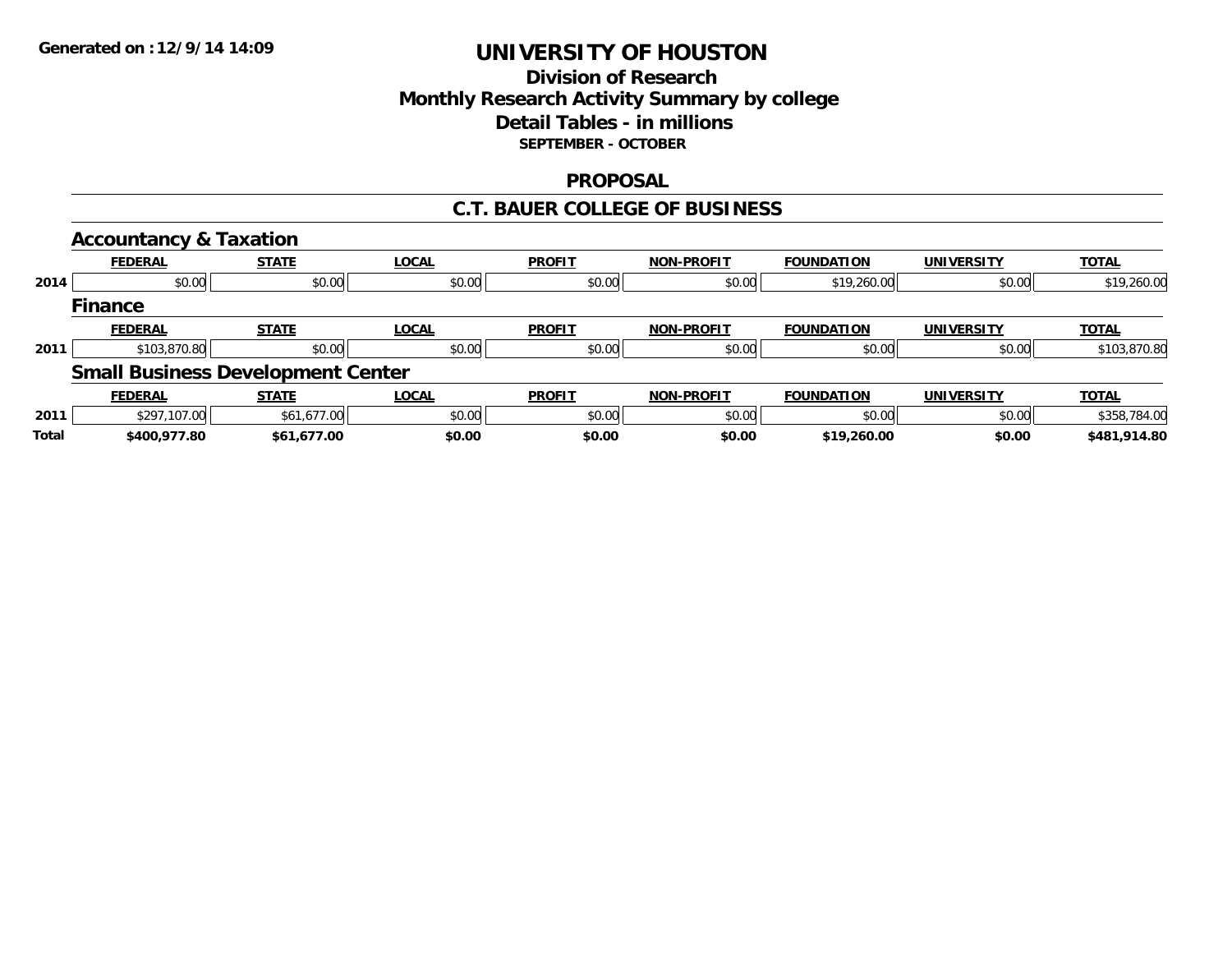Generated on :12/9/14 14:09

# UNIVERSITY OF HOUSTON

## Division of Research
## Monthly Research Activity Summary by college
## Detail Tables - in millions
### SEPTEMBER - OCTOBER

### PROPOSAL

### C.T. BAUER COLLEGE OF BUSINESS

#### Accountancy & Taxation

| | FEDERAL | STATE | LOCAL | PROFIT | NON-PROFIT | FOUNDATION | UNIVERSITY | TOTAL |
|---|---|---|---|---|---|---|---|---|
| 2014 | $0.00 | $0.00 | $0.00 | $0.00 | $0.00 | $19,260.00 | $0.00 | $19,260.00 |

#### Finance

| | FEDERAL | STATE | LOCAL | PROFIT | NON-PROFIT | FOUNDATION | UNIVERSITY | TOTAL |
|---|---|---|---|---|---|---|---|---|
| 2011 | $103,870.80 | $0.00 | $0.00 | $0.00 | $0.00 | $0.00 | $0.00 | $103,870.80 |

#### Small Business Development Center

| | FEDERAL | STATE | LOCAL | PROFIT | NON-PROFIT | FOUNDATION | UNIVERSITY | TOTAL |
|---|---|---|---|---|---|---|---|---|
| 2011 | $297,107.00 | $61,677.00 | $0.00 | $0.00 | $0.00 | $0.00 | $0.00 | $358,784.00 |
| **Total** | **$400,977.80** | **$61,677.00** | **$0.00** | **$0.00** | **$0.00** | **$19,260.00** | **$0.00** | **$481,914.80** |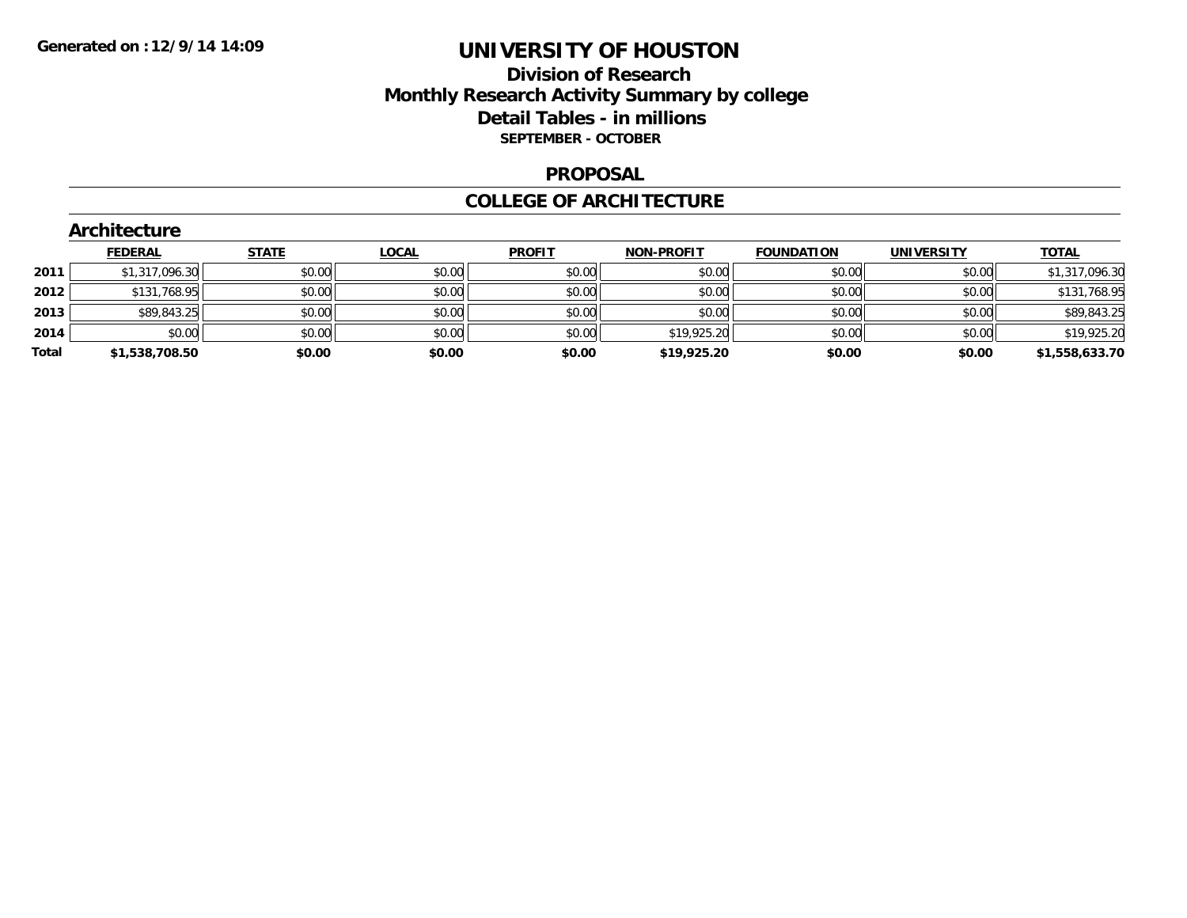# UNIVERSITY OF HOUSTON

## Division of Research
## Monthly Research Activity Summary by college
## Detail Tables - in millions
### SEPTEMBER - OCTOBER

## PROPOSAL

## COLLEGE OF ARCHITECTURE

### Architecture

| | FEDERAL | STATE | LOCAL | PROFIT | NON-PROFIT | FOUNDATION | UNIVERSITY | TOTAL |
|---|---|---|---|---|---|---|---|---|
| 2011 | $1,317,096.30 | $0.00 | $0.00 | $0.00 | $0.00 | $0.00 | $0.00 | $1,317,096.30 |
| 2012 | $131,768.95 | $0.00 | $0.00 | $0.00 | $0.00 | $0.00 | $0.00 | $131,768.95 |
| 2013 | $89,843.25 | $0.00 | $0.00 | $0.00 | $0.00 | $0.00 | $0.00 | $89,843.25 |
| 2014 | $0.00 | $0.00 | $0.00 | $0.00 | $19,925.20 | $0.00 | $0.00 | $19,925.20 |
| **Total** | **$1,538,708.50** | **$0.00** | **$0.00** | **$0.00** | **$19,925.20** | **$0.00** | **$0.00** | **$1,558,633.70** |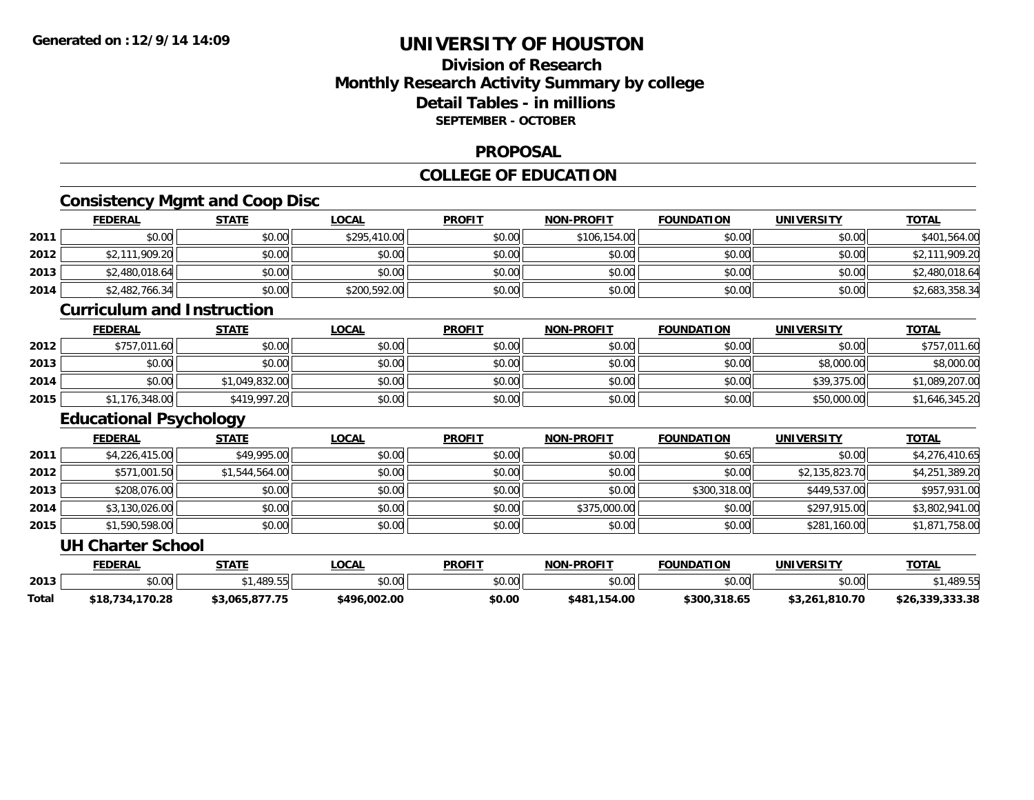# UNIVERSITY OF HOUSTON

## Division of Research
## Monthly Research Activity Summary by college
## Detail Tables - in millions
### SEPTEMBER - OCTOBER

Generated on : 12/9/14 14:09

## PROPOSAL

## COLLEGE OF EDUCATION

### Consistency Mgmt and Coop Disc

| | FEDERAL | STATE | LOCAL | PROFIT | NON-PROFIT | FOUNDATION | UNIVERSITY | TOTAL |
|---|---|---|---|---|---|---|---|---|
| 2011 | $0.00 | $0.00 | $295,410.00 | $0.00 | $106,154.00 | $0.00 | $0.00 | $401,564.00 |
| 2012 | $2,111,909.20 | $0.00 | $0.00 | $0.00 | $0.00 | $0.00 | $0.00 | $2,111,909.20 |
| 2013 | $2,480,018.64 | $0.00 | $0.00 | $0.00 | $0.00 | $0.00 | $0.00 | $2,480,018.64 |
| 2014 | $2,482,766.34 | $0.00 | $200,592.00 | $0.00 | $0.00 | $0.00 | $0.00 | $2,683,358.34 |

### Curriculum and Instruction

| | FEDERAL | STATE | LOCAL | PROFIT | NON-PROFIT | FOUNDATION | UNIVERSITY | TOTAL |
|---|---|---|---|---|---|---|---|---|
| 2012 | $757,011.60 | $0.00 | $0.00 | $0.00 | $0.00 | $0.00 | $0.00 | $757,011.60 |
| 2013 | $0.00 | $0.00 | $0.00 | $0.00 | $0.00 | $0.00 | $8,000.00 | $8,000.00 |
| 2014 | $0.00 | $1,049,832.00 | $0.00 | $0.00 | $0.00 | $0.00 | $39,375.00 | $1,089,207.00 |
| 2015 | $1,176,348.00 | $419,997.20 | $0.00 | $0.00 | $0.00 | $0.00 | $50,000.00 | $1,646,345.20 |

### Educational Psychology

| | FEDERAL | STATE | LOCAL | PROFIT | NON-PROFIT | FOUNDATION | UNIVERSITY | TOTAL |
|---|---|---|---|---|---|---|---|---|
| 2011 | $4,226,415.00 | $49,995.00 | $0.00 | $0.00 | $0.00 | $0.65 | $0.00 | $4,276,410.65 |
| 2012 | $571,001.50 | $1,544,564.00 | $0.00 | $0.00 | $0.00 | $0.00 | $2,135,823.70 | $4,251,389.20 |
| 2013 | $208,076.00 | $0.00 | $0.00 | $0.00 | $0.00 | $300,318.00 | $449,537.00 | $957,931.00 |
| 2014 | $3,130,026.00 | $0.00 | $0.00 | $0.00 | $375,000.00 | $0.00 | $297,915.00 | $3,802,941.00 |
| 2015 | $1,590,598.00 | $0.00 | $0.00 | $0.00 | $0.00 | $0.00 | $281,160.00 | $1,871,758.00 |

### UH Charter School

| | FEDERAL | STATE | LOCAL | PROFIT | NON-PROFIT | FOUNDATION | UNIVERSITY | TOTAL |
|---|---|---|---|---|---|---|---|---|
| 2013 | $0.00 | $1,489.55 | $0.00 | $0.00 | $0.00 | $0.00 | $0.00 | $1,489.55 |
| **Total** | **$18,734,170.28** | **$3,065,877.75** | **$496,002.00** | **$0.00** | **$481,154.00** | **$300,318.65** | **$3,261,810.70** | **$26,339,333.38** |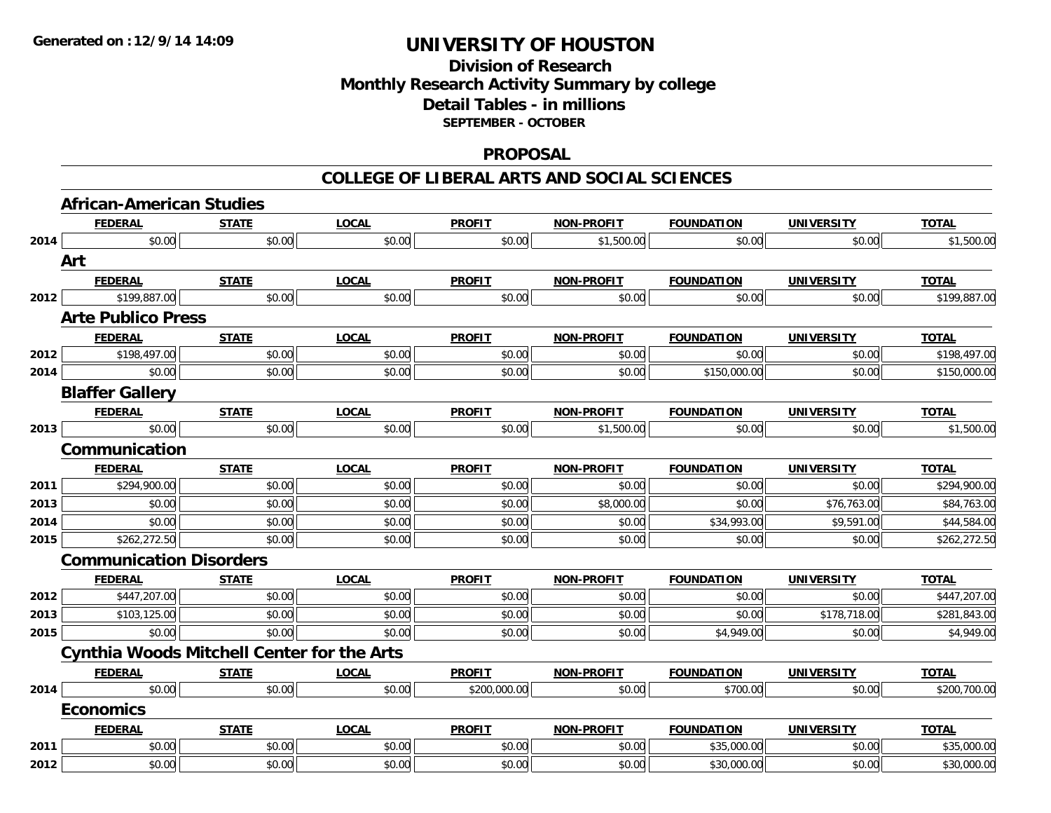**Generated on :12/9/14 14:09**

# UNIVERSITY OF HOUSTON

## Division of Research
## Monthly Research Activity Summary by college
## Detail Tables - in millions
### SEPTEMBER - OCTOBER

### PROPOSAL

### COLLEGE OF LIBERAL ARTS AND SOCIAL SCIENCES

#### African-American Studies

| | FEDERAL | STATE | LOCAL | PROFIT | NON-PROFIT | FOUNDATION | UNIVERSITY | TOTAL |
|---|---|---|---|---|---|---|---|---|
| 2014 | $0.00 | $0.00 | $0.00 | $0.00 | $1,500.00 | $0.00 | $0.00 | $1,500.00 |

#### Art

| | FEDERAL | STATE | LOCAL | PROFIT | NON-PROFIT | FOUNDATION | UNIVERSITY | TOTAL |
|---|---|---|---|---|---|---|---|---|
| 2012 | $199,887.00 | $0.00 | $0.00 | $0.00 | $0.00 | $0.00 | $0.00 | $199,887.00 |

#### Arte Publico Press

| | FEDERAL | STATE | LOCAL | PROFIT | NON-PROFIT | FOUNDATION | UNIVERSITY | TOTAL |
|---|---|---|---|---|---|---|---|---|
| 2012 | $198,497.00 | $0.00 | $0.00 | $0.00 | $0.00 | $0.00 | $0.00 | $198,497.00 |
| 2014 | $0.00 | $0.00 | $0.00 | $0.00 | $0.00 | $150,000.00 | $0.00 | $150,000.00 |

#### Blaffer Gallery

| | FEDERAL | STATE | LOCAL | PROFIT | NON-PROFIT | FOUNDATION | UNIVERSITY | TOTAL |
|---|---|---|---|---|---|---|---|---|
| 2013 | $0.00 | $0.00 | $0.00 | $0.00 | $1,500.00 | $0.00 | $0.00 | $1,500.00 |

#### Communication

| | FEDERAL | STATE | LOCAL | PROFIT | NON-PROFIT | FOUNDATION | UNIVERSITY | TOTAL |
|---|---|---|---|---|---|---|---|---|
| 2011 | $294,900.00 | $0.00 | $0.00 | $0.00 | $0.00 | $0.00 | $0.00 | $294,900.00 |
| 2013 | $0.00 | $0.00 | $0.00 | $0.00 | $8,000.00 | $0.00 | $76,763.00 | $84,763.00 |
| 2014 | $0.00 | $0.00 | $0.00 | $0.00 | $0.00 | $34,993.00 | $9,591.00 | $44,584.00 |
| 2015 | $262,272.50 | $0.00 | $0.00 | $0.00 | $0.00 | $0.00 | $0.00 | $262,272.50 |

#### Communication Disorders

| | FEDERAL | STATE | LOCAL | PROFIT | NON-PROFIT | FOUNDATION | UNIVERSITY | TOTAL |
|---|---|---|---|---|---|---|---|---|
| 2012 | $447,207.00 | $0.00 | $0.00 | $0.00 | $0.00 | $0.00 | $0.00 | $447,207.00 |
| 2013 | $103,125.00 | $0.00 | $0.00 | $0.00 | $0.00 | $0.00 | $178,718.00 | $281,843.00 |
| 2015 | $0.00 | $0.00 | $0.00 | $0.00 | $0.00 | $4,949.00 | $0.00 | $4,949.00 |

#### Cynthia Woods Mitchell Center for the Arts

| | FEDERAL | STATE | LOCAL | PROFIT | NON-PROFIT | FOUNDATION | UNIVERSITY | TOTAL |
|---|---|---|---|---|---|---|---|---|
| 2014 | $0.00 | $0.00 | $0.00 | $200,000.00 | $0.00 | $700.00 | $0.00 | $200,700.00 |

#### Economics

| | FEDERAL | STATE | LOCAL | PROFIT | NON-PROFIT | FOUNDATION | UNIVERSITY | TOTAL |
|---|---|---|---|---|---|---|---|---|
| 2011 | $0.00 | $0.00 | $0.00 | $0.00 | $0.00 | $35,000.00 | $0.00 | $35,000.00 |
| 2012 | $0.00 | $0.00 | $0.00 | $0.00 | $0.00 | $30,000.00 | $0.00 | $30,000.00 |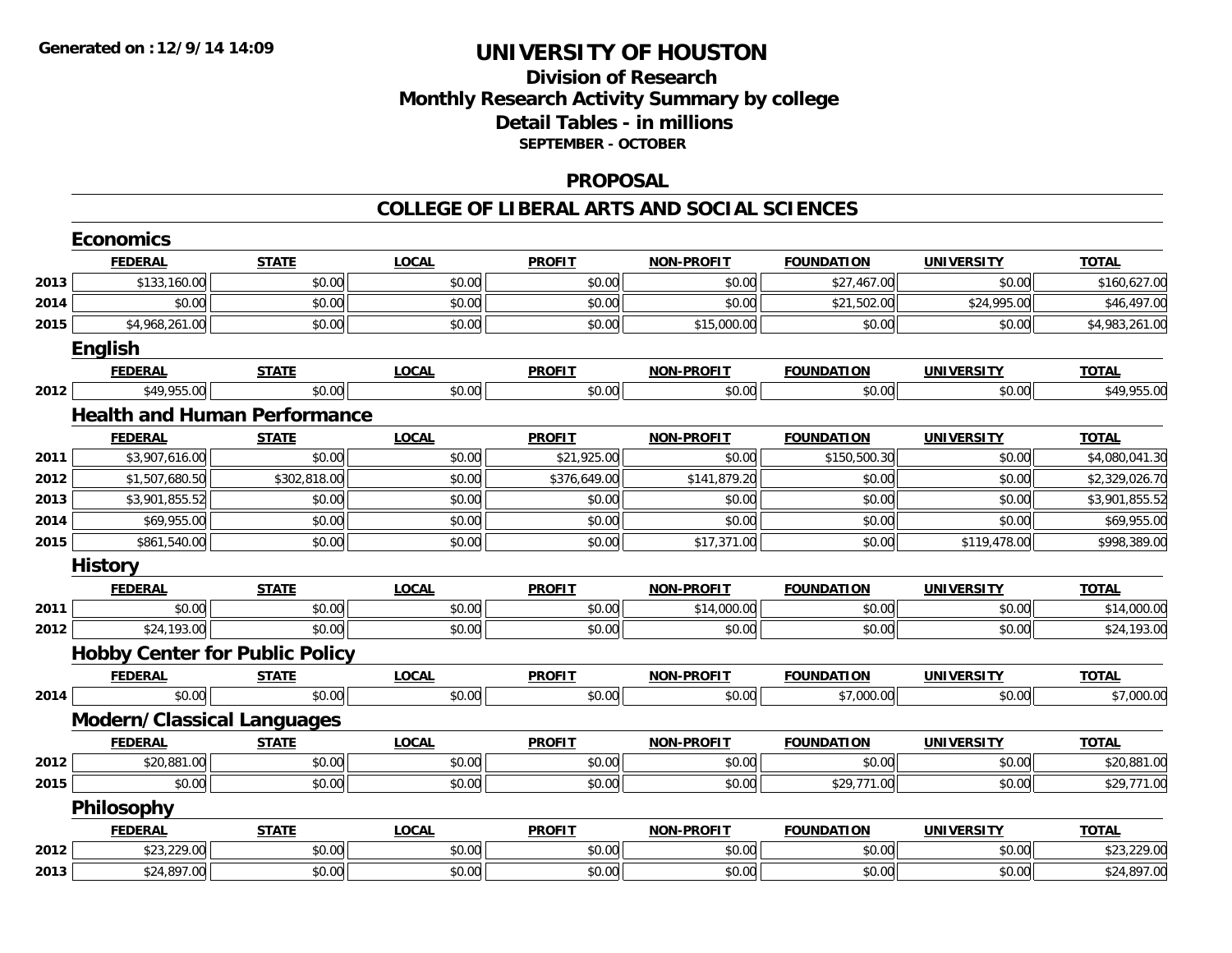# UNIVERSITY OF HOUSTON

## Division of Research
## Monthly Research Activity Summary by college
## Detail Tables - in millions

**SEPTEMBER - OCTOBER**

### PROPOSAL

### COLLEGE OF LIBERAL ARTS AND SOCIAL SCIENCES

#### Economics

| | FEDERAL | STATE | LOCAL | PROFIT | NON-PROFIT | FOUNDATION | UNIVERSITY | TOTAL |
|---|---|---|---|---|---|---|---|---|
| 2013 | $133,160.00 | $0.00 | $0.00 | $0.00 | $0.00 | $27,467.00 | $0.00 | $160,627.00 |
| 2014 | $0.00 | $0.00 | $0.00 | $0.00 | $0.00 | $21,502.00 | $24,995.00 | $46,497.00 |
| 2015 | $4,968,261.00 | $0.00 | $0.00 | $0.00 | $15,000.00 | $0.00 | $0.00 | $4,983,261.00 |

#### English

| | FEDERAL | STATE | LOCAL | PROFIT | NON-PROFIT | FOUNDATION | UNIVERSITY | TOTAL |
|---|---|---|---|---|---|---|---|---|
| 2012 | $49,955.00 | $0.00 | $0.00 | $0.00 | $0.00 | $0.00 | $0.00 | $49,955.00 |

#### Health and Human Performance

| | FEDERAL | STATE | LOCAL | PROFIT | NON-PROFIT | FOUNDATION | UNIVERSITY | TOTAL |
|---|---|---|---|---|---|---|---|---|
| 2011 | $3,907,616.00 | $0.00 | $0.00 | $21,925.00 | $0.00 | $150,500.30 | $0.00 | $4,080,041.30 |
| 2012 | $1,507,680.50 | $302,818.00 | $0.00 | $376,649.00 | $141,879.20 | $0.00 | $0.00 | $2,329,026.70 |
| 2013 | $3,901,855.52 | $0.00 | $0.00 | $0.00 | $0.00 | $0.00 | $0.00 | $3,901,855.52 |
| 2014 | $69,955.00 | $0.00 | $0.00 | $0.00 | $0.00 | $0.00 | $0.00 | $69,955.00 |
| 2015 | $861,540.00 | $0.00 | $0.00 | $0.00 | $17,371.00 | $0.00 | $119,478.00 | $998,389.00 |

#### History

| | FEDERAL | STATE | LOCAL | PROFIT | NON-PROFIT | FOUNDATION | UNIVERSITY | TOTAL |
|---|---|---|---|---|---|---|---|---|
| 2011 | $0.00 | $0.00 | $0.00 | $0.00 | $14,000.00 | $0.00 | $0.00 | $14,000.00 |
| 2012 | $24,193.00 | $0.00 | $0.00 | $0.00 | $0.00 | $0.00 | $0.00 | $24,193.00 |

#### Hobby Center for Public Policy

| | FEDERAL | STATE | LOCAL | PROFIT | NON-PROFIT | FOUNDATION | UNIVERSITY | TOTAL |
|---|---|---|---|---|---|---|---|---|
| 2014 | $0.00 | $0.00 | $0.00 | $0.00 | $0.00 | $7,000.00 | $0.00 | $7,000.00 |

#### Modern/Classical Languages

| | FEDERAL | STATE | LOCAL | PROFIT | NON-PROFIT | FOUNDATION | UNIVERSITY | TOTAL |
|---|---|---|---|---|---|---|---|---|
| 2012 | $20,881.00 | $0.00 | $0.00 | $0.00 | $0.00 | $0.00 | $0.00 | $20,881.00 |
| 2015 | $0.00 | $0.00 | $0.00 | $0.00 | $0.00 | $29,771.00 | $0.00 | $29,771.00 |

#### Philosophy

| | FEDERAL | STATE | LOCAL | PROFIT | NON-PROFIT | FOUNDATION | UNIVERSITY | TOTAL |
|---|---|---|---|---|---|---|---|---|
| 2012 | $23,229.00 | $0.00 | $0.00 | $0.00 | $0.00 | $0.00 | $0.00 | $23,229.00 |
| 2013 | $24,897.00 | $0.00 | $0.00 | $0.00 | $0.00 | $0.00 | $0.00 | $24,897.00 |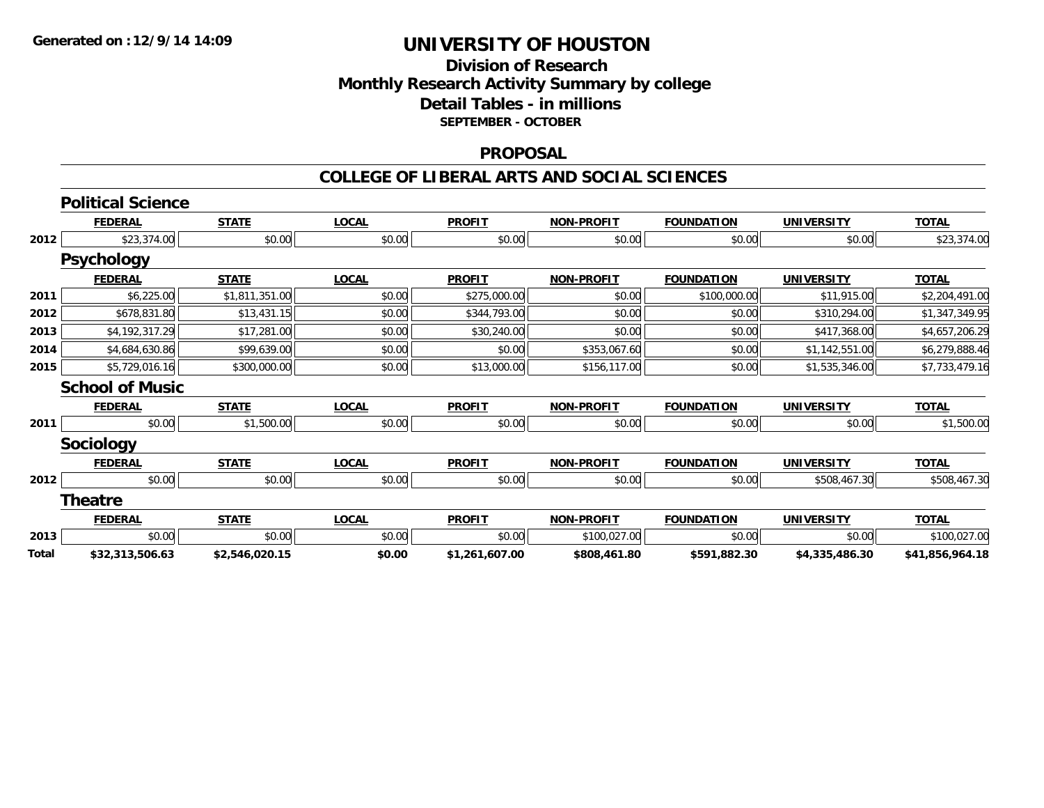# UNIVERSITY OF HOUSTON

## Division of Research
## Monthly Research Activity Summary by college
## Detail Tables - in millions
### SEPTEMBER - OCTOBER

## PROPOSAL

## COLLEGE OF LIBERAL ARTS AND SOCIAL SCIENCES

### Political Science

| | FEDERAL | STATE | LOCAL | PROFIT | NON-PROFIT | FOUNDATION | UNIVERSITY | TOTAL |
|---|---|---|---|---|---|---|---|---|
| 2012 | $23,374.00 | $0.00 | $0.00 | $0.00 | $0.00 | $0.00 | $0.00 | $23,374.00 |

### Psychology

| | FEDERAL | STATE | LOCAL | PROFIT | NON-PROFIT | FOUNDATION | UNIVERSITY | TOTAL |
|---|---|---|---|---|---|---|---|---|
| 2011 | $6,225.00 | $1,811,351.00 | $0.00 | $275,000.00 | $0.00 | $100,000.00 | $11,915.00 | $2,204,491.00 |
| 2012 | $678,831.80 | $13,431.15 | $0.00 | $344,793.00 | $0.00 | $0.00 | $310,294.00 | $1,347,349.95 |
| 2013 | $4,192,317.29 | $17,281.00 | $0.00 | $30,240.00 | $0.00 | $0.00 | $417,368.00 | $4,657,206.29 |
| 2014 | $4,684,630.86 | $99,639.00 | $0.00 | $0.00 | $353,067.60 | $0.00 | $1,142,551.00 | $6,279,888.46 |
| 2015 | $5,729,016.16 | $300,000.00 | $0.00 | $13,000.00 | $156,117.00 | $0.00 | $1,535,346.00 | $7,733,479.16 |

### School of Music

| | FEDERAL | STATE | LOCAL | PROFIT | NON-PROFIT | FOUNDATION | UNIVERSITY | TOTAL |
|---|---|---|---|---|---|---|---|---|
| 2011 | $0.00 | $1,500.00 | $0.00 | $0.00 | $0.00 | $0.00 | $0.00 | $1,500.00 |

### Sociology

| | FEDERAL | STATE | LOCAL | PROFIT | NON-PROFIT | FOUNDATION | UNIVERSITY | TOTAL |
|---|---|---|---|---|---|---|---|---|
| 2012 | $0.00 | $0.00 | $0.00 | $0.00 | $0.00 | $0.00 | $508,467.30 | $508,467.30 |

### Theatre

| | FEDERAL | STATE | LOCAL | PROFIT | NON-PROFIT | FOUNDATION | UNIVERSITY | TOTAL |
|---|---|---|---|---|---|---|---|---|
| 2013 | $0.00 | $0.00 | $0.00 | $0.00 | $100,027.00 | $0.00 | $0.00 | $100,027.00 |
| **Total** | **$32,313,506.63** | **$2,546,020.15** | **$0.00** | **$1,261,607.00** | **$808,461.80** | **$591,882.30** | **$4,335,486.30** | **$41,856,964.18** |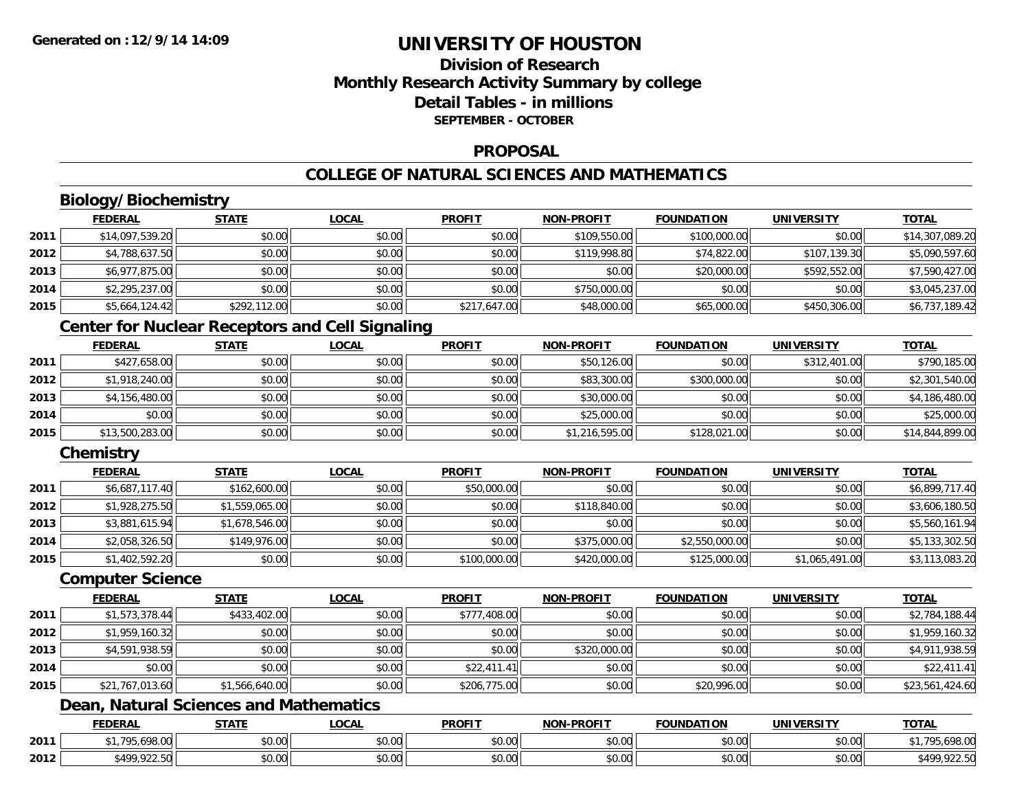**Generated on :12/9/14 14:09**

# UNIVERSITY OF HOUSTON

## Division of Research
## Monthly Research Activity Summary by college
## Detail Tables - in millions
### SEPTEMBER - OCTOBER

### PROPOSAL

### COLLEGE OF NATURAL SCIENCES AND MATHEMATICS

#### Biology/Biochemistry

| | FEDERAL | STATE | LOCAL | PROFIT | NON-PROFIT | FOUNDATION | UNIVERSITY | TOTAL |
|---|---|---|---|---|---|---|---|---|
| 2011 | $14,097,539.20 | $0.00 | $0.00 | $0.00 | $109,550.00 | $100,000.00 | $0.00 | $14,307,089.20 |
| 2012 | $4,788,637.50 | $0.00 | $0.00 | $0.00 | $119,998.80 | $74,822.00 | $107,139.30 | $5,090,597.60 |
| 2013 | $6,977,875.00 | $0.00 | $0.00 | $0.00 | $0.00 | $20,000.00 | $592,552.00 | $7,590,427.00 |
| 2014 | $2,295,237.00 | $0.00 | $0.00 | $0.00 | $750,000.00 | $0.00 | $0.00 | $3,045,237.00 |
| 2015 | $5,664,124.42 | $292,112.00 | $0.00 | $217,647.00 | $48,000.00 | $65,000.00 | $450,306.00 | $6,737,189.42 |

#### Center for Nuclear Receptors and Cell Signaling

| | FEDERAL | STATE | LOCAL | PROFIT | NON-PROFIT | FOUNDATION | UNIVERSITY | TOTAL |
|---|---|---|---|---|---|---|---|---|
| 2011 | $427,658.00 | $0.00 | $0.00 | $0.00 | $50,126.00 | $0.00 | $312,401.00 | $790,185.00 |
| 2012 | $1,918,240.00 | $0.00 | $0.00 | $0.00 | $83,300.00 | $300,000.00 | $0.00 | $2,301,540.00 |
| 2013 | $4,156,480.00 | $0.00 | $0.00 | $0.00 | $30,000.00 | $0.00 | $0.00 | $4,186,480.00 |
| 2014 | $0.00 | $0.00 | $0.00 | $0.00 | $25,000.00 | $0.00 | $0.00 | $25,000.00 |
| 2015 | $13,500,283.00 | $0.00 | $0.00 | $0.00 | $1,216,595.00 | $128,021.00 | $0.00 | $14,844,899.00 |

#### Chemistry

| | FEDERAL | STATE | LOCAL | PROFIT | NON-PROFIT | FOUNDATION | UNIVERSITY | TOTAL |
|---|---|---|---|---|---|---|---|---|
| 2011 | $6,687,117.40 | $162,600.00 | $0.00 | $50,000.00 | $0.00 | $0.00 | $0.00 | $6,899,717.40 |
| 2012 | $1,928,275.50 | $1,559,065.00 | $0.00 | $0.00 | $118,840.00 | $0.00 | $0.00 | $3,606,180.50 |
| 2013 | $3,881,615.94 | $1,678,546.00 | $0.00 | $0.00 | $0.00 | $0.00 | $0.00 | $5,560,161.94 |
| 2014 | $2,058,326.50 | $149,976.00 | $0.00 | $0.00 | $375,000.00 | $2,550,000.00 | $0.00 | $5,133,302.50 |
| 2015 | $1,402,592.20 | $0.00 | $0.00 | $100,000.00 | $420,000.00 | $125,000.00 | $1,065,491.00 | $3,113,083.20 |

#### Computer Science

| | FEDERAL | STATE | LOCAL | PROFIT | NON-PROFIT | FOUNDATION | UNIVERSITY | TOTAL |
|---|---|---|---|---|---|---|---|---|
| 2011 | $1,573,378.44 | $433,402.00 | $0.00 | $777,408.00 | $0.00 | $0.00 | $0.00 | $2,784,188.44 |
| 2012 | $1,959,160.32 | $0.00 | $0.00 | $0.00 | $0.00 | $0.00 | $0.00 | $1,959,160.32 |
| 2013 | $4,591,938.59 | $0.00 | $0.00 | $0.00 | $320,000.00 | $0.00 | $0.00 | $4,911,938.59 |
| 2014 | $0.00 | $0.00 | $0.00 | $22,411.41 | $0.00 | $0.00 | $0.00 | $22,411.41 |
| 2015 | $21,767,013.60 | $1,566,640.00 | $0.00 | $206,775.00 | $0.00 | $20,996.00 | $0.00 | $23,561,424.60 |

#### Dean, Natural Sciences and Mathematics

| | FEDERAL | STATE | LOCAL | PROFIT | NON-PROFIT | FOUNDATION | UNIVERSITY | TOTAL |
|---|---|---|---|---|---|---|---|---|
| 2011 | $1,795,698.00 | $0.00 | $0.00 | $0.00 | $0.00 | $0.00 | $0.00 | $1,795,698.00 |
| 2012 | $499,922.50 | $0.00 | $0.00 | $0.00 | $0.00 | $0.00 | $0.00 | $499,922.50 |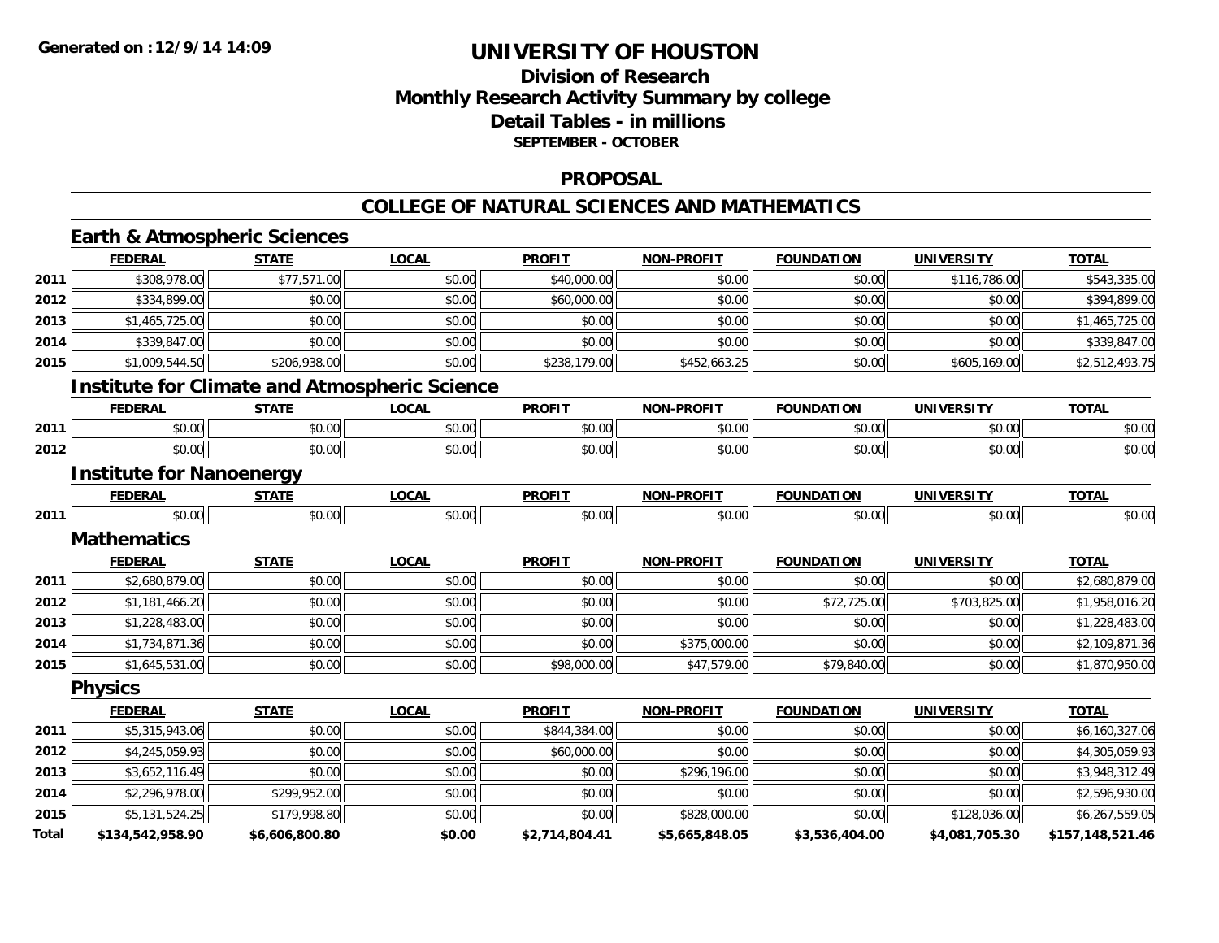**Generated on :12/9/14 14:09**

# UNIVERSITY OF HOUSTON

## Division of Research
## Monthly Research Activity Summary by college
## Detail Tables - in millions
### SEPTEMBER - OCTOBER

## PROPOSAL

## COLLEGE OF NATURAL SCIENCES AND MATHEMATICS

### Earth & Atmospheric Sciences

| | FEDERAL | STATE | LOCAL | PROFIT | NON-PROFIT | FOUNDATION | UNIVERSITY | TOTAL |
|---|---|---|---|---|---|---|---|---|
| 2011 | $308,978.00 | $77,571.00 | $0.00 | $40,000.00 | $0.00 | $0.00 | $116,786.00 | $543,335.00 |
| 2012 | $334,899.00 | $0.00 | $0.00 | $60,000.00 | $0.00 | $0.00 | $0.00 | $394,899.00 |
| 2013 | $1,465,725.00 | $0.00 | $0.00 | $0.00 | $0.00 | $0.00 | $0.00 | $1,465,725.00 |
| 2014 | $339,847.00 | $0.00 | $0.00 | $0.00 | $0.00 | $0.00 | $0.00 | $339,847.00 |
| 2015 | $1,009,544.50 | $206,938.00 | $0.00 | $238,179.00 | $452,663.25 | $0.00 | $605,169.00 | $2,512,493.75 |

### Institute for Climate and Atmospheric Science

| | FEDERAL | STATE | LOCAL | PROFIT | NON-PROFIT | FOUNDATION | UNIVERSITY | TOTAL |
|---|---|---|---|---|---|---|---|---|
| 2011 | $0.00 | $0.00 | $0.00 | $0.00 | $0.00 | $0.00 | $0.00 | $0.00 |
| 2012 | $0.00 | $0.00 | $0.00 | $0.00 | $0.00 | $0.00 | $0.00 | $0.00 |

### Institute for Nanoenergy

| | FEDERAL | STATE | LOCAL | PROFIT | NON-PROFIT | FOUNDATION | UNIVERSITY | TOTAL |
|---|---|---|---|---|---|---|---|---|
| 2011 | $0.00 | $0.00 | $0.00 | $0.00 | $0.00 | $0.00 | $0.00 | $0.00 |

### Mathematics

| | FEDERAL | STATE | LOCAL | PROFIT | NON-PROFIT | FOUNDATION | UNIVERSITY | TOTAL |
|---|---|---|---|---|---|---|---|---|
| 2011 | $2,680,879.00 | $0.00 | $0.00 | $0.00 | $0.00 | $0.00 | $0.00 | $2,680,879.00 |
| 2012 | $1,181,466.20 | $0.00 | $0.00 | $0.00 | $0.00 | $72,725.00 | $703,825.00 | $1,958,016.20 |
| 2013 | $1,228,483.00 | $0.00 | $0.00 | $0.00 | $0.00 | $0.00 | $0.00 | $1,228,483.00 |
| 2014 | $1,734,871.36 | $0.00 | $0.00 | $0.00 | $375,000.00 | $0.00 | $0.00 | $2,109,871.36 |
| 2015 | $1,645,531.00 | $0.00 | $0.00 | $98,000.00 | $47,579.00 | $79,840.00 | $0.00 | $1,870,950.00 |

### Physics

| | FEDERAL | STATE | LOCAL | PROFIT | NON-PROFIT | FOUNDATION | UNIVERSITY | TOTAL |
|---|---|---|---|---|---|---|---|---|
| 2011 | $5,315,943.06 | $0.00 | $0.00 | $844,384.00 | $0.00 | $0.00 | $0.00 | $6,160,327.06 |
| 2012 | $4,245,059.93 | $0.00 | $0.00 | $60,000.00 | $0.00 | $0.00 | $0.00 | $4,305,059.93 |
| 2013 | $3,652,116.49 | $0.00 | $0.00 | $0.00 | $296,196.00 | $0.00 | $0.00 | $3,948,312.49 |
| 2014 | $2,296,978.00 | $299,952.00 | $0.00 | $0.00 | $0.00 | $0.00 | $0.00 | $2,596,930.00 |
| 2015 | $5,131,524.25 | $179,998.80 | $0.00 | $0.00 | $828,000.00 | $0.00 | $128,036.00 | $6,267,559.05 |
| **Total** | **$134,542,958.90** | **$6,606,800.80** | **$0.00** | **$2,714,804.41** | **$5,665,848.05** | **$3,536,404.00** | **$4,081,705.30** | **$157,148,521.46** |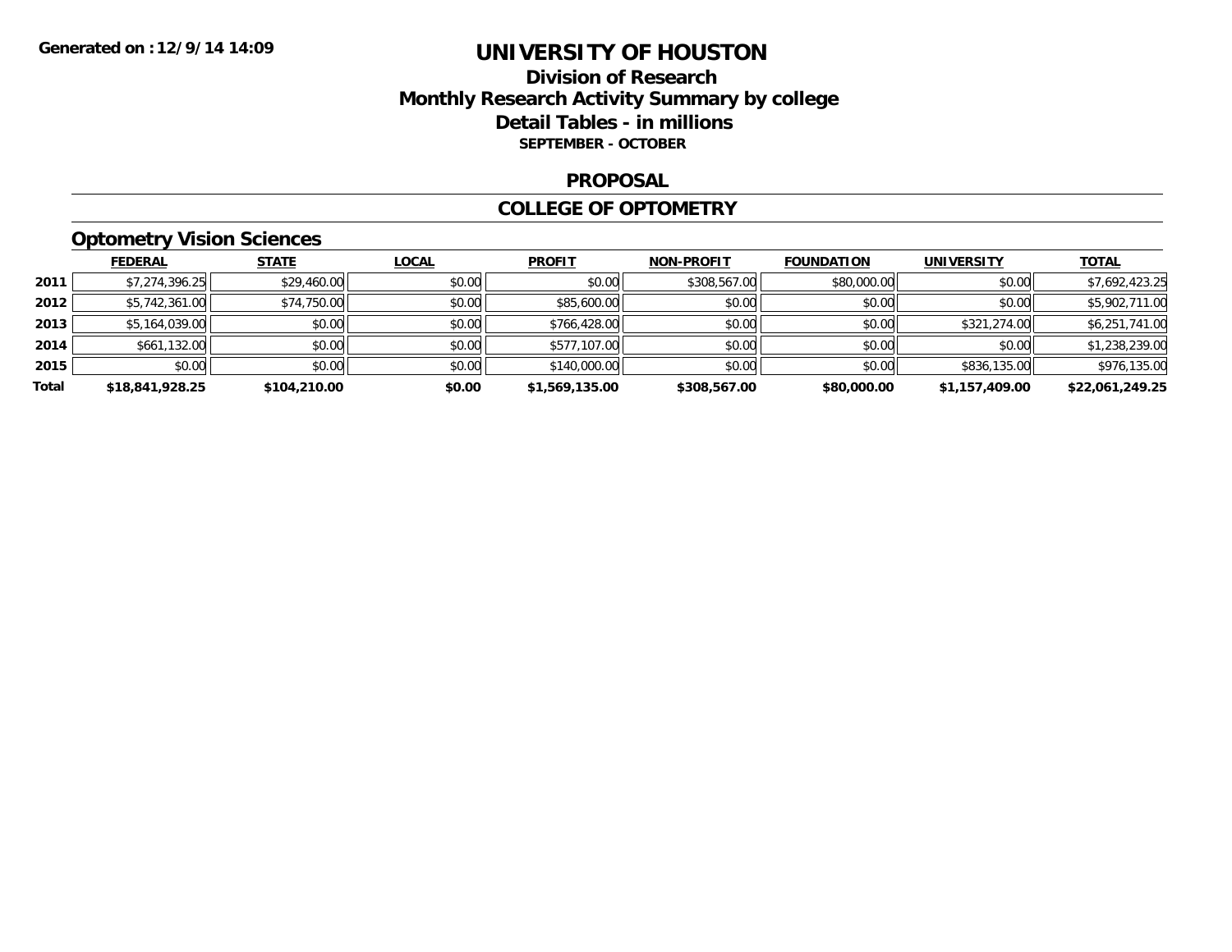# UNIVERSITY OF HOUSTON

## Division of Research
## Monthly Research Activity Summary by college
## Detail Tables - in millions
### SEPTEMBER - OCTOBER

## PROPOSAL

## COLLEGE OF OPTOMETRY

### Optometry Vision Sciences

| | FEDERAL | STATE | LOCAL | PROFIT | NON-PROFIT | FOUNDATION | UNIVERSITY | TOTAL |
|---|---|---|---|---|---|---|---|---|
| **2011** | $7,274,396.25 | $29,460.00 | $0.00 | $0.00 | $308,567.00 | $80,000.00 | $0.00 | $7,692,423.25 |
| **2012** | $5,742,361.00 | $74,750.00 | $0.00 | $85,600.00 | $0.00 | $0.00 | $0.00 | $5,902,711.00 |
| **2013** | $5,164,039.00 | $0.00 | $0.00 | $766,428.00 | $0.00 | $0.00 | $321,274.00 | $6,251,741.00 |
| **2014** | $661,132.00 | $0.00 | $0.00 | $577,107.00 | $0.00 | $0.00 | $0.00 | $1,238,239.00 |
| **2015** | $0.00 | $0.00 | $0.00 | $140,000.00 | $0.00 | $0.00 | $836,135.00 | $976,135.00 |
| **Total** | **$18,841,928.25** | **$104,210.00** | **$0.00** | **$1,569,135.00** | **$308,567.00** | **$80,000.00** | **$1,157,409.00** | **$22,061,249.25** |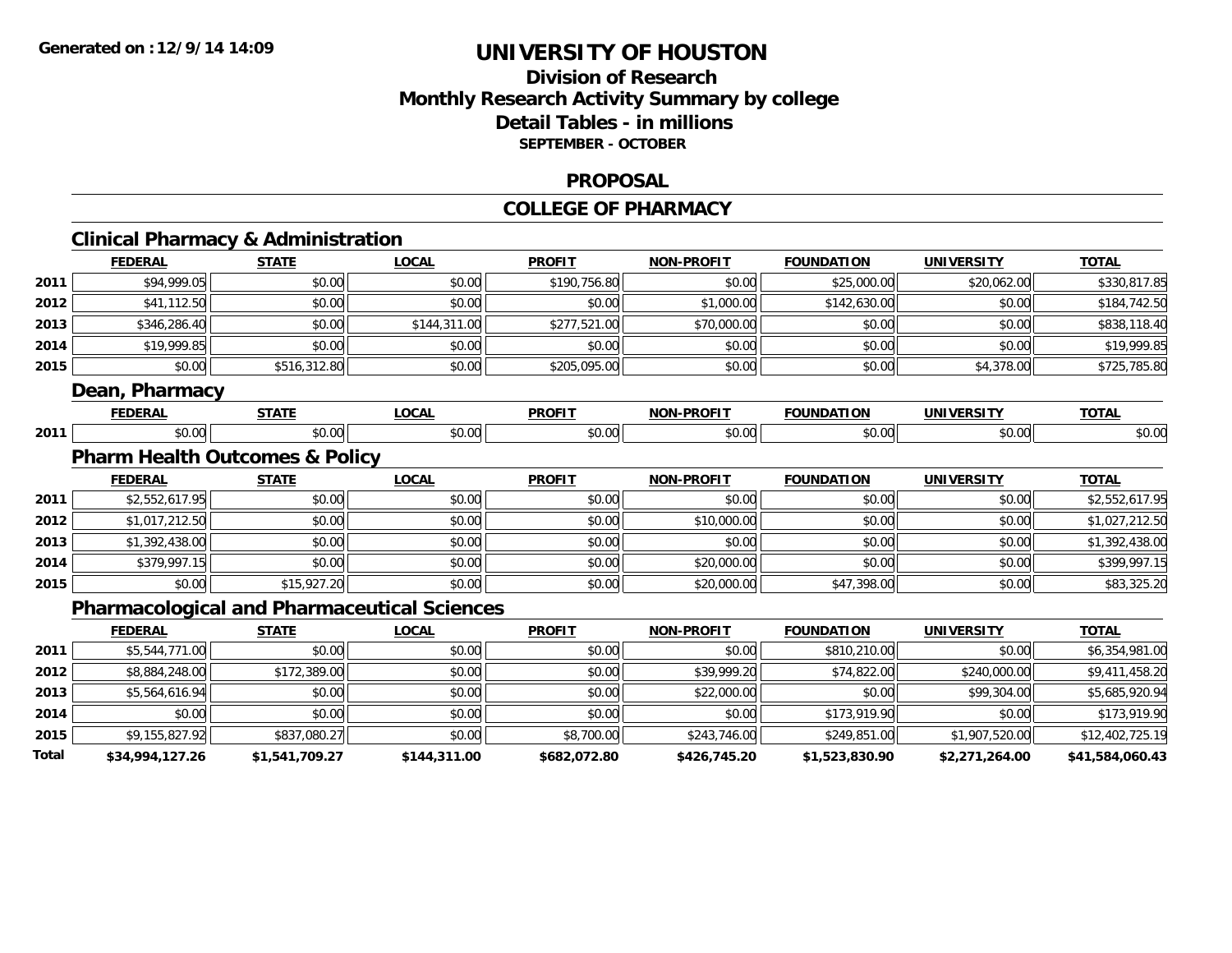**Generated on :12/9/14 14:09**

# UNIVERSITY OF HOUSTON

## Division of Research
## Monthly Research Activity Summary by college
## Detail Tables - in millions
### SEPTEMBER - OCTOBER

## PROPOSAL

## COLLEGE OF PHARMACY

### Clinical Pharmacy & Administration

| | FEDERAL | STATE | LOCAL | PROFIT | NON-PROFIT | FOUNDATION | UNIVERSITY | TOTAL |
|---|---|---|---|---|---|---|---|---|
| 2011 | $94,999.05 | $0.00 | $0.00 | $190,756.80 | $0.00 | $25,000.00 | $20,062.00 | $330,817.85 |
| 2012 | $41,112.50 | $0.00 | $0.00 | $0.00 | $1,000.00 | $142,630.00 | $0.00 | $184,742.50 |
| 2013 | $346,286.40 | $0.00 | $144,311.00 | $277,521.00 | $70,000.00 | $0.00 | $0.00 | $838,118.40 |
| 2014 | $19,999.85 | $0.00 | $0.00 | $0.00 | $0.00 | $0.00 | $0.00 | $19,999.85 |
| 2015 | $0.00 | $516,312.80 | $0.00 | $205,095.00 | $0.00 | $0.00 | $4,378.00 | $725,785.80 |

### Dean, Pharmacy

| | FEDERAL | STATE | LOCAL | PROFIT | NON-PROFIT | FOUNDATION | UNIVERSITY | TOTAL |
|---|---|---|---|---|---|---|---|---|
| 2011 | $0.00 | $0.00 | $0.00 | $0.00 | $0.00 | $0.00 | $0.00 | $0.00 |

### Pharm Health Outcomes & Policy

| | FEDERAL | STATE | LOCAL | PROFIT | NON-PROFIT | FOUNDATION | UNIVERSITY | TOTAL |
|---|---|---|---|---|---|---|---|---|
| 2011 | $2,552,617.95 | $0.00 | $0.00 | $0.00 | $0.00 | $0.00 | $0.00 | $2,552,617.95 |
| 2012 | $1,017,212.50 | $0.00 | $0.00 | $0.00 | $10,000.00 | $0.00 | $0.00 | $1,027,212.50 |
| 2013 | $1,392,438.00 | $0.00 | $0.00 | $0.00 | $0.00 | $0.00 | $0.00 | $1,392,438.00 |
| 2014 | $379,997.15 | $0.00 | $0.00 | $0.00 | $20,000.00 | $0.00 | $0.00 | $399,997.15 |
| 2015 | $0.00 | $15,927.20 | $0.00 | $0.00 | $20,000.00 | $47,398.00 | $0.00 | $83,325.20 |

### Pharmacological and Pharmaceutical Sciences

| | FEDERAL | STATE | LOCAL | PROFIT | NON-PROFIT | FOUNDATION | UNIVERSITY | TOTAL |
|---|---|---|---|---|---|---|---|---|
| 2011 | $5,544,771.00 | $0.00 | $0.00 | $0.00 | $0.00 | $810,210.00 | $0.00 | $6,354,981.00 |
| 2012 | $8,884,248.00 | $172,389.00 | $0.00 | $0.00 | $39,999.20 | $74,822.00 | $240,000.00 | $9,411,458.20 |
| 2013 | $5,564,616.94 | $0.00 | $0.00 | $0.00 | $22,000.00 | $0.00 | $99,304.00 | $5,685,920.94 |
| 2014 | $0.00 | $0.00 | $0.00 | $0.00 | $0.00 | $173,919.90 | $0.00 | $173,919.90 |
| 2015 | $9,155,827.92 | $837,080.27 | $0.00 | $8,700.00 | $243,746.00 | $249,851.00 | $1,907,520.00 | $12,402,725.19 |
| **Total** | **$34,994,127.26** | **$1,541,709.27** | **$144,311.00** | **$682,072.80** | **$426,745.20** | **$1,523,830.90** | **$2,271,264.00** | **$41,584,060.43** |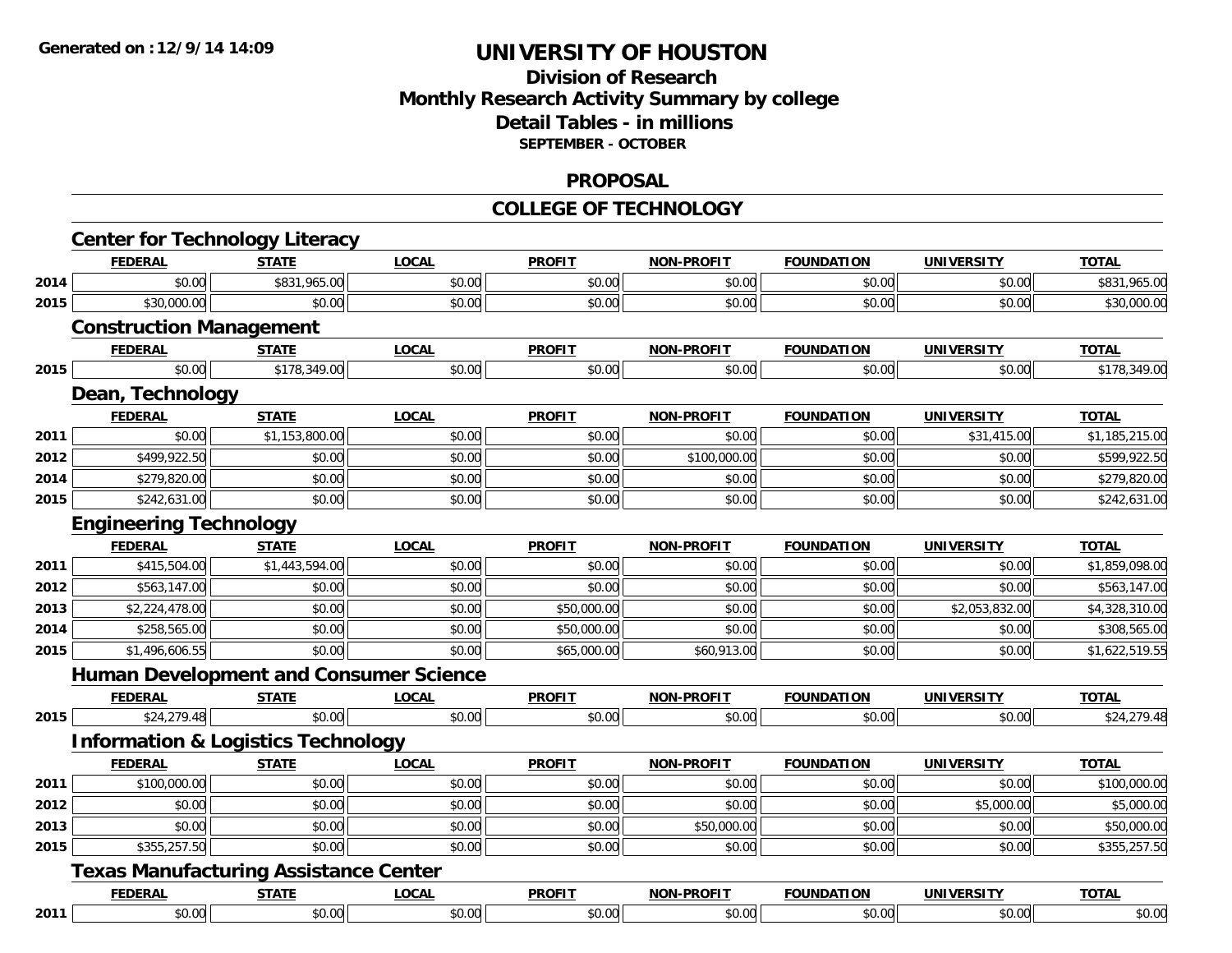# UNIVERSITY OF HOUSTON

## Division of Research
## Monthly Research Activity Summary by college
## Detail Tables - in millions
### SEPTEMBER - OCTOBER

## PROPOSAL

## COLLEGE OF TECHNOLOGY

### Center for Technology Literacy

| | FEDERAL | STATE | LOCAL | PROFIT | NON-PROFIT | FOUNDATION | UNIVERSITY | TOTAL |
|---|---|---|---|---|---|---|---|---|
| 2014 | $0.00 | $831,965.00 | $0.00 | $0.00 | $0.00 | $0.00 | $0.00 | $831,965.00 |
| 2015 | $30,000.00 | $0.00 | $0.00 | $0.00 | $0.00 | $0.00 | $0.00 | $30,000.00 |

### Construction Management

| | FEDERAL | STATE | LOCAL | PROFIT | NON-PROFIT | FOUNDATION | UNIVERSITY | TOTAL |
|---|---|---|---|---|---|---|---|---|
| 2015 | $0.00 | $178,349.00 | $0.00 | $0.00 | $0.00 | $0.00 | $0.00 | $178,349.00 |

### Dean, Technology

| | FEDERAL | STATE | LOCAL | PROFIT | NON-PROFIT | FOUNDATION | UNIVERSITY | TOTAL |
|---|---|---|---|---|---|---|---|---|
| 2011 | $0.00 | $1,153,800.00 | $0.00 | $0.00 | $0.00 | $0.00 | $31,415.00 | $1,185,215.00 |
| 2012 | $499,922.50 | $0.00 | $0.00 | $0.00 | $100,000.00 | $0.00 | $0.00 | $599,922.50 |
| 2014 | $279,820.00 | $0.00 | $0.00 | $0.00 | $0.00 | $0.00 | $0.00 | $279,820.00 |
| 2015 | $242,631.00 | $0.00 | $0.00 | $0.00 | $0.00 | $0.00 | $0.00 | $242,631.00 |

### Engineering Technology

| | FEDERAL | STATE | LOCAL | PROFIT | NON-PROFIT | FOUNDATION | UNIVERSITY | TOTAL |
|---|---|---|---|---|---|---|---|---|
| 2011 | $415,504.00 | $1,443,594.00 | $0.00 | $0.00 | $0.00 | $0.00 | $0.00 | $1,859,098.00 |
| 2012 | $563,147.00 | $0.00 | $0.00 | $0.00 | $0.00 | $0.00 | $0.00 | $563,147.00 |
| 2013 | $2,224,478.00 | $0.00 | $0.00 | $50,000.00 | $0.00 | $0.00 | $2,053,832.00 | $4,328,310.00 |
| 2014 | $258,565.00 | $0.00 | $0.00 | $50,000.00 | $0.00 | $0.00 | $0.00 | $308,565.00 |
| 2015 | $1,496,606.55 | $0.00 | $0.00 | $65,000.00 | $60,913.00 | $0.00 | $0.00 | $1,622,519.55 |

### Human Development and Consumer Science

| | FEDERAL | STATE | LOCAL | PROFIT | NON-PROFIT | FOUNDATION | UNIVERSITY | TOTAL |
|---|---|---|---|---|---|---|---|---|
| 2015 | $24,279.48 | $0.00 | $0.00 | $0.00 | $0.00 | $0.00 | $0.00 | $24,279.48 |

### Information & Logistics Technology

| | FEDERAL | STATE | LOCAL | PROFIT | NON-PROFIT | FOUNDATION | UNIVERSITY | TOTAL |
|---|---|---|---|---|---|---|---|---|
| 2011 | $100,000.00 | $0.00 | $0.00 | $0.00 | $0.00 | $0.00 | $0.00 | $100,000.00 |
| 2012 | $0.00 | $0.00 | $0.00 | $0.00 | $0.00 | $0.00 | $5,000.00 | $5,000.00 |
| 2013 | $0.00 | $0.00 | $0.00 | $0.00 | $50,000.00 | $0.00 | $0.00 | $50,000.00 |
| 2015 | $355,257.50 | $0.00 | $0.00 | $0.00 | $0.00 | $0.00 | $0.00 | $355,257.50 |

### Texas Manufacturing Assistance Center

| | FEDERAL | STATE | LOCAL | PROFIT | NON-PROFIT | FOUNDATION | UNIVERSITY | TOTAL |
|---|---|---|---|---|---|---|---|---|
| 2011 | $0.00 | $0.00 | $0.00 | $0.00 | $0.00 | $0.00 | $0.00 | $0.00 |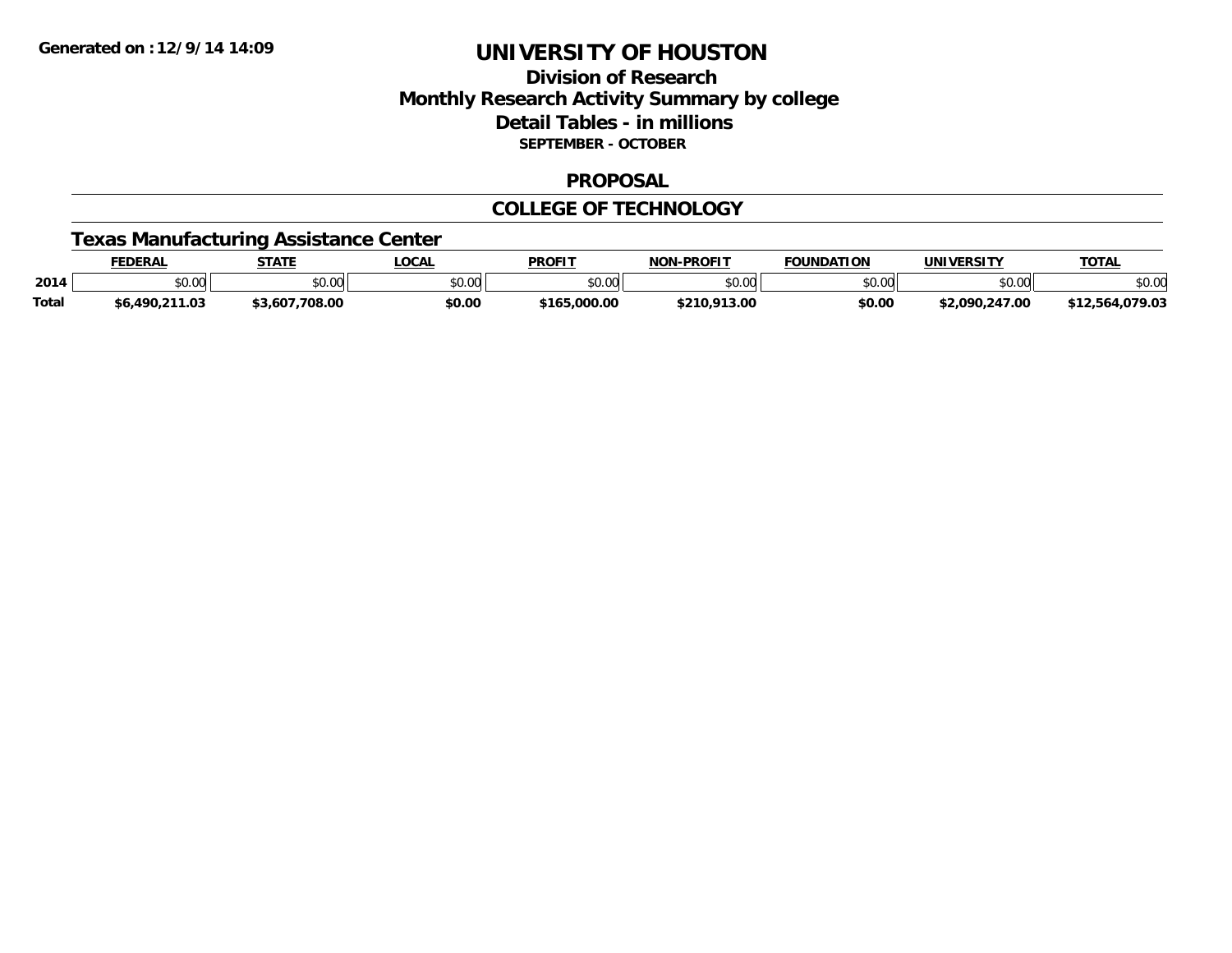Generated on :12/9/14 14:09

# UNIVERSITY OF HOUSTON

## Division of Research
## Monthly Research Activity Summary by college
## Detail Tables - in millions
**SEPTEMBER - OCTOBER**

## PROPOSAL

## COLLEGE OF TECHNOLOGY

### Texas Manufacturing Assistance Center

| | FEDERAL | STATE | LOCAL | PROFIT | NON-PROFIT | FOUNDATION | UNIVERSITY | TOTAL |
|---|---|---|---|---|---|---|---|---|
| 2014 | $0.00 | $0.00 | $0.00 | $0.00 | $0.00 | $0.00 | $0.00 | $0.00 |
| Total | $6,490,211.03 | $3,607,708.00 | $0.00 | $165,000.00 | $210,913.00 | $0.00 | $2,090,247.00 | $12,564,079.03 |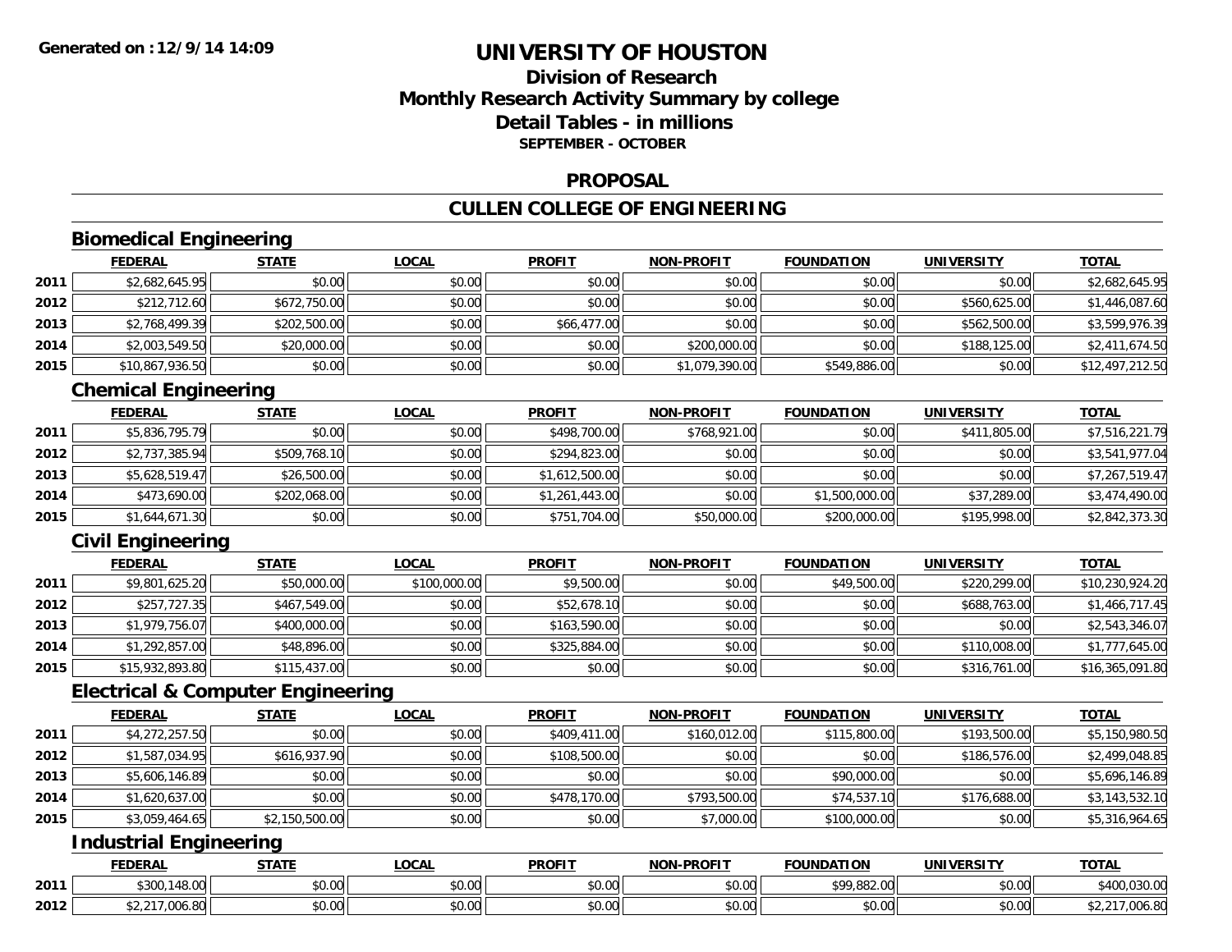**Generated on :12/9/14 14:09**

# UNIVERSITY OF HOUSTON

## Division of Research
## Monthly Research Activity Summary by college
## Detail Tables - in millions
**SEPTEMBER - OCTOBER**

## PROPOSAL

## CULLEN COLLEGE OF ENGINEERING

### Biomedical Engineering

| | FEDERAL | STATE | LOCAL | PROFIT | NON-PROFIT | FOUNDATION | UNIVERSITY | TOTAL |
|---|---|---|---|---|---|---|---|---|
| 2011 | $2,682,645.95 | $0.00 | $0.00 | $0.00 | $0.00 | $0.00 | $0.00 | $2,682,645.95 |
| 2012 | $212,712.60 | $672,750.00 | $0.00 | $0.00 | $0.00 | $0.00 | $560,625.00 | $1,446,087.60 |
| 2013 | $2,768,499.39 | $202,500.00 | $0.00 | $66,477.00 | $0.00 | $0.00 | $562,500.00 | $3,599,976.39 |
| 2014 | $2,003,549.50 | $20,000.00 | $0.00 | $0.00 | $200,000.00 | $0.00 | $188,125.00 | $2,411,674.50 |
| 2015 | $10,867,936.50 | $0.00 | $0.00 | $0.00 | $1,079,390.00 | $549,886.00 | $0.00 | $12,497,212.50 |

### Chemical Engineering

| | FEDERAL | STATE | LOCAL | PROFIT | NON-PROFIT | FOUNDATION | UNIVERSITY | TOTAL |
|---|---|---|---|---|---|---|---|---|
| 2011 | $5,836,795.79 | $0.00 | $0.00 | $498,700.00 | $768,921.00 | $0.00 | $411,805.00 | $7,516,221.79 |
| 2012 | $2,737,385.94 | $509,768.10 | $0.00 | $294,823.00 | $0.00 | $0.00 | $0.00 | $3,541,977.04 |
| 2013 | $5,628,519.47 | $26,500.00 | $0.00 | $1,612,500.00 | $0.00 | $0.00 | $0.00 | $7,267,519.47 |
| 2014 | $473,690.00 | $202,068.00 | $0.00 | $1,261,443.00 | $0.00 | $1,500,000.00 | $37,289.00 | $3,474,490.00 |
| 2015 | $1,644,671.30 | $0.00 | $0.00 | $751,704.00 | $50,000.00 | $200,000.00 | $195,998.00 | $2,842,373.30 |

### Civil Engineering

| | FEDERAL | STATE | LOCAL | PROFIT | NON-PROFIT | FOUNDATION | UNIVERSITY | TOTAL |
|---|---|---|---|---|---|---|---|---|
| 2011 | $9,801,625.20 | $50,000.00 | $100,000.00 | $9,500.00 | $0.00 | $49,500.00 | $220,299.00 | $10,230,924.20 |
| 2012 | $257,727.35 | $467,549.00 | $0.00 | $52,678.10 | $0.00 | $0.00 | $688,763.00 | $1,466,717.45 |
| 2013 | $1,979,756.07 | $400,000.00 | $0.00 | $163,590.00 | $0.00 | $0.00 | $0.00 | $2,543,346.07 |
| 2014 | $1,292,857.00 | $48,896.00 | $0.00 | $325,884.00 | $0.00 | $0.00 | $110,008.00 | $1,777,645.00 |
| 2015 | $15,932,893.80 | $115,437.00 | $0.00 | $0.00 | $0.00 | $0.00 | $316,761.00 | $16,365,091.80 |

### Electrical & Computer Engineering

| | FEDERAL | STATE | LOCAL | PROFIT | NON-PROFIT | FOUNDATION | UNIVERSITY | TOTAL |
|---|---|---|---|---|---|---|---|---|
| 2011 | $4,272,257.50 | $0.00 | $0.00 | $409,411.00 | $160,012.00 | $115,800.00 | $193,500.00 | $5,150,980.50 |
| 2012 | $1,587,034.95 | $616,937.90 | $0.00 | $108,500.00 | $0.00 | $0.00 | $186,576.00 | $2,499,048.85 |
| 2013 | $5,606,146.89 | $0.00 | $0.00 | $0.00 | $0.00 | $90,000.00 | $0.00 | $5,696,146.89 |
| 2014 | $1,620,637.00 | $0.00 | $0.00 | $478,170.00 | $793,500.00 | $74,537.10 | $176,688.00 | $3,143,532.10 |
| 2015 | $3,059,464.65 | $2,150,500.00 | $0.00 | $0.00 | $7,000.00 | $100,000.00 | $0.00 | $5,316,964.65 |

### Industrial Engineering

| | FEDERAL | STATE | LOCAL | PROFIT | NON-PROFIT | FOUNDATION | UNIVERSITY | TOTAL |
|---|---|---|---|---|---|---|---|---|
| 2011 | $300,148.00 | $0.00 | $0.00 | $0.00 | $0.00 | $99,882.00 | $0.00 | $400,030.00 |
| 2012 | $2,217,006.80 | $0.00 | $0.00 | $0.00 | $0.00 | $0.00 | $0.00 | $2,217,006.80 |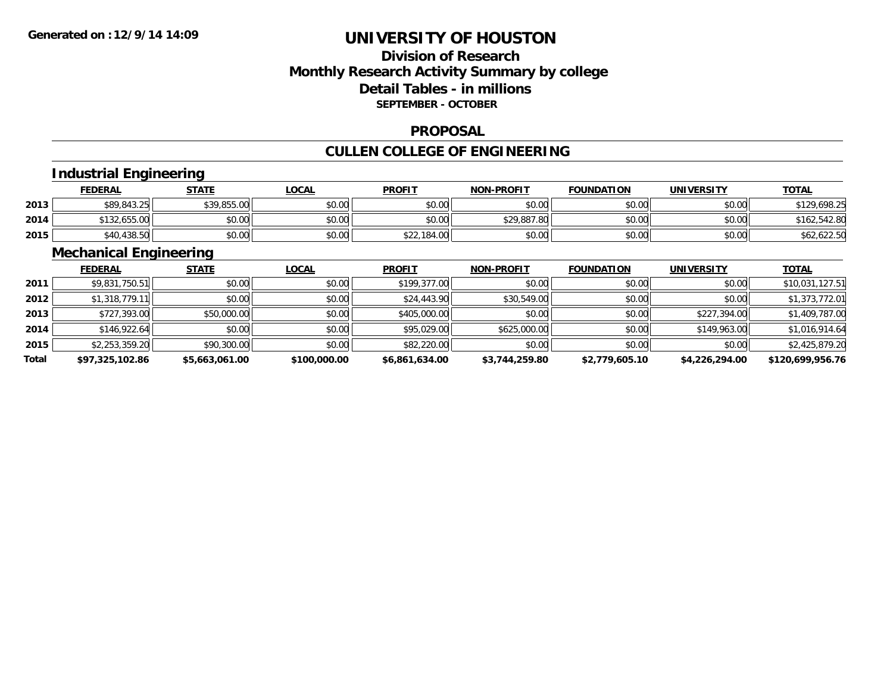**Generated on :12/9/14 14:09**

# UNIVERSITY OF HOUSTON

## Division of Research
## Monthly Research Activity Summary by college
## Detail Tables - in millions
### SEPTEMBER - OCTOBER

## PROPOSAL

## CULLEN COLLEGE OF ENGINEERING

### Industrial Engineering

| | FEDERAL | STATE | LOCAL | PROFIT | NON-PROFIT | FOUNDATION | UNIVERSITY | TOTAL |
|---|---|---|---|---|---|---|---|---|
| 2013 | $89,843.25 | $39,855.00 | $0.00 | $0.00 | $0.00 | $0.00 | $0.00 | $129,698.25 |
| 2014 | $132,655.00 | $0.00 | $0.00 | $0.00 | $29,887.80 | $0.00 | $0.00 | $162,542.80 |
| 2015 | $40,438.50 | $0.00 | $0.00 | $22,184.00 | $0.00 | $0.00 | $0.00 | $62,622.50 |

### Mechanical Engineering

| | FEDERAL | STATE | LOCAL | PROFIT | NON-PROFIT | FOUNDATION | UNIVERSITY | TOTAL |
|---|---|---|---|---|---|---|---|---|
| 2011 | $9,831,750.51 | $0.00 | $0.00 | $199,377.00 | $0.00 | $0.00 | $0.00 | $10,031,127.51 |
| 2012 | $1,318,779.11 | $0.00 | $0.00 | $24,443.90 | $30,549.00 | $0.00 | $0.00 | $1,373,772.01 |
| 2013 | $727,393.00 | $50,000.00 | $0.00 | $405,000.00 | $0.00 | $0.00 | $227,394.00 | $1,409,787.00 |
| 2014 | $146,922.64 | $0.00 | $0.00 | $95,029.00 | $625,000.00 | $0.00 | $149,963.00 | $1,016,914.64 |
| 2015 | $2,253,359.20 | $90,300.00 | $0.00 | $82,220.00 | $0.00 | $0.00 | $0.00 | $2,425,879.20 |
| **Total** | **$97,325,102.86** | **$5,663,061.00** | **$100,000.00** | **$6,861,634.00** | **$3,744,259.80** | **$2,779,605.10** | **$4,226,294.00** | **$120,699,956.76** |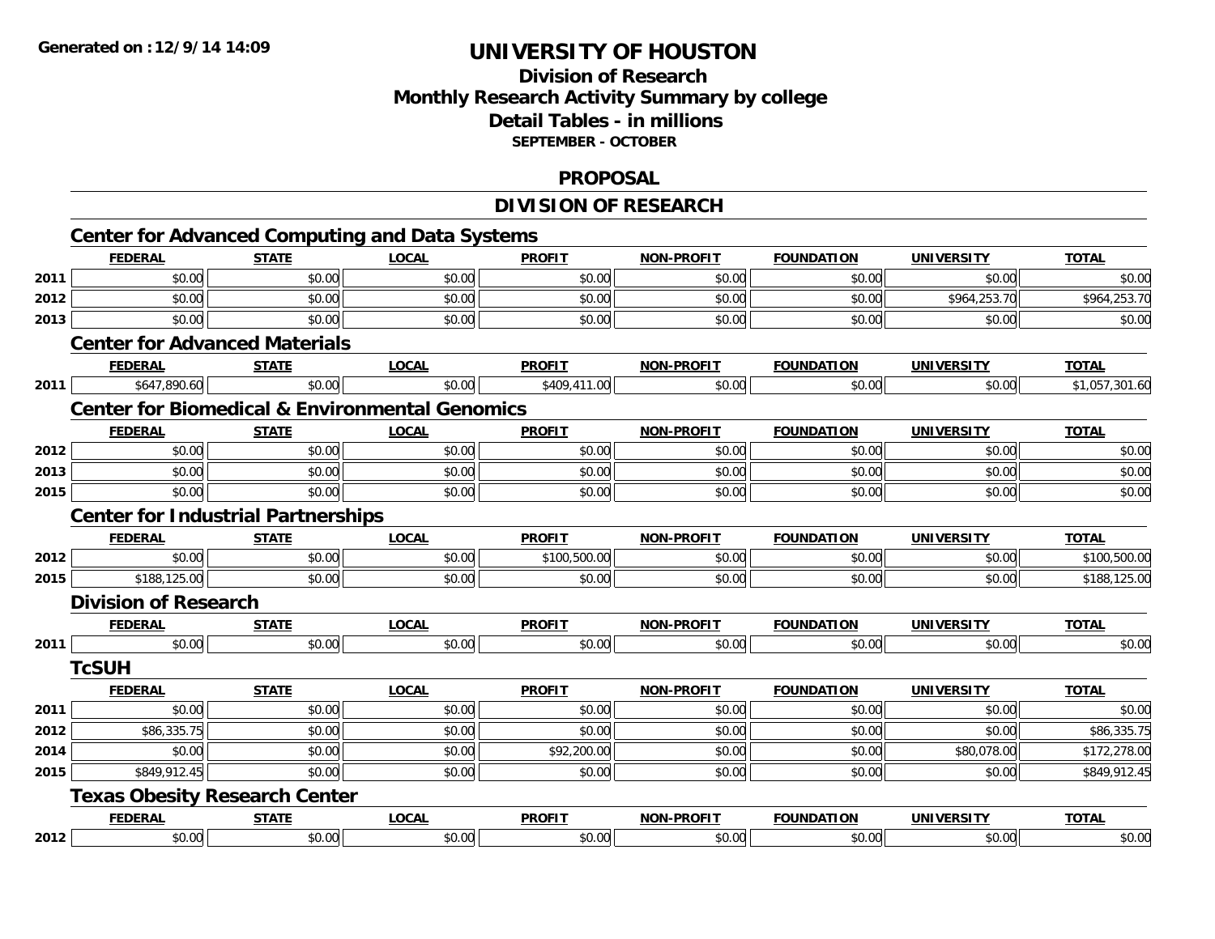# UNIVERSITY OF HOUSTON

## Division of Research
## Monthly Research Activity Summary by college
## Detail Tables - in millions
### SEPTEMBER - OCTOBER

## PROPOSAL

## DIVISION OF RESEARCH

### Center for Advanced Computing and Data Systems

| | FEDERAL | STATE | LOCAL | PROFIT | NON-PROFIT | FOUNDATION | UNIVERSITY | TOTAL |
|---|---|---|---|---|---|---|---|---|
| 2011 | $0.00 | $0.00 | $0.00 | $0.00 | $0.00 | $0.00 | $0.00 | $0.00 |
| 2012 | $0.00 | $0.00 | $0.00 | $0.00 | $0.00 | $0.00 | $964,253.70 | $964,253.70 |
| 2013 | $0.00 | $0.00 | $0.00 | $0.00 | $0.00 | $0.00 | $0.00 | $0.00 |

### Center for Advanced Materials

| | FEDERAL | STATE | LOCAL | PROFIT | NON-PROFIT | FOUNDATION | UNIVERSITY | TOTAL |
|---|---|---|---|---|---|---|---|---|
| 2011 | $647,890.60 | $0.00 | $0.00 | $409,411.00 | $0.00 | $0.00 | $0.00 | $1,057,301.60 |

### Center for Biomedical & Environmental Genomics

| | FEDERAL | STATE | LOCAL | PROFIT | NON-PROFIT | FOUNDATION | UNIVERSITY | TOTAL |
|---|---|---|---|---|---|---|---|---|
| 2012 | $0.00 | $0.00 | $0.00 | $0.00 | $0.00 | $0.00 | $0.00 | $0.00 |
| 2013 | $0.00 | $0.00 | $0.00 | $0.00 | $0.00 | $0.00 | $0.00 | $0.00 |
| 2015 | $0.00 | $0.00 | $0.00 | $0.00 | $0.00 | $0.00 | $0.00 | $0.00 |

### Center for Industrial Partnerships

| | FEDERAL | STATE | LOCAL | PROFIT | NON-PROFIT | FOUNDATION | UNIVERSITY | TOTAL |
|---|---|---|---|---|---|---|---|---|
| 2012 | $0.00 | $0.00 | $0.00 | $100,500.00 | $0.00 | $0.00 | $0.00 | $100,500.00 |
| 2015 | $188,125.00 | $0.00 | $0.00 | $0.00 | $0.00 | $0.00 | $0.00 | $188,125.00 |

### Division of Research

| | FEDERAL | STATE | LOCAL | PROFIT | NON-PROFIT | FOUNDATION | UNIVERSITY | TOTAL |
|---|---|---|---|---|---|---|---|---|
| 2011 | $0.00 | $0.00 | $0.00 | $0.00 | $0.00 | $0.00 | $0.00 | $0.00 |

### TcSUH

| | FEDERAL | STATE | LOCAL | PROFIT | NON-PROFIT | FOUNDATION | UNIVERSITY | TOTAL |
|---|---|---|---|---|---|---|---|---|
| 2011 | $0.00 | $0.00 | $0.00 | $0.00 | $0.00 | $0.00 | $0.00 | $0.00 |
| 2012 | $86,335.75 | $0.00 | $0.00 | $0.00 | $0.00 | $0.00 | $0.00 | $86,335.75 |
| 2014 | $0.00 | $0.00 | $0.00 | $92,200.00 | $0.00 | $0.00 | $80,078.00 | $172,278.00 |
| 2015 | $849,912.45 | $0.00 | $0.00 | $0.00 | $0.00 | $0.00 | $0.00 | $849,912.45 |

### Texas Obesity Research Center

| | FEDERAL | STATE | LOCAL | PROFIT | NON-PROFIT | FOUNDATION | UNIVERSITY | TOTAL |
|---|---|---|---|---|---|---|---|---|
| 2012 | $0.00 | $0.00 | $0.00 | $0.00 | $0.00 | $0.00 | $0.00 | $0.00 |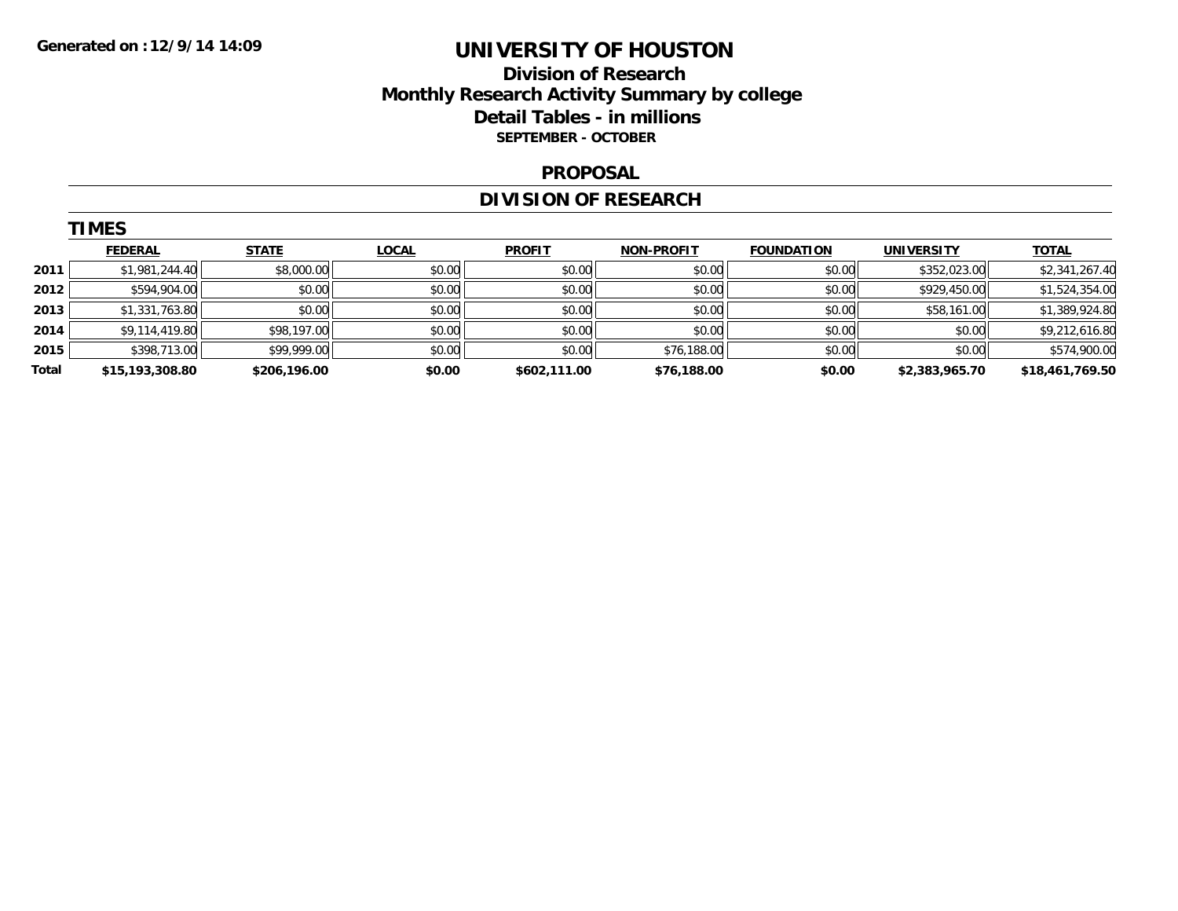**Generated on :12/9/14 14:09**

# UNIVERSITY OF HOUSTON

## Division of Research

## Monthly Research Activity Summary by college

## Detail Tables - in millions

**SEPTEMBER - OCTOBER**

## PROPOSAL

## DIVISION OF RESEARCH

### TIMES

| | FEDERAL | STATE | LOCAL | PROFIT | NON-PROFIT | FOUNDATION | UNIVERSITY | TOTAL |
|---|---|---|---|---|---|---|---|---|
| 2011 | $1,981,244.40 | $8,000.00 | $0.00 | $0.00 | $0.00 | $0.00 | $352,023.00 | $2,341,267.40 |
| 2012 | $594,904.00 | $0.00 | $0.00 | $0.00 | $0.00 | $0.00 | $929,450.00 | $1,524,354.00 |
| 2013 | $1,331,763.80 | $0.00 | $0.00 | $0.00 | $0.00 | $0.00 | $58,161.00 | $1,389,924.80 |
| 2014 | $9,114,419.80 | $98,197.00 | $0.00 | $0.00 | $0.00 | $0.00 | $0.00 | $9,212,616.80 |
| 2015 | $398,713.00 | $99,999.00 | $0.00 | $0.00 | $76,188.00 | $0.00 | $0.00 | $574,900.00 |
| **Total** | **$15,193,308.80** | **$206,196.00** | **$0.00** | **$602,111.00** | **$76,188.00** | **$0.00** | **$2,383,965.70** | **$18,461,769.50** |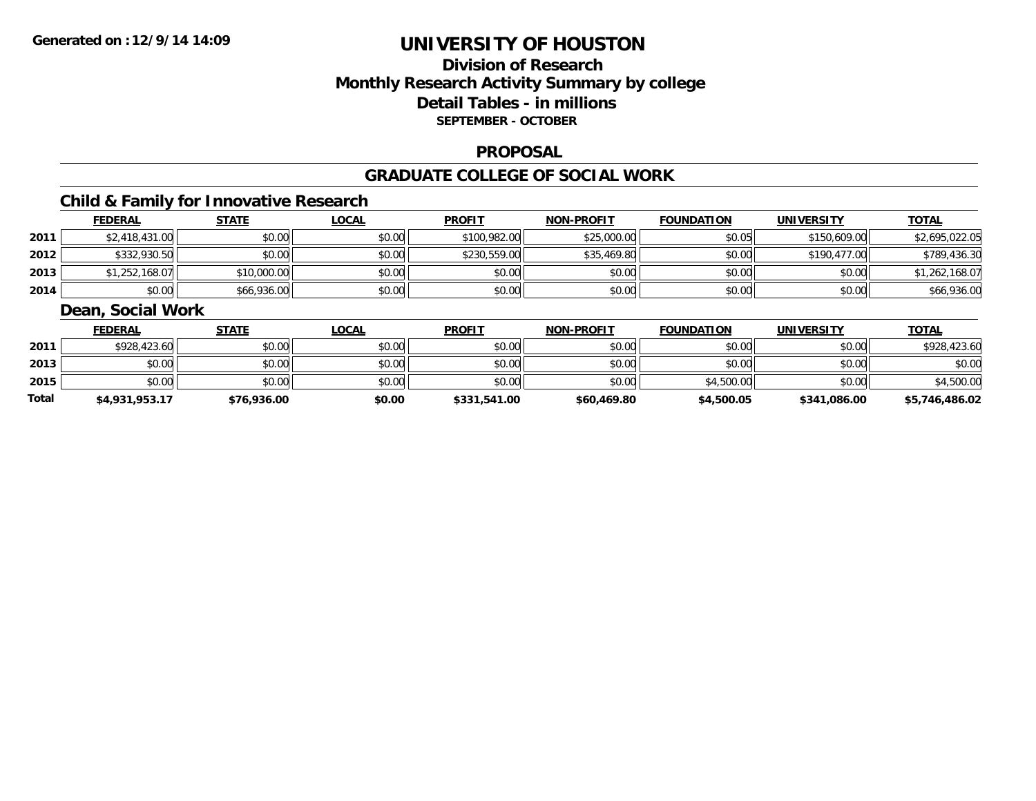Generated on :12/9/14 14:09

# UNIVERSITY OF HOUSTON

## Division of Research
## Monthly Research Activity Summary by college
## Detail Tables - in millions
### SEPTEMBER - OCTOBER

## PROPOSAL

## GRADUATE COLLEGE OF SOCIAL WORK

### Child & Family for Innovative Research

| | FEDERAL | STATE | LOCAL | PROFIT | NON-PROFIT | FOUNDATION | UNIVERSITY | TOTAL |
|---|---|---|---|---|---|---|---|---|
| 2011 | $2,418,431.00 | $0.00 | $0.00 | $100,982.00 | $25,000.00 | $0.05 | $150,609.00 | $2,695,022.05 |
| 2012 | $332,930.50 | $0.00 | $0.00 | $230,559.00 | $35,469.80 | $0.00 | $190,477.00 | $789,436.30 |
| 2013 | $1,252,168.07 | $10,000.00 | $0.00 | $0.00 | $0.00 | $0.00 | $0.00 | $1,262,168.07 |
| 2014 | $0.00 | $66,936.00 | $0.00 | $0.00 | $0.00 | $0.00 | $0.00 | $66,936.00 |

### Dean, Social Work

| | FEDERAL | STATE | LOCAL | PROFIT | NON-PROFIT | FOUNDATION | UNIVERSITY | TOTAL |
|---|---|---|---|---|---|---|---|---|
| 2011 | $928,423.60 | $0.00 | $0.00 | $0.00 | $0.00 | $0.00 | $0.00 | $928,423.60 |
| 2013 | $0.00 | $0.00 | $0.00 | $0.00 | $0.00 | $0.00 | $0.00 | $0.00 |
| 2015 | $0.00 | $0.00 | $0.00 | $0.00 | $0.00 | $4,500.00 | $0.00 | $4,500.00 |
| **Total** | **$4,931,953.17** | **$76,936.00** | **$0.00** | **$331,541.00** | **$60,469.80** | **$4,500.05** | **$341,086.00** | **$5,746,486.02** |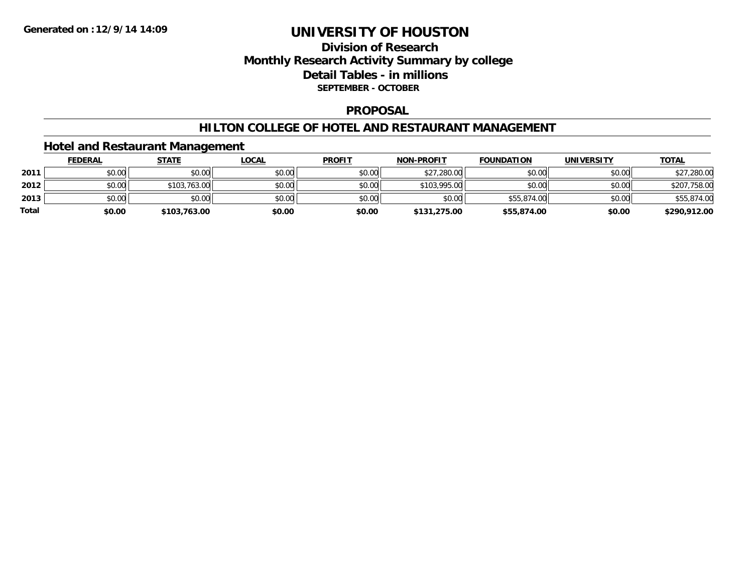**Generated on :12/9/14 14:09**

# UNIVERSITY OF HOUSTON

## Division of Research
## Monthly Research Activity Summary by college
## Detail Tables - in millions
**SEPTEMBER - OCTOBER**

## PROPOSAL

## HILTON COLLEGE OF HOTEL AND RESTAURANT MANAGEMENT

### Hotel and Restaurant Management

| | FEDERAL | STATE | LOCAL | PROFIT | NON-PROFIT | FOUNDATION | UNIVERSITY | TOTAL |
|---|---|---|---|---|---|---|---|---|
| 2011 | $0.00 | $0.00 | $0.00 | $0.00 | $27,280.00 | $0.00 | $0.00 | $27,280.00 |
| 2012 | $0.00 | $103,763.00 | $0.00 | $0.00 | $103,995.00 | $0.00 | $0.00 | $207,758.00 |
| 2013 | $0.00 | $0.00 | $0.00 | $0.00 | $0.00 | $55,874.00 | $0.00 | $55,874.00 |
| **Total** | **$0.00** | **$103,763.00** | **$0.00** | **$0.00** | **$131,275.00** | **$55,874.00** | **$0.00** | **$290,912.00** |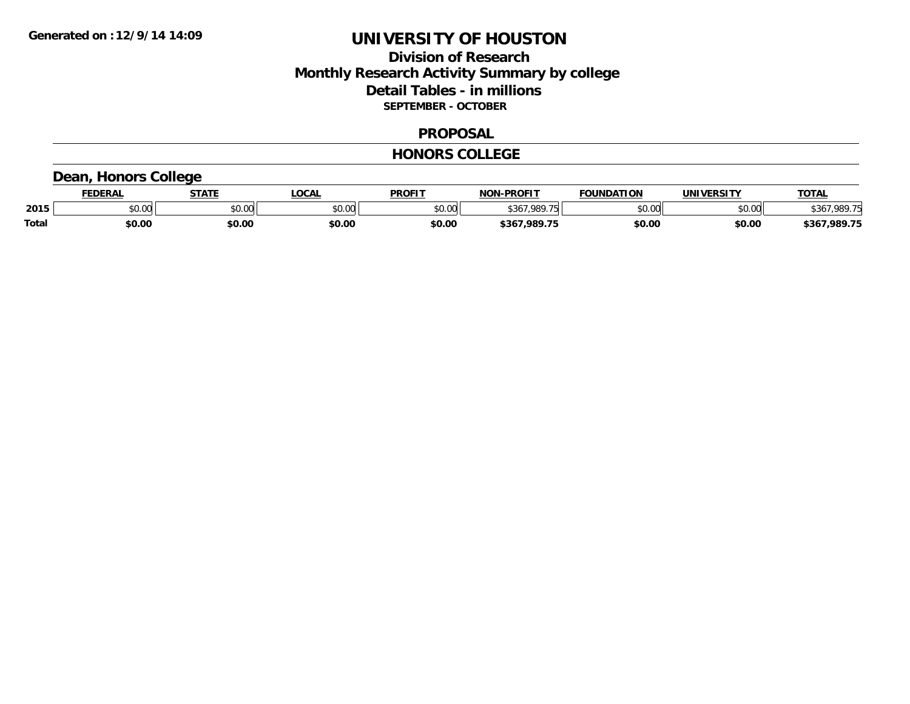**Generated on : 12/9/14 14:09**

# UNIVERSITY OF HOUSTON

## Division of Research
## Monthly Research Activity Summary by college
## Detail Tables - in millions

**SEPTEMBER - OCTOBER**

## PROPOSAL

## HONORS COLLEGE

### Dean, Honors College

| | FEDERAL | STATE | LOCAL | PROFIT | NON-PROFIT | FOUNDATION | UNIVERSITY | TOTAL |
|---|---|---|---|---|---|---|---|---|
| **2015** | $0.00 | $0.00 | $0.00 | $0.00 | $367,989.75 | $0.00 | $0.00 | $367,989.75 |
| **Total** | **$0.00** | **$0.00** | **$0.00** | **$0.00** | **$367,989.75** | **$0.00** | **$0.00** | **$367,989.75** |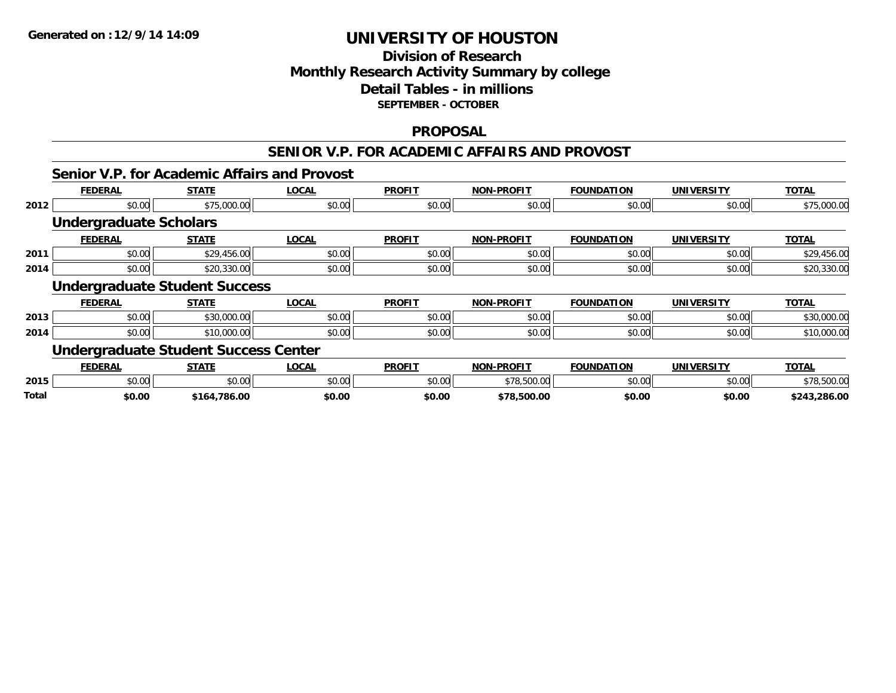# UNIVERSITY OF HOUSTON

## Division of Research
## Monthly Research Activity Summary by college
## Detail Tables - in millions
**SEPTEMBER - OCTOBER**

## PROPOSAL

## SENIOR V.P. FOR ACADEMIC AFFAIRS AND PROVOST

### Senior V.P. for Academic Affairs and Provost

| | FEDERAL | STATE | LOCAL | PROFIT | NON-PROFIT | FOUNDATION | UNIVERSITY | TOTAL |
|---|---|---|---|---|---|---|---|---|
| 2012 | $0.00 | $75,000.00 | $0.00 | $0.00 | $0.00 | $0.00 | $0.00 | $75,000.00 |

### Undergraduate Scholars

| | FEDERAL | STATE | LOCAL | PROFIT | NON-PROFIT | FOUNDATION | UNIVERSITY | TOTAL |
|---|---|---|---|---|---|---|---|---|
| 2011 | $0.00 | $29,456.00 | $0.00 | $0.00 | $0.00 | $0.00 | $0.00 | $29,456.00 |
| 2014 | $0.00 | $20,330.00 | $0.00 | $0.00 | $0.00 | $0.00 | $0.00 | $20,330.00 |

### Undergraduate Student Success

| | FEDERAL | STATE | LOCAL | PROFIT | NON-PROFIT | FOUNDATION | UNIVERSITY | TOTAL |
|---|---|---|---|---|---|---|---|---|
| 2013 | $0.00 | $30,000.00 | $0.00 | $0.00 | $0.00 | $0.00 | $0.00 | $30,000.00 |
| 2014 | $0.00 | $10,000.00 | $0.00 | $0.00 | $0.00 | $0.00 | $0.00 | $10,000.00 |

### Undergraduate Student Success Center

| | FEDERAL | STATE | LOCAL | PROFIT | NON-PROFIT | FOUNDATION | UNIVERSITY | TOTAL |
|---|---|---|---|---|---|---|---|---|
| 2015 | $0.00 | $0.00 | $0.00 | $0.00 | $78,500.00 | $0.00 | $0.00 | $78,500.00 |
| **Total** | **$0.00** | **$164,786.00** | **$0.00** | **$0.00** | **$78,500.00** | **$0.00** | **$0.00** | **$243,286.00** |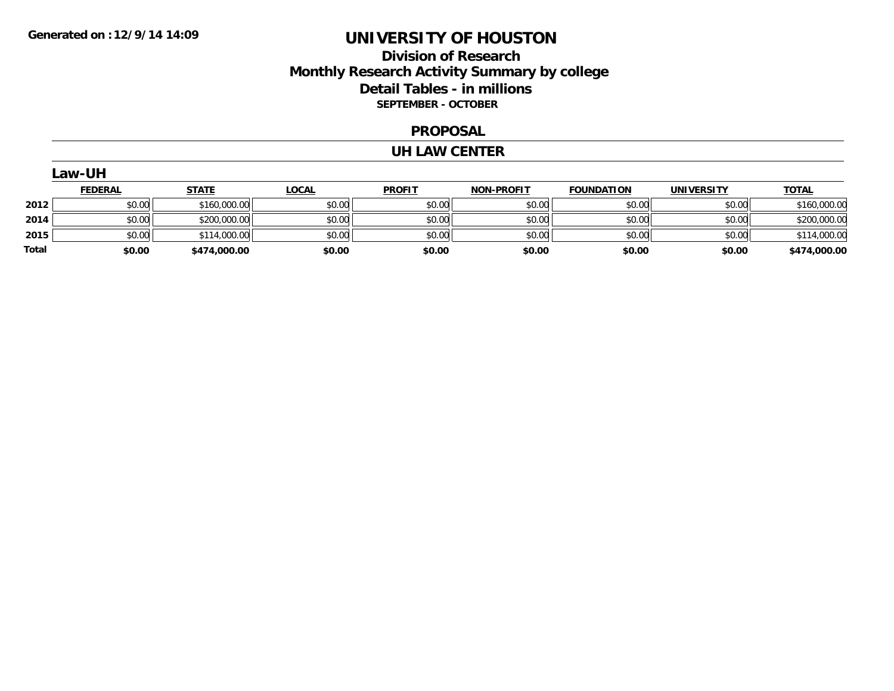# UNIVERSITY OF HOUSTON

## Division of Research
## Monthly Research Activity Summary by college
## Detail Tables - in millions
**SEPTEMBER - OCTOBER**

## PROPOSAL

## UH LAW CENTER

### Law-UH

| | FEDERAL | STATE | LOCAL | PROFIT | NON-PROFIT | FOUNDATION | UNIVERSITY | TOTAL |
|---|---|---|---|---|---|---|---|---|
| 2012 | $0.00 | $160,000.00 | $0.00 | $0.00 | $0.00 | $0.00 | $0.00 | $160,000.00 |
| 2014 | $0.00 | $200,000.00 | $0.00 | $0.00 | $0.00 | $0.00 | $0.00 | $200,000.00 |
| 2015 | $0.00 | $114,000.00 | $0.00 | $0.00 | $0.00 | $0.00 | $0.00 | $114,000.00 |
| **Total** | **$0.00** | **$474,000.00** | **$0.00** | **$0.00** | **$0.00** | **$0.00** | **$0.00** | **$474,000.00** |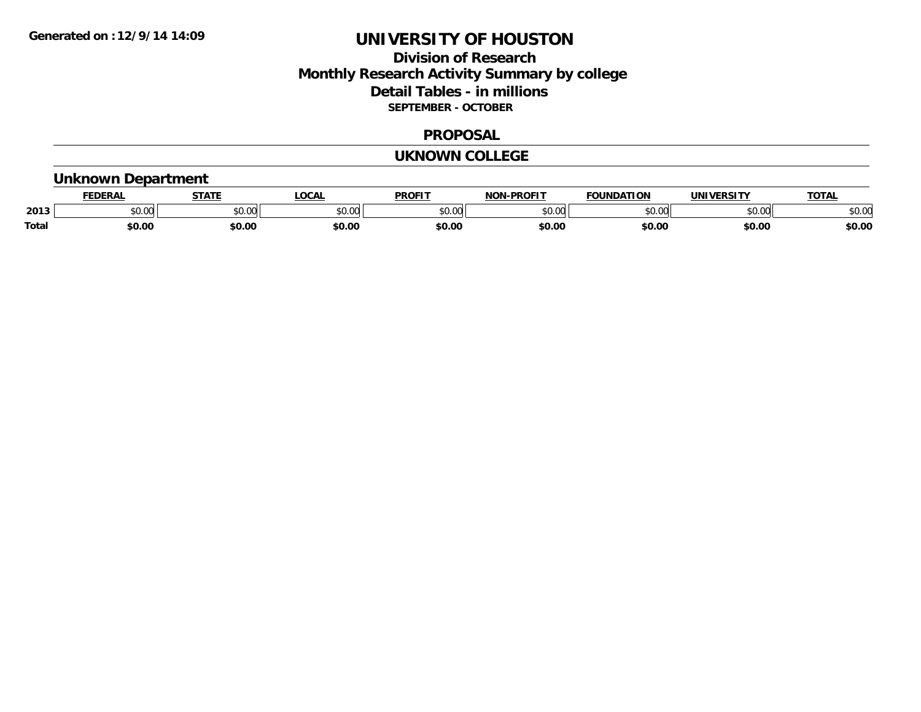Generated on :12/9/14 14:09

# UNIVERSITY OF HOUSTON

## Division of Research
## Monthly Research Activity Summary by college
## Detail Tables - in millions
### SEPTEMBER - OCTOBER

### PROPOSAL

### UKNOWN COLLEGE

### Unknown Department

| | FEDERAL | STATE | LOCAL | PROFIT | NON-PROFIT | FOUNDATION | UNIVERSITY | TOTAL |
|---|---|---|---|---|---|---|---|---|
| 2013 | $0.00 | $0.00 | $0.00 | $0.00 | $0.00 | $0.00 | $0.00 | $0.00 |
| **Total** | **$0.00** | **$0.00** | **$0.00** | **$0.00** | **$0.00** | **$0.00** | **$0.00** | **$0.00** |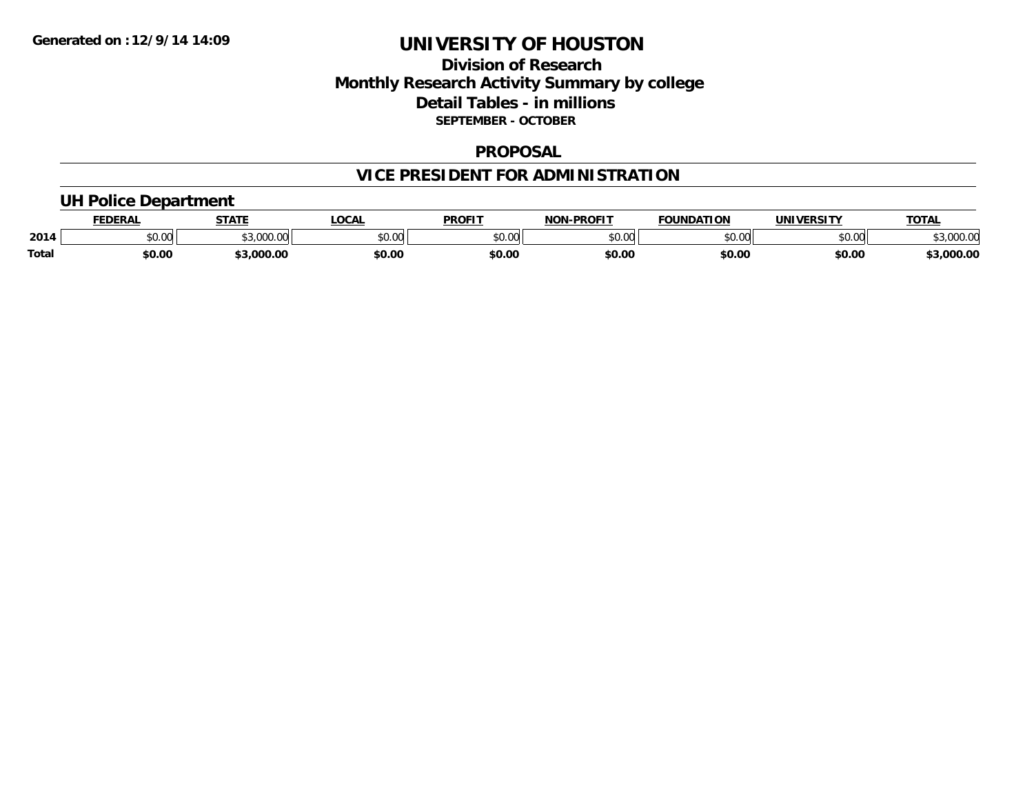**Generated on : 12/9/14 14:09**

# UNIVERSITY OF HOUSTON

## Division of Research
## Monthly Research Activity Summary by college
## Detail Tables - in millions
### SEPTEMBER - OCTOBER

## PROPOSAL

## VICE PRESIDENT FOR ADMINISTRATION

### UH Police Department

| | FEDERAL | STATE | LOCAL | PROFIT | NON-PROFIT | FOUNDATION | UNIVERSITY | TOTAL |
|---|---|---|---|---|---|---|---|---|
| 2014 | $0.00 | $3,000.00 | $0.00 | $0.00 | $0.00 | $0.00 | $0.00 | $3,000.00 |
| **Total** | **$0.00** | **$3,000.00** | **$0.00** | **$0.00** | **$0.00** | **$0.00** | **$0.00** | **$3,000.00** |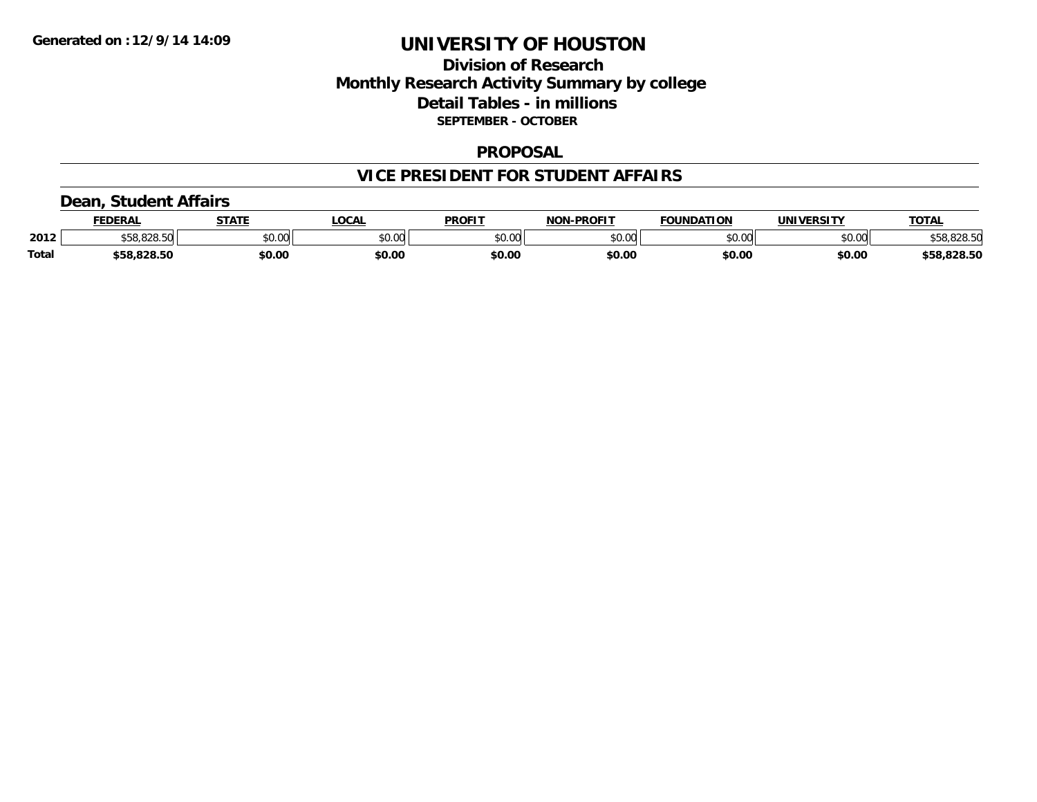Generated on :12/9/14 14:09

# UNIVERSITY OF HOUSTON

## Division of Research
## Monthly Research Activity Summary by college
## Detail Tables - in millions
### SEPTEMBER - OCTOBER

## PROPOSAL

## VICE PRESIDENT FOR STUDENT AFFAIRS

### Dean, Student Affairs

| | FEDERAL | STATE | LOCAL | PROFIT | NON-PROFIT | FOUNDATION | UNIVERSITY | TOTAL |
|---|---|---|---|---|---|---|---|---|
| 2012 | $58,828.50 | $0.00 | $0.00 | $0.00 | $0.00 | $0.00 | $0.00 | $58,828.50 |
| **Total** | **$58,828.50** | **$0.00** | **$0.00** | **$0.00** | **$0.00** | **$0.00** | **$0.00** | **$58,828.50** |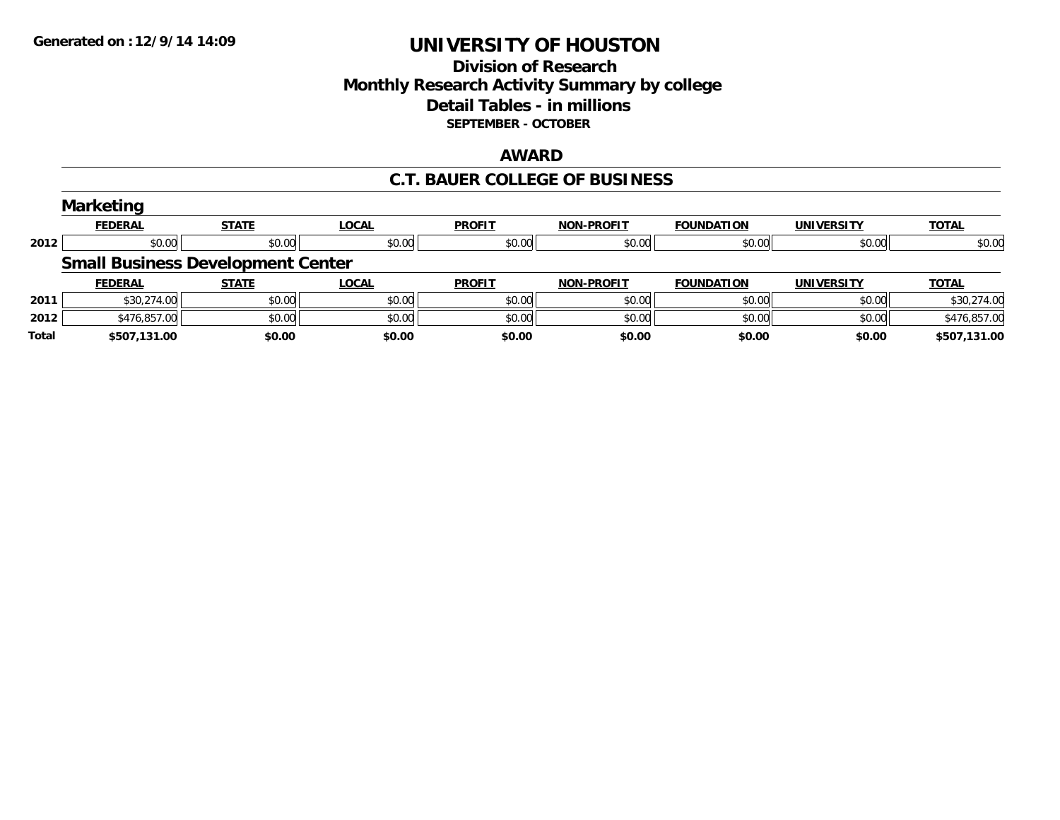# UNIVERSITY OF HOUSTON

## Division of Research
## Monthly Research Activity Summary by college
## Detail Tables - in millions
### SEPTEMBER - OCTOBER

Generated on : 12/9/14 14:09

## AWARD

## C.T. BAUER COLLEGE OF BUSINESS

### Marketing

| | FEDERAL | STATE | LOCAL | PROFIT | NON-PROFIT | FOUNDATION | UNIVERSITY | TOTAL |
|---|---|---|---|---|---|---|---|---|
| 2012 | $0.00 | $0.00 | $0.00 | $0.00 | $0.00 | $0.00 | $0.00 | $0.00 |

### Small Business Development Center

| | FEDERAL | STATE | LOCAL | PROFIT | NON-PROFIT | FOUNDATION | UNIVERSITY | TOTAL |
|---|---|---|---|---|---|---|---|---|
| 2011 | $30,274.00 | $0.00 | $0.00 | $0.00 | $0.00 | $0.00 | $0.00 | $30,274.00 |
| 2012 | $476,857.00 | $0.00 | $0.00 | $0.00 | $0.00 | $0.00 | $0.00 | $476,857.00 |
| **Total** | **$507,131.00** | **$0.00** | **$0.00** | **$0.00** | **$0.00** | **$0.00** | **$0.00** | **$507,131.00** |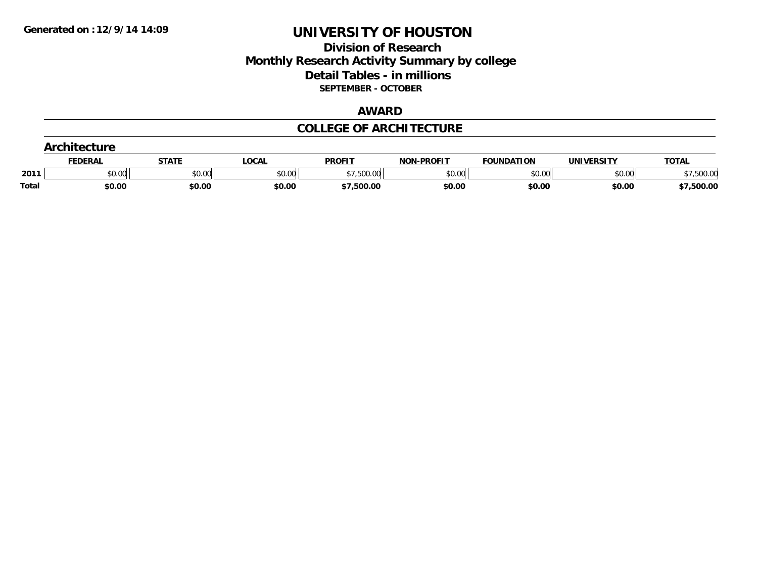**Generated on : 12/9/14 14:09**

# UNIVERSITY OF HOUSTON

## Division of Research
## Monthly Research Activity Summary by college
## Detail Tables - in millions
### SEPTEMBER - OCTOBER

## AWARD

## COLLEGE OF ARCHITECTURE

### Architecture

| | FEDERAL | STATE | LOCAL | PROFIT | NON-PROFIT | FOUNDATION | UNIVERSITY | TOTAL |
|---|---|---|---|---|---|---|---|---|
| 2011 | $0.00 | $0.00 | $0.00 | $7,500.00 | $0.00 | $0.00 | $0.00 | $7,500.00 |
| **Total** | **$0.00** | **$0.00** | **$0.00** | **$7,500.00** | **$0.00** | **$0.00** | **$0.00** | **$7,500.00** |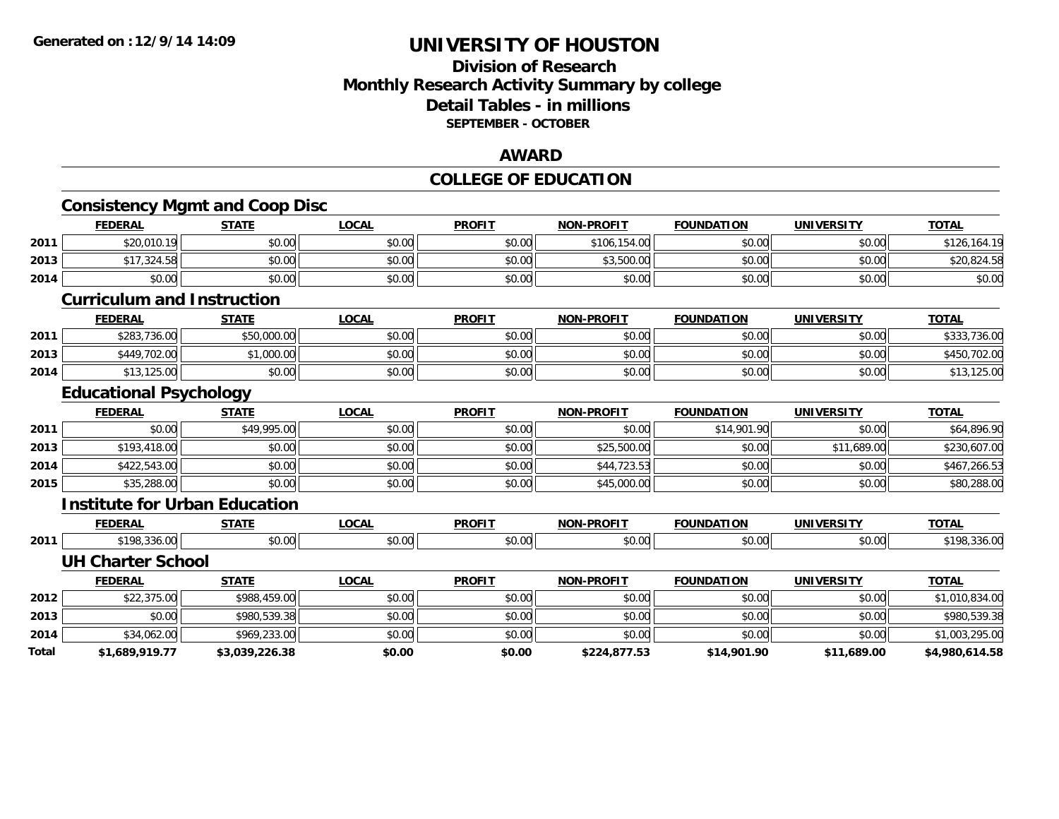**Generated on :12/9/14 14:09**

# UNIVERSITY OF HOUSTON

## Division of Research
## Monthly Research Activity Summary by college
## Detail Tables - in millions
### SEPTEMBER - OCTOBER

## AWARD

## COLLEGE OF EDUCATION

### Consistency Mgmt and Coop Disc

| | FEDERAL | STATE | LOCAL | PROFIT | NON-PROFIT | FOUNDATION | UNIVERSITY | TOTAL |
|---|---|---|---|---|---|---|---|---|
| 2011 | $20,010.19 | $0.00 | $0.00 | $0.00 | $106,154.00 | $0.00 | $0.00 | $126,164.19 |
| 2013 | $17,324.58 | $0.00 | $0.00 | $0.00 | $3,500.00 | $0.00 | $0.00 | $20,824.58 |
| 2014 | $0.00 | $0.00 | $0.00 | $0.00 | $0.00 | $0.00 | $0.00 | $0.00 |

### Curriculum and Instruction

| | FEDERAL | STATE | LOCAL | PROFIT | NON-PROFIT | FOUNDATION | UNIVERSITY | TOTAL |
|---|---|---|---|---|---|---|---|---|
| 2011 | $283,736.00 | $50,000.00 | $0.00 | $0.00 | $0.00 | $0.00 | $0.00 | $333,736.00 |
| 2013 | $449,702.00 | $1,000.00 | $0.00 | $0.00 | $0.00 | $0.00 | $0.00 | $450,702.00 |
| 2014 | $13,125.00 | $0.00 | $0.00 | $0.00 | $0.00 | $0.00 | $0.00 | $13,125.00 |

### Educational Psychology

| | FEDERAL | STATE | LOCAL | PROFIT | NON-PROFIT | FOUNDATION | UNIVERSITY | TOTAL |
|---|---|---|---|---|---|---|---|---|
| 2011 | $0.00 | $49,995.00 | $0.00 | $0.00 | $0.00 | $14,901.90 | $0.00 | $64,896.90 |
| 2013 | $193,418.00 | $0.00 | $0.00 | $0.00 | $25,500.00 | $0.00 | $11,689.00 | $230,607.00 |
| 2014 | $422,543.00 | $0.00 | $0.00 | $0.00 | $44,723.53 | $0.00 | $0.00 | $467,266.53 |
| 2015 | $35,288.00 | $0.00 | $0.00 | $0.00 | $45,000.00 | $0.00 | $0.00 | $80,288.00 |

### Institute for Urban Education

| | FEDERAL | STATE | LOCAL | PROFIT | NON-PROFIT | FOUNDATION | UNIVERSITY | TOTAL |
|---|---|---|---|---|---|---|---|---|
| 2011 | $198,336.00 | $0.00 | $0.00 | $0.00 | $0.00 | $0.00 | $0.00 | $198,336.00 |

### UH Charter School

| | FEDERAL | STATE | LOCAL | PROFIT | NON-PROFIT | FOUNDATION | UNIVERSITY | TOTAL |
|---|---|---|---|---|---|---|---|---|
| 2012 | $22,375.00 | $988,459.00 | $0.00 | $0.00 | $0.00 | $0.00 | $0.00 | $1,010,834.00 |
| 2013 | $0.00 | $980,539.38 | $0.00 | $0.00 | $0.00 | $0.00 | $0.00 | $980,539.38 |
| 2014 | $34,062.00 | $969,233.00 | $0.00 | $0.00 | $0.00 | $0.00 | $0.00 | $1,003,295.00 |
| **Total** | **$1,689,919.77** | **$3,039,226.38** | **$0.00** | **$0.00** | **$224,877.53** | **$14,901.90** | **$11,689.00** | **$4,980,614.58** |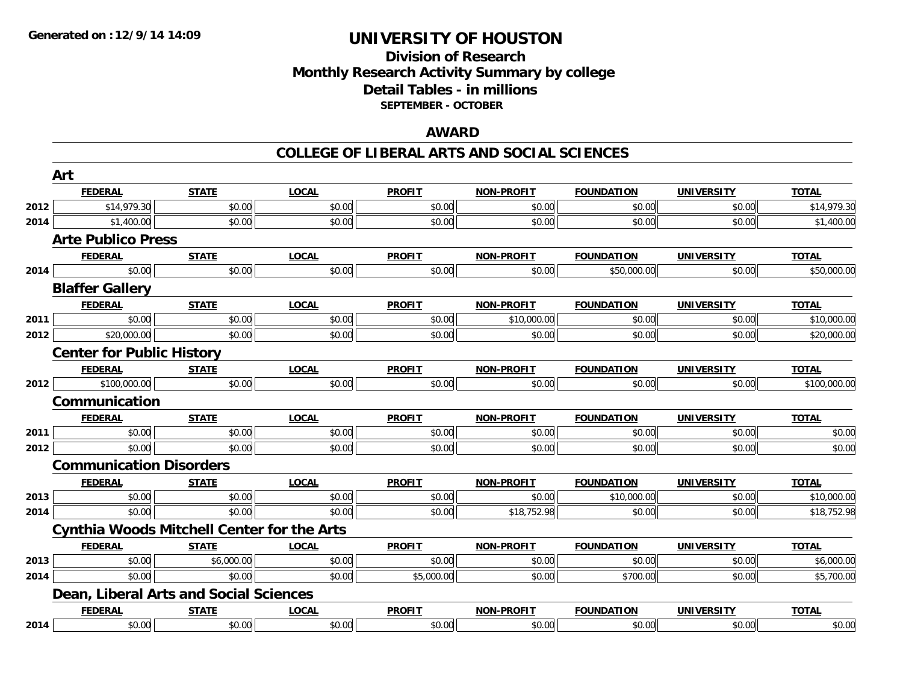# UNIVERSITY OF HOUSTON

## Division of Research
## Monthly Research Activity Summary by college
## Detail Tables - in millions
### SEPTEMBER - OCTOBER

## AWARD

## COLLEGE OF LIBERAL ARTS AND SOCIAL SCIENCES

### Art

| | FEDERAL | STATE | LOCAL | PROFIT | NON-PROFIT | FOUNDATION | UNIVERSITY | TOTAL |
|---|---|---|---|---|---|---|---|---|
| 2012 | $14,979.30 | $0.00 | $0.00 | $0.00 | $0.00 | $0.00 | $0.00 | $14,979.30 |
| 2014 | $1,400.00 | $0.00 | $0.00 | $0.00 | $0.00 | $0.00 | $0.00 | $1,400.00 |

### Arte Publico Press

| | FEDERAL | STATE | LOCAL | PROFIT | NON-PROFIT | FOUNDATION | UNIVERSITY | TOTAL |
|---|---|---|---|---|---|---|---|---|
| 2014 | $0.00 | $0.00 | $0.00 | $0.00 | $0.00 | $50,000.00 | $0.00 | $50,000.00 |

### Blaffer Gallery

| | FEDERAL | STATE | LOCAL | PROFIT | NON-PROFIT | FOUNDATION | UNIVERSITY | TOTAL |
|---|---|---|---|---|---|---|---|---|
| 2011 | $0.00 | $0.00 | $0.00 | $0.00 | $10,000.00 | $0.00 | $0.00 | $10,000.00 |
| 2012 | $20,000.00 | $0.00 | $0.00 | $0.00 | $0.00 | $0.00 | $0.00 | $20,000.00 |

### Center for Public History

| | FEDERAL | STATE | LOCAL | PROFIT | NON-PROFIT | FOUNDATION | UNIVERSITY | TOTAL |
|---|---|---|---|---|---|---|---|---|
| 2012 | $100,000.00 | $0.00 | $0.00 | $0.00 | $0.00 | $0.00 | $0.00 | $100,000.00 |

### Communication

| | FEDERAL | STATE | LOCAL | PROFIT | NON-PROFIT | FOUNDATION | UNIVERSITY | TOTAL |
|---|---|---|---|---|---|---|---|---|
| 2011 | $0.00 | $0.00 | $0.00 | $0.00 | $0.00 | $0.00 | $0.00 | $0.00 |
| 2012 | $0.00 | $0.00 | $0.00 | $0.00 | $0.00 | $0.00 | $0.00 | $0.00 |

### Communication Disorders

| | FEDERAL | STATE | LOCAL | PROFIT | NON-PROFIT | FOUNDATION | UNIVERSITY | TOTAL |
|---|---|---|---|---|---|---|---|---|
| 2013 | $0.00 | $0.00 | $0.00 | $0.00 | $0.00 | $10,000.00 | $0.00 | $10,000.00 |
| 2014 | $0.00 | $0.00 | $0.00 | $0.00 | $18,752.98 | $0.00 | $0.00 | $18,752.98 |

### Cynthia Woods Mitchell Center for the Arts

| | FEDERAL | STATE | LOCAL | PROFIT | NON-PROFIT | FOUNDATION | UNIVERSITY | TOTAL |
|---|---|---|---|---|---|---|---|---|
| 2013 | $0.00 | $6,000.00 | $0.00 | $0.00 | $0.00 | $0.00 | $0.00 | $6,000.00 |
| 2014 | $0.00 | $0.00 | $0.00 | $5,000.00 | $0.00 | $700.00 | $0.00 | $5,700.00 |

### Dean, Liberal Arts and Social Sciences

| | FEDERAL | STATE | LOCAL | PROFIT | NON-PROFIT | FOUNDATION | UNIVERSITY | TOTAL |
|---|---|---|---|---|---|---|---|---|
| 2014 | $0.00 | $0.00 | $0.00 | $0.00 | $0.00 | $0.00 | $0.00 | $0.00 |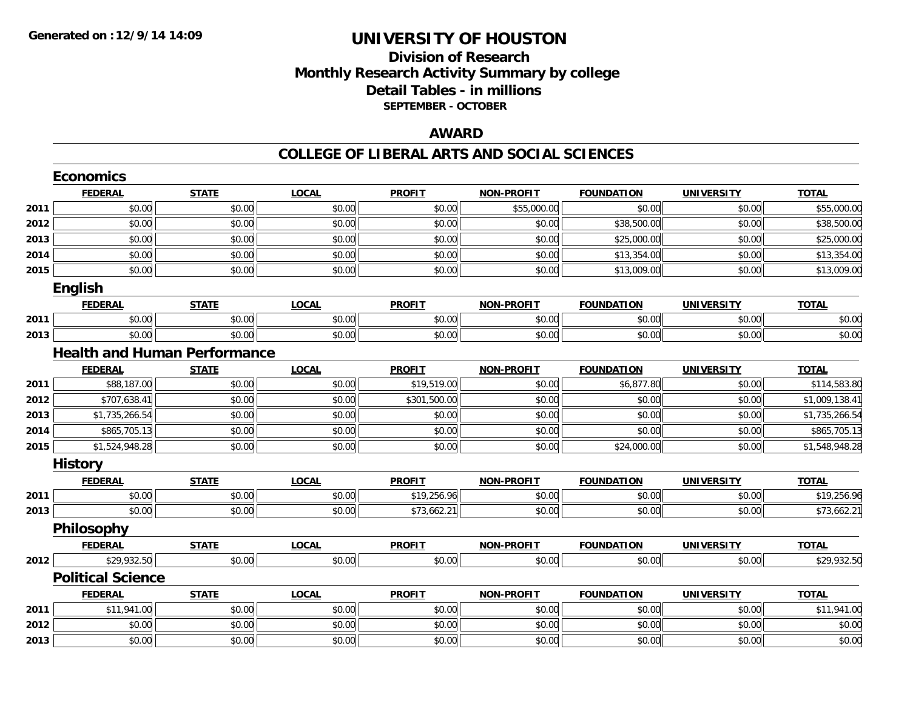# UNIVERSITY OF HOUSTON

## Division of Research
## Monthly Research Activity Summary by college
## Detail Tables - in millions
### SEPTEMBER - OCTOBER

## AWARD

## COLLEGE OF LIBERAL ARTS AND SOCIAL SCIENCES

### Economics

| | FEDERAL | STATE | LOCAL | PROFIT | NON-PROFIT | FOUNDATION | UNIVERSITY | TOTAL |
|---|---|---|---|---|---|---|---|---|
| 2011 | $0.00 | $0.00 | $0.00 | $0.00 | $55,000.00 | $0.00 | $0.00 | $55,000.00 |
| 2012 | $0.00 | $0.00 | $0.00 | $0.00 | $0.00 | $38,500.00 | $0.00 | $38,500.00 |
| 2013 | $0.00 | $0.00 | $0.00 | $0.00 | $0.00 | $25,000.00 | $0.00 | $25,000.00 |
| 2014 | $0.00 | $0.00 | $0.00 | $0.00 | $0.00 | $13,354.00 | $0.00 | $13,354.00 |
| 2015 | $0.00 | $0.00 | $0.00 | $0.00 | $0.00 | $13,009.00 | $0.00 | $13,009.00 |

### English

| | FEDERAL | STATE | LOCAL | PROFIT | NON-PROFIT | FOUNDATION | UNIVERSITY | TOTAL |
|---|---|---|---|---|---|---|---|---|
| 2011 | $0.00 | $0.00 | $0.00 | $0.00 | $0.00 | $0.00 | $0.00 | $0.00 |
| 2013 | $0.00 | $0.00 | $0.00 | $0.00 | $0.00 | $0.00 | $0.00 | $0.00 |

### Health and Human Performance

| | FEDERAL | STATE | LOCAL | PROFIT | NON-PROFIT | FOUNDATION | UNIVERSITY | TOTAL |
|---|---|---|---|---|---|---|---|---|
| 2011 | $88,187.00 | $0.00 | $0.00 | $19,519.00 | $0.00 | $6,877.80 | $0.00 | $114,583.80 |
| 2012 | $707,638.41 | $0.00 | $0.00 | $301,500.00 | $0.00 | $0.00 | $0.00 | $1,009,138.41 |
| 2013 | $1,735,266.54 | $0.00 | $0.00 | $0.00 | $0.00 | $0.00 | $0.00 | $1,735,266.54 |
| 2014 | $865,705.13 | $0.00 | $0.00 | $0.00 | $0.00 | $0.00 | $0.00 | $865,705.13 |
| 2015 | $1,524,948.28 | $0.00 | $0.00 | $0.00 | $0.00 | $24,000.00 | $0.00 | $1,548,948.28 |

### History

| | FEDERAL | STATE | LOCAL | PROFIT | NON-PROFIT | FOUNDATION | UNIVERSITY | TOTAL |
|---|---|---|---|---|---|---|---|---|
| 2011 | $0.00 | $0.00 | $0.00 | $19,256.96 | $0.00 | $0.00 | $0.00 | $19,256.96 |
| 2013 | $0.00 | $0.00 | $0.00 | $73,662.21 | $0.00 | $0.00 | $0.00 | $73,662.21 |

### Philosophy

| | FEDERAL | STATE | LOCAL | PROFIT | NON-PROFIT | FOUNDATION | UNIVERSITY | TOTAL |
|---|---|---|---|---|---|---|---|---|
| 2012 | $29,932.50 | $0.00 | $0.00 | $0.00 | $0.00 | $0.00 | $0.00 | $29,932.50 |

### Political Science

| | FEDERAL | STATE | LOCAL | PROFIT | NON-PROFIT | FOUNDATION | UNIVERSITY | TOTAL |
|---|---|---|---|---|---|---|---|---|
| 2011 | $11,941.00 | $0.00 | $0.00 | $0.00 | $0.00 | $0.00 | $0.00 | $11,941.00 |
| 2012 | $0.00 | $0.00 | $0.00 | $0.00 | $0.00 | $0.00 | $0.00 | $0.00 |
| 2013 | $0.00 | $0.00 | $0.00 | $0.00 | $0.00 | $0.00 | $0.00 | $0.00 |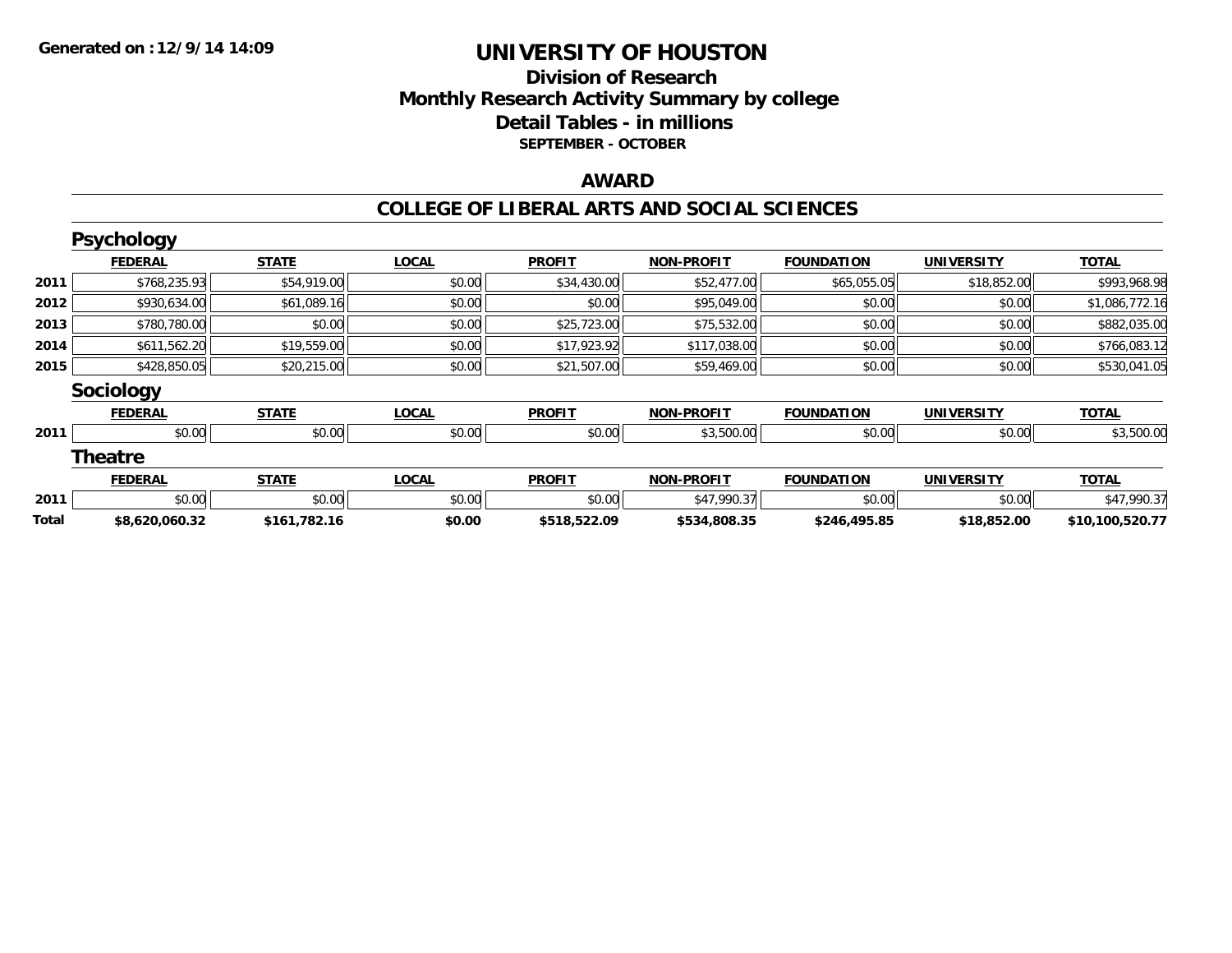**Generated on :12/9/14 14:09**

# UNIVERSITY OF HOUSTON

## Division of Research
## Monthly Research Activity Summary by college
## Detail Tables - in millions
### SEPTEMBER - OCTOBER

## AWARD

## COLLEGE OF LIBERAL ARTS AND SOCIAL SCIENCES

### Psychology

| | FEDERAL | STATE | LOCAL | PROFIT | NON-PROFIT | FOUNDATION | UNIVERSITY | TOTAL |
|---|---|---|---|---|---|---|---|---|
| 2011 | $768,235.93 | $54,919.00 | $0.00 | $34,430.00 | $52,477.00 | $65,055.05 | $18,852.00 | $993,968.98 |
| 2012 | $930,634.00 | $61,089.16 | $0.00 | $0.00 | $95,049.00 | $0.00 | $0.00 | $1,086,772.16 |
| 2013 | $780,780.00 | $0.00 | $0.00 | $25,723.00 | $75,532.00 | $0.00 | $0.00 | $882,035.00 |
| 2014 | $611,562.20 | $19,559.00 | $0.00 | $17,923.92 | $117,038.00 | $0.00 | $0.00 | $766,083.12 |
| 2015 | $428,850.05 | $20,215.00 | $0.00 | $21,507.00 | $59,469.00 | $0.00 | $0.00 | $530,041.05 |

### Sociology

| | FEDERAL | STATE | LOCAL | PROFIT | NON-PROFIT | FOUNDATION | UNIVERSITY | TOTAL |
|---|---|---|---|---|---|---|---|---|
| 2011 | $0.00 | $0.00 | $0.00 | $0.00 | $3,500.00 | $0.00 | $0.00 | $3,500.00 |

### Theatre

| | FEDERAL | STATE | LOCAL | PROFIT | NON-PROFIT | FOUNDATION | UNIVERSITY | TOTAL |
|---|---|---|---|---|---|---|---|---|
| 2011 | $0.00 | $0.00 | $0.00 | $0.00 | $47,990.37 | $0.00 | $0.00 | $47,990.37 |
| **Total** | **$8,620,060.32** | **$161,782.16** | **$0.00** | **$518,522.09** | **$534,808.35** | **$246,495.85** | **$18,852.00** | **$10,100,520.77** |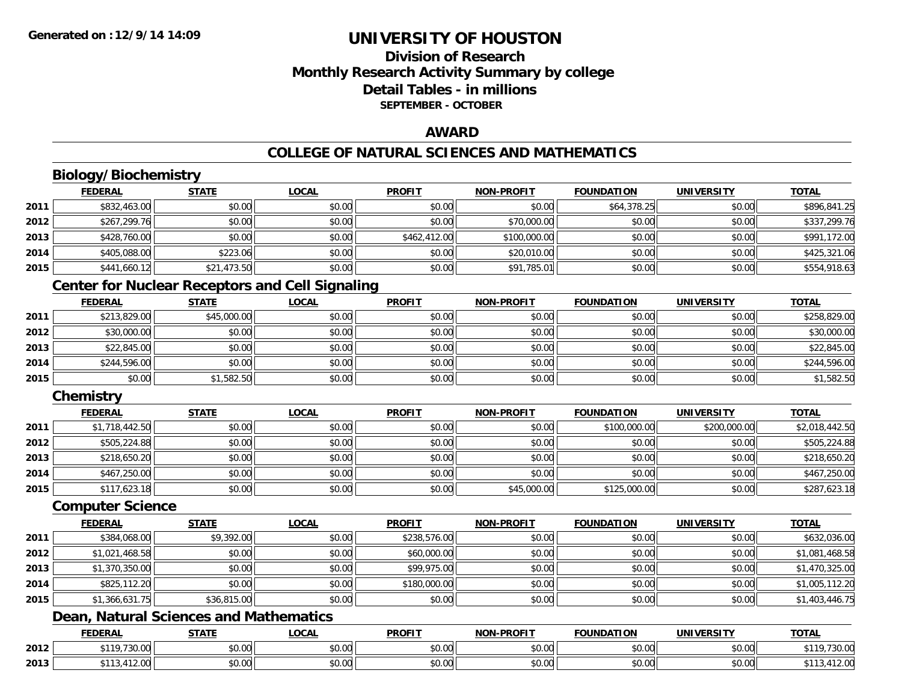**Generated on :12/9/14 14:09**

# UNIVERSITY OF HOUSTON

## Division of Research
## Monthly Research Activity Summary by college
## Detail Tables - in millions
### SEPTEMBER - OCTOBER

## AWARD

## COLLEGE OF NATURAL SCIENCES AND MATHEMATICS

### Biology/Biochemistry

| | FEDERAL | STATE | LOCAL | PROFIT | NON-PROFIT | FOUNDATION | UNIVERSITY | TOTAL |
|---|---|---|---|---|---|---|---|---|
| 2011 | $832,463.00 | $0.00 | $0.00 | $0.00 | $0.00 | $64,378.25 | $0.00 | $896,841.25 |
| 2012 | $267,299.76 | $0.00 | $0.00 | $0.00 | $70,000.00 | $0.00 | $0.00 | $337,299.76 |
| 2013 | $428,760.00 | $0.00 | $0.00 | $462,412.00 | $100,000.00 | $0.00 | $0.00 | $991,172.00 |
| 2014 | $405,088.00 | $223.06 | $0.00 | $0.00 | $20,010.00 | $0.00 | $0.00 | $425,321.06 |
| 2015 | $441,660.12 | $21,473.50 | $0.00 | $0.00 | $91,785.01 | $0.00 | $0.00 | $554,918.63 |

### Center for Nuclear Receptors and Cell Signaling

| | FEDERAL | STATE | LOCAL | PROFIT | NON-PROFIT | FOUNDATION | UNIVERSITY | TOTAL |
|---|---|---|---|---|---|---|---|---|
| 2011 | $213,829.00 | $45,000.00 | $0.00 | $0.00 | $0.00 | $0.00 | $0.00 | $258,829.00 |
| 2012 | $30,000.00 | $0.00 | $0.00 | $0.00 | $0.00 | $0.00 | $0.00 | $30,000.00 |
| 2013 | $22,845.00 | $0.00 | $0.00 | $0.00 | $0.00 | $0.00 | $0.00 | $22,845.00 |
| 2014 | $244,596.00 | $0.00 | $0.00 | $0.00 | $0.00 | $0.00 | $0.00 | $244,596.00 |
| 2015 | $0.00 | $1,582.50 | $0.00 | $0.00 | $0.00 | $0.00 | $0.00 | $1,582.50 |

### Chemistry

| | FEDERAL | STATE | LOCAL | PROFIT | NON-PROFIT | FOUNDATION | UNIVERSITY | TOTAL |
|---|---|---|---|---|---|---|---|---|
| 2011 | $1,718,442.50 | $0.00 | $0.00 | $0.00 | $0.00 | $100,000.00 | $200,000.00 | $2,018,442.50 |
| 2012 | $505,224.88 | $0.00 | $0.00 | $0.00 | $0.00 | $0.00 | $0.00 | $505,224.88 |
| 2013 | $218,650.20 | $0.00 | $0.00 | $0.00 | $0.00 | $0.00 | $0.00 | $218,650.20 |
| 2014 | $467,250.00 | $0.00 | $0.00 | $0.00 | $0.00 | $0.00 | $0.00 | $467,250.00 |
| 2015 | $117,623.18 | $0.00 | $0.00 | $0.00 | $45,000.00 | $125,000.00 | $0.00 | $287,623.18 |

### Computer Science

| | FEDERAL | STATE | LOCAL | PROFIT | NON-PROFIT | FOUNDATION | UNIVERSITY | TOTAL |
|---|---|---|---|---|---|---|---|---|
| 2011 | $384,068.00 | $9,392.00 | $0.00 | $238,576.00 | $0.00 | $0.00 | $0.00 | $632,036.00 |
| 2012 | $1,021,468.58 | $0.00 | $0.00 | $60,000.00 | $0.00 | $0.00 | $0.00 | $1,081,468.58 |
| 2013 | $1,370,350.00 | $0.00 | $0.00 | $99,975.00 | $0.00 | $0.00 | $0.00 | $1,470,325.00 |
| 2014 | $825,112.20 | $0.00 | $0.00 | $180,000.00 | $0.00 | $0.00 | $0.00 | $1,005,112.20 |
| 2015 | $1,366,631.75 | $36,815.00 | $0.00 | $0.00 | $0.00 | $0.00 | $0.00 | $1,403,446.75 |

### Dean, Natural Sciences and Mathematics

| | FEDERAL | STATE | LOCAL | PROFIT | NON-PROFIT | FOUNDATION | UNIVERSITY | TOTAL |
|---|---|---|---|---|---|---|---|---|
| 2012 | $119,730.00 | $0.00 | $0.00 | $0.00 | $0.00 | $0.00 | $0.00 | $119,730.00 |
| 2013 | $113,412.00 | $0.00 | $0.00 | $0.00 | $0.00 | $0.00 | $0.00 | $113,412.00 |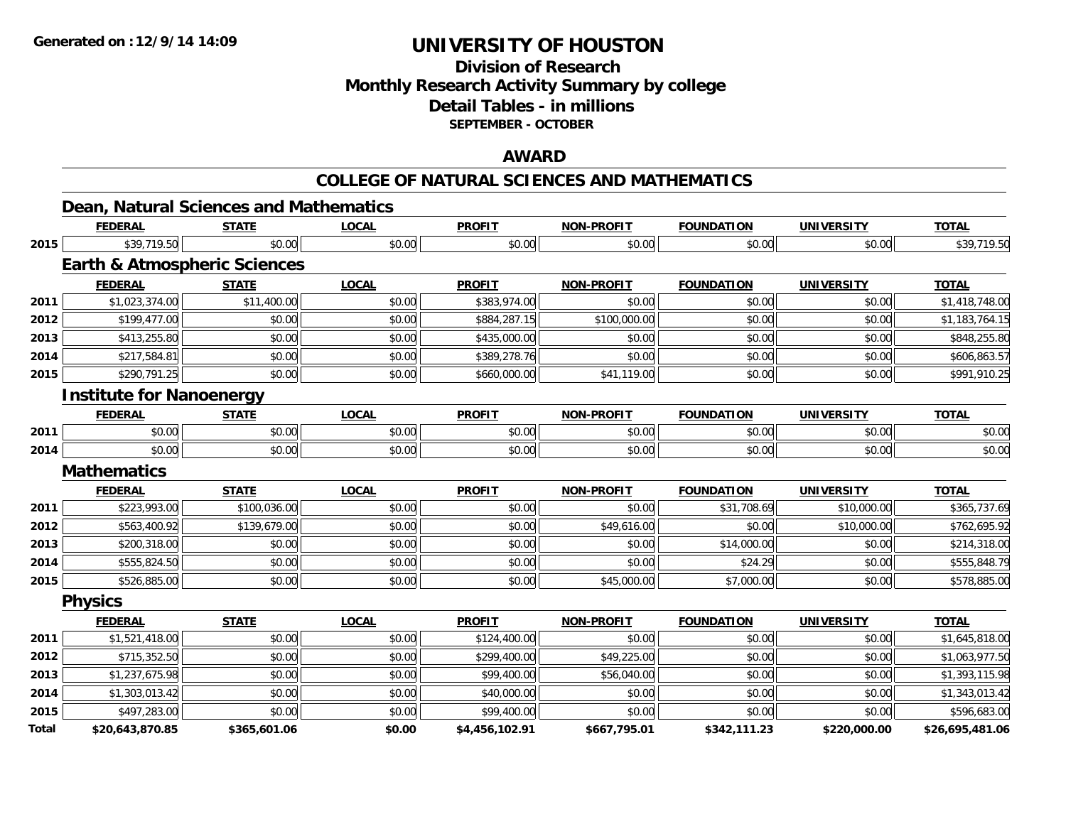# UNIVERSITY OF HOUSTON

## Division of Research
## Monthly Research Activity Summary by college
## Detail Tables - in millions
### SEPTEMBER - OCTOBER

## AWARD

## COLLEGE OF NATURAL SCIENCES AND MATHEMATICS

### Dean, Natural Sciences and Mathematics

| | FEDERAL | STATE | LOCAL | PROFIT | NON-PROFIT | FOUNDATION | UNIVERSITY | TOTAL |
|---|---|---|---|---|---|---|---|---|
| 2015 | $39,719.50 | $0.00 | $0.00 | $0.00 | $0.00 | $0.00 | $0.00 | $39,719.50 |

### Earth & Atmospheric Sciences

| | FEDERAL | STATE | LOCAL | PROFIT | NON-PROFIT | FOUNDATION | UNIVERSITY | TOTAL |
|---|---|---|---|---|---|---|---|---|
| 2011 | $1,023,374.00 | $11,400.00 | $0.00 | $383,974.00 | $0.00 | $0.00 | $0.00 | $1,418,748.00 |
| 2012 | $199,477.00 | $0.00 | $0.00 | $884,287.15 | $100,000.00 | $0.00 | $0.00 | $1,183,764.15 |
| 2013 | $413,255.80 | $0.00 | $0.00 | $435,000.00 | $0.00 | $0.00 | $0.00 | $848,255.80 |
| 2014 | $217,584.81 | $0.00 | $0.00 | $389,278.76 | $0.00 | $0.00 | $0.00 | $606,863.57 |
| 2015 | $290,791.25 | $0.00 | $0.00 | $660,000.00 | $41,119.00 | $0.00 | $0.00 | $991,910.25 |

### Institute for Nanoenergy

| | FEDERAL | STATE | LOCAL | PROFIT | NON-PROFIT | FOUNDATION | UNIVERSITY | TOTAL |
|---|---|---|---|---|---|---|---|---|
| 2011 | $0.00 | $0.00 | $0.00 | $0.00 | $0.00 | $0.00 | $0.00 | $0.00 |
| 2014 | $0.00 | $0.00 | $0.00 | $0.00 | $0.00 | $0.00 | $0.00 | $0.00 |

### Mathematics

| | FEDERAL | STATE | LOCAL | PROFIT | NON-PROFIT | FOUNDATION | UNIVERSITY | TOTAL |
|---|---|---|---|---|---|---|---|---|
| 2011 | $223,993.00 | $100,036.00 | $0.00 | $0.00 | $0.00 | $31,708.69 | $10,000.00 | $365,737.69 |
| 2012 | $563,400.92 | $139,679.00 | $0.00 | $0.00 | $49,616.00 | $0.00 | $10,000.00 | $762,695.92 |
| 2013 | $200,318.00 | $0.00 | $0.00 | $0.00 | $0.00 | $14,000.00 | $0.00 | $214,318.00 |
| 2014 | $555,824.50 | $0.00 | $0.00 | $0.00 | $0.00 | $24.29 | $0.00 | $555,848.79 |
| 2015 | $526,885.00 | $0.00 | $0.00 | $0.00 | $45,000.00 | $7,000.00 | $0.00 | $578,885.00 |

### Physics

| | FEDERAL | STATE | LOCAL | PROFIT | NON-PROFIT | FOUNDATION | UNIVERSITY | TOTAL |
|---|---|---|---|---|---|---|---|---|
| 2011 | $1,521,418.00 | $0.00 | $0.00 | $124,400.00 | $0.00 | $0.00 | $0.00 | $1,645,818.00 |
| 2012 | $715,352.50 | $0.00 | $0.00 | $299,400.00 | $49,225.00 | $0.00 | $0.00 | $1,063,977.50 |
| 2013 | $1,237,675.98 | $0.00 | $0.00 | $99,400.00 | $56,040.00 | $0.00 | $0.00 | $1,393,115.98 |
| 2014 | $1,303,013.42 | $0.00 | $0.00 | $40,000.00 | $0.00 | $0.00 | $0.00 | $1,343,013.42 |
| 2015 | $497,283.00 | $0.00 | $0.00 | $99,400.00 | $0.00 | $0.00 | $0.00 | $596,683.00 |
| **Total** | **$20,643,870.85** | **$365,601.06** | **$0.00** | **$4,456,102.91** | **$667,795.01** | **$342,111.23** | **$220,000.00** | **$26,695,481.06** |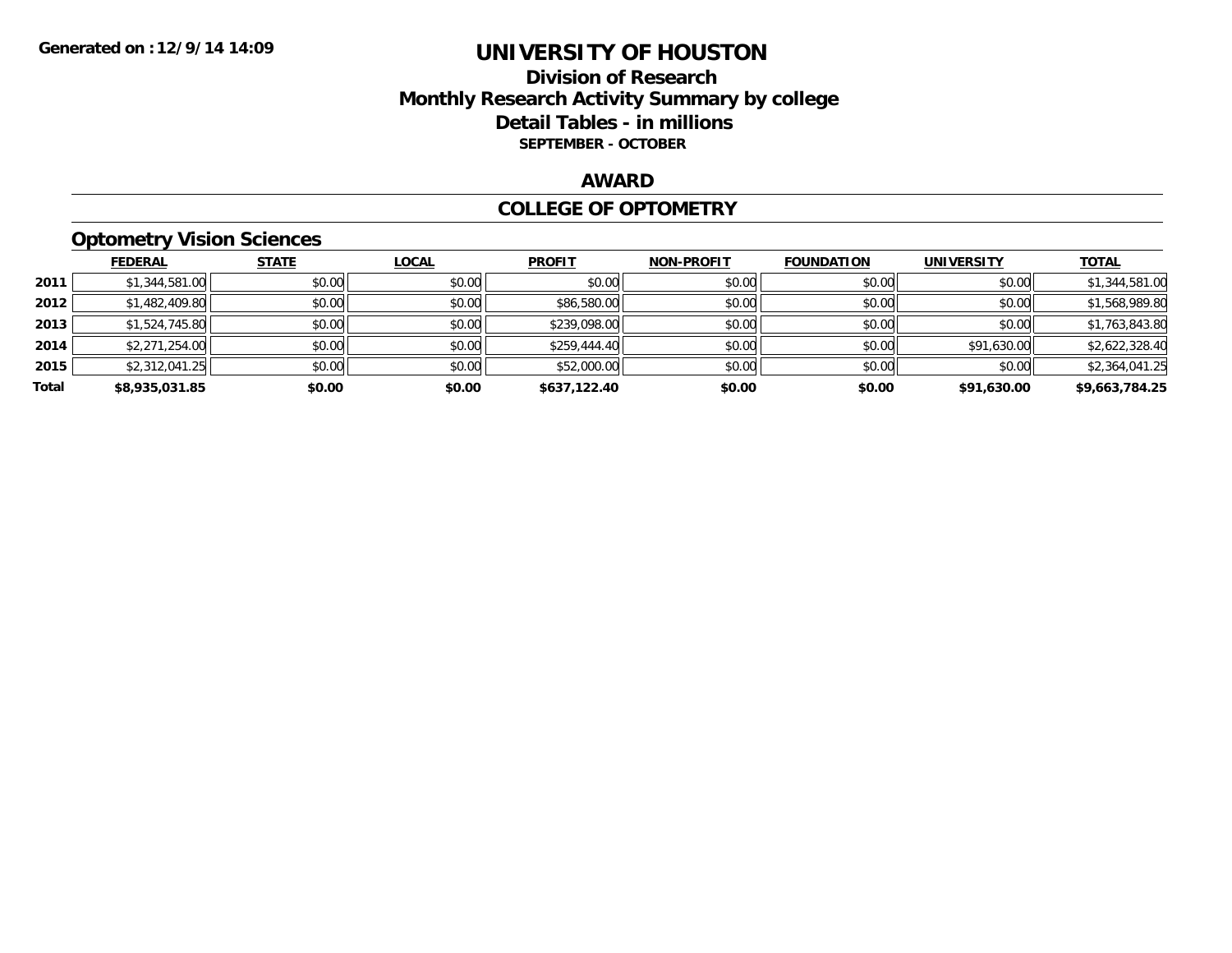# UNIVERSITY OF HOUSTON

## Division of Research
## Monthly Research Activity Summary by college
## Detail Tables - in millions
### SEPTEMBER - OCTOBER

**Generated on : 12/9/14 14:09**

## AWARD

## COLLEGE OF OPTOMETRY

### Optometry Vision Sciences

| | FEDERAL | STATE | LOCAL | PROFIT | NON-PROFIT | FOUNDATION | UNIVERSITY | TOTAL |
|---|---|---|---|---|---|---|---|---|
| 2011 | $1,344,581.00 | $0.00 | $0.00 | $0.00 | $0.00 | $0.00 | $0.00 | $1,344,581.00 |
| 2012 | $1,482,409.80 | $0.00 | $0.00 | $86,580.00 | $0.00 | $0.00 | $0.00 | $1,568,989.80 |
| 2013 | $1,524,745.80 | $0.00 | $0.00 | $239,098.00 | $0.00 | $0.00 | $0.00 | $1,763,843.80 |
| 2014 | $2,271,254.00 | $0.00 | $0.00 | $259,444.40 | $0.00 | $0.00 | $91,630.00 | $2,622,328.40 |
| 2015 | $2,312,041.25 | $0.00 | $0.00 | $52,000.00 | $0.00 | $0.00 | $0.00 | $2,364,041.25 |
| **Total** | **$8,935,031.85** | **$0.00** | **$0.00** | **$637,122.40** | **$0.00** | **$0.00** | **$91,630.00** | **$9,663,784.25** |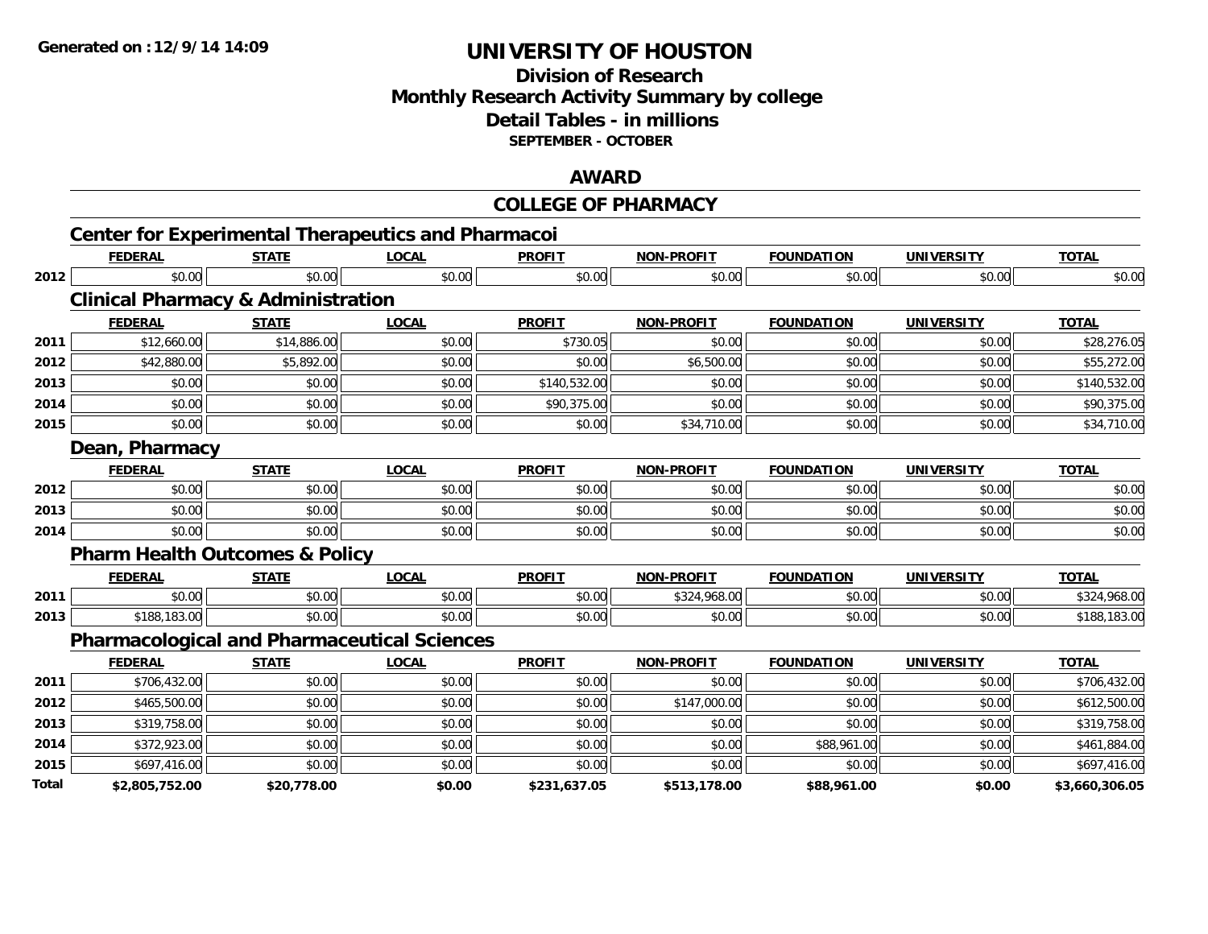Generated on :12/9/14 14:09

# UNIVERSITY OF HOUSTON

## Division of Research
## Monthly Research Activity Summary by college
## Detail Tables - in millions
### SEPTEMBER - OCTOBER

## AWARD

## COLLEGE OF PHARMACY

### Center for Experimental Therapeutics and Pharmacoi

| | FEDERAL | STATE | LOCAL | PROFIT | NON-PROFIT | FOUNDATION | UNIVERSITY | TOTAL |
|---|---|---|---|---|---|---|---|---|
| 2012 | $0.00 | $0.00 | $0.00 | $0.00 | $0.00 | $0.00 | $0.00 | $0.00 |

### Clinical Pharmacy & Administration

| | FEDERAL | STATE | LOCAL | PROFIT | NON-PROFIT | FOUNDATION | UNIVERSITY | TOTAL |
|---|---|---|---|---|---|---|---|---|
| 2011 | $12,660.00 | $14,886.00 | $0.00 | $730.05 | $0.00 | $0.00 | $0.00 | $28,276.05 |
| 2012 | $42,880.00 | $5,892.00 | $0.00 | $0.00 | $6,500.00 | $0.00 | $0.00 | $55,272.00 |
| 2013 | $0.00 | $0.00 | $0.00 | $140,532.00 | $0.00 | $0.00 | $0.00 | $140,532.00 |
| 2014 | $0.00 | $0.00 | $0.00 | $90,375.00 | $0.00 | $0.00 | $0.00 | $90,375.00 |
| 2015 | $0.00 | $0.00 | $0.00 | $0.00 | $34,710.00 | $0.00 | $0.00 | $34,710.00 |

### Dean, Pharmacy

| | FEDERAL | STATE | LOCAL | PROFIT | NON-PROFIT | FOUNDATION | UNIVERSITY | TOTAL |
|---|---|---|---|---|---|---|---|---|
| 2012 | $0.00 | $0.00 | $0.00 | $0.00 | $0.00 | $0.00 | $0.00 | $0.00 |
| 2013 | $0.00 | $0.00 | $0.00 | $0.00 | $0.00 | $0.00 | $0.00 | $0.00 |
| 2014 | $0.00 | $0.00 | $0.00 | $0.00 | $0.00 | $0.00 | $0.00 | $0.00 |

### Pharm Health Outcomes & Policy

| | FEDERAL | STATE | LOCAL | PROFIT | NON-PROFIT | FOUNDATION | UNIVERSITY | TOTAL |
|---|---|---|---|---|---|---|---|---|
| 2011 | $0.00 | $0.00 | $0.00 | $0.00 | $324,968.00 | $0.00 | $0.00 | $324,968.00 |
| 2013 | $188,183.00 | $0.00 | $0.00 | $0.00 | $0.00 | $0.00 | $0.00 | $188,183.00 |

### Pharmacological and Pharmaceutical Sciences

| | FEDERAL | STATE | LOCAL | PROFIT | NON-PROFIT | FOUNDATION | UNIVERSITY | TOTAL |
|---|---|---|---|---|---|---|---|---|
| 2011 | $706,432.00 | $0.00 | $0.00 | $0.00 | $0.00 | $0.00 | $0.00 | $706,432.00 |
| 2012 | $465,500.00 | $0.00 | $0.00 | $0.00 | $147,000.00 | $0.00 | $0.00 | $612,500.00 |
| 2013 | $319,758.00 | $0.00 | $0.00 | $0.00 | $0.00 | $0.00 | $0.00 | $319,758.00 |
| 2014 | $372,923.00 | $0.00 | $0.00 | $0.00 | $0.00 | $88,961.00 | $0.00 | $461,884.00 |
| 2015 | $697,416.00 | $0.00 | $0.00 | $0.00 | $0.00 | $0.00 | $0.00 | $697,416.00 |
| **Total** | **$2,805,752.00** | **$20,778.00** | **$0.00** | **$231,637.05** | **$513,178.00** | **$88,961.00** | **$0.00** | **$3,660,306.05** |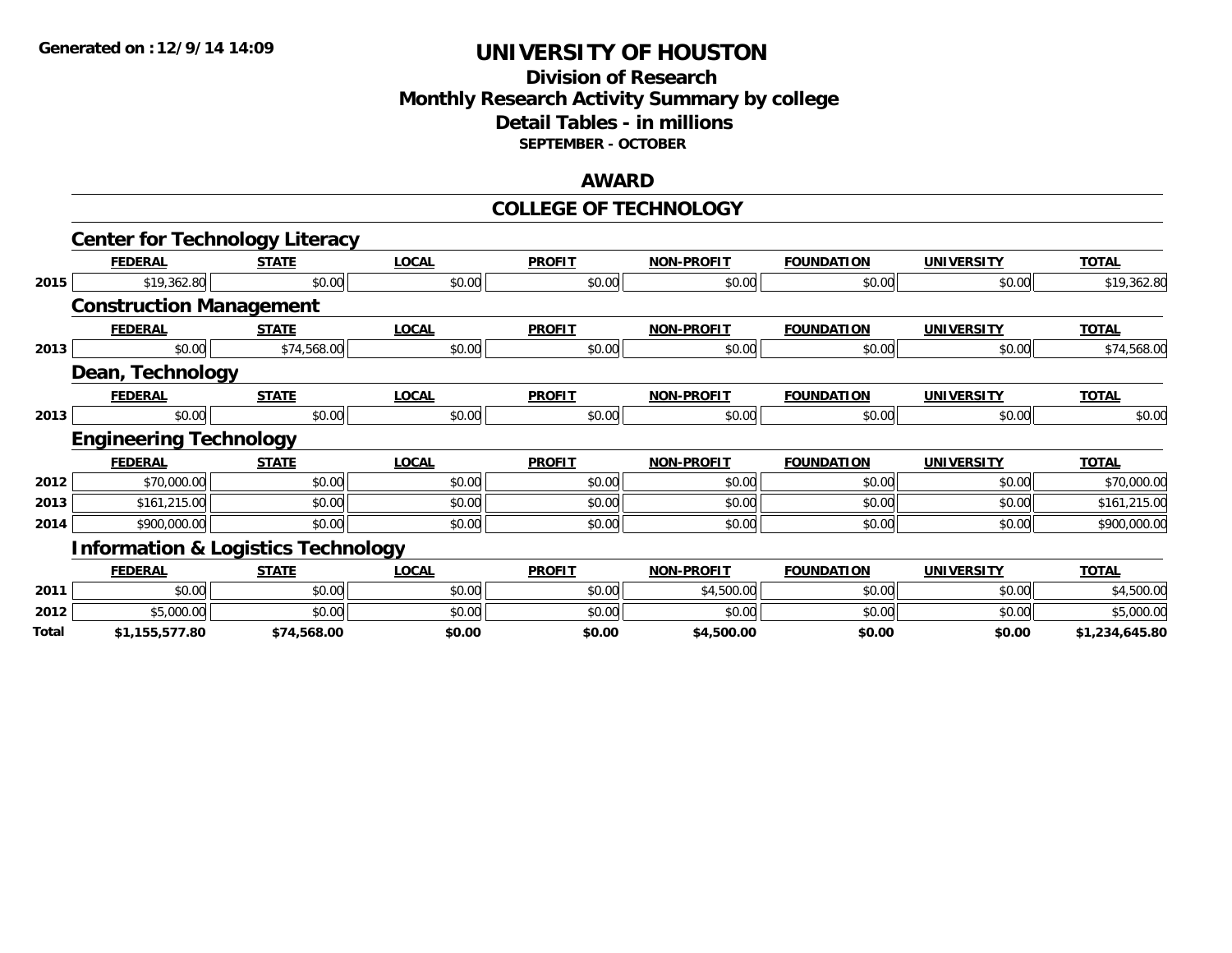# UNIVERSITY OF HOUSTON

## Division of Research
## Monthly Research Activity Summary by college
## Detail Tables - in millions
### SEPTEMBER - OCTOBER

## AWARD

## COLLEGE OF TECHNOLOGY

### Center for Technology Literacy

| | FEDERAL | STATE | LOCAL | PROFIT | NON-PROFIT | FOUNDATION | UNIVERSITY | TOTAL |
|---|---|---|---|---|---|---|---|---|
| 2015 | $19,362.80 | $0.00 | $0.00 | $0.00 | $0.00 | $0.00 | $0.00 | $19,362.80 |

### Construction Management

| | FEDERAL | STATE | LOCAL | PROFIT | NON-PROFIT | FOUNDATION | UNIVERSITY | TOTAL |
|---|---|---|---|---|---|---|---|---|
| 2013 | $0.00 | $74,568.00 | $0.00 | $0.00 | $0.00 | $0.00 | $0.00 | $74,568.00 |

### Dean, Technology

| | FEDERAL | STATE | LOCAL | PROFIT | NON-PROFIT | FOUNDATION | UNIVERSITY | TOTAL |
|---|---|---|---|---|---|---|---|---|
| 2013 | $0.00 | $0.00 | $0.00 | $0.00 | $0.00 | $0.00 | $0.00 | $0.00 |

### Engineering Technology

| | FEDERAL | STATE | LOCAL | PROFIT | NON-PROFIT | FOUNDATION | UNIVERSITY | TOTAL |
|---|---|---|---|---|---|---|---|---|
| 2012 | $70,000.00 | $0.00 | $0.00 | $0.00 | $0.00 | $0.00 | $0.00 | $70,000.00 |
| 2013 | $161,215.00 | $0.00 | $0.00 | $0.00 | $0.00 | $0.00 | $0.00 | $161,215.00 |
| 2014 | $900,000.00 | $0.00 | $0.00 | $0.00 | $0.00 | $0.00 | $0.00 | $900,000.00 |

### Information & Logistics Technology

| | FEDERAL | STATE | LOCAL | PROFIT | NON-PROFIT | FOUNDATION | UNIVERSITY | TOTAL |
|---|---|---|---|---|---|---|---|---|
| 2011 | $0.00 | $0.00 | $0.00 | $0.00 | $4,500.00 | $0.00 | $0.00 | $4,500.00 |
| 2012 | $5,000.00 | $0.00 | $0.00 | $0.00 | $0.00 | $0.00 | $0.00 | $5,000.00 |
| **Total** | **$1,155,577.80** | **$74,568.00** | **$0.00** | **$0.00** | **$4,500.00** | **$0.00** | **$0.00** | **$1,234,645.80** |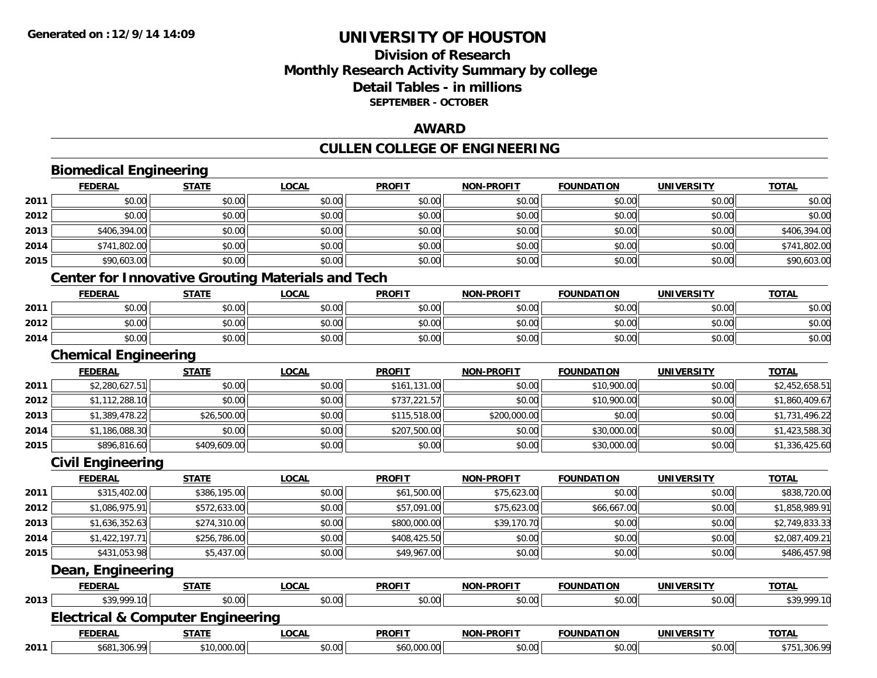# UNIVERSITY OF HOUSTON

## Division of Research
## Monthly Research Activity Summary by college
## Detail Tables - in millions
### SEPTEMBER - OCTOBER

## AWARD

## CULLEN COLLEGE OF ENGINEERING

### Biomedical Engineering

| | FEDERAL | STATE | LOCAL | PROFIT | NON-PROFIT | FOUNDATION | UNIVERSITY | TOTAL |
|---|---|---|---|---|---|---|---|---|
| 2011 | $0.00 | $0.00 | $0.00 | $0.00 | $0.00 | $0.00 | $0.00 | $0.00 |
| 2012 | $0.00 | $0.00 | $0.00 | $0.00 | $0.00 | $0.00 | $0.00 | $0.00 |
| 2013 | $406,394.00 | $0.00 | $0.00 | $0.00 | $0.00 | $0.00 | $0.00 | $406,394.00 |
| 2014 | $741,802.00 | $0.00 | $0.00 | $0.00 | $0.00 | $0.00 | $0.00 | $741,802.00 |
| 2015 | $90,603.00 | $0.00 | $0.00 | $0.00 | $0.00 | $0.00 | $0.00 | $90,603.00 |

### Center for Innovative Grouting Materials and Tech

| | FEDERAL | STATE | LOCAL | PROFIT | NON-PROFIT | FOUNDATION | UNIVERSITY | TOTAL |
|---|---|---|---|---|---|---|---|---|
| 2011 | $0.00 | $0.00 | $0.00 | $0.00 | $0.00 | $0.00 | $0.00 | $0.00 |
| 2012 | $0.00 | $0.00 | $0.00 | $0.00 | $0.00 | $0.00 | $0.00 | $0.00 |
| 2014 | $0.00 | $0.00 | $0.00 | $0.00 | $0.00 | $0.00 | $0.00 | $0.00 |

### Chemical Engineering

| | FEDERAL | STATE | LOCAL | PROFIT | NON-PROFIT | FOUNDATION | UNIVERSITY | TOTAL |
|---|---|---|---|---|---|---|---|---|
| 2011 | $2,280,627.51 | $0.00 | $0.00 | $161,131.00 | $0.00 | $10,900.00 | $0.00 | $2,452,658.51 |
| 2012 | $1,112,288.10 | $0.00 | $0.00 | $737,221.57 | $0.00 | $10,900.00 | $0.00 | $1,860,409.67 |
| 2013 | $1,389,478.22 | $26,500.00 | $0.00 | $115,518.00 | $200,000.00 | $0.00 | $0.00 | $1,731,496.22 |
| 2014 | $1,186,088.30 | $0.00 | $0.00 | $207,500.00 | $0.00 | $30,000.00 | $0.00 | $1,423,588.30 |
| 2015 | $896,816.60 | $409,609.00 | $0.00 | $0.00 | $0.00 | $30,000.00 | $0.00 | $1,336,425.60 |

### Civil Engineering

| | FEDERAL | STATE | LOCAL | PROFIT | NON-PROFIT | FOUNDATION | UNIVERSITY | TOTAL |
|---|---|---|---|---|---|---|---|---|
| 2011 | $315,402.00 | $386,195.00 | $0.00 | $61,500.00 | $75,623.00 | $0.00 | $0.00 | $838,720.00 |
| 2012 | $1,086,975.91 | $572,633.00 | $0.00 | $57,091.00 | $75,623.00 | $66,667.00 | $0.00 | $1,858,989.91 |
| 2013 | $1,636,352.63 | $274,310.00 | $0.00 | $800,000.00 | $39,170.70 | $0.00 | $0.00 | $2,749,833.33 |
| 2014 | $1,422,197.71 | $256,786.00 | $0.00 | $408,425.50 | $0.00 | $0.00 | $0.00 | $2,087,409.21 |
| 2015 | $431,053.98 | $5,437.00 | $0.00 | $49,967.00 | $0.00 | $0.00 | $0.00 | $486,457.98 |

### Dean, Engineering

| | FEDERAL | STATE | LOCAL | PROFIT | NON-PROFIT | FOUNDATION | UNIVERSITY | TOTAL |
|---|---|---|---|---|---|---|---|---|
| 2013 | $39,999.10 | $0.00 | $0.00 | $0.00 | $0.00 | $0.00 | $0.00 | $39,999.10 |

### Electrical & Computer Engineering

| | FEDERAL | STATE | LOCAL | PROFIT | NON-PROFIT | FOUNDATION | UNIVERSITY | TOTAL |
|---|---|---|---|---|---|---|---|---|
| 2011 | $681,306.99 | $10,000.00 | $0.00 | $60,000.00 | $0.00 | $0.00 | $0.00 | $751,306.99 |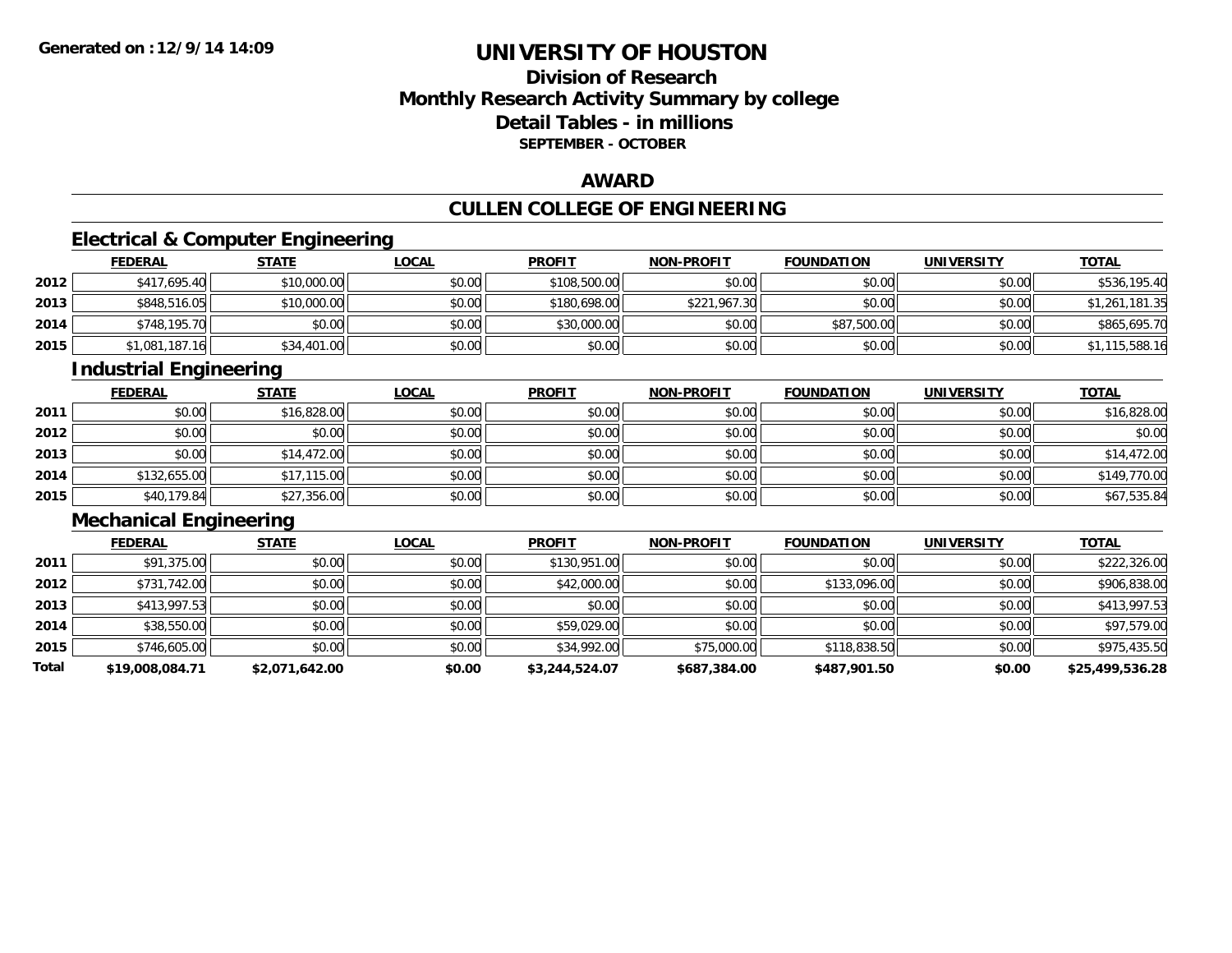# UNIVERSITY OF HOUSTON

## Division of Research
## Monthly Research Activity Summary by college
## Detail Tables - in millions
### SEPTEMBER - OCTOBER

## AWARD

## CULLEN COLLEGE OF ENGINEERING

### Electrical & Computer Engineering

| | FEDERAL | STATE | LOCAL | PROFIT | NON-PROFIT | FOUNDATION | UNIVERSITY | TOTAL |
|---|---|---|---|---|---|---|---|---|
| 2012 | $417,695.40 | $10,000.00 | $0.00 | $108,500.00 | $0.00 | $0.00 | $0.00 | $536,195.40 |
| 2013 | $848,516.05 | $10,000.00 | $0.00 | $180,698.00 | $221,967.30 | $0.00 | $0.00 | $1,261,181.35 |
| 2014 | $748,195.70 | $0.00 | $0.00 | $30,000.00 | $0.00 | $87,500.00 | $0.00 | $865,695.70 |
| 2015 | $1,081,187.16 | $34,401.00 | $0.00 | $0.00 | $0.00 | $0.00 | $0.00 | $1,115,588.16 |

### Industrial Engineering

| | FEDERAL | STATE | LOCAL | PROFIT | NON-PROFIT | FOUNDATION | UNIVERSITY | TOTAL |
|---|---|---|---|---|---|---|---|---|
| 2011 | $0.00 | $16,828.00 | $0.00 | $0.00 | $0.00 | $0.00 | $0.00 | $16,828.00 |
| 2012 | $0.00 | $0.00 | $0.00 | $0.00 | $0.00 | $0.00 | $0.00 | $0.00 |
| 2013 | $0.00 | $14,472.00 | $0.00 | $0.00 | $0.00 | $0.00 | $0.00 | $14,472.00 |
| 2014 | $132,655.00 | $17,115.00 | $0.00 | $0.00 | $0.00 | $0.00 | $0.00 | $149,770.00 |
| 2015 | $40,179.84 | $27,356.00 | $0.00 | $0.00 | $0.00 | $0.00 | $0.00 | $67,535.84 |

### Mechanical Engineering

| | FEDERAL | STATE | LOCAL | PROFIT | NON-PROFIT | FOUNDATION | UNIVERSITY | TOTAL |
|---|---|---|---|---|---|---|---|---|
| 2011 | $91,375.00 | $0.00 | $0.00 | $130,951.00 | $0.00 | $0.00 | $0.00 | $222,326.00 |
| 2012 | $731,742.00 | $0.00 | $0.00 | $42,000.00 | $0.00 | $133,096.00 | $0.00 | $906,838.00 |
| 2013 | $413,997.53 | $0.00 | $0.00 | $0.00 | $0.00 | $0.00 | $0.00 | $413,997.53 |
| 2014 | $38,550.00 | $0.00 | $0.00 | $59,029.00 | $0.00 | $0.00 | $0.00 | $97,579.00 |
| 2015 | $746,605.00 | $0.00 | $0.00 | $34,992.00 | $75,000.00 | $118,838.50 | $0.00 | $975,435.50 |
| **Total** | **$19,008,084.71** | **$2,071,642.00** | **$0.00** | **$3,244,524.07** | **$687,384.00** | **$487,901.50** | **$0.00** | **$25,499,536.28** |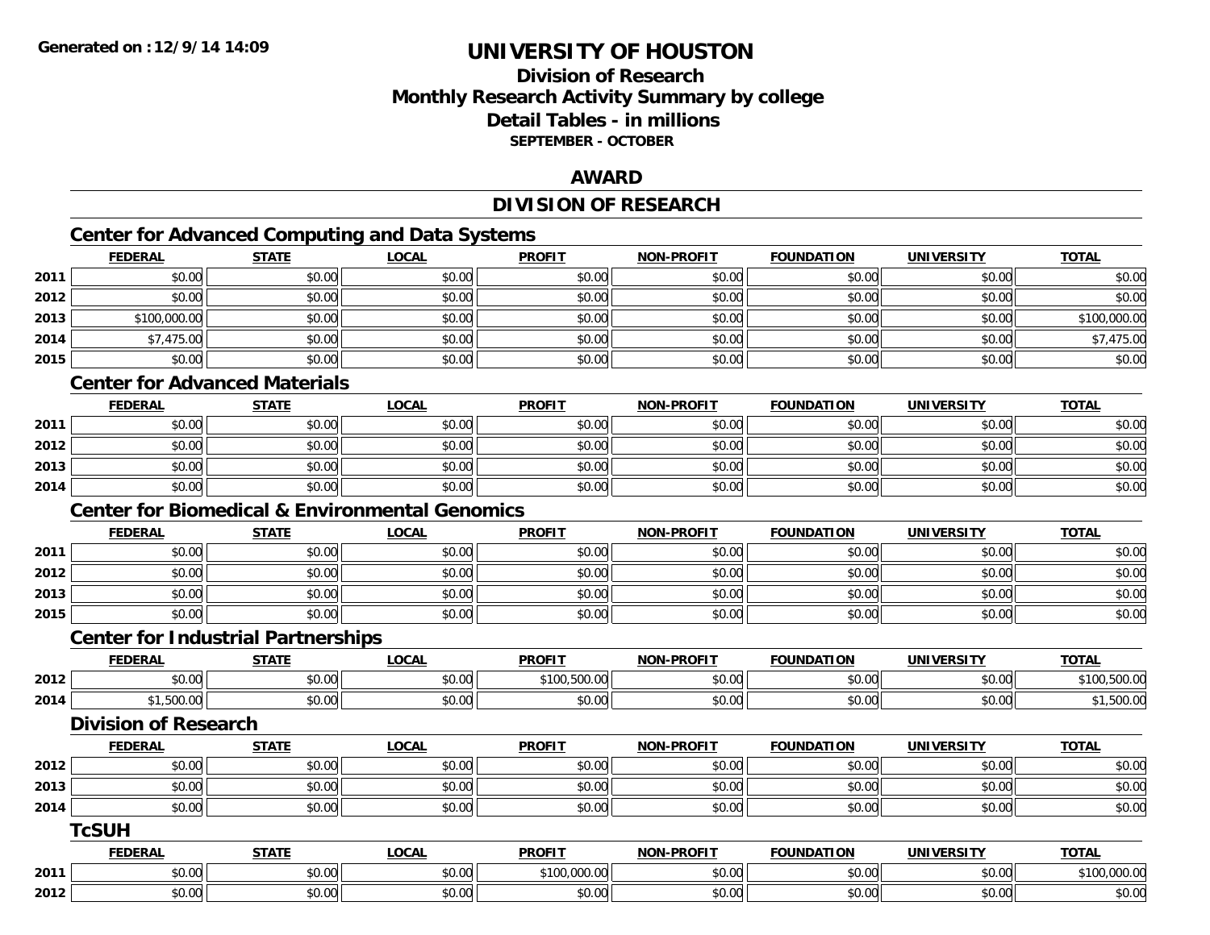**Generated on :12/9/14 14:09**

# UNIVERSITY OF HOUSTON

## Division of Research
## Monthly Research Activity Summary by college
## Detail Tables - in millions
### SEPTEMBER - OCTOBER

## AWARD

## DIVISION OF RESEARCH

### Center for Advanced Computing and Data Systems

| | FEDERAL | STATE | LOCAL | PROFIT | NON-PROFIT | FOUNDATION | UNIVERSITY | TOTAL |
|---|---|---|---|---|---|---|---|---|
| 2011 | $0.00 | $0.00 | $0.00 | $0.00 | $0.00 | $0.00 | $0.00 | $0.00 |
| 2012 | $0.00 | $0.00 | $0.00 | $0.00 | $0.00 | $0.00 | $0.00 | $0.00 |
| 2013 | $100,000.00 | $0.00 | $0.00 | $0.00 | $0.00 | $0.00 | $0.00 | $100,000.00 |
| 2014 | $7,475.00 | $0.00 | $0.00 | $0.00 | $0.00 | $0.00 | $0.00 | $7,475.00 |
| 2015 | $0.00 | $0.00 | $0.00 | $0.00 | $0.00 | $0.00 | $0.00 | $0.00 |

### Center for Advanced Materials

| | FEDERAL | STATE | LOCAL | PROFIT | NON-PROFIT | FOUNDATION | UNIVERSITY | TOTAL |
|---|---|---|---|---|---|---|---|---|
| 2011 | $0.00 | $0.00 | $0.00 | $0.00 | $0.00 | $0.00 | $0.00 | $0.00 |
| 2012 | $0.00 | $0.00 | $0.00 | $0.00 | $0.00 | $0.00 | $0.00 | $0.00 |
| 2013 | $0.00 | $0.00 | $0.00 | $0.00 | $0.00 | $0.00 | $0.00 | $0.00 |
| 2014 | $0.00 | $0.00 | $0.00 | $0.00 | $0.00 | $0.00 | $0.00 | $0.00 |

### Center for Biomedical & Environmental Genomics

| | FEDERAL | STATE | LOCAL | PROFIT | NON-PROFIT | FOUNDATION | UNIVERSITY | TOTAL |
|---|---|---|---|---|---|---|---|---|
| 2011 | $0.00 | $0.00 | $0.00 | $0.00 | $0.00 | $0.00 | $0.00 | $0.00 |
| 2012 | $0.00 | $0.00 | $0.00 | $0.00 | $0.00 | $0.00 | $0.00 | $0.00 |
| 2013 | $0.00 | $0.00 | $0.00 | $0.00 | $0.00 | $0.00 | $0.00 | $0.00 |
| 2015 | $0.00 | $0.00 | $0.00 | $0.00 | $0.00 | $0.00 | $0.00 | $0.00 |

### Center for Industrial Partnerships

| | FEDERAL | STATE | LOCAL | PROFIT | NON-PROFIT | FOUNDATION | UNIVERSITY | TOTAL |
|---|---|---|---|---|---|---|---|---|
| 2012 | $0.00 | $0.00 | $0.00 | $100,500.00 | $0.00 | $0.00 | $0.00 | $100,500.00 |
| 2014 | $1,500.00 | $0.00 | $0.00 | $0.00 | $0.00 | $0.00 | $0.00 | $1,500.00 |

### Division of Research

| | FEDERAL | STATE | LOCAL | PROFIT | NON-PROFIT | FOUNDATION | UNIVERSITY | TOTAL |
|---|---|---|---|---|---|---|---|---|
| 2012 | $0.00 | $0.00 | $0.00 | $0.00 | $0.00 | $0.00 | $0.00 | $0.00 |
| 2013 | $0.00 | $0.00 | $0.00 | $0.00 | $0.00 | $0.00 | $0.00 | $0.00 |
| 2014 | $0.00 | $0.00 | $0.00 | $0.00 | $0.00 | $0.00 | $0.00 | $0.00 |

### TcSUH

| | FEDERAL | STATE | LOCAL | PROFIT | NON-PROFIT | FOUNDATION | UNIVERSITY | TOTAL |
|---|---|---|---|---|---|---|---|---|
| 2011 | $0.00 | $0.00 | $0.00 | $100,000.00 | $0.00 | $0.00 | $0.00 | $100,000.00 |
| 2012 | $0.00 | $0.00 | $0.00 | $0.00 | $0.00 | $0.00 | $0.00 | $0.00 |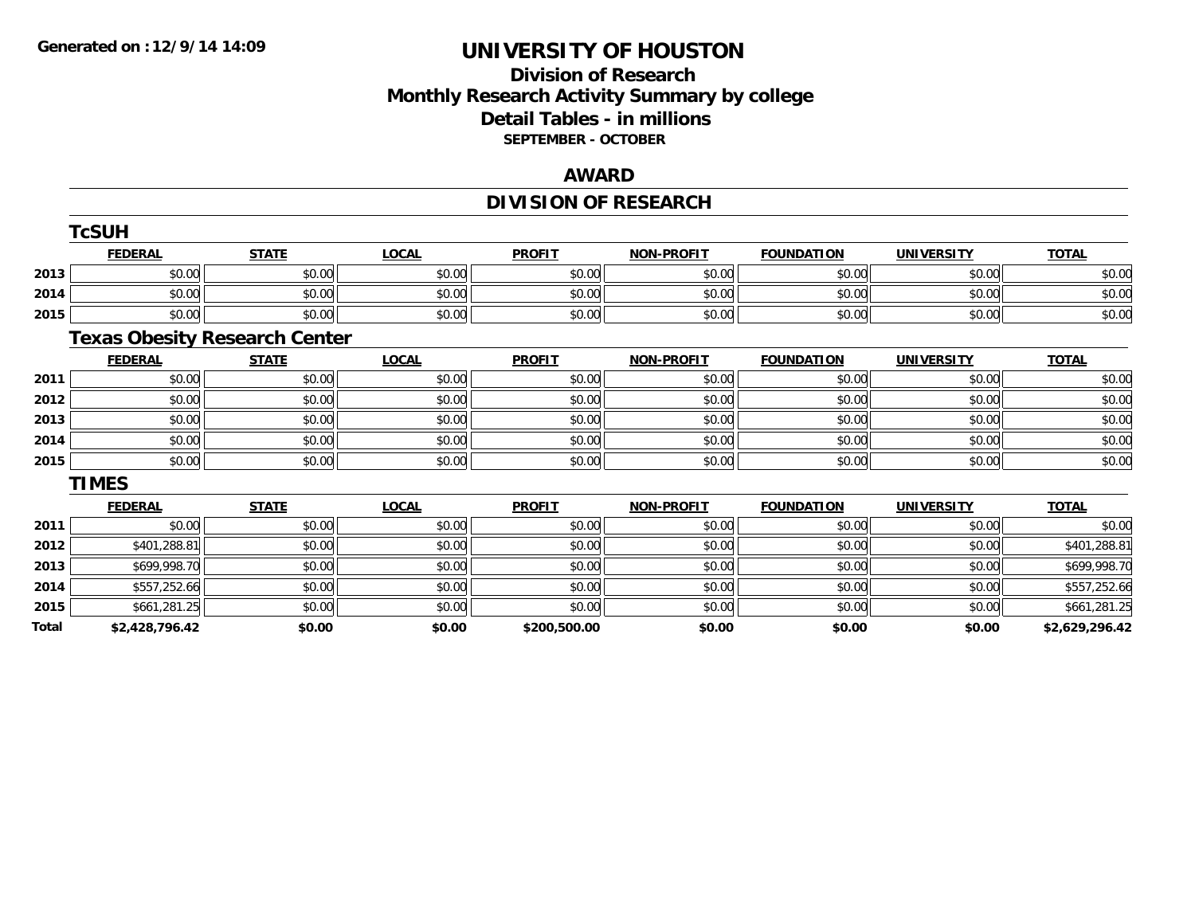# UNIVERSITY OF HOUSTON

## Division of Research
## Monthly Research Activity Summary by college
## Detail Tables - in millions
### SEPTEMBER - OCTOBER

## AWARD

## DIVISION OF RESEARCH

### TcSUH

| | FEDERAL | STATE | LOCAL | PROFIT | NON-PROFIT | FOUNDATION | UNIVERSITY | TOTAL |
|---|---|---|---|---|---|---|---|---|
| 2013 | $0.00 | $0.00 | $0.00 | $0.00 | $0.00 | $0.00 | $0.00 | $0.00 |
| 2014 | $0.00 | $0.00 | $0.00 | $0.00 | $0.00 | $0.00 | $0.00 | $0.00 |
| 2015 | $0.00 | $0.00 | $0.00 | $0.00 | $0.00 | $0.00 | $0.00 | $0.00 |

### Texas Obesity Research Center

| | FEDERAL | STATE | LOCAL | PROFIT | NON-PROFIT | FOUNDATION | UNIVERSITY | TOTAL |
|---|---|---|---|---|---|---|---|---|
| 2011 | $0.00 | $0.00 | $0.00 | $0.00 | $0.00 | $0.00 | $0.00 | $0.00 |
| 2012 | $0.00 | $0.00 | $0.00 | $0.00 | $0.00 | $0.00 | $0.00 | $0.00 |
| 2013 | $0.00 | $0.00 | $0.00 | $0.00 | $0.00 | $0.00 | $0.00 | $0.00 |
| 2014 | $0.00 | $0.00 | $0.00 | $0.00 | $0.00 | $0.00 | $0.00 | $0.00 |
| 2015 | $0.00 | $0.00 | $0.00 | $0.00 | $0.00 | $0.00 | $0.00 | $0.00 |

### TIMES

| | FEDERAL | STATE | LOCAL | PROFIT | NON-PROFIT | FOUNDATION | UNIVERSITY | TOTAL |
|---|---|---|---|---|---|---|---|---|
| 2011 | $0.00 | $0.00 | $0.00 | $0.00 | $0.00 | $0.00 | $0.00 | $0.00 |
| 2012 | $401,288.81 | $0.00 | $0.00 | $0.00 | $0.00 | $0.00 | $0.00 | $401,288.81 |
| 2013 | $699,998.70 | $0.00 | $0.00 | $0.00 | $0.00 | $0.00 | $0.00 | $699,998.70 |
| 2014 | $557,252.66 | $0.00 | $0.00 | $0.00 | $0.00 | $0.00 | $0.00 | $557,252.66 |
| 2015 | $661,281.25 | $0.00 | $0.00 | $0.00 | $0.00 | $0.00 | $0.00 | $661,281.25 |
| **Total** | **$2,428,796.42** | **$0.00** | **$0.00** | **$200,500.00** | **$0.00** | **$0.00** | **$0.00** | **$2,629,296.42** |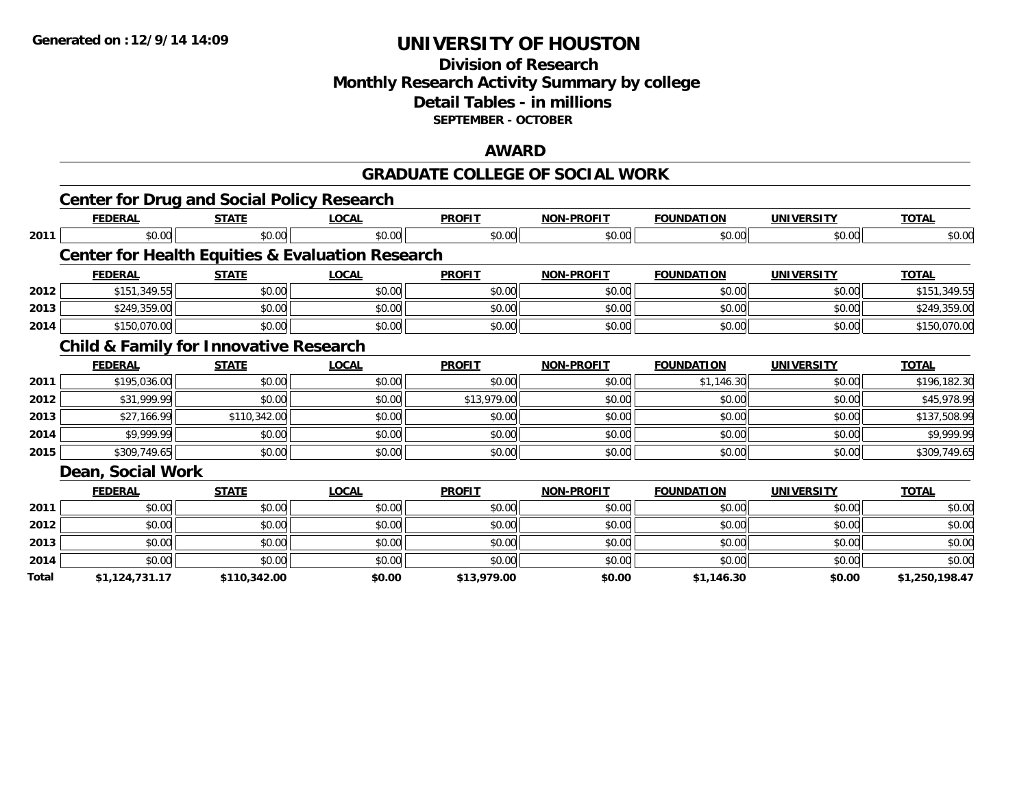# UNIVERSITY OF HOUSTON

## Division of Research
## Monthly Research Activity Summary by college
## Detail Tables - in millions
### SEPTEMBER - OCTOBER

## AWARD

## GRADUATE COLLEGE OF SOCIAL WORK

### Center for Drug and Social Policy Research

| | FEDERAL | STATE | LOCAL | PROFIT | NON-PROFIT | FOUNDATION | UNIVERSITY | TOTAL |
|---|---|---|---|---|---|---|---|---|
| 2011 | $0.00 | $0.00 | $0.00 | $0.00 | $0.00 | $0.00 | $0.00 | $0.00 |

### Center for Health Equities & Evaluation Research

| | FEDERAL | STATE | LOCAL | PROFIT | NON-PROFIT | FOUNDATION | UNIVERSITY | TOTAL |
|---|---|---|---|---|---|---|---|---|
| 2012 | $151,349.55 | $0.00 | $0.00 | $0.00 | $0.00 | $0.00 | $0.00 | $151,349.55 |
| 2013 | $249,359.00 | $0.00 | $0.00 | $0.00 | $0.00 | $0.00 | $0.00 | $249,359.00 |
| 2014 | $150,070.00 | $0.00 | $0.00 | $0.00 | $0.00 | $0.00 | $0.00 | $150,070.00 |

### Child & Family for Innovative Research

| | FEDERAL | STATE | LOCAL | PROFIT | NON-PROFIT | FOUNDATION | UNIVERSITY | TOTAL |
|---|---|---|---|---|---|---|---|---|
| 2011 | $195,036.00 | $0.00 | $0.00 | $0.00 | $0.00 | $1,146.30 | $0.00 | $196,182.30 |
| 2012 | $31,999.99 | $0.00 | $0.00 | $13,979.00 | $0.00 | $0.00 | $0.00 | $45,978.99 |
| 2013 | $27,166.99 | $110,342.00 | $0.00 | $0.00 | $0.00 | $0.00 | $0.00 | $137,508.99 |
| 2014 | $9,999.99 | $0.00 | $0.00 | $0.00 | $0.00 | $0.00 | $0.00 | $9,999.99 |
| 2015 | $309,749.65 | $0.00 | $0.00 | $0.00 | $0.00 | $0.00 | $0.00 | $309,749.65 |

### Dean, Social Work

| | FEDERAL | STATE | LOCAL | PROFIT | NON-PROFIT | FOUNDATION | UNIVERSITY | TOTAL |
|---|---|---|---|---|---|---|---|---|
| 2011 | $0.00 | $0.00 | $0.00 | $0.00 | $0.00 | $0.00 | $0.00 | $0.00 |
| 2012 | $0.00 | $0.00 | $0.00 | $0.00 | $0.00 | $0.00 | $0.00 | $0.00 |
| 2013 | $0.00 | $0.00 | $0.00 | $0.00 | $0.00 | $0.00 | $0.00 | $0.00 |
| 2014 | $0.00 | $0.00 | $0.00 | $0.00 | $0.00 | $0.00 | $0.00 | $0.00 |
| **Total** | **$1,124,731.17** | **$110,342.00** | **$0.00** | **$13,979.00** | **$0.00** | **$1,146.30** | **$0.00** | **$1,250,198.47** |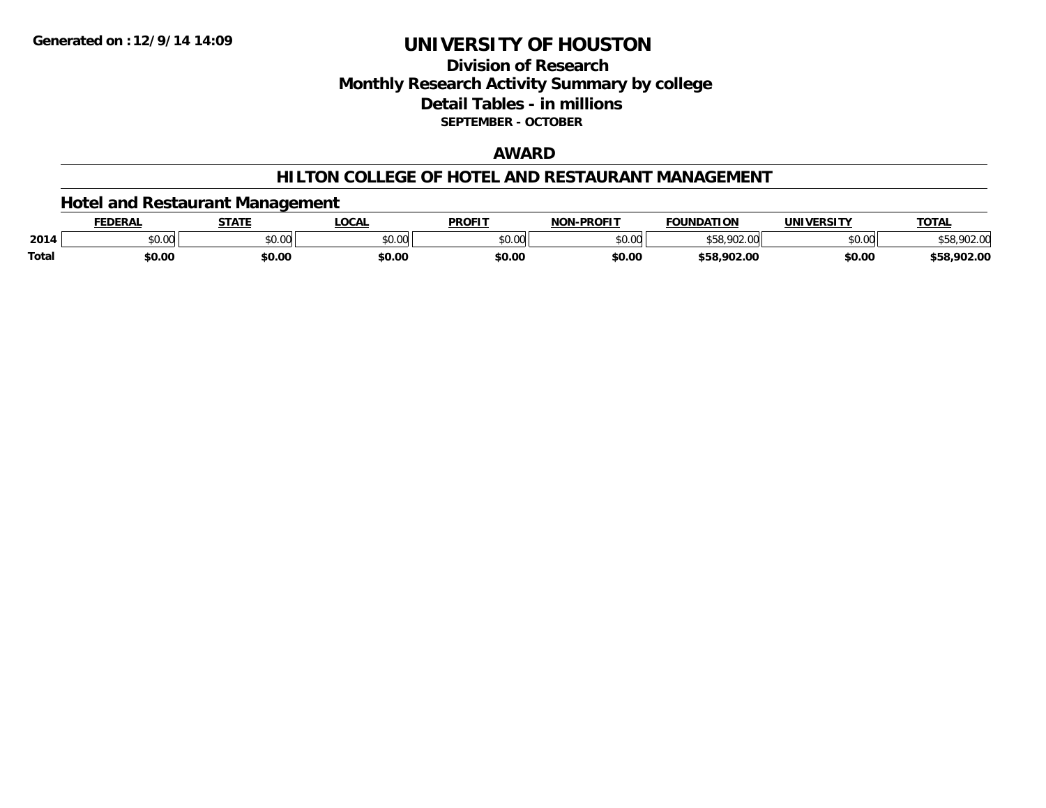**Generated on :12/9/14 14:09**

# UNIVERSITY OF HOUSTON

## Division of Research
## Monthly Research Activity Summary by college
## Detail Tables - in millions
**SEPTEMBER - OCTOBER**

### AWARD

### HILTON COLLEGE OF HOTEL AND RESTAURANT MANAGEMENT

#### Hotel and Restaurant Management

| | FEDERAL | STATE | LOCAL | PROFIT | NON-PROFIT | FOUNDATION | UNIVERSITY | TOTAL |
|---|---|---|---|---|---|---|---|---|
| 2014 | $0.00 | $0.00 | $0.00 | $0.00 | $0.00 | $58,902.00 | $0.00 | $58,902.00 |
| **Total** | **$0.00** | **$0.00** | **$0.00** | **$0.00** | **$0.00** | **$58,902.00** | **$0.00** | **$58,902.00** |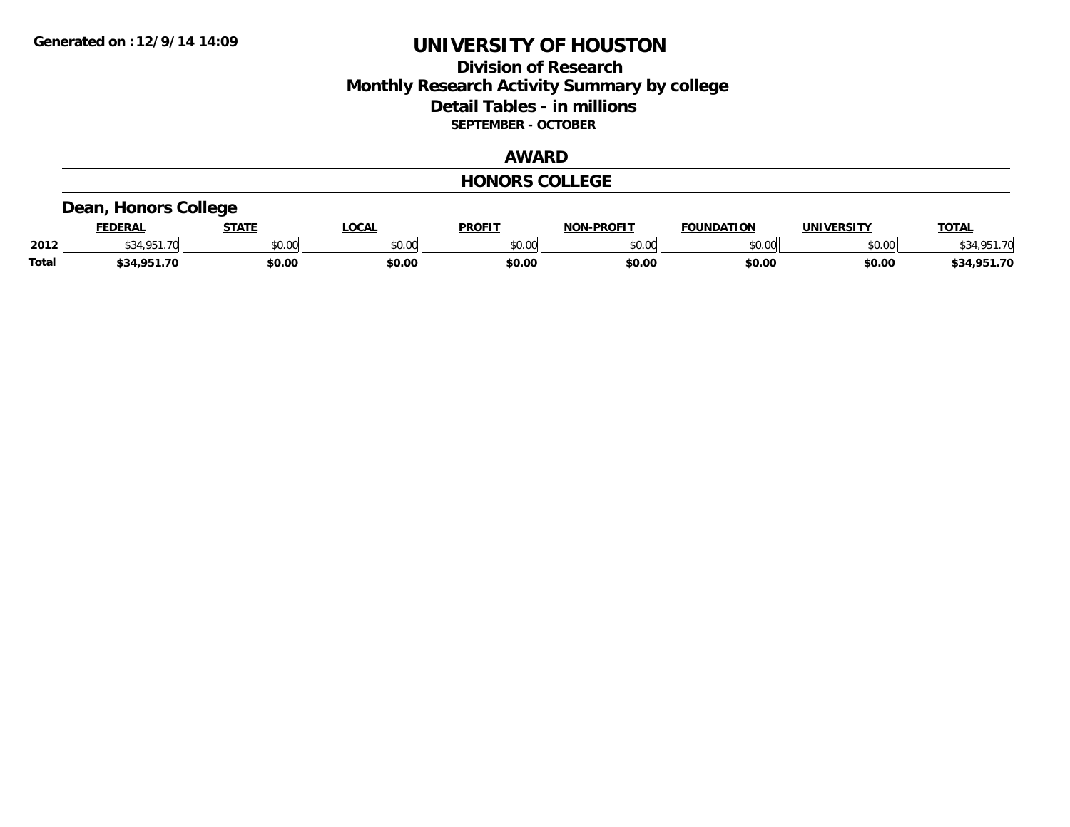# UNIVERSITY OF HOUSTON

## Division of Research
## Monthly Research Activity Summary by college
## Detail Tables - in millions
### SEPTEMBER - OCTOBER

## AWARD

## HONORS COLLEGE

### Dean, Honors College

| | FEDERAL | STATE | LOCAL | PROFIT | NON-PROFIT | FOUNDATION | UNIVERSITY | TOTAL |
|---|---|---|---|---|---|---|---|---|
| 2012 | $34,951.70 | $0.00 | $0.00 | $0.00 | $0.00 | $0.00 | $0.00 | $34,951.70 |
| **Total** | **$34,951.70** | **$0.00** | **$0.00** | **$0.00** | **$0.00** | **$0.00** | **$0.00** | **$34,951.70** |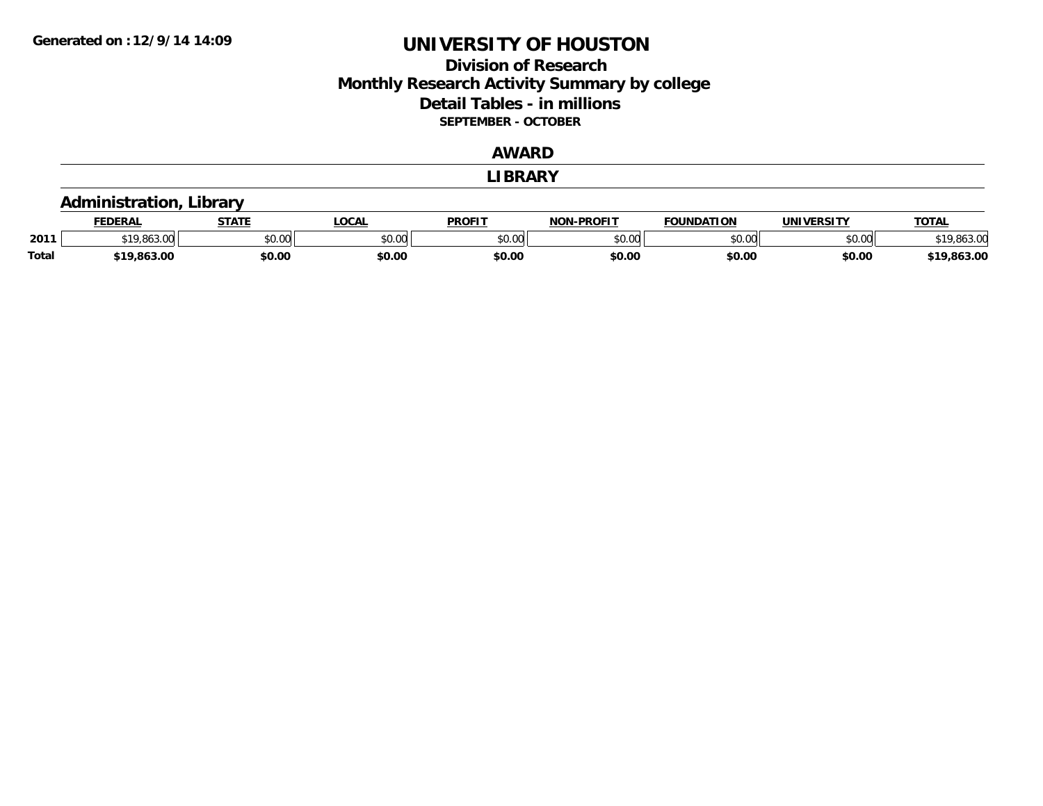Generated on :12/9/14 14:09

# UNIVERSITY OF HOUSTON

## Division of Research
## Monthly Research Activity Summary by college
## Detail Tables - in millions
### SEPTEMBER - OCTOBER

## AWARD

## LIBRARY

### Administration, Library

| | FEDERAL | STATE | LOCAL | PROFIT | NON-PROFIT | FOUNDATION | UNIVERSITY | TOTAL |
|---|---|---|---|---|---|---|---|---|
| 2011 | $19,863.00 | $0.00 | $0.00 | $0.00 | $0.00 | $0.00 | $0.00 | $19,863.00 |
| **Total** | **$19,863.00** | **$0.00** | **$0.00** | **$0.00** | **$0.00** | **$0.00** | **$0.00** | **$19,863.00** |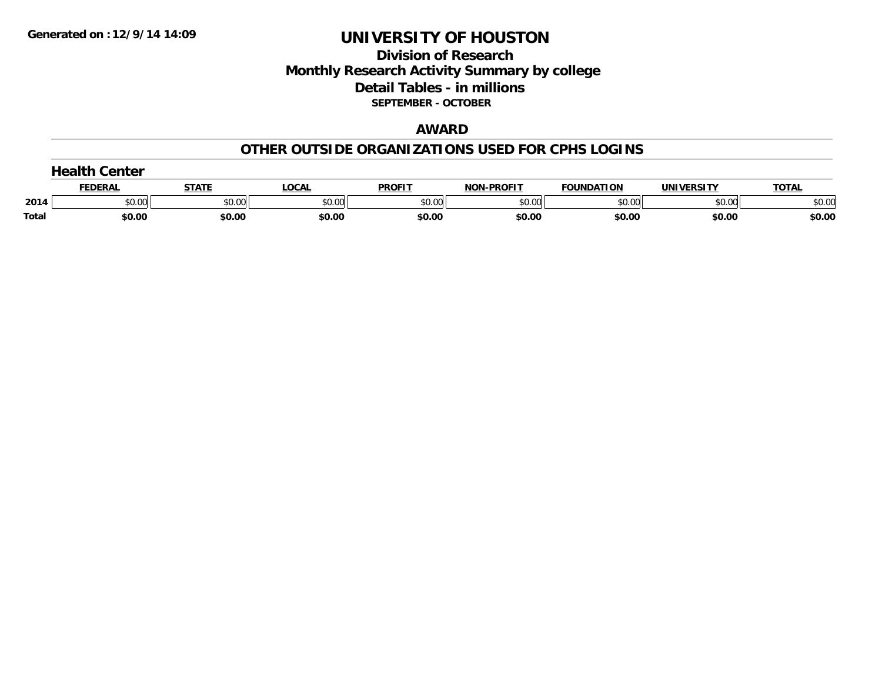Generated on :12/9/14 14:09

# UNIVERSITY OF HOUSTON

## Division of Research
## Monthly Research Activity Summary by college
## Detail Tables - in millions

**SEPTEMBER - OCTOBER**

### AWARD

### OTHER OUTSIDE ORGANIZATIONS USED FOR CPHS LOGINS

#### Health Center

| | FEDERAL | STATE | LOCAL | PROFIT | NON-PROFIT | FOUNDATION | UNIVERSITY | TOTAL |
|---|---|---|---|---|---|---|---|---|
| 2014 | $0.00 | $0.00 | $0.00 | $0.00 | $0.00 | $0.00 | $0.00 | $0.00 |
| **Total** | **$0.00** | **$0.00** | **$0.00** | **$0.00** | **$0.00** | **$0.00** | **$0.00** | **$0.00** |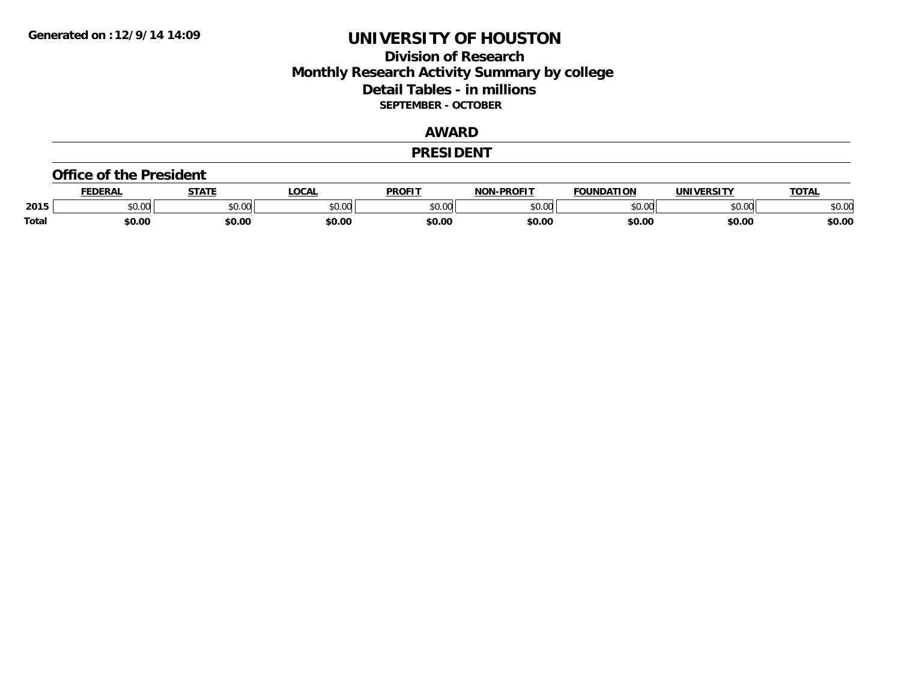Generated on :12/9/14 14:09

# UNIVERSITY OF HOUSTON

## Division of Research
## Monthly Research Activity Summary by college
## Detail Tables - in millions
### SEPTEMBER - OCTOBER

## AWARD

## PRESIDENT

### Office of the President

| | FEDERAL | STATE | LOCAL | PROFIT | NON-PROFIT | FOUNDATION | UNIVERSITY | TOTAL |
|---|---|---|---|---|---|---|---|---|
| 2015 | $0.00 | $0.00 | $0.00 | $0.00 | $0.00 | $0.00 | $0.00 | $0.00 |
| **Total** | **$0.00** | **$0.00** | **$0.00** | **$0.00** | **$0.00** | **$0.00** | **$0.00** | **$0.00** |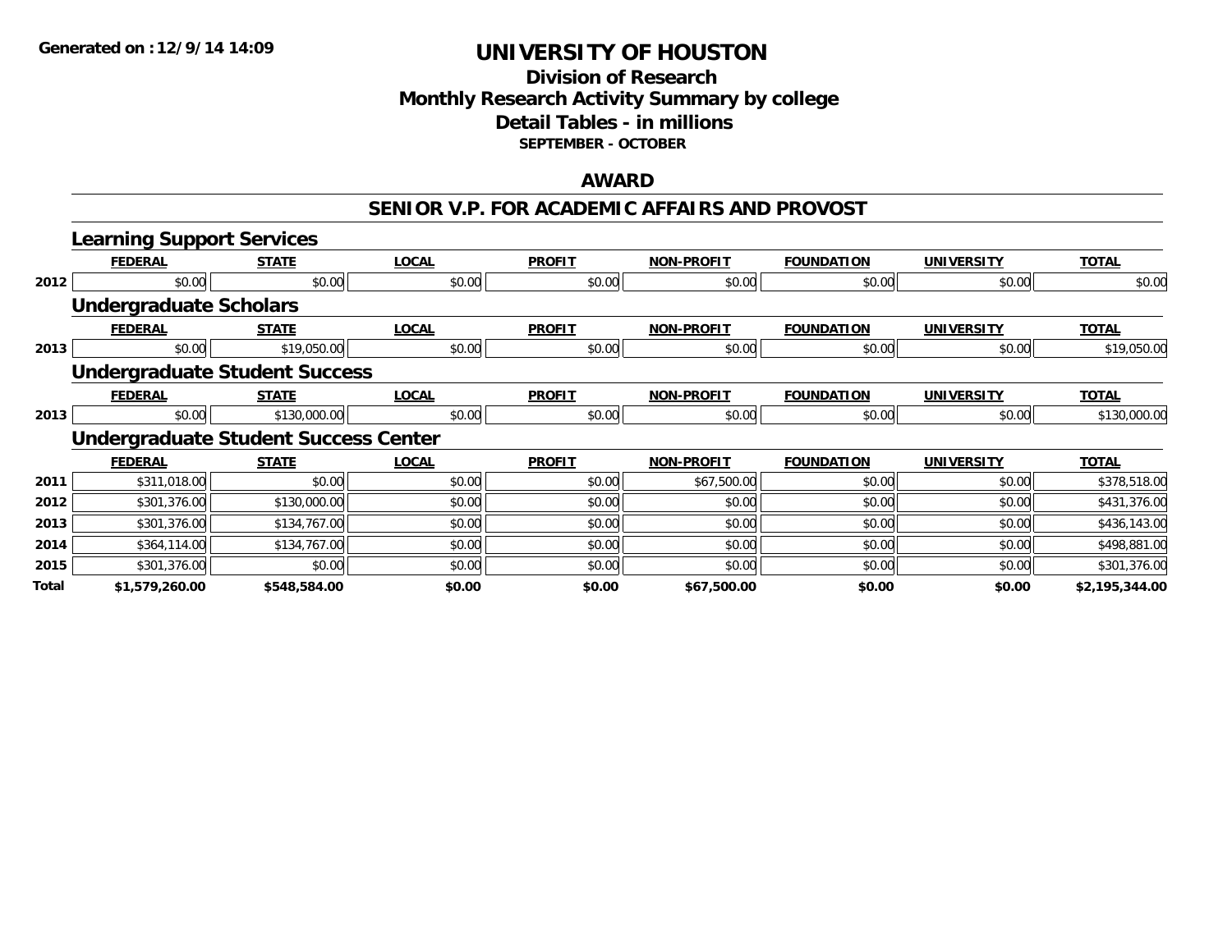# UNIVERSITY OF HOUSTON

## Division of Research
## Monthly Research Activity Summary by college
## Detail Tables - in millions
### SEPTEMBER - OCTOBER

## AWARD

## SENIOR V.P. FOR ACADEMIC AFFAIRS AND PROVOST

### Learning Support Services

| | FEDERAL | STATE | LOCAL | PROFIT | NON-PROFIT | FOUNDATION | UNIVERSITY | TOTAL |
|---|---|---|---|---|---|---|---|---|
| 2012 | $0.00 | $0.00 | $0.00 | $0.00 | $0.00 | $0.00 | $0.00 | $0.00 |

### Undergraduate Scholars

| | FEDERAL | STATE | LOCAL | PROFIT | NON-PROFIT | FOUNDATION | UNIVERSITY | TOTAL |
|---|---|---|---|---|---|---|---|---|
| 2013 | $0.00 | $19,050.00 | $0.00 | $0.00 | $0.00 | $0.00 | $0.00 | $19,050.00 |

### Undergraduate Student Success

| | FEDERAL | STATE | LOCAL | PROFIT | NON-PROFIT | FOUNDATION | UNIVERSITY | TOTAL |
|---|---|---|---|---|---|---|---|---|
| 2013 | $0.00 | $130,000.00 | $0.00 | $0.00 | $0.00 | $0.00 | $0.00 | $130,000.00 |

### Undergraduate Student Success Center

| | FEDERAL | STATE | LOCAL | PROFIT | NON-PROFIT | FOUNDATION | UNIVERSITY | TOTAL |
|---|---|---|---|---|---|---|---|---|
| 2011 | $311,018.00 | $0.00 | $0.00 | $0.00 | $67,500.00 | $0.00 | $0.00 | $378,518.00 |
| 2012 | $301,376.00 | $130,000.00 | $0.00 | $0.00 | $0.00 | $0.00 | $0.00 | $431,376.00 |
| 2013 | $301,376.00 | $134,767.00 | $0.00 | $0.00 | $0.00 | $0.00 | $0.00 | $436,143.00 |
| 2014 | $364,114.00 | $134,767.00 | $0.00 | $0.00 | $0.00 | $0.00 | $0.00 | $498,881.00 |
| 2015 | $301,376.00 | $0.00 | $0.00 | $0.00 | $0.00 | $0.00 | $0.00 | $301,376.00 |
| **Total** | **$1,579,260.00** | **$548,584.00** | **$0.00** | **$0.00** | **$67,500.00** | **$0.00** | **$0.00** | **$2,195,344.00** |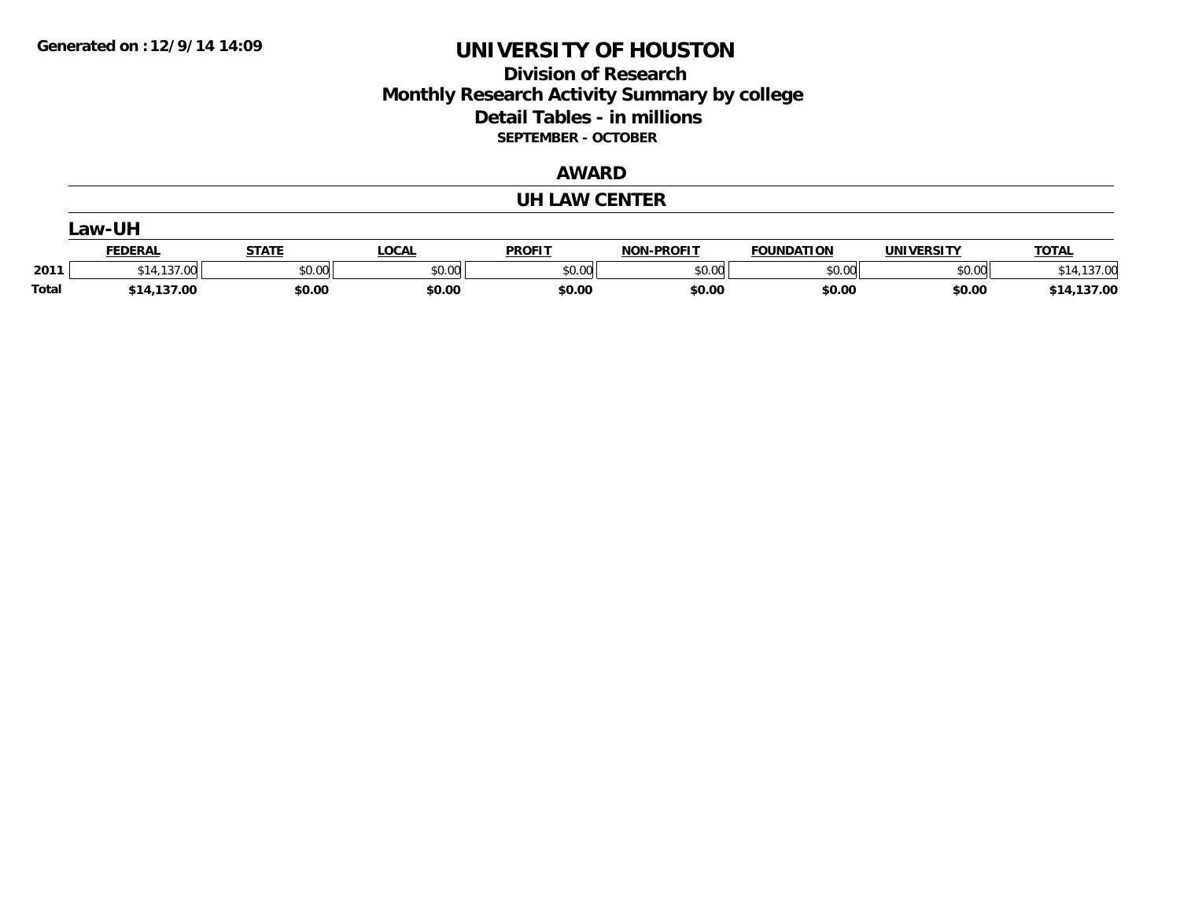**Generated on : 12/9/14 14:09**

# UNIVERSITY OF HOUSTON

## Division of Research
## Monthly Research Activity Summary by college
## Detail Tables - in millions
### SEPTEMBER - OCTOBER

## AWARD

## UH LAW CENTER

### Law-UH

| | FEDERAL | STATE | LOCAL | PROFIT | NON-PROFIT | FOUNDATION | UNIVERSITY | TOTAL |
|---|---|---|---|---|---|---|---|---|
| 2011 | $14,137.00 | $0.00 | $0.00 | $0.00 | $0.00 | $0.00 | $0.00 | $14,137.00 |
| **Total** | **$14,137.00** | **$0.00** | **$0.00** | **$0.00** | **$0.00** | **$0.00** | **$0.00** | **$14,137.00** |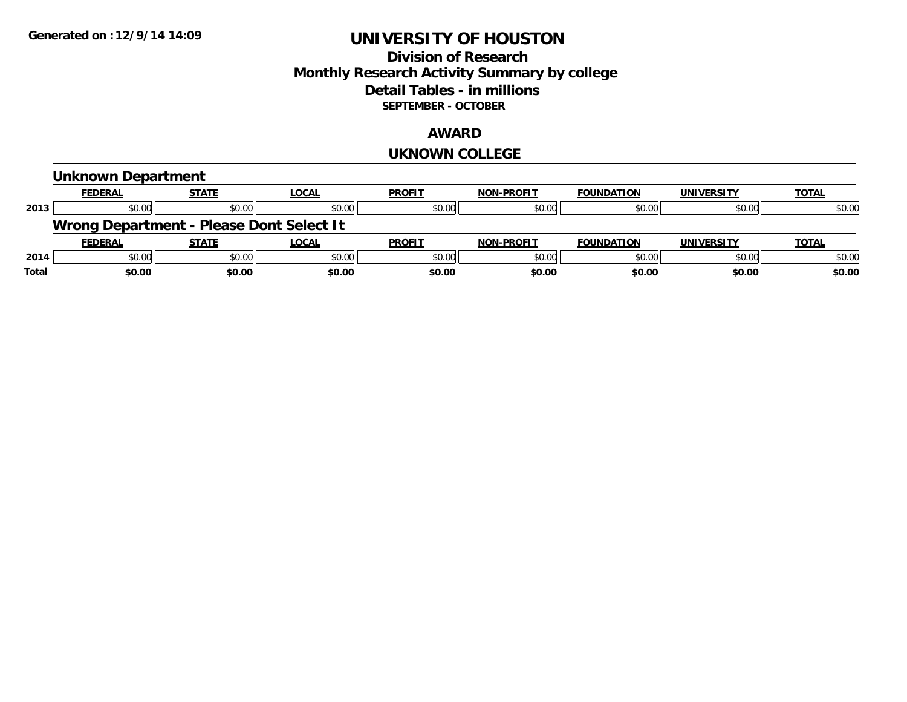**Generated on :12/9/14 14:09**

# UNIVERSITY OF HOUSTON

## Division of Research
## Monthly Research Activity Summary by college
## Detail Tables - in millions
### SEPTEMBER - OCTOBER

## AWARD

## UKNOWN COLLEGE

### Unknown Department

| | FEDERAL | STATE | LOCAL | PROFIT | NON-PROFIT | FOUNDATION | UNIVERSITY | TOTAL |
|---|---|---|---|---|---|---|---|---|
| 2013 | $0.00 | $0.00 | $0.00 | $0.00 | $0.00 | $0.00 | $0.00 | $0.00 |

### Wrong Department - Please Dont Select It

| | FEDERAL | STATE | LOCAL | PROFIT | NON-PROFIT | FOUNDATION | UNIVERSITY | TOTAL |
|---|---|---|---|---|---|---|---|---|
| 2014 | $0.00 | $0.00 | $0.00 | $0.00 | $0.00 | $0.00 | $0.00 | $0.00 |
| **Total** | **$0.00** | **$0.00** | **$0.00** | **$0.00** | **$0.00** | **$0.00** | **$0.00** | **$0.00** |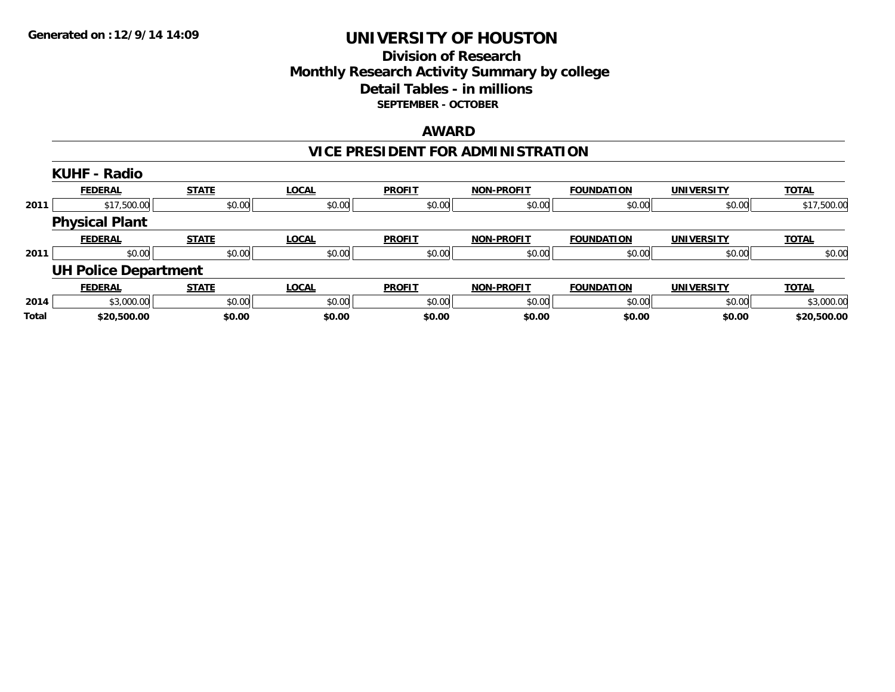**Generated on :12/9/14 14:09**

# UNIVERSITY OF HOUSTON

## Division of Research
## Monthly Research Activity Summary by college
## Detail Tables - in millions
### SEPTEMBER - OCTOBER

## AWARD

## VICE PRESIDENT FOR ADMINISTRATION

### KUHF - Radio

| | FEDERAL | STATE | LOCAL | PROFIT | NON-PROFIT | FOUNDATION | UNIVERSITY | TOTAL |
|---|---|---|---|---|---|---|---|---|
| 2011 | $17,500.00 | $0.00 | $0.00 | $0.00 | $0.00 | $0.00 | $0.00 | $17,500.00 |

### Physical Plant

| | FEDERAL | STATE | LOCAL | PROFIT | NON-PROFIT | FOUNDATION | UNIVERSITY | TOTAL |
|---|---|---|---|---|---|---|---|---|
| 2011 | $0.00 | $0.00 | $0.00 | $0.00 | $0.00 | $0.00 | $0.00 | $0.00 |

### UH Police Department

| | FEDERAL | STATE | LOCAL | PROFIT | NON-PROFIT | FOUNDATION | UNIVERSITY | TOTAL |
|---|---|---|---|---|---|---|---|---|
| 2014 | $3,000.00 | $0.00 | $0.00 | $0.00 | $0.00 | $0.00 | $0.00 | $3,000.00 |
| **Total** | **$20,500.00** | **$0.00** | **$0.00** | **$0.00** | **$0.00** | **$0.00** | **$0.00** | **$20,500.00** |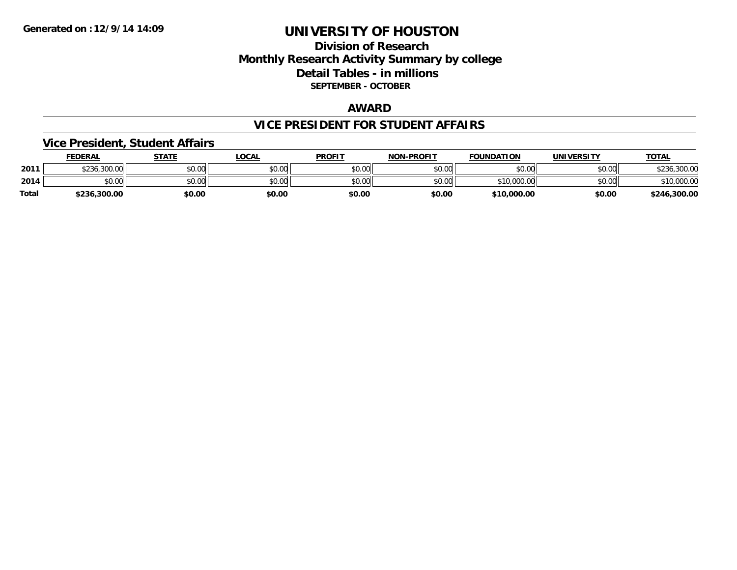# UNIVERSITY OF HOUSTON

## Division of Research
## Monthly Research Activity Summary by college
## Detail Tables - in millions

**SEPTEMBER - OCTOBER**

**Generated on : 12/9/14 14:09**

## AWARD

## VICE PRESIDENT FOR STUDENT AFFAIRS

### Vice President, Student Affairs

| | FEDERAL | STATE | LOCAL | PROFIT | NON-PROFIT | FOUNDATION | UNIVERSITY | TOTAL |
|---|---|---|---|---|---|---|---|---|
| 2011 | $236,300.00 | $0.00 | $0.00 | $0.00 | $0.00 | $0.00 | $0.00 | $236,300.00 |
| 2014 | $0.00 | $0.00 | $0.00 | $0.00 | $0.00 | $10,000.00 | $0.00 | $10,000.00 |
| Total | $236,300.00 | $0.00 | $0.00 | $0.00 | $0.00 | $10,000.00 | $0.00 | $246,300.00 |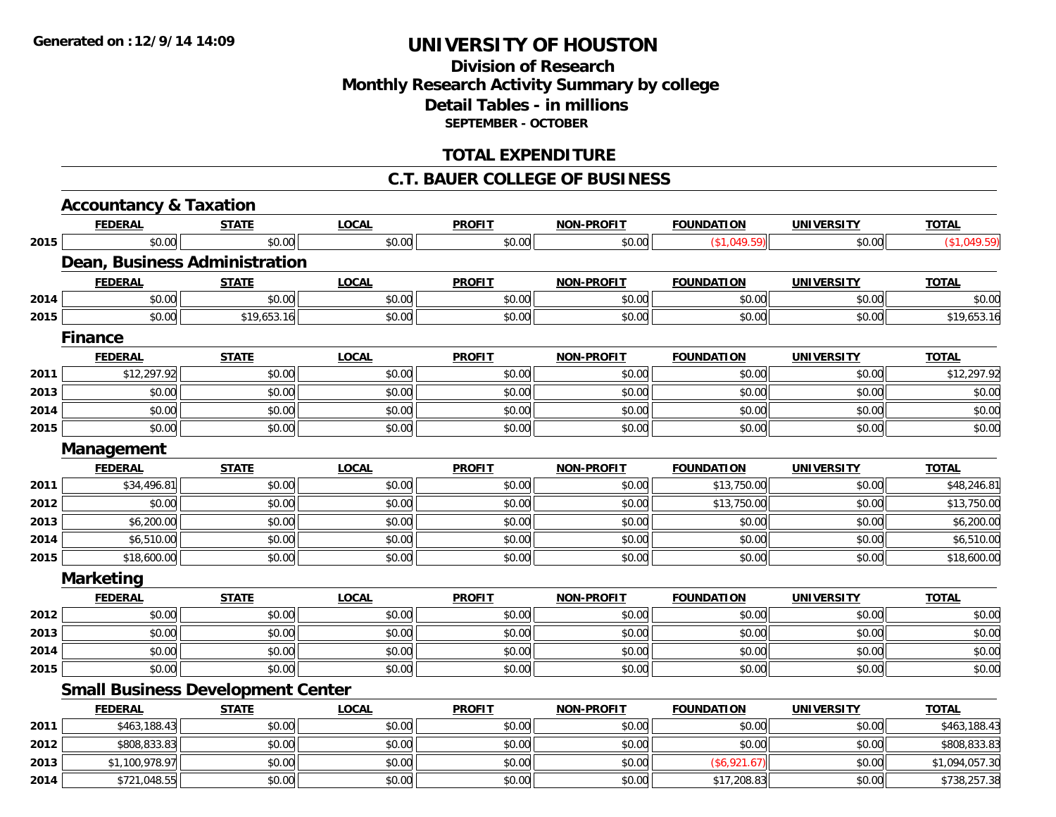# UNIVERSITY OF HOUSTON

## Division of Research
## Monthly Research Activity Summary by college
## Detail Tables - in millions
### SEPTEMBER - OCTOBER

## TOTAL EXPENDITURE

## C.T. BAUER COLLEGE OF BUSINESS

### Accountancy & Taxation

| | FEDERAL | STATE | LOCAL | PROFIT | NON-PROFIT | FOUNDATION | UNIVERSITY | TOTAL |
|---|---|---|---|---|---|---|---|---|
| 2015 | $0.00 | $0.00 | $0.00 | $0.00 | $0.00 | ($1,049.59) | $0.00 | ($1,049.59) |

### Dean, Business Administration

| | FEDERAL | STATE | LOCAL | PROFIT | NON-PROFIT | FOUNDATION | UNIVERSITY | TOTAL |
|---|---|---|---|---|---|---|---|---|
| 2014 | $0.00 | $0.00 | $0.00 | $0.00 | $0.00 | $0.00 | $0.00 | $0.00 |
| 2015 | $0.00 | $19,653.16 | $0.00 | $0.00 | $0.00 | $0.00 | $0.00 | $19,653.16 |

### Finance

| | FEDERAL | STATE | LOCAL | PROFIT | NON-PROFIT | FOUNDATION | UNIVERSITY | TOTAL |
|---|---|---|---|---|---|---|---|---|
| 2011 | $12,297.92 | $0.00 | $0.00 | $0.00 | $0.00 | $0.00 | $0.00 | $12,297.92 |
| 2013 | $0.00 | $0.00 | $0.00 | $0.00 | $0.00 | $0.00 | $0.00 | $0.00 |
| 2014 | $0.00 | $0.00 | $0.00 | $0.00 | $0.00 | $0.00 | $0.00 | $0.00 |
| 2015 | $0.00 | $0.00 | $0.00 | $0.00 | $0.00 | $0.00 | $0.00 | $0.00 |

### Management

| | FEDERAL | STATE | LOCAL | PROFIT | NON-PROFIT | FOUNDATION | UNIVERSITY | TOTAL |
|---|---|---|---|---|---|---|---|---|
| 2011 | $34,496.81 | $0.00 | $0.00 | $0.00 | $0.00 | $13,750.00 | $0.00 | $48,246.81 |
| 2012 | $0.00 | $0.00 | $0.00 | $0.00 | $0.00 | $13,750.00 | $0.00 | $13,750.00 |
| 2013 | $6,200.00 | $0.00 | $0.00 | $0.00 | $0.00 | $0.00 | $0.00 | $6,200.00 |
| 2014 | $6,510.00 | $0.00 | $0.00 | $0.00 | $0.00 | $0.00 | $0.00 | $6,510.00 |
| 2015 | $18,600.00 | $0.00 | $0.00 | $0.00 | $0.00 | $0.00 | $0.00 | $18,600.00 |

### Marketing

| | FEDERAL | STATE | LOCAL | PROFIT | NON-PROFIT | FOUNDATION | UNIVERSITY | TOTAL |
|---|---|---|---|---|---|---|---|---|
| 2012 | $0.00 | $0.00 | $0.00 | $0.00 | $0.00 | $0.00 | $0.00 | $0.00 |
| 2013 | $0.00 | $0.00 | $0.00 | $0.00 | $0.00 | $0.00 | $0.00 | $0.00 |
| 2014 | $0.00 | $0.00 | $0.00 | $0.00 | $0.00 | $0.00 | $0.00 | $0.00 |
| 2015 | $0.00 | $0.00 | $0.00 | $0.00 | $0.00 | $0.00 | $0.00 | $0.00 |

### Small Business Development Center

| | FEDERAL | STATE | LOCAL | PROFIT | NON-PROFIT | FOUNDATION | UNIVERSITY | TOTAL |
|---|---|---|---|---|---|---|---|---|
| 2011 | $463,188.43 | $0.00 | $0.00 | $0.00 | $0.00 | $0.00 | $0.00 | $463,188.43 |
| 2012 | $808,833.83 | $0.00 | $0.00 | $0.00 | $0.00 | $0.00 | $0.00 | $808,833.83 |
| 2013 | $1,100,978.97 | $0.00 | $0.00 | $0.00 | $0.00 | ($6,921.67) | $0.00 | $1,094,057.30 |
| 2014 | $721,048.55 | $0.00 | $0.00 | $0.00 | $0.00 | $17,208.83 | $0.00 | $738,257.38 |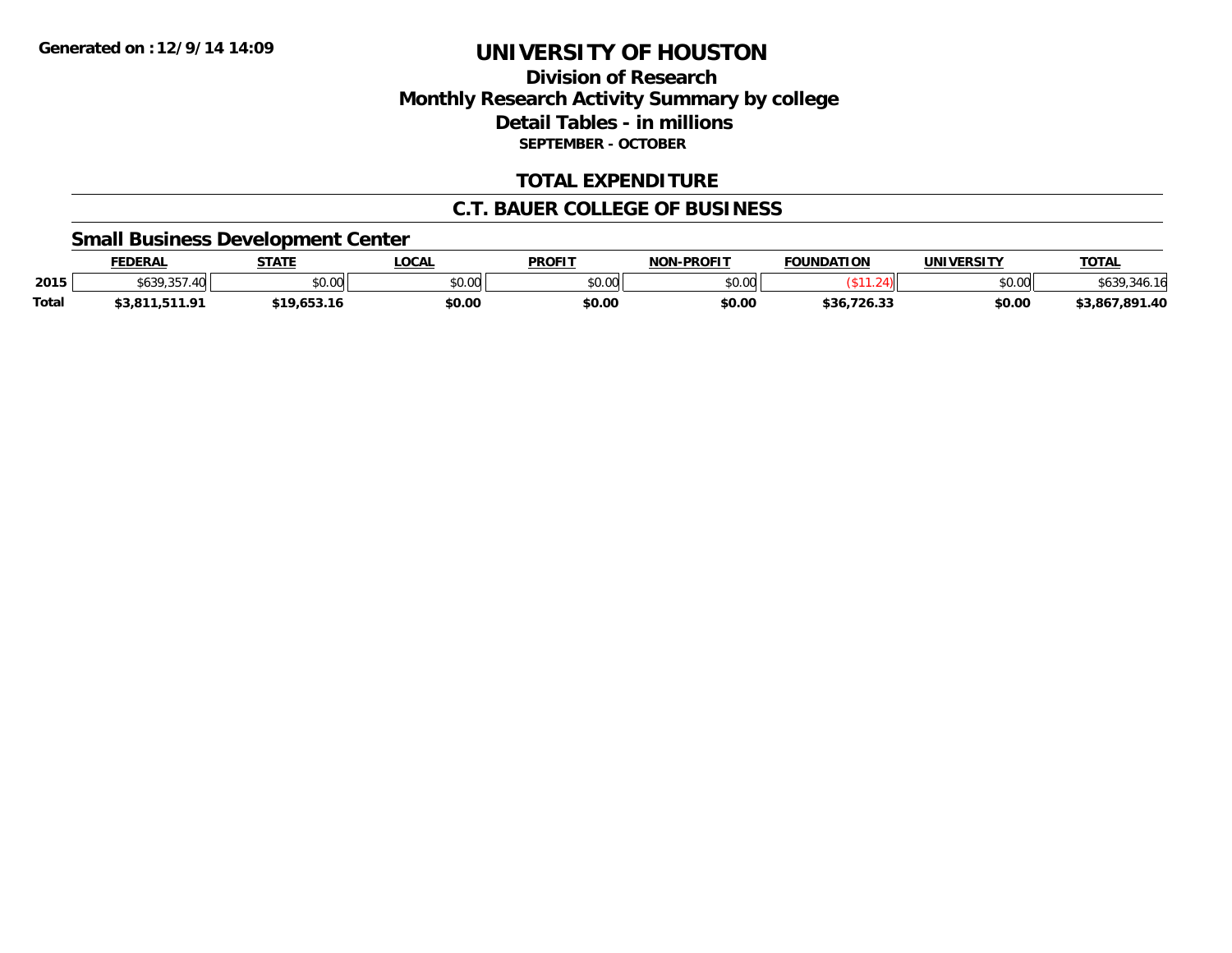**Generated on :12/9/14 14:09**

# UNIVERSITY OF HOUSTON

## Division of Research
## Monthly Research Activity Summary by college
## Detail Tables - in millions
**SEPTEMBER - OCTOBER**

## TOTAL EXPENDITURE

## C.T. BAUER COLLEGE OF BUSINESS

### Small Business Development Center

| | FEDERAL | STATE | LOCAL | PROFIT | NON-PROFIT | FOUNDATION | UNIVERSITY | TOTAL |
|---|---|---|---|---|---|---|---|---|
| 2015 | $639,357.40 | $0.00 | $0.00 | $0.00 | $0.00 | ($11.24) | $0.00 | $639,346.16 |
| **Total** | **$3,811,511.91** | **$19,653.16** | **$0.00** | **$0.00** | **$0.00** | **$36,726.33** | **$0.00** | **$3,867,891.40** |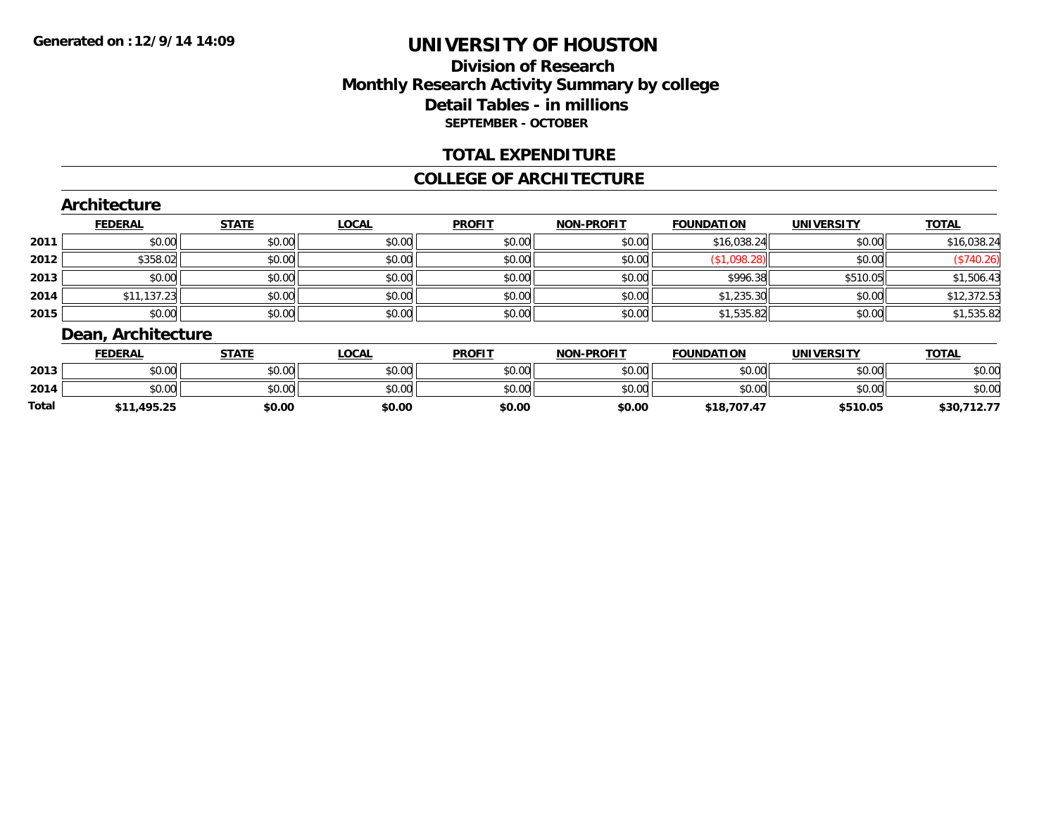**Generated on :12/9/14 14:09**

# UNIVERSITY OF HOUSTON

## Division of Research
## Monthly Research Activity Summary by college
## Detail Tables - in millions
### SEPTEMBER - OCTOBER

## TOTAL EXPENDITURE

## COLLEGE OF ARCHITECTURE

### Architecture

| | FEDERAL | STATE | LOCAL | PROFIT | NON-PROFIT | FOUNDATION | UNIVERSITY | TOTAL |
|---|---|---|---|---|---|---|---|---|
| 2011 | $0.00 | $0.00 | $0.00 | $0.00 | $0.00 | $16,038.24 | $0.00 | $16,038.24 |
| 2012 | $358.02 | $0.00 | $0.00 | $0.00 | $0.00 | ($1,098.28) | $0.00 | ($740.26) |
| 2013 | $0.00 | $0.00 | $0.00 | $0.00 | $0.00 | $996.38 | $510.05 | $1,506.43 |
| 2014 | $11,137.23 | $0.00 | $0.00 | $0.00 | $0.00 | $1,235.30 | $0.00 | $12,372.53 |
| 2015 | $0.00 | $0.00 | $0.00 | $0.00 | $0.00 | $1,535.82 | $0.00 | $1,535.82 |

### Dean, Architecture

| | FEDERAL | STATE | LOCAL | PROFIT | NON-PROFIT | FOUNDATION | UNIVERSITY | TOTAL |
|---|---|---|---|---|---|---|---|---|
| 2013 | $0.00 | $0.00 | $0.00 | $0.00 | $0.00 | $0.00 | $0.00 | $0.00 |
| 2014 | $0.00 | $0.00 | $0.00 | $0.00 | $0.00 | $0.00 | $0.00 | $0.00 |
| **Total** | **$11,495.25** | **$0.00** | **$0.00** | **$0.00** | **$0.00** | **$18,707.47** | **$510.05** | **$30,712.77** |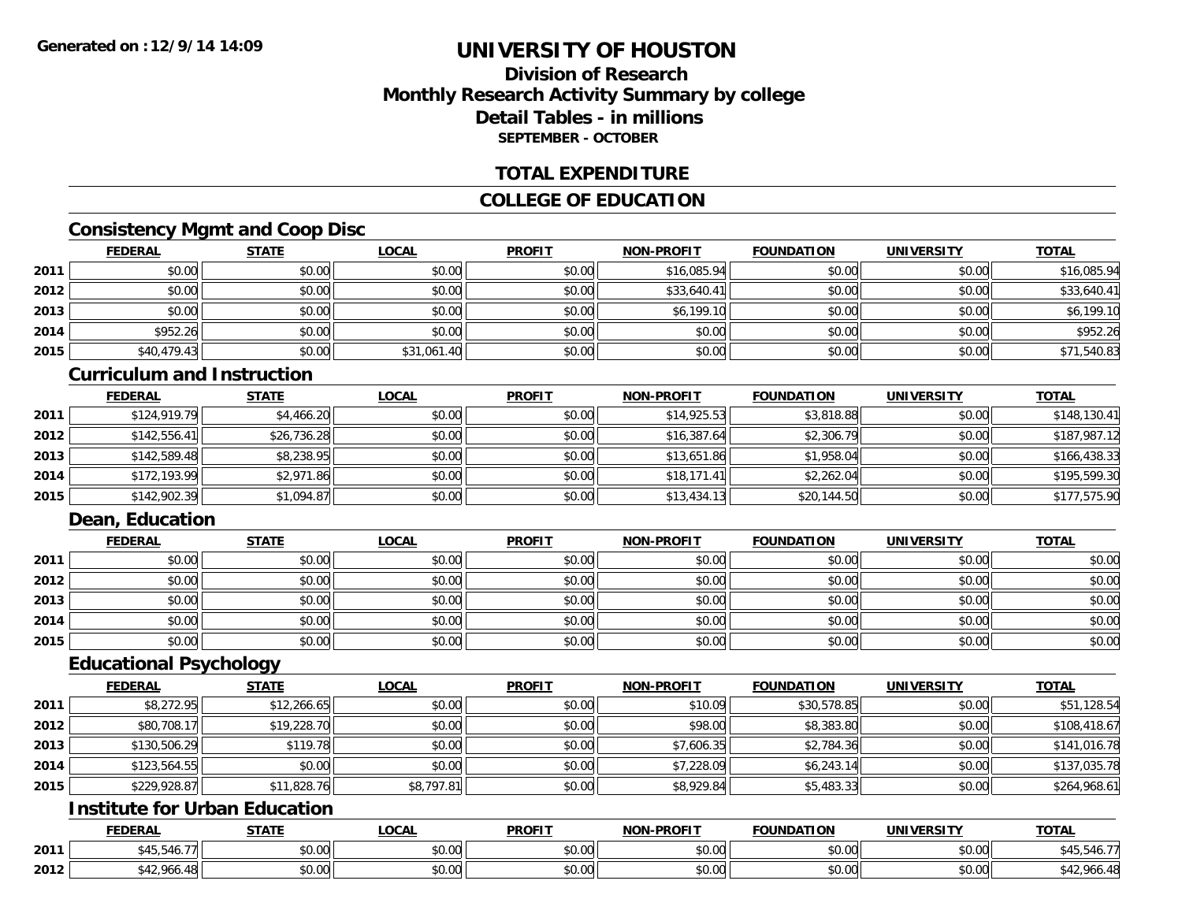**Generated on :12/9/14 14:09**

# UNIVERSITY OF HOUSTON

## Division of Research
## Monthly Research Activity Summary by college
## Detail Tables - in millions
### SEPTEMBER - OCTOBER

## TOTAL EXPENDITURE

## COLLEGE OF EDUCATION

### Consistency Mgmt and Coop Disc

| | FEDERAL | STATE | LOCAL | PROFIT | NON-PROFIT | FOUNDATION | UNIVERSITY | TOTAL |
|---|---|---|---|---|---|---|---|---|
| 2011 | $0.00 | $0.00 | $0.00 | $0.00 | $16,085.94 | $0.00 | $0.00 | $16,085.94 |
| 2012 | $0.00 | $0.00 | $0.00 | $0.00 | $33,640.41 | $0.00 | $0.00 | $33,640.41 |
| 2013 | $0.00 | $0.00 | $0.00 | $0.00 | $6,199.10 | $0.00 | $0.00 | $6,199.10 |
| 2014 | $952.26 | $0.00 | $0.00 | $0.00 | $0.00 | $0.00 | $0.00 | $952.26 |
| 2015 | $40,479.43 | $0.00 | $31,061.40 | $0.00 | $0.00 | $0.00 | $0.00 | $71,540.83 |

### Curriculum and Instruction

| | FEDERAL | STATE | LOCAL | PROFIT | NON-PROFIT | FOUNDATION | UNIVERSITY | TOTAL |
|---|---|---|---|---|---|---|---|---|
| 2011 | $124,919.79 | $4,466.20 | $0.00 | $0.00 | $14,925.53 | $3,818.88 | $0.00 | $148,130.41 |
| 2012 | $142,556.41 | $26,736.28 | $0.00 | $0.00 | $16,387.64 | $2,306.79 | $0.00 | $187,987.12 |
| 2013 | $142,589.48 | $8,238.95 | $0.00 | $0.00 | $13,651.86 | $1,958.04 | $0.00 | $166,438.33 |
| 2014 | $172,193.99 | $2,971.86 | $0.00 | $0.00 | $18,171.41 | $2,262.04 | $0.00 | $195,599.30 |
| 2015 | $142,902.39 | $1,094.87 | $0.00 | $0.00 | $13,434.13 | $20,144.50 | $0.00 | $177,575.90 |

### Dean, Education

| | FEDERAL | STATE | LOCAL | PROFIT | NON-PROFIT | FOUNDATION | UNIVERSITY | TOTAL |
|---|---|---|---|---|---|---|---|---|
| 2011 | $0.00 | $0.00 | $0.00 | $0.00 | $0.00 | $0.00 | $0.00 | $0.00 |
| 2012 | $0.00 | $0.00 | $0.00 | $0.00 | $0.00 | $0.00 | $0.00 | $0.00 |
| 2013 | $0.00 | $0.00 | $0.00 | $0.00 | $0.00 | $0.00 | $0.00 | $0.00 |
| 2014 | $0.00 | $0.00 | $0.00 | $0.00 | $0.00 | $0.00 | $0.00 | $0.00 |
| 2015 | $0.00 | $0.00 | $0.00 | $0.00 | $0.00 | $0.00 | $0.00 | $0.00 |

### Educational Psychology

| | FEDERAL | STATE | LOCAL | PROFIT | NON-PROFIT | FOUNDATION | UNIVERSITY | TOTAL |
|---|---|---|---|---|---|---|---|---|
| 2011 | $8,272.95 | $12,266.65 | $0.00 | $0.00 | $10.09 | $30,578.85 | $0.00 | $51,128.54 |
| 2012 | $80,708.17 | $19,228.70 | $0.00 | $0.00 | $98.00 | $8,383.80 | $0.00 | $108,418.67 |
| 2013 | $130,506.29 | $119.78 | $0.00 | $0.00 | $7,606.35 | $2,784.36 | $0.00 | $141,016.78 |
| 2014 | $123,564.55 | $0.00 | $0.00 | $0.00 | $7,228.09 | $6,243.14 | $0.00 | $137,035.78 |
| 2015 | $229,928.87 | $11,828.76 | $8,797.81 | $0.00 | $8,929.84 | $5,483.33 | $0.00 | $264,968.61 |

### Institute for Urban Education

| | FEDERAL | STATE | LOCAL | PROFIT | NON-PROFIT | FOUNDATION | UNIVERSITY | TOTAL |
|---|---|---|---|---|---|---|---|---|
| 2011 | $45,546.77 | $0.00 | $0.00 | $0.00 | $0.00 | $0.00 | $0.00 | $45,546.77 |
| 2012 | $42,966.48 | $0.00 | $0.00 | $0.00 | $0.00 | $0.00 | $0.00 | $42,966.48 |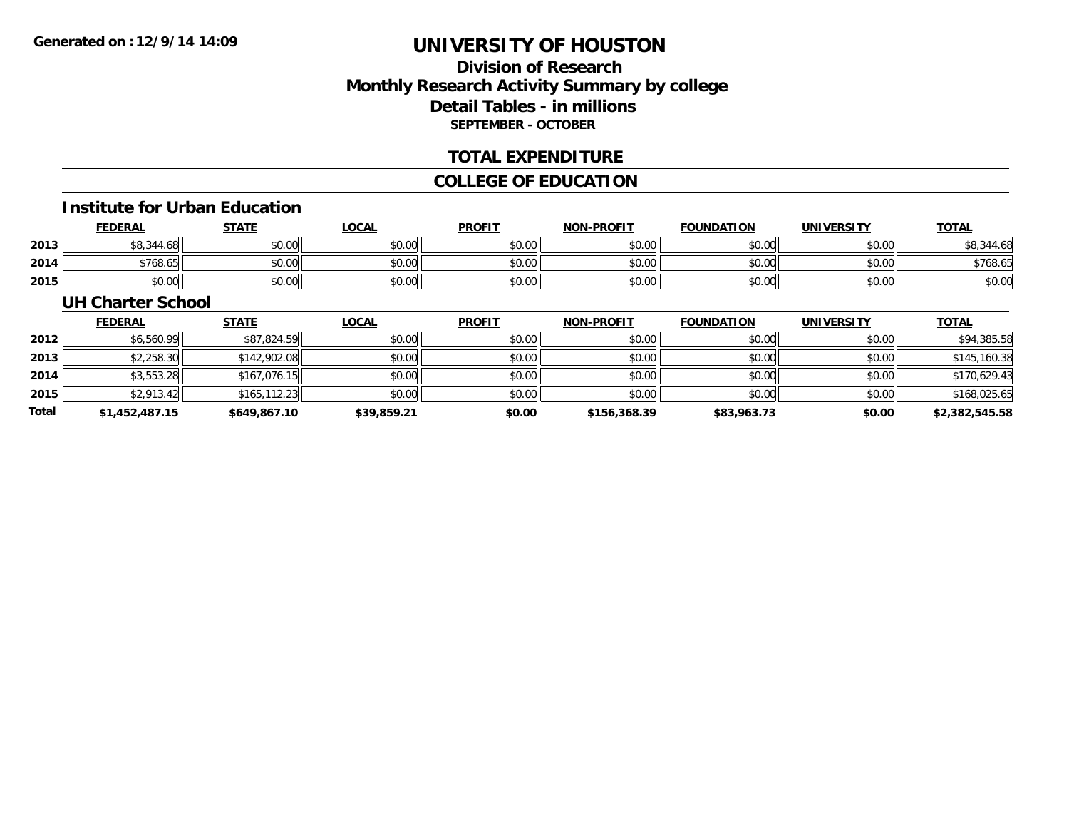# UNIVERSITY OF HOUSTON

## Division of Research
## Monthly Research Activity Summary by college
## Detail Tables - in millions
### SEPTEMBER - OCTOBER

## TOTAL EXPENDITURE

## COLLEGE OF EDUCATION

### Institute for Urban Education

| | FEDERAL | STATE | LOCAL | PROFIT | NON-PROFIT | FOUNDATION | UNIVERSITY | TOTAL |
|---|---|---|---|---|---|---|---|---|
| 2013 | $8,344.68 | $0.00 | $0.00 | $0.00 | $0.00 | $0.00 | $0.00 | $8,344.68 |
| 2014 | $768.65 | $0.00 | $0.00 | $0.00 | $0.00 | $0.00 | $0.00 | $768.65 |
| 2015 | $0.00 | $0.00 | $0.00 | $0.00 | $0.00 | $0.00 | $0.00 | $0.00 |

### UH Charter School

| | FEDERAL | STATE | LOCAL | PROFIT | NON-PROFIT | FOUNDATION | UNIVERSITY | TOTAL |
|---|---|---|---|---|---|---|---|---|
| 2012 | $6,560.99 | $87,824.59 | $0.00 | $0.00 | $0.00 | $0.00 | $0.00 | $94,385.58 |
| 2013 | $2,258.30 | $142,902.08 | $0.00 | $0.00 | $0.00 | $0.00 | $0.00 | $145,160.38 |
| 2014 | $3,553.28 | $167,076.15 | $0.00 | $0.00 | $0.00 | $0.00 | $0.00 | $170,629.43 |
| 2015 | $2,913.42 | $165,112.23 | $0.00 | $0.00 | $0.00 | $0.00 | $0.00 | $168,025.65 |
| **Total** | **$1,452,487.15** | **$649,867.10** | **$39,859.21** | **$0.00** | **$156,368.39** | **$83,963.73** | **$0.00** | **$2,382,545.58** |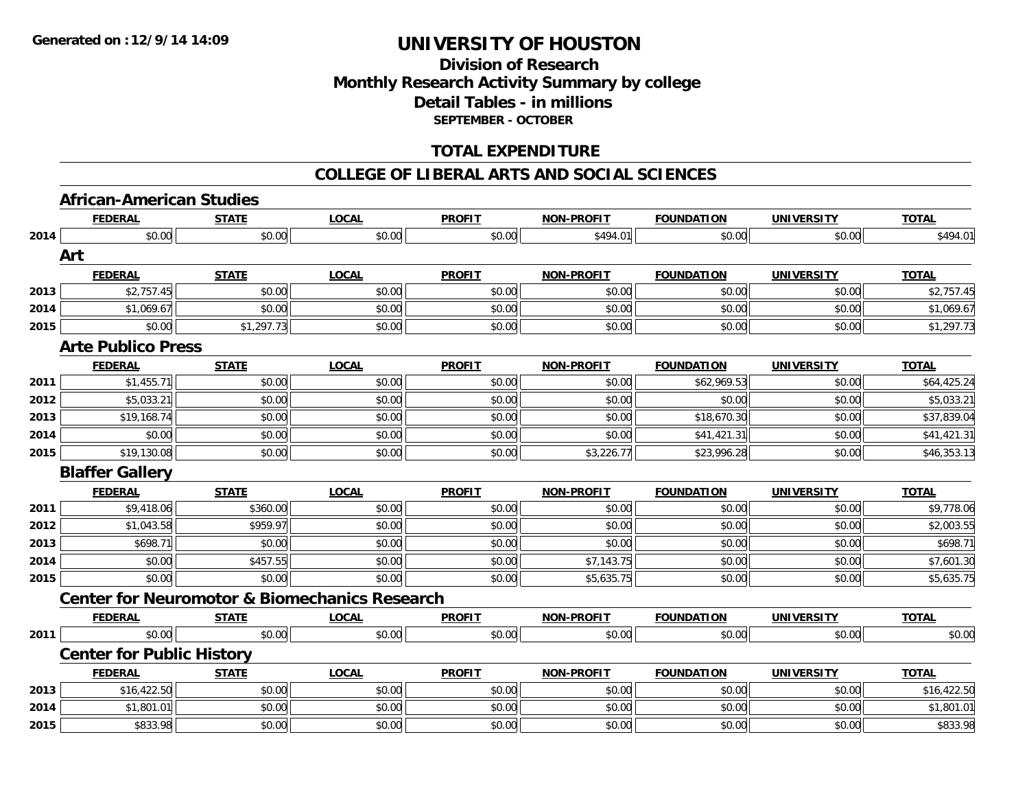**Generated on :12/9/14 14:09**

# UNIVERSITY OF HOUSTON

## Division of Research
## Monthly Research Activity Summary by college
## Detail Tables - in millions
### SEPTEMBER - OCTOBER

## TOTAL EXPENDITURE

## COLLEGE OF LIBERAL ARTS AND SOCIAL SCIENCES

### African-American Studies

| | FEDERAL | STATE | LOCAL | PROFIT | NON-PROFIT | FOUNDATION | UNIVERSITY | TOTAL |
|---|---|---|---|---|---|---|---|---|
| 2014 | $0.00 | $0.00 | $0.00 | $0.00 | $494.01 | $0.00 | $0.00 | $494.01 |

### Art

| | FEDERAL | STATE | LOCAL | PROFIT | NON-PROFIT | FOUNDATION | UNIVERSITY | TOTAL |
|---|---|---|---|---|---|---|---|---|
| 2013 | $2,757.45 | $0.00 | $0.00 | $0.00 | $0.00 | $0.00 | $0.00 | $2,757.45 |
| 2014 | $1,069.67 | $0.00 | $0.00 | $0.00 | $0.00 | $0.00 | $0.00 | $1,069.67 |
| 2015 | $0.00 | $1,297.73 | $0.00 | $0.00 | $0.00 | $0.00 | $0.00 | $1,297.73 |

### Arte Publico Press

| | FEDERAL | STATE | LOCAL | PROFIT | NON-PROFIT | FOUNDATION | UNIVERSITY | TOTAL |
|---|---|---|---|---|---|---|---|---|
| 2011 | $1,455.71 | $0.00 | $0.00 | $0.00 | $0.00 | $62,969.53 | $0.00 | $64,425.24 |
| 2012 | $5,033.21 | $0.00 | $0.00 | $0.00 | $0.00 | $0.00 | $0.00 | $5,033.21 |
| 2013 | $19,168.74 | $0.00 | $0.00 | $0.00 | $0.00 | $18,670.30 | $0.00 | $37,839.04 |
| 2014 | $0.00 | $0.00 | $0.00 | $0.00 | $0.00 | $41,421.31 | $0.00 | $41,421.31 |
| 2015 | $19,130.08 | $0.00 | $0.00 | $0.00 | $3,226.77 | $23,996.28 | $0.00 | $46,353.13 |

### Blaffer Gallery

| | FEDERAL | STATE | LOCAL | PROFIT | NON-PROFIT | FOUNDATION | UNIVERSITY | TOTAL |
|---|---|---|---|---|---|---|---|---|
| 2011 | $9,418.06 | $360.00 | $0.00 | $0.00 | $0.00 | $0.00 | $0.00 | $9,778.06 |
| 2012 | $1,043.58 | $959.97 | $0.00 | $0.00 | $0.00 | $0.00 | $0.00 | $2,003.55 |
| 2013 | $698.71 | $0.00 | $0.00 | $0.00 | $0.00 | $0.00 | $0.00 | $698.71 |
| 2014 | $0.00 | $457.55 | $0.00 | $0.00 | $7,143.75 | $0.00 | $0.00 | $7,601.30 |
| 2015 | $0.00 | $0.00 | $0.00 | $0.00 | $5,635.75 | $0.00 | $0.00 | $5,635.75 |

### Center for Neuromotor & Biomechanics Research

| | FEDERAL | STATE | LOCAL | PROFIT | NON-PROFIT | FOUNDATION | UNIVERSITY | TOTAL |
|---|---|---|---|---|---|---|---|---|
| 2011 | $0.00 | $0.00 | $0.00 | $0.00 | $0.00 | $0.00 | $0.00 | $0.00 |

### Center for Public History

| | FEDERAL | STATE | LOCAL | PROFIT | NON-PROFIT | FOUNDATION | UNIVERSITY | TOTAL |
|---|---|---|---|---|---|---|---|---|
| 2013 | $16,422.50 | $0.00 | $0.00 | $0.00 | $0.00 | $0.00 | $0.00 | $16,422.50 |
| 2014 | $1,801.01 | $0.00 | $0.00 | $0.00 | $0.00 | $0.00 | $0.00 | $1,801.01 |
| 2015 | $833.98 | $0.00 | $0.00 | $0.00 | $0.00 | $0.00 | $0.00 | $833.98 |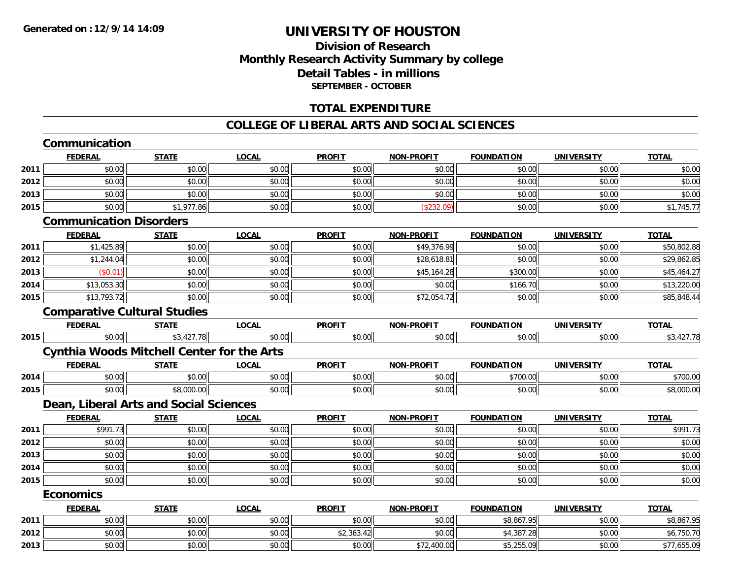# UNIVERSITY OF HOUSTON

## Division of Research
## Monthly Research Activity Summary by college
## Detail Tables - in millions
### SEPTEMBER - OCTOBER

## TOTAL EXPENDITURE

## COLLEGE OF LIBERAL ARTS AND SOCIAL SCIENCES

### Communication

| | FEDERAL | STATE | LOCAL | PROFIT | NON-PROFIT | FOUNDATION | UNIVERSITY | TOTAL |
|---|---|---|---|---|---|---|---|---|
| 2011 | $0.00 | $0.00 | $0.00 | $0.00 | $0.00 | $0.00 | $0.00 | $0.00 |
| 2012 | $0.00 | $0.00 | $0.00 | $0.00 | $0.00 | $0.00 | $0.00 | $0.00 |
| 2013 | $0.00 | $0.00 | $0.00 | $0.00 | $0.00 | $0.00 | $0.00 | $0.00 |
| 2015 | $0.00 | $1,977.86 | $0.00 | $0.00 | ($232.09) | $0.00 | $0.00 | $1,745.77 |

### Communication Disorders

| | FEDERAL | STATE | LOCAL | PROFIT | NON-PROFIT | FOUNDATION | UNIVERSITY | TOTAL |
|---|---|---|---|---|---|---|---|---|
| 2011 | $1,425.89 | $0.00 | $0.00 | $0.00 | $49,376.99 | $0.00 | $0.00 | $50,802.88 |
| 2012 | $1,244.04 | $0.00 | $0.00 | $0.00 | $28,618.81 | $0.00 | $0.00 | $29,862.85 |
| 2013 | ($0.01) | $0.00 | $0.00 | $0.00 | $45,164.28 | $300.00 | $0.00 | $45,464.27 |
| 2014 | $13,053.30 | $0.00 | $0.00 | $0.00 | $0.00 | $166.70 | $0.00 | $13,220.00 |
| 2015 | $13,793.72 | $0.00 | $0.00 | $0.00 | $72,054.72 | $0.00 | $0.00 | $85,848.44 |

### Comparative Cultural Studies

| | FEDERAL | STATE | LOCAL | PROFIT | NON-PROFIT | FOUNDATION | UNIVERSITY | TOTAL |
|---|---|---|---|---|---|---|---|---|
| 2015 | $0.00 | $3,427.78 | $0.00 | $0.00 | $0.00 | $0.00 | $0.00 | $3,427.78 |

### Cynthia Woods Mitchell Center for the Arts

| | FEDERAL | STATE | LOCAL | PROFIT | NON-PROFIT | FOUNDATION | UNIVERSITY | TOTAL |
|---|---|---|---|---|---|---|---|---|
| 2014 | $0.00 | $0.00 | $0.00 | $0.00 | $0.00 | $700.00 | $0.00 | $700.00 |
| 2015 | $0.00 | $8,000.00 | $0.00 | $0.00 | $0.00 | $0.00 | $0.00 | $8,000.00 |

### Dean, Liberal Arts and Social Sciences

| | FEDERAL | STATE | LOCAL | PROFIT | NON-PROFIT | FOUNDATION | UNIVERSITY | TOTAL |
|---|---|---|---|---|---|---|---|---|
| 2011 | $991.73 | $0.00 | $0.00 | $0.00 | $0.00 | $0.00 | $0.00 | $991.73 |
| 2012 | $0.00 | $0.00 | $0.00 | $0.00 | $0.00 | $0.00 | $0.00 | $0.00 |
| 2013 | $0.00 | $0.00 | $0.00 | $0.00 | $0.00 | $0.00 | $0.00 | $0.00 |
| 2014 | $0.00 | $0.00 | $0.00 | $0.00 | $0.00 | $0.00 | $0.00 | $0.00 |
| 2015 | $0.00 | $0.00 | $0.00 | $0.00 | $0.00 | $0.00 | $0.00 | $0.00 |

### Economics

| | FEDERAL | STATE | LOCAL | PROFIT | NON-PROFIT | FOUNDATION | UNIVERSITY | TOTAL |
|---|---|---|---|---|---|---|---|---|
| 2011 | $0.00 | $0.00 | $0.00 | $0.00 | $0.00 | $8,867.95 | $0.00 | $8,867.95 |
| 2012 | $0.00 | $0.00 | $0.00 | $2,363.42 | $0.00 | $4,387.28 | $0.00 | $6,750.70 |
| 2013 | $0.00 | $0.00 | $0.00 | $0.00 | $72,400.00 | $5,255.09 | $0.00 | $77,655.09 |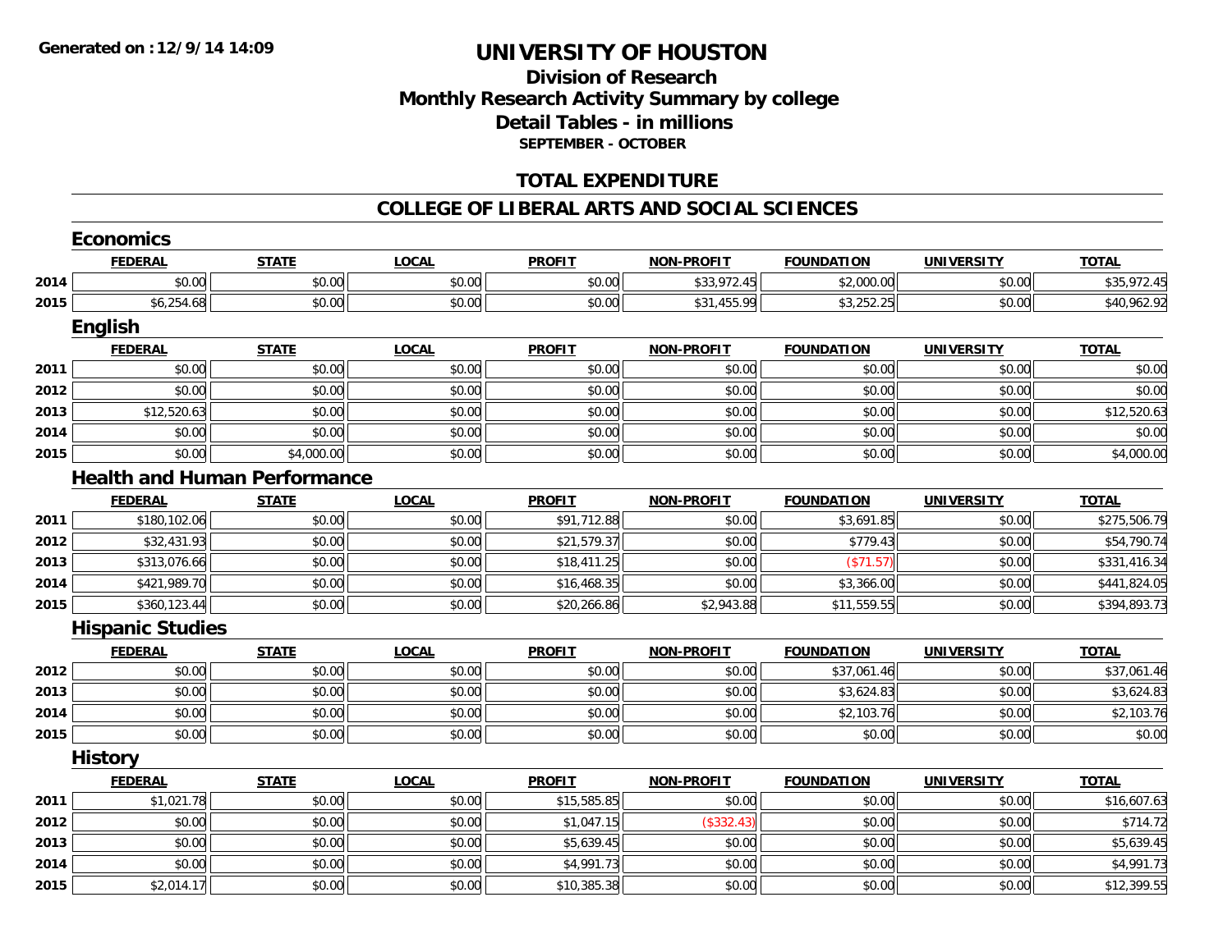# UNIVERSITY OF HOUSTON

## Division of Research
## Monthly Research Activity Summary by college
## Detail Tables - in millions
### SEPTEMBER - OCTOBER

## TOTAL EXPENDITURE

## COLLEGE OF LIBERAL ARTS AND SOCIAL SCIENCES

### Economics

| | FEDERAL | STATE | LOCAL | PROFIT | NON-PROFIT | FOUNDATION | UNIVERSITY | TOTAL |
|---|---|---|---|---|---|---|---|---|
| 2014 | $0.00 | $0.00 | $0.00 | $0.00 | $33,972.45 | $2,000.00 | $0.00 | $35,972.45 |
| 2015 | $6,254.68 | $0.00 | $0.00 | $0.00 | $31,455.99 | $3,252.25 | $0.00 | $40,962.92 |

### English

| | FEDERAL | STATE | LOCAL | PROFIT | NON-PROFIT | FOUNDATION | UNIVERSITY | TOTAL |
|---|---|---|---|---|---|---|---|---|
| 2011 | $0.00 | $0.00 | $0.00 | $0.00 | $0.00 | $0.00 | $0.00 | $0.00 |
| 2012 | $0.00 | $0.00 | $0.00 | $0.00 | $0.00 | $0.00 | $0.00 | $0.00 |
| 2013 | $12,520.63 | $0.00 | $0.00 | $0.00 | $0.00 | $0.00 | $0.00 | $12,520.63 |
| 2014 | $0.00 | $0.00 | $0.00 | $0.00 | $0.00 | $0.00 | $0.00 | $0.00 |
| 2015 | $0.00 | $4,000.00 | $0.00 | $0.00 | $0.00 | $0.00 | $0.00 | $4,000.00 |

### Health and Human Performance

| | FEDERAL | STATE | LOCAL | PROFIT | NON-PROFIT | FOUNDATION | UNIVERSITY | TOTAL |
|---|---|---|---|---|---|---|---|---|
| 2011 | $180,102.06 | $0.00 | $0.00 | $91,712.88 | $0.00 | $3,691.85 | $0.00 | $275,506.79 |
| 2012 | $32,431.93 | $0.00 | $0.00 | $21,579.37 | $0.00 | $779.43 | $0.00 | $54,790.74 |
| 2013 | $313,076.66 | $0.00 | $0.00 | $18,411.25 | $0.00 | ($71.57) | $0.00 | $331,416.34 |
| 2014 | $421,989.70 | $0.00 | $0.00 | $16,468.35 | $0.00 | $3,366.00 | $0.00 | $441,824.05 |
| 2015 | $360,123.44 | $0.00 | $0.00 | $20,266.86 | $2,943.88 | $11,559.55 | $0.00 | $394,893.73 |

### Hispanic Studies

| | FEDERAL | STATE | LOCAL | PROFIT | NON-PROFIT | FOUNDATION | UNIVERSITY | TOTAL |
|---|---|---|---|---|---|---|---|---|
| 2012 | $0.00 | $0.00 | $0.00 | $0.00 | $0.00 | $37,061.46 | $0.00 | $37,061.46 |
| 2013 | $0.00 | $0.00 | $0.00 | $0.00 | $0.00 | $3,624.83 | $0.00 | $3,624.83 |
| 2014 | $0.00 | $0.00 | $0.00 | $0.00 | $0.00 | $2,103.76 | $0.00 | $2,103.76 |
| 2015 | $0.00 | $0.00 | $0.00 | $0.00 | $0.00 | $0.00 | $0.00 | $0.00 |

### History

| | FEDERAL | STATE | LOCAL | PROFIT | NON-PROFIT | FOUNDATION | UNIVERSITY | TOTAL |
|---|---|---|---|---|---|---|---|---|
| 2011 | $1,021.78 | $0.00 | $0.00 | $15,585.85 | $0.00 | $0.00 | $0.00 | $16,607.63 |
| 2012 | $0.00 | $0.00 | $0.00 | $1,047.15 | ($332.43) | $0.00 | $0.00 | $714.72 |
| 2013 | $0.00 | $0.00 | $0.00 | $5,639.45 | $0.00 | $0.00 | $0.00 | $5,639.45 |
| 2014 | $0.00 | $0.00 | $0.00 | $4,991.73 | $0.00 | $0.00 | $0.00 | $4,991.73 |
| 2015 | $2,014.17 | $0.00 | $0.00 | $10,385.38 | $0.00 | $0.00 | $0.00 | $12,399.55 |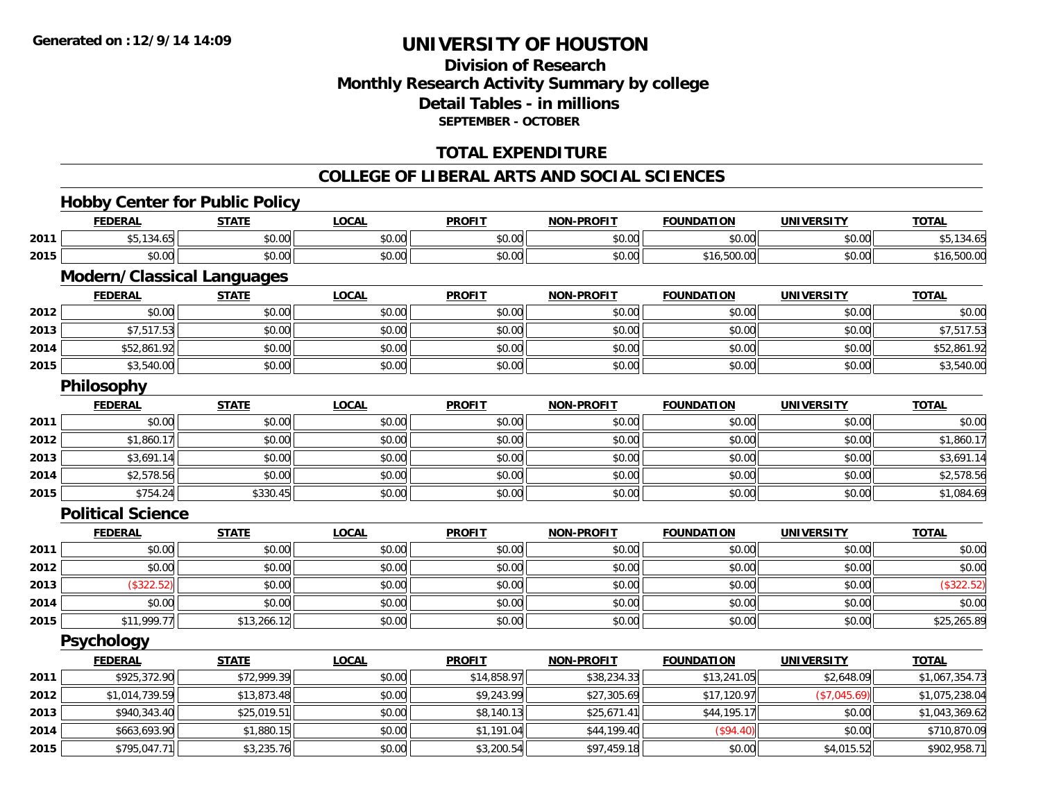# UNIVERSITY OF HOUSTON

## Division of Research
## Monthly Research Activity Summary by college
## Detail Tables - in millions
### SEPTEMBER - OCTOBER

Generated on : 12/9/14 14:09

## TOTAL EXPENDITURE

## COLLEGE OF LIBERAL ARTS AND SOCIAL SCIENCES

### Hobby Center for Public Policy

| | FEDERAL | STATE | LOCAL | PROFIT | NON-PROFIT | FOUNDATION | UNIVERSITY | TOTAL |
|---|---|---|---|---|---|---|---|---|
| 2011 | $5,134.65 | $0.00 | $0.00 | $0.00 | $0.00 | $0.00 | $0.00 | $5,134.65 |
| 2015 | $0.00 | $0.00 | $0.00 | $0.00 | $0.00 | $16,500.00 | $0.00 | $16,500.00 |

### Modern/Classical Languages

| | FEDERAL | STATE | LOCAL | PROFIT | NON-PROFIT | FOUNDATION | UNIVERSITY | TOTAL |
|---|---|---|---|---|---|---|---|---|
| 2012 | $0.00 | $0.00 | $0.00 | $0.00 | $0.00 | $0.00 | $0.00 | $0.00 |
| 2013 | $7,517.53 | $0.00 | $0.00 | $0.00 | $0.00 | $0.00 | $0.00 | $7,517.53 |
| 2014 | $52,861.92 | $0.00 | $0.00 | $0.00 | $0.00 | $0.00 | $0.00 | $52,861.92 |
| 2015 | $3,540.00 | $0.00 | $0.00 | $0.00 | $0.00 | $0.00 | $0.00 | $3,540.00 |

### Philosophy

| | FEDERAL | STATE | LOCAL | PROFIT | NON-PROFIT | FOUNDATION | UNIVERSITY | TOTAL |
|---|---|---|---|---|---|---|---|---|
| 2011 | $0.00 | $0.00 | $0.00 | $0.00 | $0.00 | $0.00 | $0.00 | $0.00 |
| 2012 | $1,860.17 | $0.00 | $0.00 | $0.00 | $0.00 | $0.00 | $0.00 | $1,860.17 |
| 2013 | $3,691.14 | $0.00 | $0.00 | $0.00 | $0.00 | $0.00 | $0.00 | $3,691.14 |
| 2014 | $2,578.56 | $0.00 | $0.00 | $0.00 | $0.00 | $0.00 | $0.00 | $2,578.56 |
| 2015 | $754.24 | $330.45 | $0.00 | $0.00 | $0.00 | $0.00 | $0.00 | $1,084.69 |

### Political Science

| | FEDERAL | STATE | LOCAL | PROFIT | NON-PROFIT | FOUNDATION | UNIVERSITY | TOTAL |
|---|---|---|---|---|---|---|---|---|
| 2011 | $0.00 | $0.00 | $0.00 | $0.00 | $0.00 | $0.00 | $0.00 | $0.00 |
| 2012 | $0.00 | $0.00 | $0.00 | $0.00 | $0.00 | $0.00 | $0.00 | $0.00 |
| 2013 | ($322.52) | $0.00 | $0.00 | $0.00 | $0.00 | $0.00 | $0.00 | ($322.52) |
| 2014 | $0.00 | $0.00 | $0.00 | $0.00 | $0.00 | $0.00 | $0.00 | $0.00 |
| 2015 | $11,999.77 | $13,266.12 | $0.00 | $0.00 | $0.00 | $0.00 | $0.00 | $25,265.89 |

### Psychology

| | FEDERAL | STATE | LOCAL | PROFIT | NON-PROFIT | FOUNDATION | UNIVERSITY | TOTAL |
|---|---|---|---|---|---|---|---|---|
| 2011 | $925,372.90 | $72,999.39 | $0.00 | $14,858.97 | $38,234.33 | $13,241.05 | $2,648.09 | $1,067,354.73 |
| 2012 | $1,014,739.59 | $13,873.48 | $0.00 | $9,243.99 | $27,305.69 | $17,120.97 | ($7,045.69) | $1,075,238.04 |
| 2013 | $940,343.40 | $25,019.51 | $0.00 | $8,140.13 | $25,671.41 | $44,195.17 | $0.00 | $1,043,369.62 |
| 2014 | $663,693.90 | $1,880.15 | $0.00 | $1,191.04 | $44,199.40 | ($94.40) | $0.00 | $710,870.09 |
| 2015 | $795,047.71 | $3,235.76 | $0.00 | $3,200.54 | $97,459.18 | $0.00 | $4,015.52 | $902,958.71 |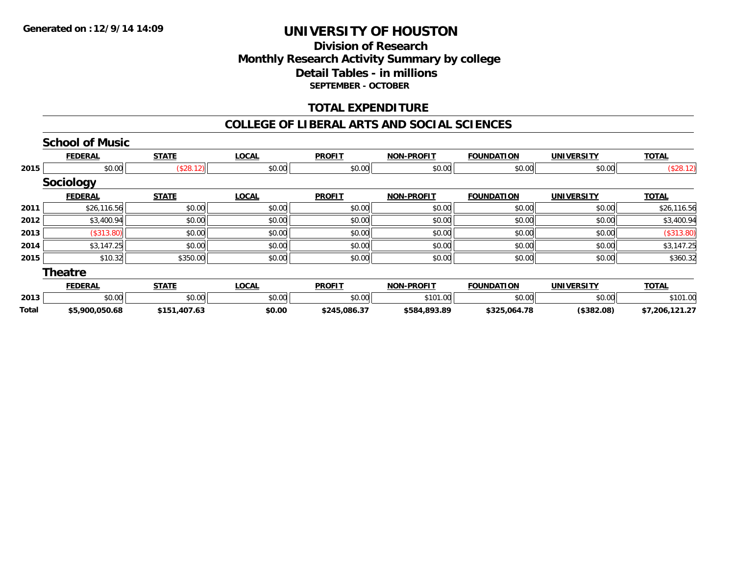# UNIVERSITY OF HOUSTON

## Division of Research
## Monthly Research Activity Summary by college
## Detail Tables - in millions
### SEPTEMBER - OCTOBER

## TOTAL EXPENDITURE

## COLLEGE OF LIBERAL ARTS AND SOCIAL SCIENCES

### School of Music

| | FEDERAL | STATE | LOCAL | PROFIT | NON-PROFIT | FOUNDATION | UNIVERSITY | TOTAL |
|---|---|---|---|---|---|---|---|---|
| 2015 | $0.00 | ($28.12) | $0.00 | $0.00 | $0.00 | $0.00 | $0.00 | ($28.12) |

### Sociology

| | FEDERAL | STATE | LOCAL | PROFIT | NON-PROFIT | FOUNDATION | UNIVERSITY | TOTAL |
|---|---|---|---|---|---|---|---|---|
| 2011 | $26,116.56 | $0.00 | $0.00 | $0.00 | $0.00 | $0.00 | $0.00 | $26,116.56 |
| 2012 | $3,400.94 | $0.00 | $0.00 | $0.00 | $0.00 | $0.00 | $0.00 | $3,400.94 |
| 2013 | ($313.80) | $0.00 | $0.00 | $0.00 | $0.00 | $0.00 | $0.00 | ($313.80) |
| 2014 | $3,147.25 | $0.00 | $0.00 | $0.00 | $0.00 | $0.00 | $0.00 | $3,147.25 |
| 2015 | $10.32 | $350.00 | $0.00 | $0.00 | $0.00 | $0.00 | $0.00 | $360.32 |

### Theatre

| | FEDERAL | STATE | LOCAL | PROFIT | NON-PROFIT | FOUNDATION | UNIVERSITY | TOTAL |
|---|---|---|---|---|---|---|---|---|
| 2013 | $0.00 | $0.00 | $0.00 | $0.00 | $101.00 | $0.00 | $0.00 | $101.00 |
| **Total** | **$5,900,050.68** | **$151,407.63** | **$0.00** | **$245,086.37** | **$584,893.89** | **$325,064.78** | **($382.08)** | **$7,206,121.27** |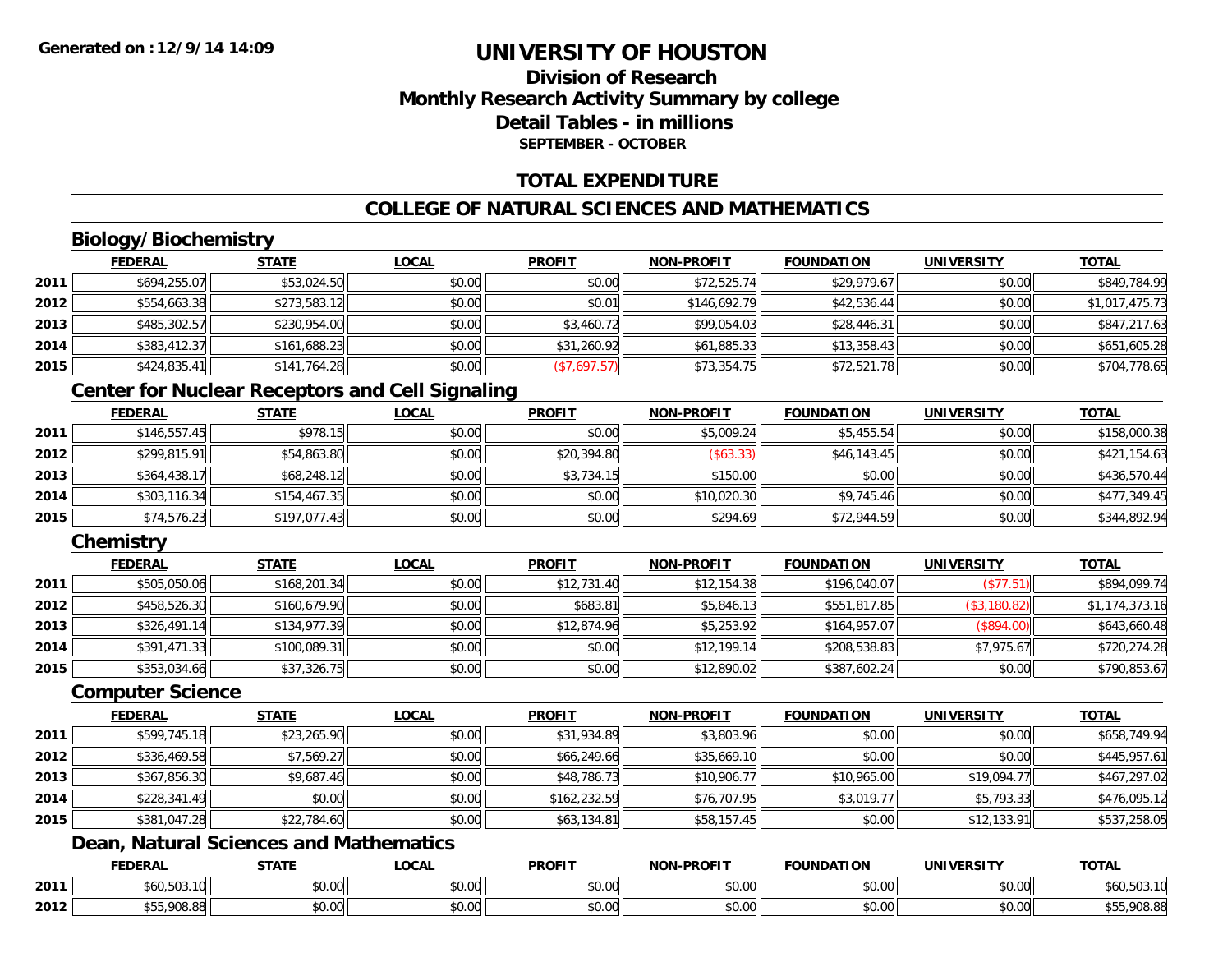Generated on :12/9/14 14:09

# UNIVERSITY OF HOUSTON

## Division of Research
## Monthly Research Activity Summary by college
## Detail Tables - in millions
### SEPTEMBER - OCTOBER

## TOTAL EXPENDITURE

## COLLEGE OF NATURAL SCIENCES AND MATHEMATICS

### Biology/Biochemistry

| | FEDERAL | STATE | LOCAL | PROFIT | NON-PROFIT | FOUNDATION | UNIVERSITY | TOTAL |
|---|---|---|---|---|---|---|---|---|
| 2011 | $694,255.07 | $53,024.50 | $0.00 | $0.00 | $72,525.74 | $29,979.67 | $0.00 | $849,784.99 |
| 2012 | $554,663.38 | $273,583.12 | $0.00 | $0.01 | $146,692.79 | $42,536.44 | $0.00 | $1,017,475.73 |
| 2013 | $485,302.57 | $230,954.00 | $0.00 | $3,460.72 | $99,054.03 | $28,446.31 | $0.00 | $847,217.63 |
| 2014 | $383,412.37 | $161,688.23 | $0.00 | $31,260.92 | $61,885.33 | $13,358.43 | $0.00 | $651,605.28 |
| 2015 | $424,835.41 | $141,764.28 | $0.00 | ($7,697.57) | $73,354.75 | $72,521.78 | $0.00 | $704,778.65 |

### Center for Nuclear Receptors and Cell Signaling

| | FEDERAL | STATE | LOCAL | PROFIT | NON-PROFIT | FOUNDATION | UNIVERSITY | TOTAL |
|---|---|---|---|---|---|---|---|---|
| 2011 | $146,557.45 | $978.15 | $0.00 | $0.00 | $5,009.24 | $5,455.54 | $0.00 | $158,000.38 |
| 2012 | $299,815.91 | $54,863.80 | $0.00 | $20,394.80 | ($63.33) | $46,143.45 | $0.00 | $421,154.63 |
| 2013 | $364,438.17 | $68,248.12 | $0.00 | $3,734.15 | $150.00 | $0.00 | $0.00 | $436,570.44 |
| 2014 | $303,116.34 | $154,467.35 | $0.00 | $0.00 | $10,020.30 | $9,745.46 | $0.00 | $477,349.45 |
| 2015 | $74,576.23 | $197,077.43 | $0.00 | $0.00 | $294.69 | $72,944.59 | $0.00 | $344,892.94 |

### Chemistry

| | FEDERAL | STATE | LOCAL | PROFIT | NON-PROFIT | FOUNDATION | UNIVERSITY | TOTAL |
|---|---|---|---|---|---|---|---|---|
| 2011 | $505,050.06 | $168,201.34 | $0.00 | $12,731.40 | $12,154.38 | $196,040.07 | ($77.51) | $894,099.74 |
| 2012 | $458,526.30 | $160,679.90 | $0.00 | $683.81 | $5,846.13 | $551,817.85 | ($3,180.82) | $1,174,373.16 |
| 2013 | $326,491.14 | $134,977.39 | $0.00 | $12,874.96 | $5,253.92 | $164,957.07 | ($894.00) | $643,660.48 |
| 2014 | $391,471.33 | $100,089.31 | $0.00 | $0.00 | $12,199.14 | $208,538.83 | $7,975.67 | $720,274.28 |
| 2015 | $353,034.66 | $37,326.75 | $0.00 | $0.00 | $12,890.02 | $387,602.24 | $0.00 | $790,853.67 |

### Computer Science

| | FEDERAL | STATE | LOCAL | PROFIT | NON-PROFIT | FOUNDATION | UNIVERSITY | TOTAL |
|---|---|---|---|---|---|---|---|---|
| 2011 | $599,745.18 | $23,265.90 | $0.00 | $31,934.89 | $3,803.96 | $0.00 | $0.00 | $658,749.94 |
| 2012 | $336,469.58 | $7,569.27 | $0.00 | $66,249.66 | $35,669.10 | $0.00 | $0.00 | $445,957.61 |
| 2013 | $367,856.30 | $9,687.46 | $0.00 | $48,786.73 | $10,906.77 | $10,965.00 | $19,094.77 | $467,297.02 |
| 2014 | $228,341.49 | $0.00 | $0.00 | $162,232.59 | $76,707.95 | $3,019.77 | $5,793.33 | $476,095.12 |
| 2015 | $381,047.28 | $22,784.60 | $0.00 | $63,134.81 | $58,157.45 | $0.00 | $12,133.91 | $537,258.05 |

### Dean, Natural Sciences and Mathematics

| | FEDERAL | STATE | LOCAL | PROFIT | NON-PROFIT | FOUNDATION | UNIVERSITY | TOTAL |
|---|---|---|---|---|---|---|---|---|
| 2011 | $60,503.10 | $0.00 | $0.00 | $0.00 | $0.00 | $0.00 | $0.00 | $60,503.10 |
| 2012 | $55,908.88 | $0.00 | $0.00 | $0.00 | $0.00 | $0.00 | $0.00 | $55,908.88 |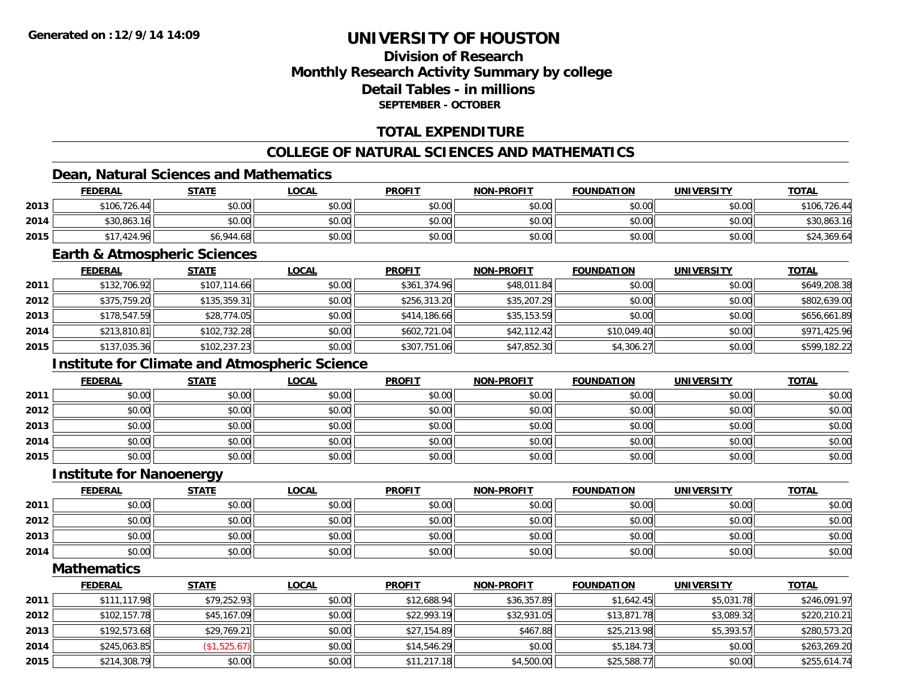**Generated on :12/9/14 14:09**

# UNIVERSITY OF HOUSTON

## Division of Research
## Monthly Research Activity Summary by college
## Detail Tables - in millions
### SEPTEMBER - OCTOBER

## TOTAL EXPENDITURE

## COLLEGE OF NATURAL SCIENCES AND MATHEMATICS

### Dean, Natural Sciences and Mathematics

| | FEDERAL | STATE | LOCAL | PROFIT | NON-PROFIT | FOUNDATION | UNIVERSITY | TOTAL |
|---|---|---|---|---|---|---|---|---|
| 2013 | $106,726.44 | $0.00 | $0.00 | $0.00 | $0.00 | $0.00 | $0.00 | $106,726.44 |
| 2014 | $30,863.16 | $0.00 | $0.00 | $0.00 | $0.00 | $0.00 | $0.00 | $30,863.16 |
| 2015 | $17,424.96 | $6,944.68 | $0.00 | $0.00 | $0.00 | $0.00 | $0.00 | $24,369.64 |

### Earth & Atmospheric Sciences

| | FEDERAL | STATE | LOCAL | PROFIT | NON-PROFIT | FOUNDATION | UNIVERSITY | TOTAL |
|---|---|---|---|---|---|---|---|---|
| 2011 | $132,706.92 | $107,114.66 | $0.00 | $361,374.96 | $48,011.84 | $0.00 | $0.00 | $649,208.38 |
| 2012 | $375,759.20 | $135,359.31 | $0.00 | $256,313.20 | $35,207.29 | $0.00 | $0.00 | $802,639.00 |
| 2013 | $178,547.59 | $28,774.05 | $0.00 | $414,186.66 | $35,153.59 | $0.00 | $0.00 | $656,661.89 |
| 2014 | $213,810.81 | $102,732.28 | $0.00 | $602,721.04 | $42,112.42 | $10,049.40 | $0.00 | $971,425.96 |
| 2015 | $137,035.36 | $102,237.23 | $0.00 | $307,751.06 | $47,852.30 | $4,306.27 | $0.00 | $599,182.22 |

### Institute for Climate and Atmospheric Science

| | FEDERAL | STATE | LOCAL | PROFIT | NON-PROFIT | FOUNDATION | UNIVERSITY | TOTAL |
|---|---|---|---|---|---|---|---|---|
| 2011 | $0.00 | $0.00 | $0.00 | $0.00 | $0.00 | $0.00 | $0.00 | $0.00 |
| 2012 | $0.00 | $0.00 | $0.00 | $0.00 | $0.00 | $0.00 | $0.00 | $0.00 |
| 2013 | $0.00 | $0.00 | $0.00 | $0.00 | $0.00 | $0.00 | $0.00 | $0.00 |
| 2014 | $0.00 | $0.00 | $0.00 | $0.00 | $0.00 | $0.00 | $0.00 | $0.00 |
| 2015 | $0.00 | $0.00 | $0.00 | $0.00 | $0.00 | $0.00 | $0.00 | $0.00 |

### Institute for Nanoenergy

| | FEDERAL | STATE | LOCAL | PROFIT | NON-PROFIT | FOUNDATION | UNIVERSITY | TOTAL |
|---|---|---|---|---|---|---|---|---|
| 2011 | $0.00 | $0.00 | $0.00 | $0.00 | $0.00 | $0.00 | $0.00 | $0.00 |
| 2012 | $0.00 | $0.00 | $0.00 | $0.00 | $0.00 | $0.00 | $0.00 | $0.00 |
| 2013 | $0.00 | $0.00 | $0.00 | $0.00 | $0.00 | $0.00 | $0.00 | $0.00 |
| 2014 | $0.00 | $0.00 | $0.00 | $0.00 | $0.00 | $0.00 | $0.00 | $0.00 |

### Mathematics

| | FEDERAL | STATE | LOCAL | PROFIT | NON-PROFIT | FOUNDATION | UNIVERSITY | TOTAL |
|---|---|---|---|---|---|---|---|---|
| 2011 | $111,117.98 | $79,252.93 | $0.00 | $12,688.94 | $36,357.89 | $1,642.45 | $5,031.78 | $246,091.97 |
| 2012 | $102,157.78 | $45,167.09 | $0.00 | $22,993.19 | $32,931.05 | $13,871.78 | $3,089.32 | $220,210.21 |
| 2013 | $192,573.68 | $29,769.21 | $0.00 | $27,154.89 | $467.88 | $25,213.98 | $5,393.57 | $280,573.20 |
| 2014 | $245,063.85 | ($1,525.67) | $0.00 | $14,546.29 | $0.00 | $5,184.73 | $0.00 | $263,269.20 |
| 2015 | $214,308.79 | $0.00 | $0.00 | $11,217.18 | $4,500.00 | $25,588.77 | $0.00 | $255,614.74 |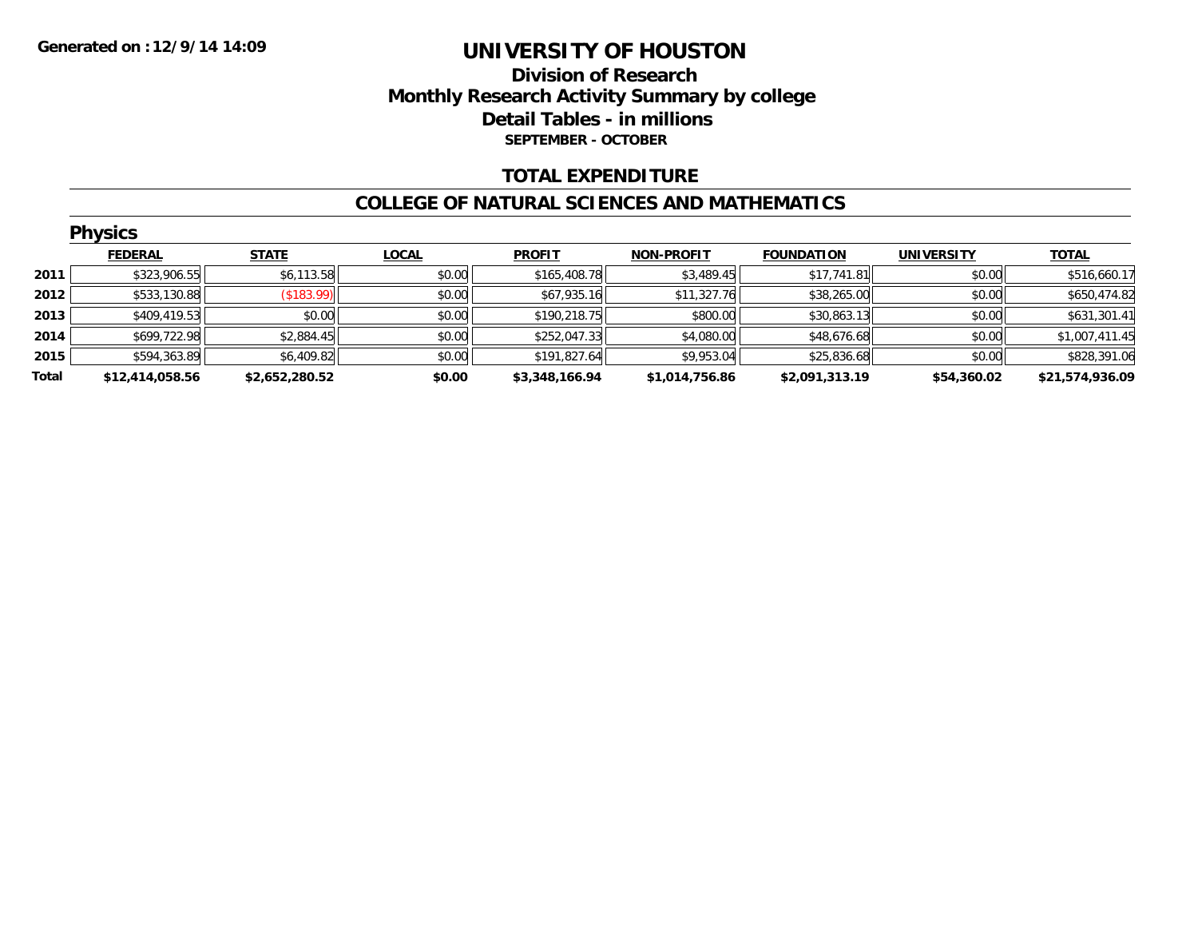**Generated on :12/9/14 14:09**

# UNIVERSITY OF HOUSTON

## Division of Research
## Monthly Research Activity Summary by college
## Detail Tables - in millions
### SEPTEMBER - OCTOBER

## TOTAL EXPENDITURE

## COLLEGE OF NATURAL SCIENCES AND MATHEMATICS

### Physics

| | FEDERAL | STATE | LOCAL | PROFIT | NON-PROFIT | FOUNDATION | UNIVERSITY | TOTAL |
|---|---|---|---|---|---|---|---|---|
| 2011 | $323,906.55 | $6,113.58 | $0.00 | $165,408.78 | $3,489.45 | $17,741.81 | $0.00 | $516,660.17 |
| 2012 | $533,130.88 | ($183.99) | $0.00 | $67,935.16 | $11,327.76 | $38,265.00 | $0.00 | $650,474.82 |
| 2013 | $409,419.53 | $0.00 | $0.00 | $190,218.75 | $800.00 | $30,863.13 | $0.00 | $631,301.41 |
| 2014 | $699,722.98 | $2,884.45 | $0.00 | $252,047.33 | $4,080.00 | $48,676.68 | $0.00 | $1,007,411.45 |
| 2015 | $594,363.89 | $6,409.82 | $0.00 | $191,827.64 | $9,953.04 | $25,836.68 | $0.00 | $828,391.06 |
| **Total** | **$12,414,058.56** | **$2,652,280.52** | **$0.00** | **$3,348,166.94** | **$1,014,756.86** | **$2,091,313.19** | **$54,360.02** | **$21,574,936.09** |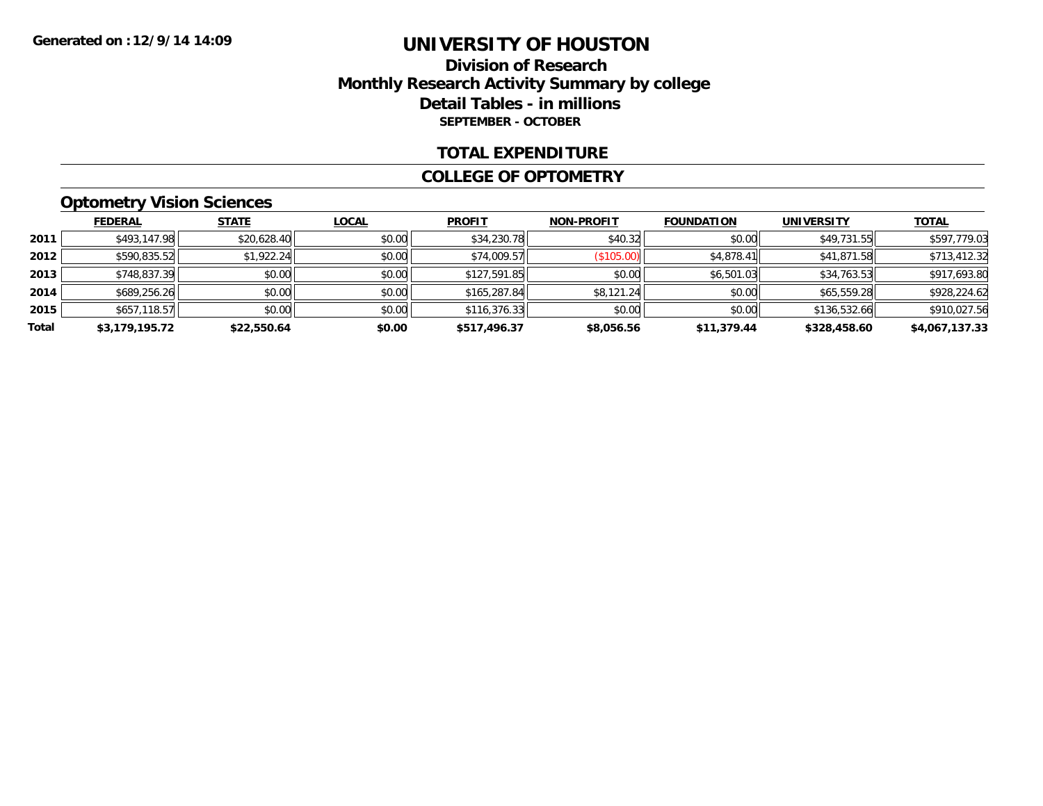**Generated on :12/9/14 14:09**

# UNIVERSITY OF HOUSTON

## Division of Research
## Monthly Research Activity Summary by college
## Detail Tables - in millions
### SEPTEMBER - OCTOBER

## TOTAL EXPENDITURE

## COLLEGE OF OPTOMETRY

### Optometry Vision Sciences

| | FEDERAL | STATE | LOCAL | PROFIT | NON-PROFIT | FOUNDATION | UNIVERSITY | TOTAL |
|---|---|---|---|---|---|---|---|---|
| 2011 | $493,147.98 | $20,628.40 | $0.00 | $34,230.78 | $40.32 | $0.00 | $49,731.55 | $597,779.03 |
| 2012 | $590,835.52 | $1,922.24 | $0.00 | $74,009.57 | ($105.00) | $4,878.41 | $41,871.58 | $713,412.32 |
| 2013 | $748,837.39 | $0.00 | $0.00 | $127,591.85 | $0.00 | $6,501.03 | $34,763.53 | $917,693.80 |
| 2014 | $689,256.26 | $0.00 | $0.00 | $165,287.84 | $8,121.24 | $0.00 | $65,559.28 | $928,224.62 |
| 2015 | $657,118.57 | $0.00 | $0.00 | $116,376.33 | $0.00 | $0.00 | $136,532.66 | $910,027.56 |
| **Total** | **$3,179,195.72** | **$22,550.64** | **$0.00** | **$517,496.37** | **$8,056.56** | **$11,379.44** | **$328,458.60** | **$4,067,137.33** |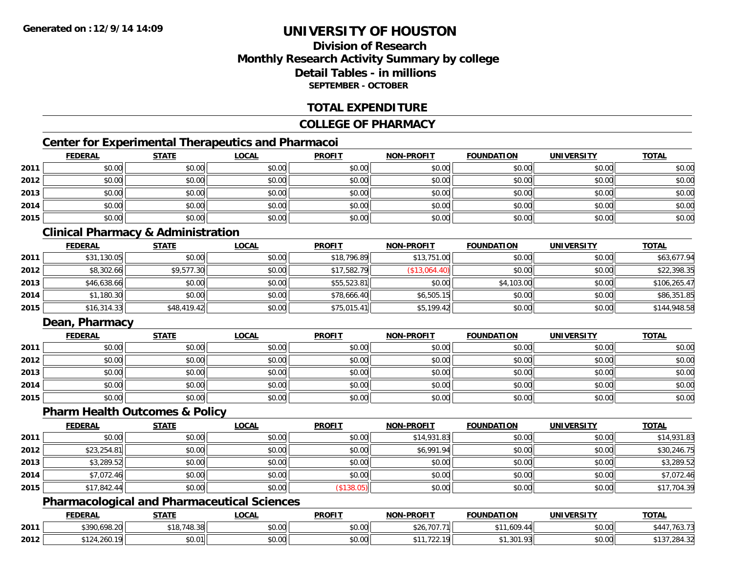# UNIVERSITY OF HOUSTON

## Division of Research
## Monthly Research Activity Summary by college
## Detail Tables - in millions
### SEPTEMBER - OCTOBER

## TOTAL EXPENDITURE

## COLLEGE OF PHARMACY

### Center for Experimental Therapeutics and Pharmacoi

| | FEDERAL | STATE | LOCAL | PROFIT | NON-PROFIT | FOUNDATION | UNIVERSITY | TOTAL |
|---|---|---|---|---|---|---|---|---|
| 2011 | $0.00 | $0.00 | $0.00 | $0.00 | $0.00 | $0.00 | $0.00 | $0.00 |
| 2012 | $0.00 | $0.00 | $0.00 | $0.00 | $0.00 | $0.00 | $0.00 | $0.00 |
| 2013 | $0.00 | $0.00 | $0.00 | $0.00 | $0.00 | $0.00 | $0.00 | $0.00 |
| 2014 | $0.00 | $0.00 | $0.00 | $0.00 | $0.00 | $0.00 | $0.00 | $0.00 |
| 2015 | $0.00 | $0.00 | $0.00 | $0.00 | $0.00 | $0.00 | $0.00 | $0.00 |

### Clinical Pharmacy & Administration

| | FEDERAL | STATE | LOCAL | PROFIT | NON-PROFIT | FOUNDATION | UNIVERSITY | TOTAL |
|---|---|---|---|---|---|---|---|---|
| 2011 | $31,130.05 | $0.00 | $0.00 | $18,796.89 | $13,751.00 | $0.00 | $0.00 | $63,677.94 |
| 2012 | $8,302.66 | $9,577.30 | $0.00 | $17,582.79 | ($13,064.40) | $0.00 | $0.00 | $22,398.35 |
| 2013 | $46,638.66 | $0.00 | $0.00 | $55,523.81 | $0.00 | $4,103.00 | $0.00 | $106,265.47 |
| 2014 | $1,180.30 | $0.00 | $0.00 | $78,666.40 | $6,505.15 | $0.00 | $0.00 | $86,351.85 |
| 2015 | $16,314.33 | $48,419.42 | $0.00 | $75,015.41 | $5,199.42 | $0.00 | $0.00 | $144,948.58 |

### Dean, Pharmacy

| | FEDERAL | STATE | LOCAL | PROFIT | NON-PROFIT | FOUNDATION | UNIVERSITY | TOTAL |
|---|---|---|---|---|---|---|---|---|
| 2011 | $0.00 | $0.00 | $0.00 | $0.00 | $0.00 | $0.00 | $0.00 | $0.00 |
| 2012 | $0.00 | $0.00 | $0.00 | $0.00 | $0.00 | $0.00 | $0.00 | $0.00 |
| 2013 | $0.00 | $0.00 | $0.00 | $0.00 | $0.00 | $0.00 | $0.00 | $0.00 |
| 2014 | $0.00 | $0.00 | $0.00 | $0.00 | $0.00 | $0.00 | $0.00 | $0.00 |
| 2015 | $0.00 | $0.00 | $0.00 | $0.00 | $0.00 | $0.00 | $0.00 | $0.00 |

### Pharm Health Outcomes & Policy

| | FEDERAL | STATE | LOCAL | PROFIT | NON-PROFIT | FOUNDATION | UNIVERSITY | TOTAL |
|---|---|---|---|---|---|---|---|---|
| 2011 | $0.00 | $0.00 | $0.00 | $0.00 | $14,931.83 | $0.00 | $0.00 | $14,931.83 |
| 2012 | $23,254.81 | $0.00 | $0.00 | $0.00 | $6,991.94 | $0.00 | $0.00 | $30,246.75 |
| 2013 | $3,289.52 | $0.00 | $0.00 | $0.00 | $0.00 | $0.00 | $0.00 | $3,289.52 |
| 2014 | $7,072.46 | $0.00 | $0.00 | $0.00 | $0.00 | $0.00 | $0.00 | $7,072.46 |
| 2015 | $17,842.44 | $0.00 | $0.00 | ($138.05) | $0.00 | $0.00 | $0.00 | $17,704.39 |

### Pharmacological and Pharmaceutical Sciences

| | FEDERAL | STATE | LOCAL | PROFIT | NON-PROFIT | FOUNDATION | UNIVERSITY | TOTAL |
|---|---|---|---|---|---|---|---|---|
| 2011 | $390,698.20 | $18,748.38 | $0.00 | $0.00 | $26,707.71 | $11,609.44 | $0.00 | $447,763.73 |
| 2012 | $124,260.19 | $0.01 | $0.00 | $0.00 | $11,722.19 | $1,301.93 | $0.00 | $137,284.32 |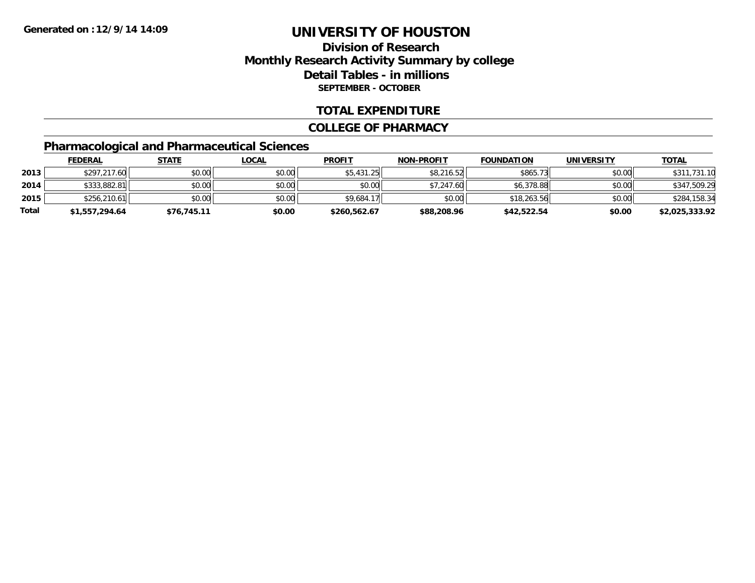**Generated on :12/9/14 14:09**

# UNIVERSITY OF HOUSTON

## Division of Research
## Monthly Research Activity Summary by college
## Detail Tables - in millions
### SEPTEMBER - OCTOBER

## TOTAL EXPENDITURE

## COLLEGE OF PHARMACY

### Pharmacological and Pharmaceutical Sciences

| | FEDERAL | STATE | LOCAL | PROFIT | NON-PROFIT | FOUNDATION | UNIVERSITY | TOTAL |
|---|---|---|---|---|---|---|---|---|
| **2013** | $297,217.60 | $0.00 | $0.00 | $5,431.25 | $8,216.52 | $865.73 | $0.00 | $311,731.10 |
| **2014** | $333,882.81 | $0.00 | $0.00 | $0.00 | $7,247.60 | $6,378.88 | $0.00 | $347,509.29 |
| **2015** | $256,210.61 | $0.00 | $0.00 | $9,684.17 | $0.00 | $18,263.56 | $0.00 | $284,158.34 |
| **Total** | **$1,557,294.64** | **$76,745.11** | **$0.00** | **$260,562.67** | **$88,208.96** | **$42,522.54** | **$0.00** | **$2,025,333.92** |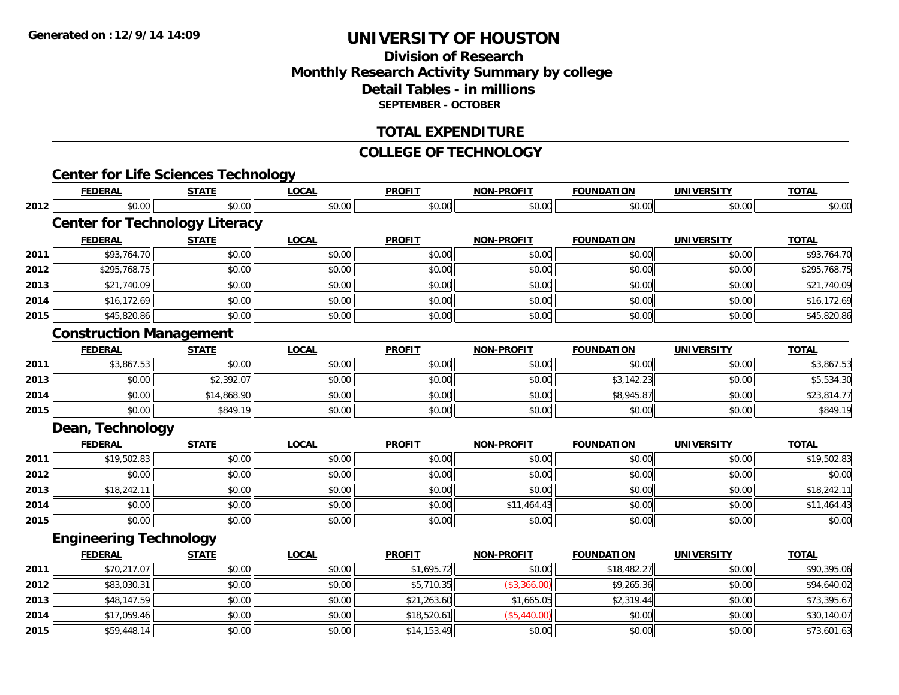# UNIVERSITY OF HOUSTON

## Division of Research
## Monthly Research Activity Summary by college
## Detail Tables - in millions
### SEPTEMBER - OCTOBER

## TOTAL EXPENDITURE

## COLLEGE OF TECHNOLOGY

### Center for Life Sciences Technology

| | FEDERAL | STATE | LOCAL | PROFIT | NON-PROFIT | FOUNDATION | UNIVERSITY | TOTAL |
|---|---|---|---|---|---|---|---|---|
| 2012 | $0.00 | $0.00 | $0.00 | $0.00 | $0.00 | $0.00 | $0.00 | $0.00 |

### Center for Technology Literacy

| | FEDERAL | STATE | LOCAL | PROFIT | NON-PROFIT | FOUNDATION | UNIVERSITY | TOTAL |
|---|---|---|---|---|---|---|---|---|
| 2011 | $93,764.70 | $0.00 | $0.00 | $0.00 | $0.00 | $0.00 | $0.00 | $93,764.70 |
| 2012 | $295,768.75 | $0.00 | $0.00 | $0.00 | $0.00 | $0.00 | $0.00 | $295,768.75 |
| 2013 | $21,740.09 | $0.00 | $0.00 | $0.00 | $0.00 | $0.00 | $0.00 | $21,740.09 |
| 2014 | $16,172.69 | $0.00 | $0.00 | $0.00 | $0.00 | $0.00 | $0.00 | $16,172.69 |
| 2015 | $45,820.86 | $0.00 | $0.00 | $0.00 | $0.00 | $0.00 | $0.00 | $45,820.86 |

### Construction Management

| | FEDERAL | STATE | LOCAL | PROFIT | NON-PROFIT | FOUNDATION | UNIVERSITY | TOTAL |
|---|---|---|---|---|---|---|---|---|
| 2011 | $3,867.53 | $0.00 | $0.00 | $0.00 | $0.00 | $0.00 | $0.00 | $3,867.53 |
| 2013 | $0.00 | $2,392.07 | $0.00 | $0.00 | $0.00 | $3,142.23 | $0.00 | $5,534.30 |
| 2014 | $0.00 | $14,868.90 | $0.00 | $0.00 | $0.00 | $8,945.87 | $0.00 | $23,814.77 |
| 2015 | $0.00 | $849.19 | $0.00 | $0.00 | $0.00 | $0.00 | $0.00 | $849.19 |

### Dean, Technology

| | FEDERAL | STATE | LOCAL | PROFIT | NON-PROFIT | FOUNDATION | UNIVERSITY | TOTAL |
|---|---|---|---|---|---|---|---|---|
| 2011 | $19,502.83 | $0.00 | $0.00 | $0.00 | $0.00 | $0.00 | $0.00 | $19,502.83 |
| 2012 | $0.00 | $0.00 | $0.00 | $0.00 | $0.00 | $0.00 | $0.00 | $0.00 |
| 2013 | $18,242.11 | $0.00 | $0.00 | $0.00 | $0.00 | $0.00 | $0.00 | $18,242.11 |
| 2014 | $0.00 | $0.00 | $0.00 | $0.00 | $11,464.43 | $0.00 | $0.00 | $11,464.43 |
| 2015 | $0.00 | $0.00 | $0.00 | $0.00 | $0.00 | $0.00 | $0.00 | $0.00 |

### Engineering Technology

| | FEDERAL | STATE | LOCAL | PROFIT | NON-PROFIT | FOUNDATION | UNIVERSITY | TOTAL |
|---|---|---|---|---|---|---|---|---|
| 2011 | $70,217.07 | $0.00 | $0.00 | $1,695.72 | $0.00 | $18,482.27 | $0.00 | $90,395.06 |
| 2012 | $83,030.31 | $0.00 | $0.00 | $5,710.35 | ($3,366.00) | $9,265.36 | $0.00 | $94,640.02 |
| 2013 | $48,147.59 | $0.00 | $0.00 | $21,263.60 | $1,665.05 | $2,319.44 | $0.00 | $73,395.67 |
| 2014 | $17,059.46 | $0.00 | $0.00 | $18,520.61 | ($5,440.00) | $0.00 | $0.00 | $30,140.07 |
| 2015 | $59,448.14 | $0.00 | $0.00 | $14,153.49 | $0.00 | $0.00 | $0.00 | $73,601.63 |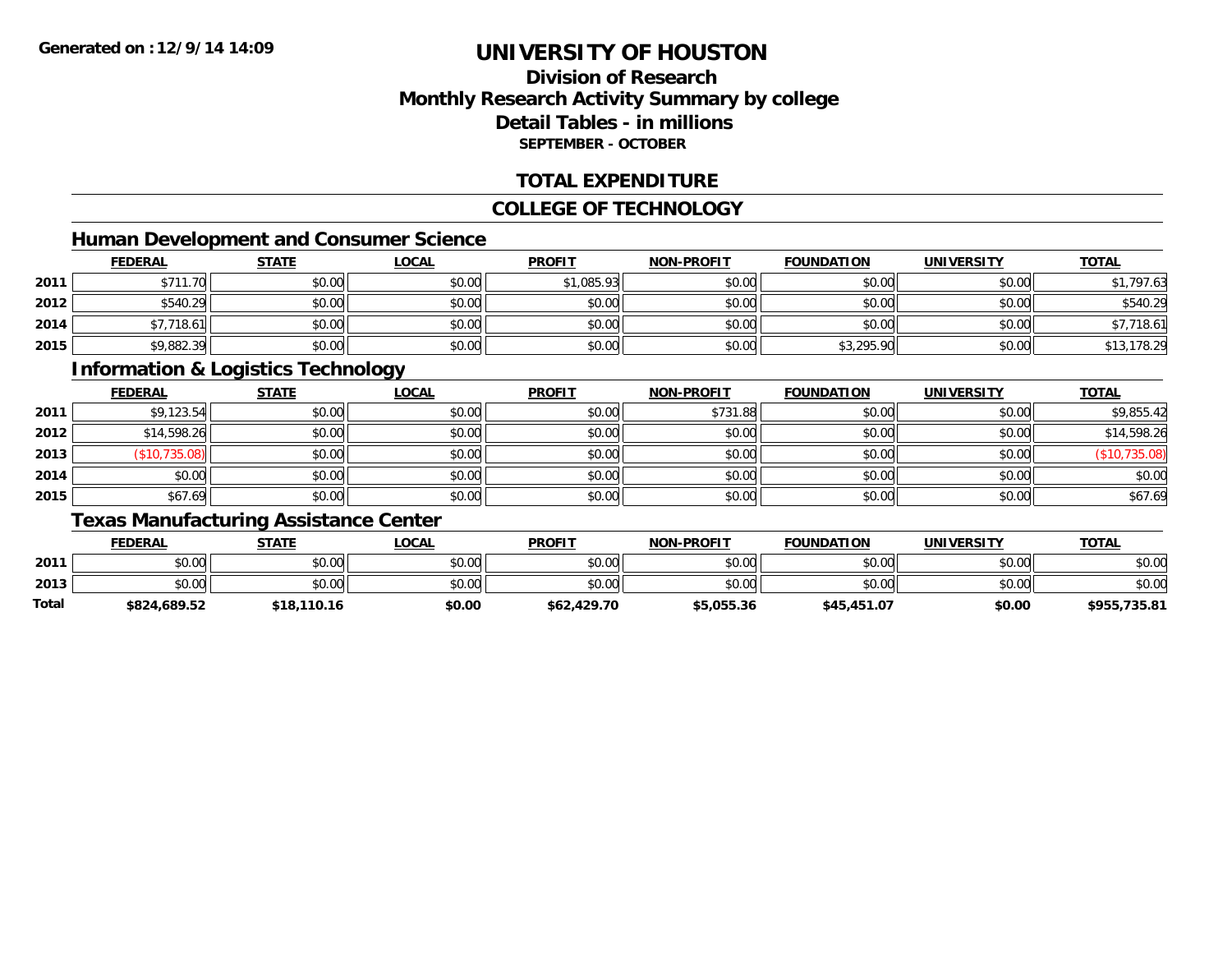**Generated on :12/9/14 14:09**

# UNIVERSITY OF HOUSTON

## Division of Research
## Monthly Research Activity Summary by college
## Detail Tables - in millions
### SEPTEMBER - OCTOBER

## TOTAL EXPENDITURE

## COLLEGE OF TECHNOLOGY

### Human Development and Consumer Science

| | FEDERAL | STATE | LOCAL | PROFIT | NON-PROFIT | FOUNDATION | UNIVERSITY | TOTAL |
|---|---|---|---|---|---|---|---|---|
| 2011 | $711.70 | $0.00 | $0.00 | $1,085.93 | $0.00 | $0.00 | $0.00 | $1,797.63 |
| 2012 | $540.29 | $0.00 | $0.00 | $0.00 | $0.00 | $0.00 | $0.00 | $540.29 |
| 2014 | $7,718.61 | $0.00 | $0.00 | $0.00 | $0.00 | $0.00 | $0.00 | $7,718.61 |
| 2015 | $9,882.39 | $0.00 | $0.00 | $0.00 | $0.00 | $3,295.90 | $0.00 | $13,178.29 |

### Information & Logistics Technology

| | FEDERAL | STATE | LOCAL | PROFIT | NON-PROFIT | FOUNDATION | UNIVERSITY | TOTAL |
|---|---|---|---|---|---|---|---|---|
| 2011 | $9,123.54 | $0.00 | $0.00 | $0.00 | $731.88 | $0.00 | $0.00 | $9,855.42 |
| 2012 | $14,598.26 | $0.00 | $0.00 | $0.00 | $0.00 | $0.00 | $0.00 | $14,598.26 |
| 2013 | ($10,735.08) | $0.00 | $0.00 | $0.00 | $0.00 | $0.00 | $0.00 | ($10,735.08) |
| 2014 | $0.00 | $0.00 | $0.00 | $0.00 | $0.00 | $0.00 | $0.00 | $0.00 |
| 2015 | $67.69 | $0.00 | $0.00 | $0.00 | $0.00 | $0.00 | $0.00 | $67.69 |

### Texas Manufacturing Assistance Center

| | FEDERAL | STATE | LOCAL | PROFIT | NON-PROFIT | FOUNDATION | UNIVERSITY | TOTAL |
|---|---|---|---|---|---|---|---|---|
| 2011 | $0.00 | $0.00 | $0.00 | $0.00 | $0.00 | $0.00 | $0.00 | $0.00 |
| 2013 | $0.00 | $0.00 | $0.00 | $0.00 | $0.00 | $0.00 | $0.00 | $0.00 |
| **Total** | **$824,689.52** | **$18,110.16** | **$0.00** | **$62,429.70** | **$5,055.36** | **$45,451.07** | **$0.00** | **$955,735.81** |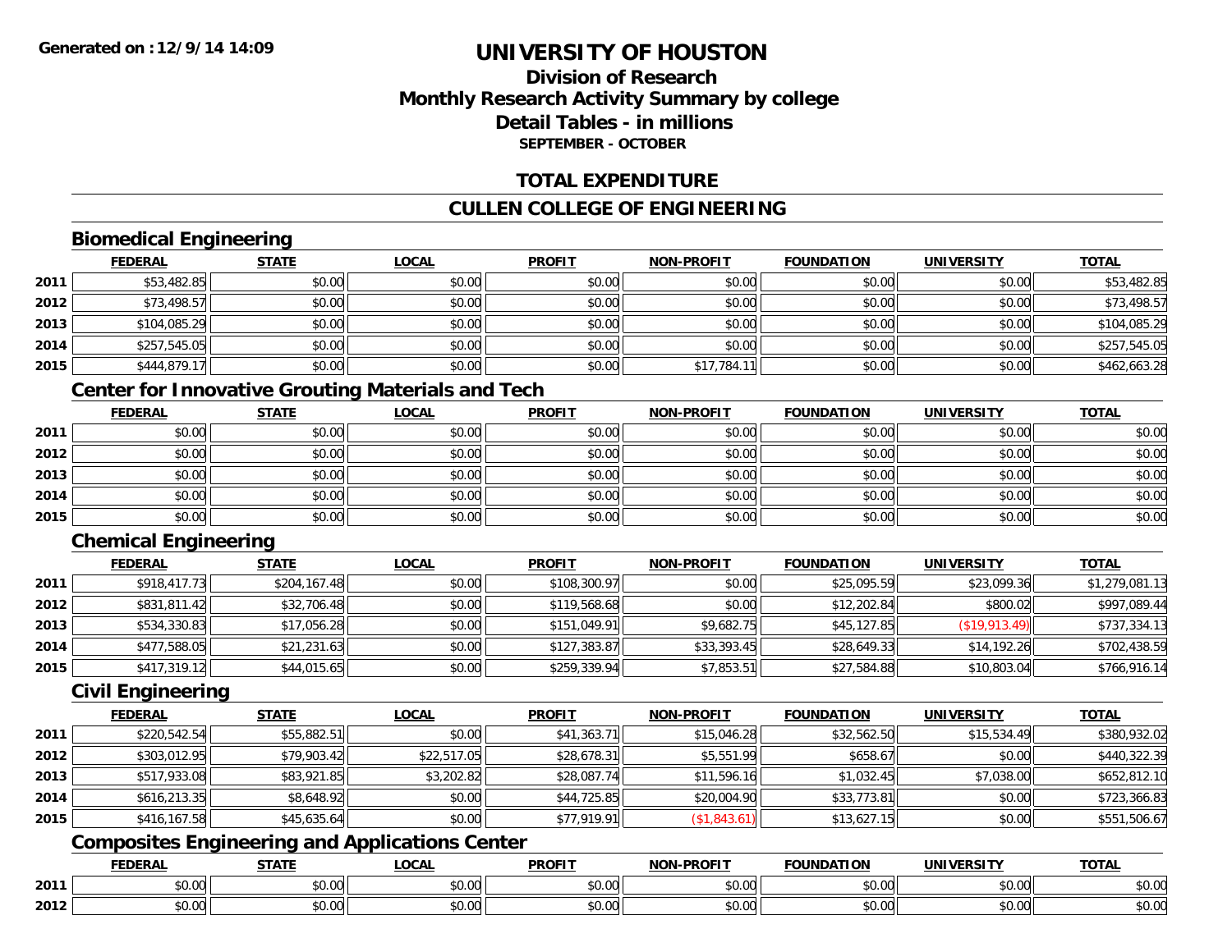# UNIVERSITY OF HOUSTON

## Division of Research
## Monthly Research Activity Summary by college
## Detail Tables - in millions
### SEPTEMBER - OCTOBER

## TOTAL EXPENDITURE

## CULLEN COLLEGE OF ENGINEERING

### Biomedical Engineering

| | FEDERAL | STATE | LOCAL | PROFIT | NON-PROFIT | FOUNDATION | UNIVERSITY | TOTAL |
|---|---|---|---|---|---|---|---|---|
| 2011 | $53,482.85 | $0.00 | $0.00 | $0.00 | $0.00 | $0.00 | $0.00 | $53,482.85 |
| 2012 | $73,498.57 | $0.00 | $0.00 | $0.00 | $0.00 | $0.00 | $0.00 | $73,498.57 |
| 2013 | $104,085.29 | $0.00 | $0.00 | $0.00 | $0.00 | $0.00 | $0.00 | $104,085.29 |
| 2014 | $257,545.05 | $0.00 | $0.00 | $0.00 | $0.00 | $0.00 | $0.00 | $257,545.05 |
| 2015 | $444,879.17 | $0.00 | $0.00 | $0.00 | $17,784.11 | $0.00 | $0.00 | $462,663.28 |

### Center for Innovative Grouting Materials and Tech

| | FEDERAL | STATE | LOCAL | PROFIT | NON-PROFIT | FOUNDATION | UNIVERSITY | TOTAL |
|---|---|---|---|---|---|---|---|---|
| 2011 | $0.00 | $0.00 | $0.00 | $0.00 | $0.00 | $0.00 | $0.00 | $0.00 |
| 2012 | $0.00 | $0.00 | $0.00 | $0.00 | $0.00 | $0.00 | $0.00 | $0.00 |
| 2013 | $0.00 | $0.00 | $0.00 | $0.00 | $0.00 | $0.00 | $0.00 | $0.00 |
| 2014 | $0.00 | $0.00 | $0.00 | $0.00 | $0.00 | $0.00 | $0.00 | $0.00 |
| 2015 | $0.00 | $0.00 | $0.00 | $0.00 | $0.00 | $0.00 | $0.00 | $0.00 |

### Chemical Engineering

| | FEDERAL | STATE | LOCAL | PROFIT | NON-PROFIT | FOUNDATION | UNIVERSITY | TOTAL |
|---|---|---|---|---|---|---|---|---|
| 2011 | $918,417.73 | $204,167.48 | $0.00 | $108,300.97 | $0.00 | $25,095.59 | $23,099.36 | $1,279,081.13 |
| 2012 | $831,811.42 | $32,706.48 | $0.00 | $119,568.68 | $0.00 | $12,202.84 | $800.02 | $997,089.44 |
| 2013 | $534,330.83 | $17,056.28 | $0.00 | $151,049.91 | $9,682.75 | $45,127.85 | ($19,913.49) | $737,334.13 |
| 2014 | $477,588.05 | $21,231.63 | $0.00 | $127,383.87 | $33,393.45 | $28,649.33 | $14,192.26 | $702,438.59 |
| 2015 | $417,319.12 | $44,015.65 | $0.00 | $259,339.94 | $7,853.51 | $27,584.88 | $10,803.04 | $766,916.14 |

### Civil Engineering

| | FEDERAL | STATE | LOCAL | PROFIT | NON-PROFIT | FOUNDATION | UNIVERSITY | TOTAL |
|---|---|---|---|---|---|---|---|---|
| 2011 | $220,542.54 | $55,882.51 | $0.00 | $41,363.71 | $15,046.28 | $32,562.50 | $15,534.49 | $380,932.02 |
| 2012 | $303,012.95 | $79,903.42 | $22,517.05 | $28,678.31 | $5,551.99 | $658.67 | $0.00 | $440,322.39 |
| 2013 | $517,933.08 | $83,921.85 | $3,202.82 | $28,087.74 | $11,596.16 | $1,032.45 | $7,038.00 | $652,812.10 |
| 2014 | $616,213.35 | $8,648.92 | $0.00 | $44,725.85 | $20,004.90 | $33,773.81 | $0.00 | $723,366.83 |
| 2015 | $416,167.58 | $45,635.64 | $0.00 | $77,919.91 | ($1,843.61) | $13,627.15 | $0.00 | $551,506.67 |

### Composites Engineering and Applications Center

| | FEDERAL | STATE | LOCAL | PROFIT | NON-PROFIT | FOUNDATION | UNIVERSITY | TOTAL |
|---|---|---|---|---|---|---|---|---|
| 2011 | $0.00 | $0.00 | $0.00 | $0.00 | $0.00 | $0.00 | $0.00 | $0.00 |
| 2012 | $0.00 | $0.00 | $0.00 | $0.00 | $0.00 | $0.00 | $0.00 | $0.00 |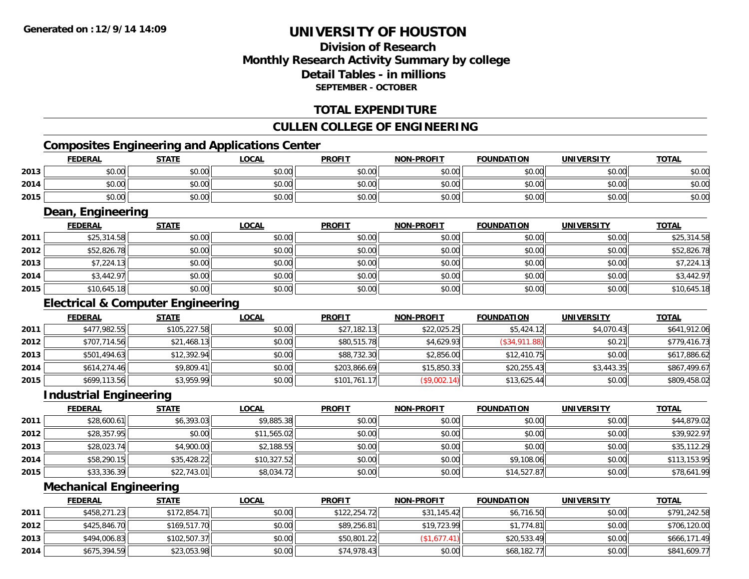**Generated on :12/9/14 14:09**

# UNIVERSITY OF HOUSTON

## Division of Research
## Monthly Research Activity Summary by college
## Detail Tables - in millions
### SEPTEMBER - OCTOBER

## TOTAL EXPENDITURE

## CULLEN COLLEGE OF ENGINEERING

### Composites Engineering and Applications Center

| | FEDERAL | STATE | LOCAL | PROFIT | NON-PROFIT | FOUNDATION | UNIVERSITY | TOTAL |
|---|---|---|---|---|---|---|---|---|
| 2013 | $0.00 | $0.00 | $0.00 | $0.00 | $0.00 | $0.00 | $0.00 | $0.00 |
| 2014 | $0.00 | $0.00 | $0.00 | $0.00 | $0.00 | $0.00 | $0.00 | $0.00 |
| 2015 | $0.00 | $0.00 | $0.00 | $0.00 | $0.00 | $0.00 | $0.00 | $0.00 |

### Dean, Engineering

| | FEDERAL | STATE | LOCAL | PROFIT | NON-PROFIT | FOUNDATION | UNIVERSITY | TOTAL |
|---|---|---|---|---|---|---|---|---|
| 2011 | $25,314.58 | $0.00 | $0.00 | $0.00 | $0.00 | $0.00 | $0.00 | $25,314.58 |
| 2012 | $52,826.78 | $0.00 | $0.00 | $0.00 | $0.00 | $0.00 | $0.00 | $52,826.78 |
| 2013 | $7,224.13 | $0.00 | $0.00 | $0.00 | $0.00 | $0.00 | $0.00 | $7,224.13 |
| 2014 | $3,442.97 | $0.00 | $0.00 | $0.00 | $0.00 | $0.00 | $0.00 | $3,442.97 |
| 2015 | $10,645.18 | $0.00 | $0.00 | $0.00 | $0.00 | $0.00 | $0.00 | $10,645.18 |

### Electrical & Computer Engineering

| | FEDERAL | STATE | LOCAL | PROFIT | NON-PROFIT | FOUNDATION | UNIVERSITY | TOTAL |
|---|---|---|---|---|---|---|---|---|
| 2011 | $477,982.55 | $105,227.58 | $0.00 | $27,182.13 | $22,025.25 | $5,424.12 | $4,070.43 | $641,912.06 |
| 2012 | $707,714.56 | $21,468.13 | $0.00 | $80,515.78 | $4,629.93 | ($34,911.88) | $0.21 | $779,416.73 |
| 2013 | $501,494.63 | $12,392.94 | $0.00 | $88,732.30 | $2,856.00 | $12,410.75 | $0.00 | $617,886.62 |
| 2014 | $614,274.46 | $9,809.41 | $0.00 | $203,866.69 | $15,850.33 | $20,255.43 | $3,443.35 | $867,499.67 |
| 2015 | $699,113.56 | $3,959.99 | $0.00 | $101,761.17 | ($9,002.14) | $13,625.44 | $0.00 | $809,458.02 |

### Industrial Engineering

| | FEDERAL | STATE | LOCAL | PROFIT | NON-PROFIT | FOUNDATION | UNIVERSITY | TOTAL |
|---|---|---|---|---|---|---|---|---|
| 2011 | $28,600.61 | $6,393.03 | $9,885.38 | $0.00 | $0.00 | $0.00 | $0.00 | $44,879.02 |
| 2012 | $28,357.95 | $0.00 | $11,565.02 | $0.00 | $0.00 | $0.00 | $0.00 | $39,922.97 |
| 2013 | $28,023.74 | $4,900.00 | $2,188.55 | $0.00 | $0.00 | $0.00 | $0.00 | $35,112.29 |
| 2014 | $58,290.15 | $35,428.22 | $10,327.52 | $0.00 | $0.00 | $9,108.06 | $0.00 | $113,153.95 |
| 2015 | $33,336.39 | $22,743.01 | $8,034.72 | $0.00 | $0.00 | $14,527.87 | $0.00 | $78,641.99 |

### Mechanical Engineering

| | FEDERAL | STATE | LOCAL | PROFIT | NON-PROFIT | FOUNDATION | UNIVERSITY | TOTAL |
|---|---|---|---|---|---|---|---|---|
| 2011 | $458,271.23 | $172,854.71 | $0.00 | $122,254.72 | $31,145.42 | $6,716.50 | $0.00 | $791,242.58 |
| 2012 | $425,846.70 | $169,517.70 | $0.00 | $89,256.81 | $19,723.99 | $1,774.81 | $0.00 | $706,120.00 |
| 2013 | $494,006.83 | $102,507.37 | $0.00 | $50,801.22 | ($1,677.41) | $20,533.49 | $0.00 | $666,171.49 |
| 2014 | $675,394.59 | $23,053.98 | $0.00 | $74,978.43 | $0.00 | $68,182.77 | $0.00 | $841,609.77 |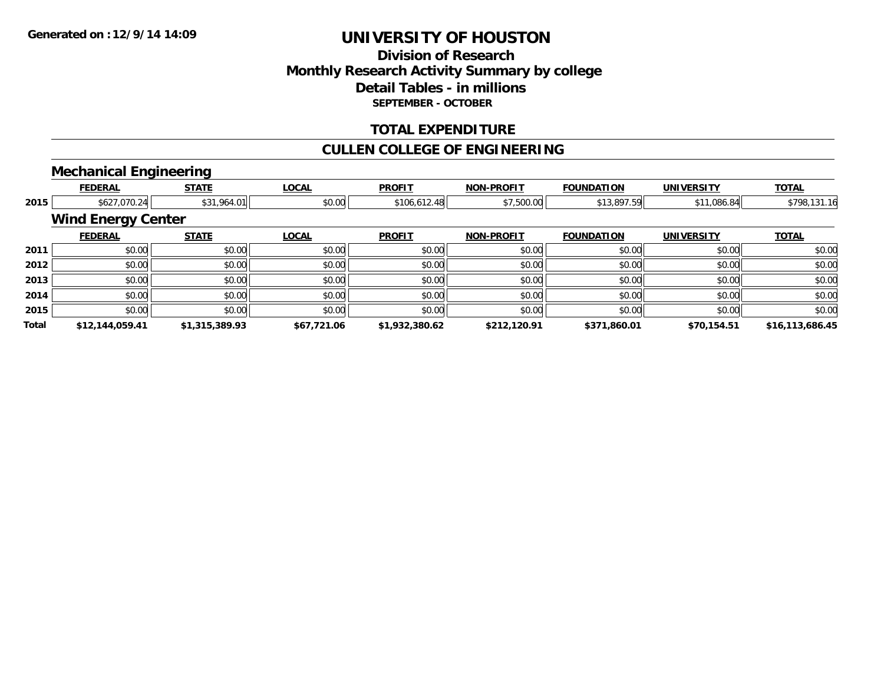**Generated on :12/9/14 14:09**

# UNIVERSITY OF HOUSTON

## Division of Research
## Monthly Research Activity Summary by college
## Detail Tables - in millions
### SEPTEMBER - OCTOBER

## TOTAL EXPENDITURE

## CULLEN COLLEGE OF ENGINEERING

### Mechanical Engineering

| | FEDERAL | STATE | LOCAL | PROFIT | NON-PROFIT | FOUNDATION | UNIVERSITY | TOTAL |
|---|---|---|---|---|---|---|---|---|
| 2015 | $627,070.24 | $31,964.01 | $0.00 | $106,612.48 | $7,500.00 | $13,897.59 | $11,086.84 | $798,131.16 |

### Wind Energy Center

| | FEDERAL | STATE | LOCAL | PROFIT | NON-PROFIT | FOUNDATION | UNIVERSITY | TOTAL |
|---|---|---|---|---|---|---|---|---|
| 2011 | $0.00 | $0.00 | $0.00 | $0.00 | $0.00 | $0.00 | $0.00 | $0.00 |
| 2012 | $0.00 | $0.00 | $0.00 | $0.00 | $0.00 | $0.00 | $0.00 | $0.00 |
| 2013 | $0.00 | $0.00 | $0.00 | $0.00 | $0.00 | $0.00 | $0.00 | $0.00 |
| 2014 | $0.00 | $0.00 | $0.00 | $0.00 | $0.00 | $0.00 | $0.00 | $0.00 |
| 2015 | $0.00 | $0.00 | $0.00 | $0.00 | $0.00 | $0.00 | $0.00 | $0.00 |
| **Total** | **$12,144,059.41** | **$1,315,389.93** | **$67,721.06** | **$1,932,380.62** | **$212,120.91** | **$371,860.01** | **$70,154.51** | **$16,113,686.45** |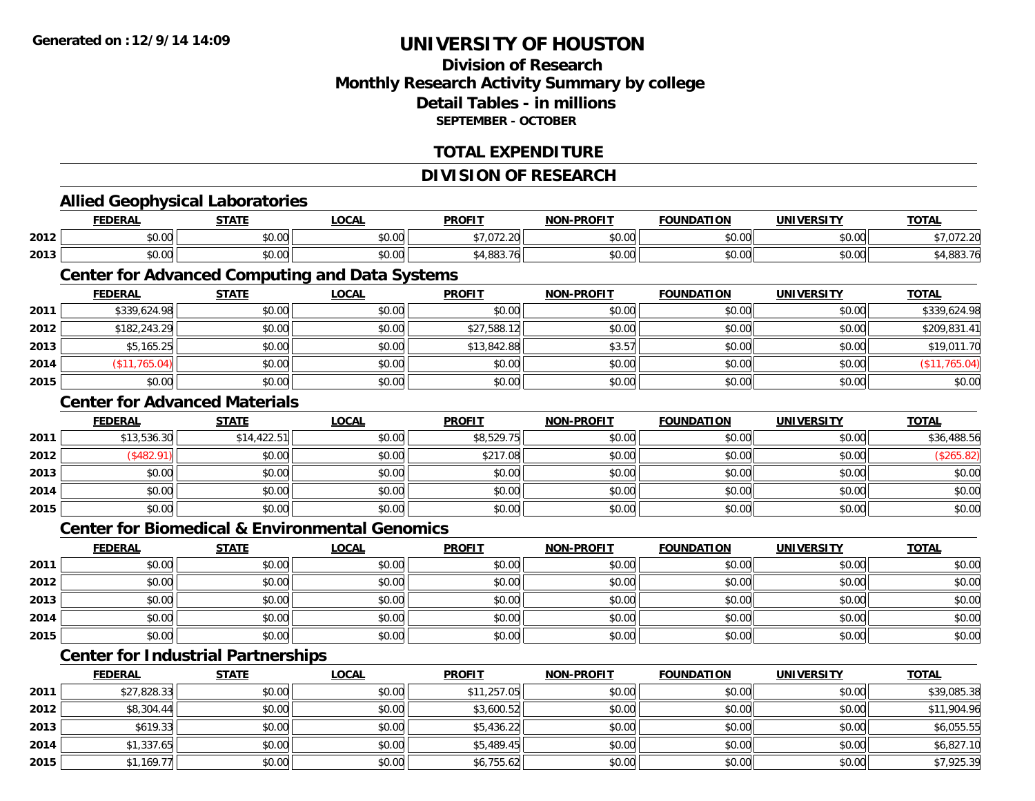**Generated on : 12/9/14 14:09**

# UNIVERSITY OF HOUSTON

## Division of Research
## Monthly Research Activity Summary by college
## Detail Tables - in millions
### SEPTEMBER - OCTOBER

## TOTAL EXPENDITURE

## DIVISION OF RESEARCH

### Allied Geophysical Laboratories

| | FEDERAL | STATE | LOCAL | PROFIT | NON-PROFIT | FOUNDATION | UNIVERSITY | TOTAL |
|---|---|---|---|---|---|---|---|---|
| 2012 | $0.00 | $0.00 | $0.00 | $7,072.20 | $0.00 | $0.00 | $0.00 | $7,072.20 |
| 2013 | $0.00 | $0.00 | $0.00 | $4,883.76 | $0.00 | $0.00 | $0.00 | $4,883.76 |

### Center for Advanced Computing and Data Systems

| | FEDERAL | STATE | LOCAL | PROFIT | NON-PROFIT | FOUNDATION | UNIVERSITY | TOTAL |
|---|---|---|---|---|---|---|---|---|
| 2011 | $339,624.98 | $0.00 | $0.00 | $0.00 | $0.00 | $0.00 | $0.00 | $339,624.98 |
| 2012 | $182,243.29 | $0.00 | $0.00 | $27,588.12 | $0.00 | $0.00 | $0.00 | $209,831.41 |
| 2013 | $5,165.25 | $0.00 | $0.00 | $13,842.88 | $3.57 | $0.00 | $0.00 | $19,011.70 |
| 2014 | ($11,765.04) | $0.00 | $0.00 | $0.00 | $0.00 | $0.00 | $0.00 | ($11,765.04) |
| 2015 | $0.00 | $0.00 | $0.00 | $0.00 | $0.00 | $0.00 | $0.00 | $0.00 |

### Center for Advanced Materials

| | FEDERAL | STATE | LOCAL | PROFIT | NON-PROFIT | FOUNDATION | UNIVERSITY | TOTAL |
|---|---|---|---|---|---|---|---|---|
| 2011 | $13,536.30 | $14,422.51 | $0.00 | $8,529.75 | $0.00 | $0.00 | $0.00 | $36,488.56 |
| 2012 | ($482.91) | $0.00 | $0.00 | $217.08 | $0.00 | $0.00 | $0.00 | ($265.82) |
| 2013 | $0.00 | $0.00 | $0.00 | $0.00 | $0.00 | $0.00 | $0.00 | $0.00 |
| 2014 | $0.00 | $0.00 | $0.00 | $0.00 | $0.00 | $0.00 | $0.00 | $0.00 |
| 2015 | $0.00 | $0.00 | $0.00 | $0.00 | $0.00 | $0.00 | $0.00 | $0.00 |

### Center for Biomedical & Environmental Genomics

| | FEDERAL | STATE | LOCAL | PROFIT | NON-PROFIT | FOUNDATION | UNIVERSITY | TOTAL |
|---|---|---|---|---|---|---|---|---|
| 2011 | $0.00 | $0.00 | $0.00 | $0.00 | $0.00 | $0.00 | $0.00 | $0.00 |
| 2012 | $0.00 | $0.00 | $0.00 | $0.00 | $0.00 | $0.00 | $0.00 | $0.00 |
| 2013 | $0.00 | $0.00 | $0.00 | $0.00 | $0.00 | $0.00 | $0.00 | $0.00 |
| 2014 | $0.00 | $0.00 | $0.00 | $0.00 | $0.00 | $0.00 | $0.00 | $0.00 |
| 2015 | $0.00 | $0.00 | $0.00 | $0.00 | $0.00 | $0.00 | $0.00 | $0.00 |

### Center for Industrial Partnerships

| | FEDERAL | STATE | LOCAL | PROFIT | NON-PROFIT | FOUNDATION | UNIVERSITY | TOTAL |
|---|---|---|---|---|---|---|---|---|
| 2011 | $27,828.33 | $0.00 | $0.00 | $11,257.05 | $0.00 | $0.00 | $0.00 | $39,085.38 |
| 2012 | $8,304.44 | $0.00 | $0.00 | $3,600.52 | $0.00 | $0.00 | $0.00 | $11,904.96 |
| 2013 | $619.33 | $0.00 | $0.00 | $5,436.22 | $0.00 | $0.00 | $0.00 | $6,055.55 |
| 2014 | $1,337.65 | $0.00 | $0.00 | $5,489.45 | $0.00 | $0.00 | $0.00 | $6,827.10 |
| 2015 | $1,169.77 | $0.00 | $0.00 | $6,755.62 | $0.00 | $0.00 | $0.00 | $7,925.39 |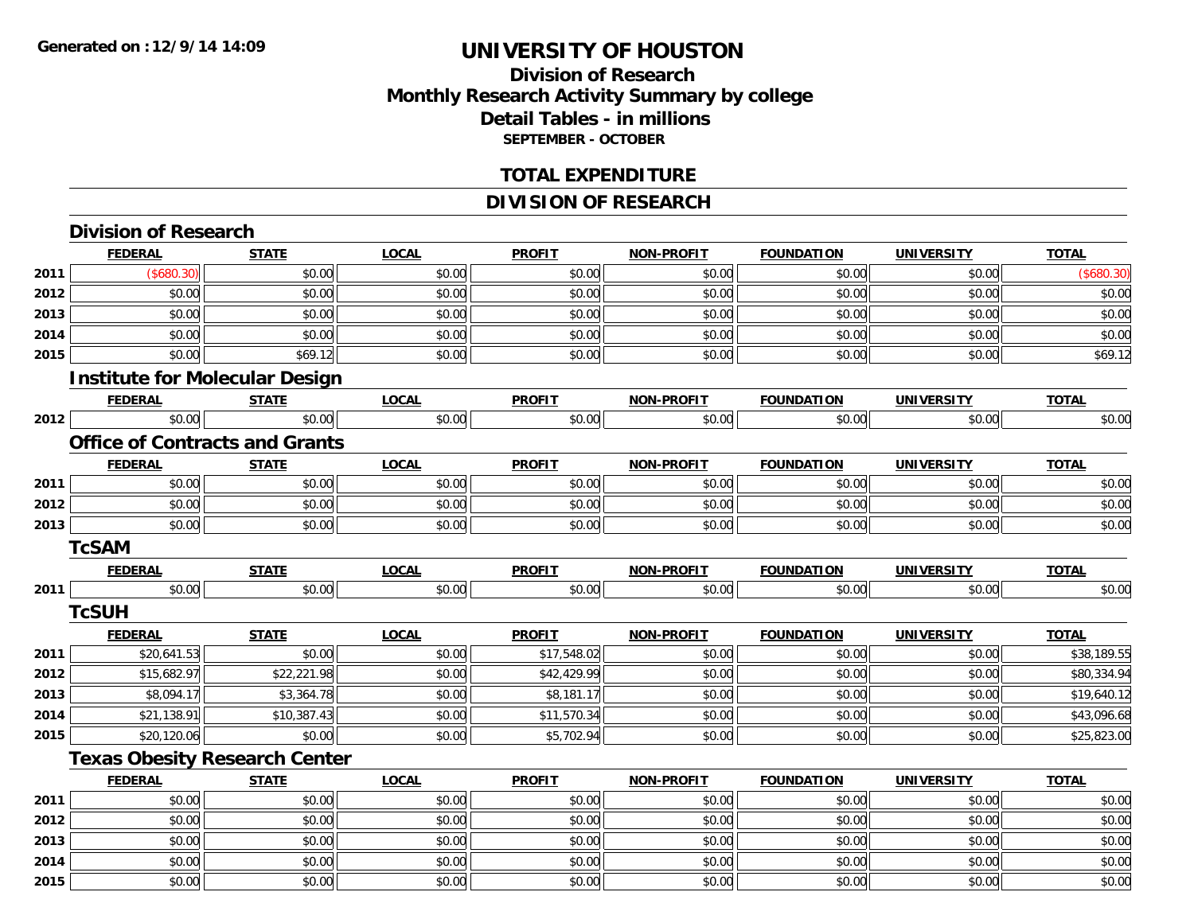**Generated on :12/9/14 14:09**

# UNIVERSITY OF HOUSTON

## Division of Research
## Monthly Research Activity Summary by college
## Detail Tables - in millions
### SEPTEMBER - OCTOBER

## TOTAL EXPENDITURE

## DIVISION OF RESEARCH

### Division of Research

| | FEDERAL | STATE | LOCAL | PROFIT | NON-PROFIT | FOUNDATION | UNIVERSITY | TOTAL |
|---|---|---|---|---|---|---|---|---|
| 2011 | ($680.30) | $0.00 | $0.00 | $0.00 | $0.00 | $0.00 | $0.00 | ($680.30) |
| 2012 | $0.00 | $0.00 | $0.00 | $0.00 | $0.00 | $0.00 | $0.00 | $0.00 |
| 2013 | $0.00 | $0.00 | $0.00 | $0.00 | $0.00 | $0.00 | $0.00 | $0.00 |
| 2014 | $0.00 | $0.00 | $0.00 | $0.00 | $0.00 | $0.00 | $0.00 | $0.00 |
| 2015 | $0.00 | $69.12 | $0.00 | $0.00 | $0.00 | $0.00 | $0.00 | $69.12 |

### Institute for Molecular Design

| | FEDERAL | STATE | LOCAL | PROFIT | NON-PROFIT | FOUNDATION | UNIVERSITY | TOTAL |
|---|---|---|---|---|---|---|---|---|
| 2012 | $0.00 | $0.00 | $0.00 | $0.00 | $0.00 | $0.00 | $0.00 | $0.00 |

### Office of Contracts and Grants

| | FEDERAL | STATE | LOCAL | PROFIT | NON-PROFIT | FOUNDATION | UNIVERSITY | TOTAL |
|---|---|---|---|---|---|---|---|---|
| 2011 | $0.00 | $0.00 | $0.00 | $0.00 | $0.00 | $0.00 | $0.00 | $0.00 |
| 2012 | $0.00 | $0.00 | $0.00 | $0.00 | $0.00 | $0.00 | $0.00 | $0.00 |
| 2013 | $0.00 | $0.00 | $0.00 | $0.00 | $0.00 | $0.00 | $0.00 | $0.00 |

### TcSAM

| | FEDERAL | STATE | LOCAL | PROFIT | NON-PROFIT | FOUNDATION | UNIVERSITY | TOTAL |
|---|---|---|---|---|---|---|---|---|
| 2011 | $0.00 | $0.00 | $0.00 | $0.00 | $0.00 | $0.00 | $0.00 | $0.00 |

### TcSUH

| | FEDERAL | STATE | LOCAL | PROFIT | NON-PROFIT | FOUNDATION | UNIVERSITY | TOTAL |
|---|---|---|---|---|---|---|---|---|
| 2011 | $20,641.53 | $0.00 | $0.00 | $17,548.02 | $0.00 | $0.00 | $0.00 | $38,189.55 |
| 2012 | $15,682.97 | $22,221.98 | $0.00 | $42,429.99 | $0.00 | $0.00 | $0.00 | $80,334.94 |
| 2013 | $8,094.17 | $3,364.78 | $0.00 | $8,181.17 | $0.00 | $0.00 | $0.00 | $19,640.12 |
| 2014 | $21,138.91 | $10,387.43 | $0.00 | $11,570.34 | $0.00 | $0.00 | $0.00 | $43,096.68 |
| 2015 | $20,120.06 | $0.00 | $0.00 | $5,702.94 | $0.00 | $0.00 | $0.00 | $25,823.00 |

### Texas Obesity Research Center

| | FEDERAL | STATE | LOCAL | PROFIT | NON-PROFIT | FOUNDATION | UNIVERSITY | TOTAL |
|---|---|---|---|---|---|---|---|---|
| 2011 | $0.00 | $0.00 | $0.00 | $0.00 | $0.00 | $0.00 | $0.00 | $0.00 |
| 2012 | $0.00 | $0.00 | $0.00 | $0.00 | $0.00 | $0.00 | $0.00 | $0.00 |
| 2013 | $0.00 | $0.00 | $0.00 | $0.00 | $0.00 | $0.00 | $0.00 | $0.00 |
| 2014 | $0.00 | $0.00 | $0.00 | $0.00 | $0.00 | $0.00 | $0.00 | $0.00 |
| 2015 | $0.00 | $0.00 | $0.00 | $0.00 | $0.00 | $0.00 | $0.00 | $0.00 |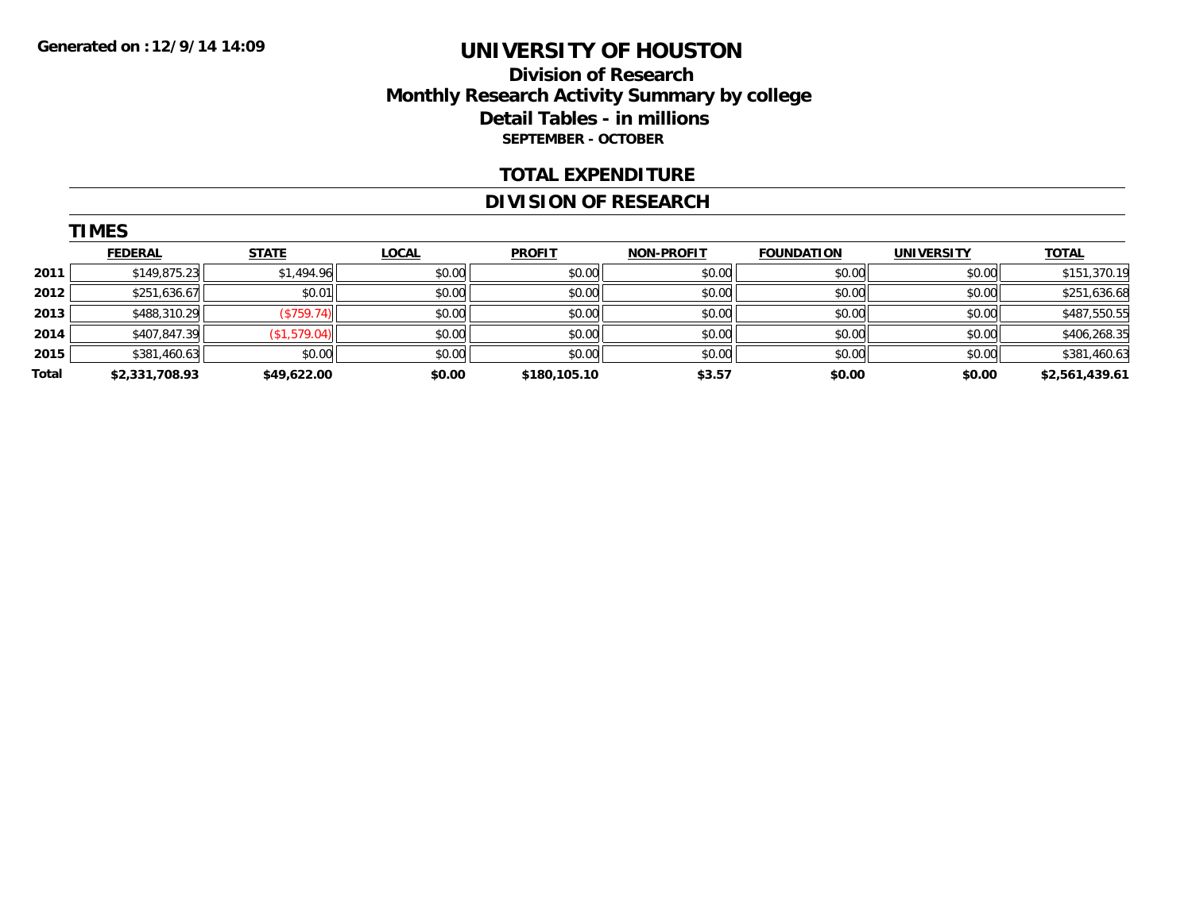Generated on :12/9/14 14:09

# UNIVERSITY OF HOUSTON

## Division of Research
## Monthly Research Activity Summary by college
## Detail Tables - in millions
### SEPTEMBER - OCTOBER

## TOTAL EXPENDITURE

## DIVISION OF RESEARCH

### TIMES

| | FEDERAL | STATE | LOCAL | PROFIT | NON-PROFIT | FOUNDATION | UNIVERSITY | TOTAL |
|---|---|---|---|---|---|---|---|---|
| 2011 | $149,875.23 | $1,494.96 | $0.00 | $0.00 | $0.00 | $0.00 | $0.00 | $151,370.19 |
| 2012 | $251,636.67 | $0.01 | $0.00 | $0.00 | $0.00 | $0.00 | $0.00 | $251,636.68 |
| 2013 | $488,310.29 | ($759.74) | $0.00 | $0.00 | $0.00 | $0.00 | $0.00 | $487,550.55 |
| 2014 | $407,847.39 | ($1,579.04) | $0.00 | $0.00 | $0.00 | $0.00 | $0.00 | $406,268.35 |
| 2015 | $381,460.63 | $0.00 | $0.00 | $0.00 | $0.00 | $0.00 | $0.00 | $381,460.63 |
| **Total** | **$2,331,708.93** | **$49,622.00** | **$0.00** | **$180,105.10** | **$3.57** | **$0.00** | **$0.00** | **$2,561,439.61** |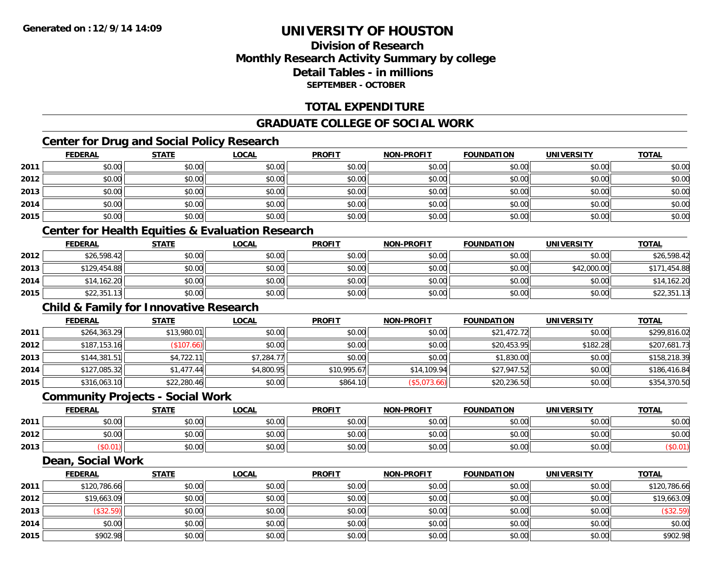**Generated on :12/9/14 14:09**

# UNIVERSITY OF HOUSTON

## Division of Research
## Monthly Research Activity Summary by college
## Detail Tables - in millions
### SEPTEMBER - OCTOBER

## TOTAL EXPENDITURE

## GRADUATE COLLEGE OF SOCIAL WORK

### Center for Drug and Social Policy Research

| | FEDERAL | STATE | LOCAL | PROFIT | NON-PROFIT | FOUNDATION | UNIVERSITY | TOTAL |
|---|---|---|---|---|---|---|---|---|
| 2011 | $0.00 | $0.00 | $0.00 | $0.00 | $0.00 | $0.00 | $0.00 | $0.00 |
| 2012 | $0.00 | $0.00 | $0.00 | $0.00 | $0.00 | $0.00 | $0.00 | $0.00 |
| 2013 | $0.00 | $0.00 | $0.00 | $0.00 | $0.00 | $0.00 | $0.00 | $0.00 |
| 2014 | $0.00 | $0.00 | $0.00 | $0.00 | $0.00 | $0.00 | $0.00 | $0.00 |
| 2015 | $0.00 | $0.00 | $0.00 | $0.00 | $0.00 | $0.00 | $0.00 | $0.00 |

### Center for Health Equities & Evaluation Research

| | FEDERAL | STATE | LOCAL | PROFIT | NON-PROFIT | FOUNDATION | UNIVERSITY | TOTAL |
|---|---|---|---|---|---|---|---|---|
| 2012 | $26,598.42 | $0.00 | $0.00 | $0.00 | $0.00 | $0.00 | $0.00 | $26,598.42 |
| 2013 | $129,454.88 | $0.00 | $0.00 | $0.00 | $0.00 | $0.00 | $42,000.00 | $171,454.88 |
| 2014 | $14,162.20 | $0.00 | $0.00 | $0.00 | $0.00 | $0.00 | $0.00 | $14,162.20 |
| 2015 | $22,351.13 | $0.00 | $0.00 | $0.00 | $0.00 | $0.00 | $0.00 | $22,351.13 |

### Child & Family for Innovative Research

| | FEDERAL | STATE | LOCAL | PROFIT | NON-PROFIT | FOUNDATION | UNIVERSITY | TOTAL |
|---|---|---|---|---|---|---|---|---|
| 2011 | $264,363.29 | $13,980.01 | $0.00 | $0.00 | $0.00 | $21,472.72 | $0.00 | $299,816.02 |
| 2012 | $187,153.16 | ($107.66) | $0.00 | $0.00 | $0.00 | $20,453.95 | $182.28 | $207,681.73 |
| 2013 | $144,381.51 | $4,722.11 | $7,284.77 | $0.00 | $0.00 | $1,830.00 | $0.00 | $158,218.39 |
| 2014 | $127,085.32 | $1,477.44 | $4,800.95 | $10,995.67 | $14,109.94 | $27,947.52 | $0.00 | $186,416.84 |
| 2015 | $316,063.10 | $22,280.46 | $0.00 | $864.10 | ($5,073.66) | $20,236.50 | $0.00 | $354,370.50 |

### Community Projects - Social Work

| | FEDERAL | STATE | LOCAL | PROFIT | NON-PROFIT | FOUNDATION | UNIVERSITY | TOTAL |
|---|---|---|---|---|---|---|---|---|
| 2011 | $0.00 | $0.00 | $0.00 | $0.00 | $0.00 | $0.00 | $0.00 | $0.00 |
| 2012 | $0.00 | $0.00 | $0.00 | $0.00 | $0.00 | $0.00 | $0.00 | $0.00 |
| 2013 | ($0.01) | $0.00 | $0.00 | $0.00 | $0.00 | $0.00 | $0.00 | ($0.01) |

### Dean, Social Work

| | FEDERAL | STATE | LOCAL | PROFIT | NON-PROFIT | FOUNDATION | UNIVERSITY | TOTAL |
|---|---|---|---|---|---|---|---|---|
| 2011 | $120,786.66 | $0.00 | $0.00 | $0.00 | $0.00 | $0.00 | $0.00 | $120,786.66 |
| 2012 | $19,663.09 | $0.00 | $0.00 | $0.00 | $0.00 | $0.00 | $0.00 | $19,663.09 |
| 2013 | ($32.59) | $0.00 | $0.00 | $0.00 | $0.00 | $0.00 | $0.00 | ($32.59) |
| 2014 | $0.00 | $0.00 | $0.00 | $0.00 | $0.00 | $0.00 | $0.00 | $0.00 |
| 2015 | $902.98 | $0.00 | $0.00 | $0.00 | $0.00 | $0.00 | $0.00 | $902.98 |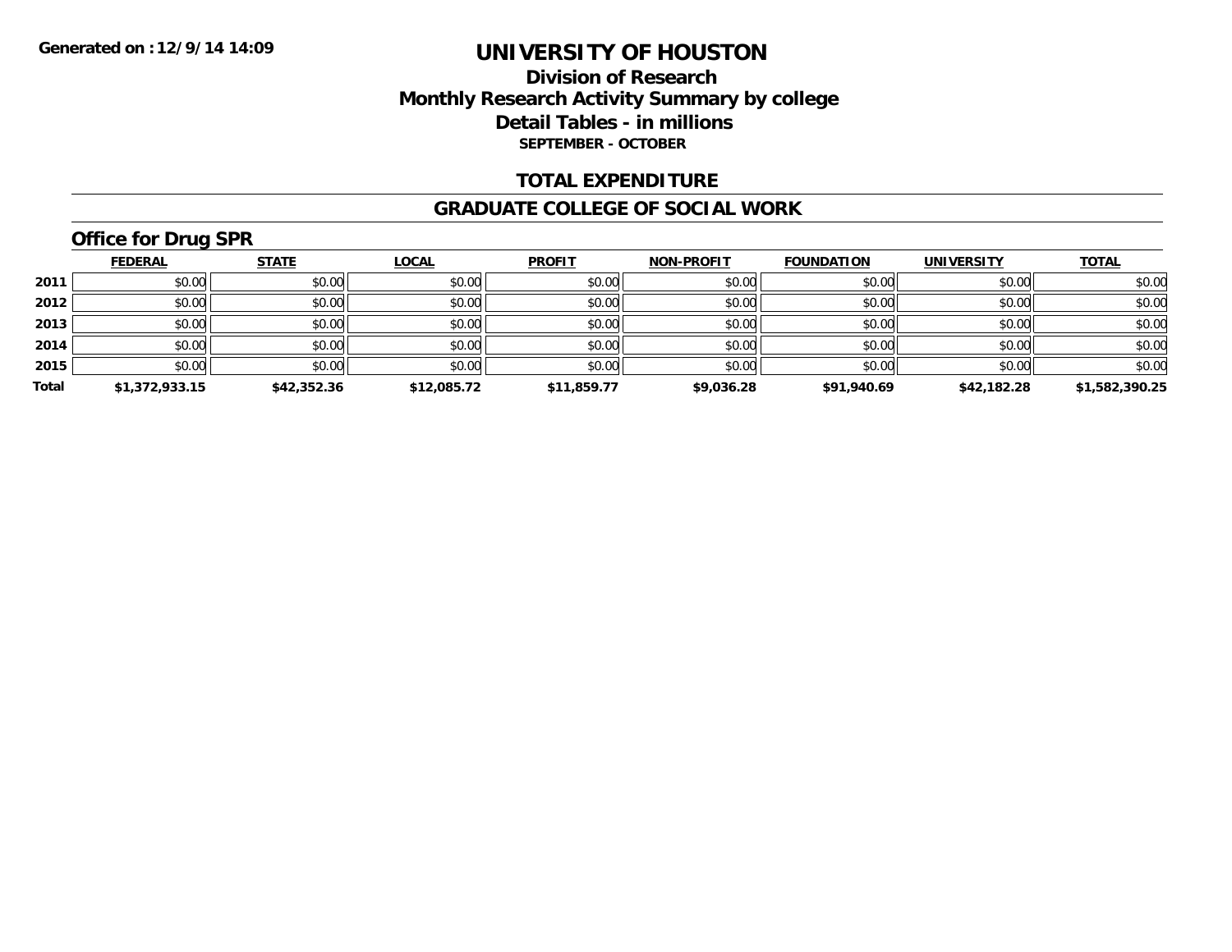# UNIVERSITY OF HOUSTON

## Division of Research
## Monthly Research Activity Summary by college
## Detail Tables - in millions
### SEPTEMBER - OCTOBER

## TOTAL EXPENDITURE

## GRADUATE COLLEGE OF SOCIAL WORK

### Office for Drug SPR

| | FEDERAL | STATE | LOCAL | PROFIT | NON-PROFIT | FOUNDATION | UNIVERSITY | TOTAL |
|---|---|---|---|---|---|---|---|---|
| 2011 | $0.00 | $0.00 | $0.00 | $0.00 | $0.00 | $0.00 | $0.00 | $0.00 |
| 2012 | $0.00 | $0.00 | $0.00 | $0.00 | $0.00 | $0.00 | $0.00 | $0.00 |
| 2013 | $0.00 | $0.00 | $0.00 | $0.00 | $0.00 | $0.00 | $0.00 | $0.00 |
| 2014 | $0.00 | $0.00 | $0.00 | $0.00 | $0.00 | $0.00 | $0.00 | $0.00 |
| 2015 | $0.00 | $0.00 | $0.00 | $0.00 | $0.00 | $0.00 | $0.00 | $0.00 |
| **Total** | **$1,372,933.15** | **$42,352.36** | **$12,085.72** | **$11,859.77** | **$9,036.28** | **$91,940.69** | **$42,182.28** | **$1,582,390.25** |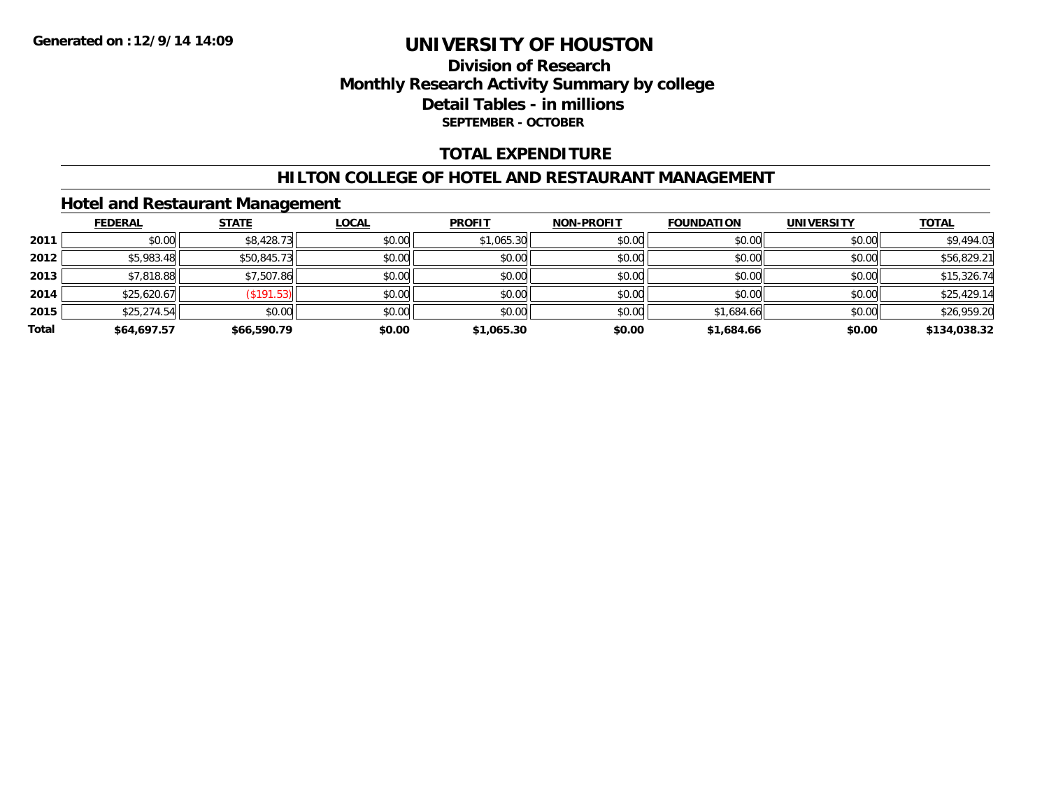Generated on :12/9/14 14:09

# UNIVERSITY OF HOUSTON

## Division of Research
## Monthly Research Activity Summary by college
## Detail Tables - in millions
### SEPTEMBER - OCTOBER

## TOTAL EXPENDITURE

## HILTON COLLEGE OF HOTEL AND RESTAURANT MANAGEMENT

### Hotel and Restaurant Management

| | FEDERAL | STATE | LOCAL | PROFIT | NON-PROFIT | FOUNDATION | UNIVERSITY | TOTAL |
|---|---|---|---|---|---|---|---|---|
| 2011 | $0.00 | $8,428.73 | $0.00 | $1,065.30 | $0.00 | $0.00 | $0.00 | $9,494.03 |
| 2012 | $5,983.48 | $50,845.73 | $0.00 | $0.00 | $0.00 | $0.00 | $0.00 | $56,829.21 |
| 2013 | $7,818.88 | $7,507.86 | $0.00 | $0.00 | $0.00 | $0.00 | $0.00 | $15,326.74 |
| 2014 | $25,620.67 | ($191.53) | $0.00 | $0.00 | $0.00 | $0.00 | $0.00 | $25,429.14 |
| 2015 | $25,274.54 | $0.00 | $0.00 | $0.00 | $0.00 | $1,684.66 | $0.00 | $26,959.20 |
| **Total** | **$64,697.57** | **$66,590.79** | **$0.00** | **$1,065.30** | **$0.00** | **$1,684.66** | **$0.00** | **$134,038.32** |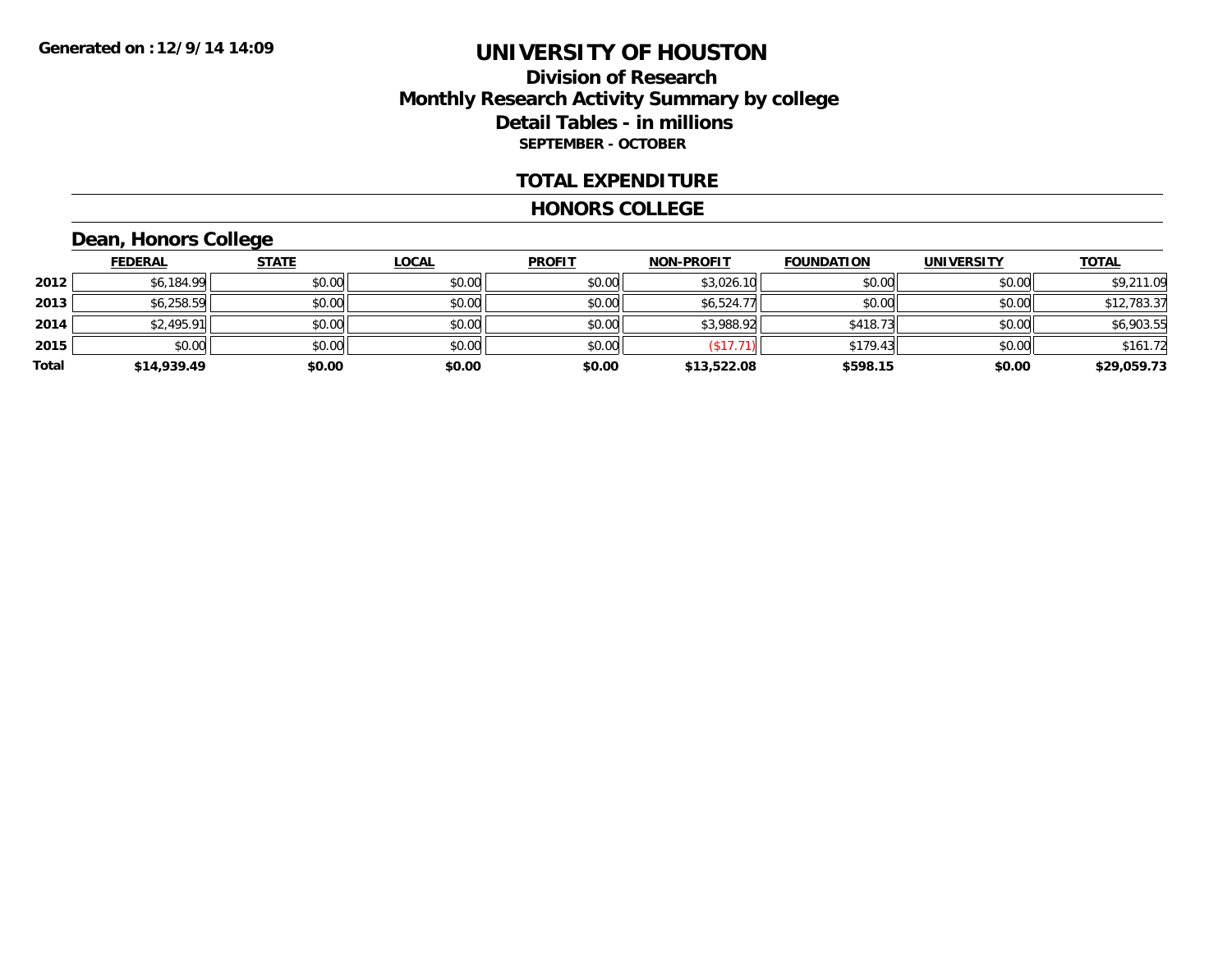**Generated on :12/9/14 14:09**

# UNIVERSITY OF HOUSTON

## Division of Research
## Monthly Research Activity Summary by college
## Detail Tables - in millions
### SEPTEMBER - OCTOBER

## TOTAL EXPENDITURE

## HONORS COLLEGE

### Dean, Honors College

| | FEDERAL | STATE | LOCAL | PROFIT | NON-PROFIT | FOUNDATION | UNIVERSITY | TOTAL |
|---|---|---|---|---|---|---|---|---|
| 2012 | $6,184.99 | $0.00 | $0.00 | $0.00 | $3,026.10 | $0.00 | $0.00 | $9,211.09 |
| 2013 | $6,258.59 | $0.00 | $0.00 | $0.00 | $6,524.77 | $0.00 | $0.00 | $12,783.37 |
| 2014 | $2,495.91 | $0.00 | $0.00 | $0.00 | $3,988.92 | $418.73 | $0.00 | $6,903.55 |
| 2015 | $0.00 | $0.00 | $0.00 | $0.00 | ($17.71) | $179.43 | $0.00 | $161.72 |
| **Total** | **$14,939.49** | **$0.00** | **$0.00** | **$0.00** | **$13,522.08** | **$598.15** | **$0.00** | **$29,059.73** |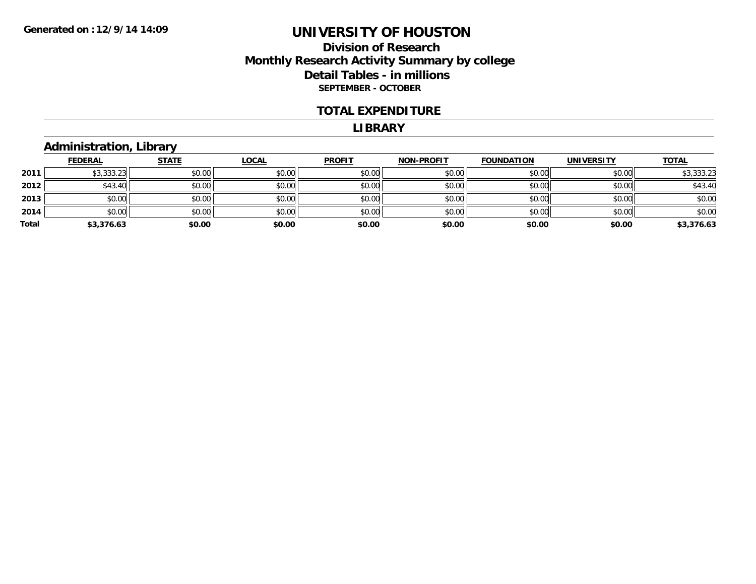# UNIVERSITY OF HOUSTON

## Division of Research
## Monthly Research Activity Summary by college
## Detail Tables - in millions
### SEPTEMBER - OCTOBER

## TOTAL EXPENDITURE

## LIBRARY

### Administration, Library

| | FEDERAL | STATE | LOCAL | PROFIT | NON-PROFIT | FOUNDATION | UNIVERSITY | TOTAL |
|---|---|---|---|---|---|---|---|---|
| 2011 | $3,333.23 | $0.00 | $0.00 | $0.00 | $0.00 | $0.00 | $0.00 | $3,333.23 |
| 2012 | $43.40 | $0.00 | $0.00 | $0.00 | $0.00 | $0.00 | $0.00 | $43.40 |
| 2013 | $0.00 | $0.00 | $0.00 | $0.00 | $0.00 | $0.00 | $0.00 | $0.00 |
| 2014 | $0.00 | $0.00 | $0.00 | $0.00 | $0.00 | $0.00 | $0.00 | $0.00 |
| **Total** | **$3,376.63** | **$0.00** | **$0.00** | **$0.00** | **$0.00** | **$0.00** | **$0.00** | **$3,376.63** |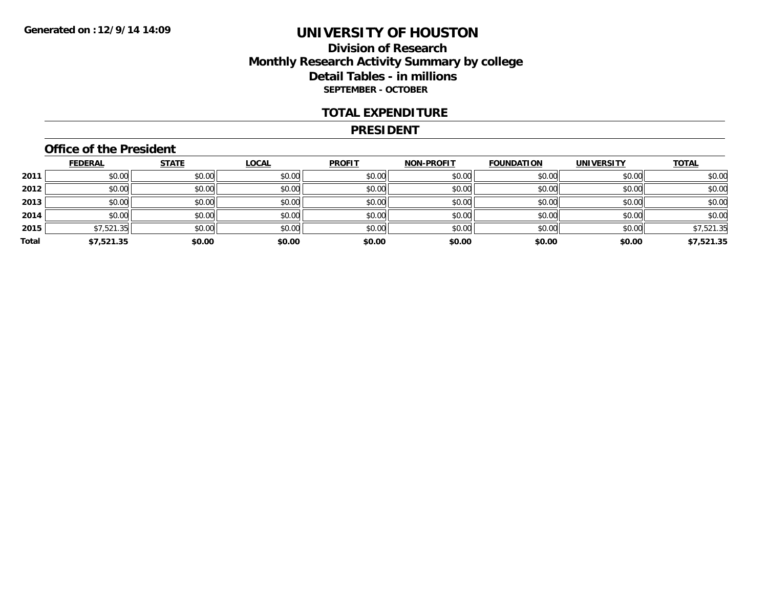Generated on :12/9/14 14:09

# UNIVERSITY OF HOUSTON

## Division of Research
## Monthly Research Activity Summary by college
## Detail Tables - in millions
### SEPTEMBER - OCTOBER

### TOTAL EXPENDITURE

### PRESIDENT

#### Office of the President

| | FEDERAL | STATE | LOCAL | PROFIT | NON-PROFIT | FOUNDATION | UNIVERSITY | TOTAL |
|---|---|---|---|---|---|---|---|---|
| 2011 | $0.00 | $0.00 | $0.00 | $0.00 | $0.00 | $0.00 | $0.00 | $0.00 |
| 2012 | $0.00 | $0.00 | $0.00 | $0.00 | $0.00 | $0.00 | $0.00 | $0.00 |
| 2013 | $0.00 | $0.00 | $0.00 | $0.00 | $0.00 | $0.00 | $0.00 | $0.00 |
| 2014 | $0.00 | $0.00 | $0.00 | $0.00 | $0.00 | $0.00 | $0.00 | $0.00 |
| 2015 | $7,521.35 | $0.00 | $0.00 | $0.00 | $0.00 | $0.00 | $0.00 | $7,521.35 |
| **Total** | **$7,521.35** | **$0.00** | **$0.00** | **$0.00** | **$0.00** | **$0.00** | **$0.00** | **$7,521.35** |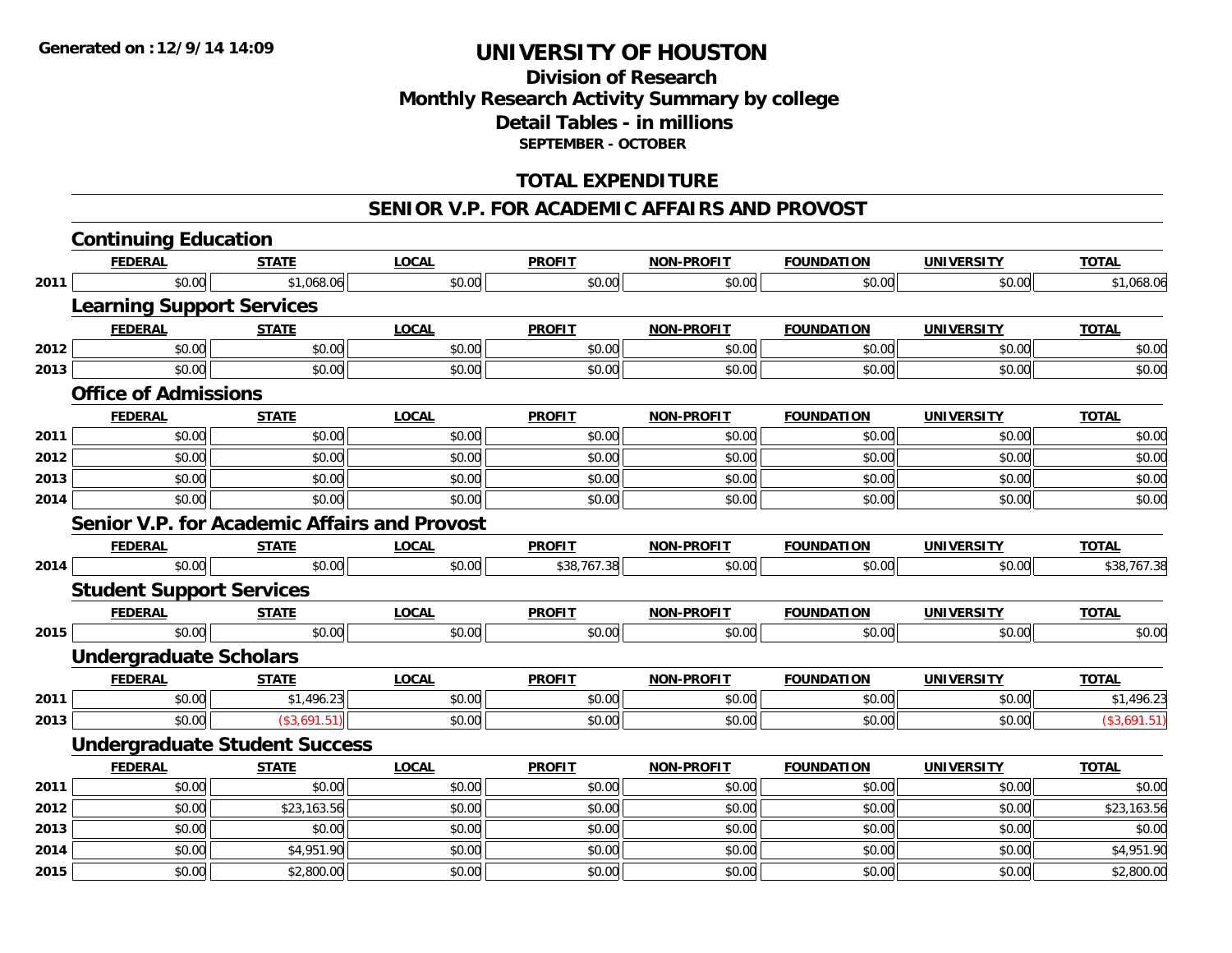**Generated on :12/9/14 14:09**

# UNIVERSITY OF HOUSTON

## Division of Research
## Monthly Research Activity Summary by college
## Detail Tables - in millions
**SEPTEMBER - OCTOBER**

## TOTAL EXPENDITURE

## SENIOR V.P. FOR ACADEMIC AFFAIRS AND PROVOST

### Continuing Education

| | FEDERAL | STATE | LOCAL | PROFIT | NON-PROFIT | FOUNDATION | UNIVERSITY | TOTAL |
|---|---|---|---|---|---|---|---|---|
| 2011 | $0.00 | $1,068.06 | $0.00 | $0.00 | $0.00 | $0.00 | $0.00 | $1,068.06 |

### Learning Support Services

| | FEDERAL | STATE | LOCAL | PROFIT | NON-PROFIT | FOUNDATION | UNIVERSITY | TOTAL |
|---|---|---|---|---|---|---|---|---|
| 2012 | $0.00 | $0.00 | $0.00 | $0.00 | $0.00 | $0.00 | $0.00 | $0.00 |
| 2013 | $0.00 | $0.00 | $0.00 | $0.00 | $0.00 | $0.00 | $0.00 | $0.00 |

### Office of Admissions

| | FEDERAL | STATE | LOCAL | PROFIT | NON-PROFIT | FOUNDATION | UNIVERSITY | TOTAL |
|---|---|---|---|---|---|---|---|---|
| 2011 | $0.00 | $0.00 | $0.00 | $0.00 | $0.00 | $0.00 | $0.00 | $0.00 |
| 2012 | $0.00 | $0.00 | $0.00 | $0.00 | $0.00 | $0.00 | $0.00 | $0.00 |
| 2013 | $0.00 | $0.00 | $0.00 | $0.00 | $0.00 | $0.00 | $0.00 | $0.00 |
| 2014 | $0.00 | $0.00 | $0.00 | $0.00 | $0.00 | $0.00 | $0.00 | $0.00 |

### Senior V.P. for Academic Affairs and Provost

| | FEDERAL | STATE | LOCAL | PROFIT | NON-PROFIT | FOUNDATION | UNIVERSITY | TOTAL |
|---|---|---|---|---|---|---|---|---|
| 2014 | $0.00 | $0.00 | $0.00 | $38,767.38 | $0.00 | $0.00 | $0.00 | $38,767.38 |

### Student Support Services

| | FEDERAL | STATE | LOCAL | PROFIT | NON-PROFIT | FOUNDATION | UNIVERSITY | TOTAL |
|---|---|---|---|---|---|---|---|---|
| 2015 | $0.00 | $0.00 | $0.00 | $0.00 | $0.00 | $0.00 | $0.00 | $0.00 |

### Undergraduate Scholars

| | FEDERAL | STATE | LOCAL | PROFIT | NON-PROFIT | FOUNDATION | UNIVERSITY | TOTAL |
|---|---|---|---|---|---|---|---|---|
| 2011 | $0.00 | $1,496.23 | $0.00 | $0.00 | $0.00 | $0.00 | $0.00 | $1,496.23 |
| 2013 | $0.00 | ($3,691.51) | $0.00 | $0.00 | $0.00 | $0.00 | $0.00 | ($3,691.51) |

### Undergraduate Student Success

| | FEDERAL | STATE | LOCAL | PROFIT | NON-PROFIT | FOUNDATION | UNIVERSITY | TOTAL |
|---|---|---|---|---|---|---|---|---|
| 2011 | $0.00 | $0.00 | $0.00 | $0.00 | $0.00 | $0.00 | $0.00 | $0.00 |
| 2012 | $0.00 | $23,163.56 | $0.00 | $0.00 | $0.00 | $0.00 | $0.00 | $23,163.56 |
| 2013 | $0.00 | $0.00 | $0.00 | $0.00 | $0.00 | $0.00 | $0.00 | $0.00 |
| 2014 | $0.00 | $4,951.90 | $0.00 | $0.00 | $0.00 | $0.00 | $0.00 | $4,951.90 |
| 2015 | $0.00 | $2,800.00 | $0.00 | $0.00 | $0.00 | $0.00 | $0.00 | $2,800.00 |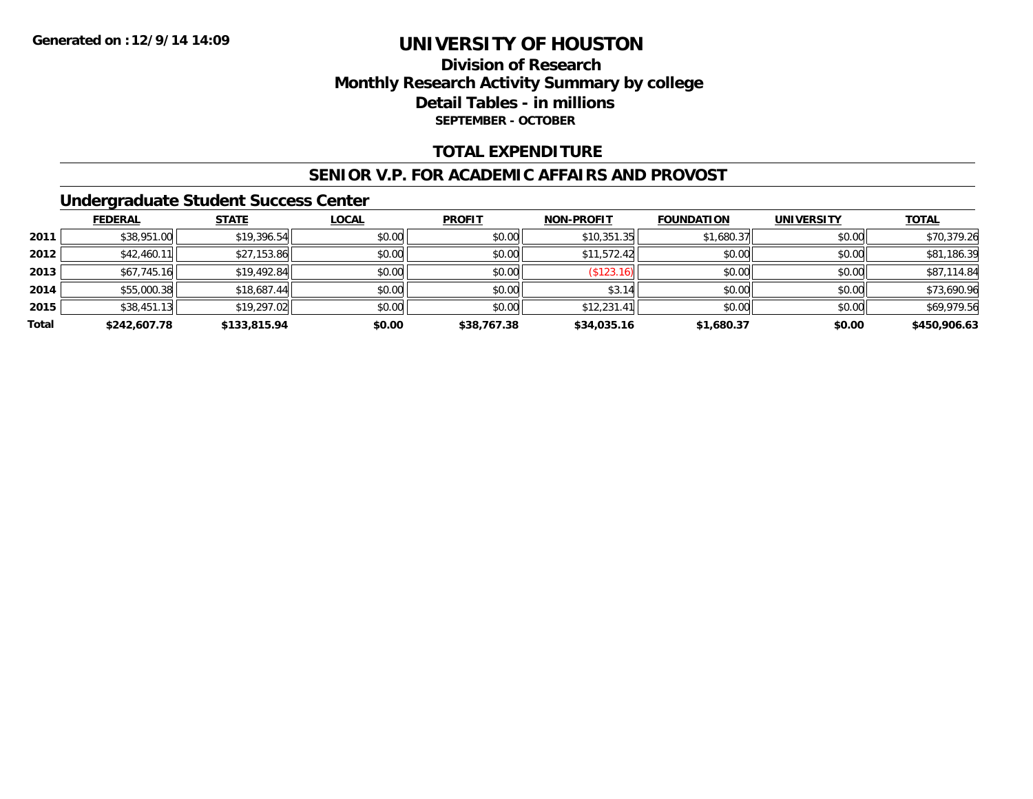Generated on :12/9/14 14:09

# UNIVERSITY OF HOUSTON

## Division of Research
## Monthly Research Activity Summary by college
## Detail Tables - in millions
### SEPTEMBER - OCTOBER

## TOTAL EXPENDITURE

## SENIOR V.P. FOR ACADEMIC AFFAIRS AND PROVOST

### Undergraduate Student Success Center

| | FEDERAL | STATE | LOCAL | PROFIT | NON-PROFIT | FOUNDATION | UNIVERSITY | TOTAL |
|---|---|---|---|---|---|---|---|---|
| 2011 | $38,951.00 | $19,396.54 | $0.00 | $0.00 | $10,351.35 | $1,680.37 | $0.00 | $70,379.26 |
| 2012 | $42,460.11 | $27,153.86 | $0.00 | $0.00 | $11,572.42 | $0.00 | $0.00 | $81,186.39 |
| 2013 | $67,745.16 | $19,492.84 | $0.00 | $0.00 | ($123.16) | $0.00 | $0.00 | $87,114.84 |
| 2014 | $55,000.38 | $18,687.44 | $0.00 | $0.00 | $3.14 | $0.00 | $0.00 | $73,690.96 |
| 2015 | $38,451.13 | $19,297.02 | $0.00 | $0.00 | $12,231.41 | $0.00 | $0.00 | $69,979.56 |
| **Total** | **$242,607.78** | **$133,815.94** | **$0.00** | **$38,767.38** | **$34,035.16** | **$1,680.37** | **$0.00** | **$450,906.63** |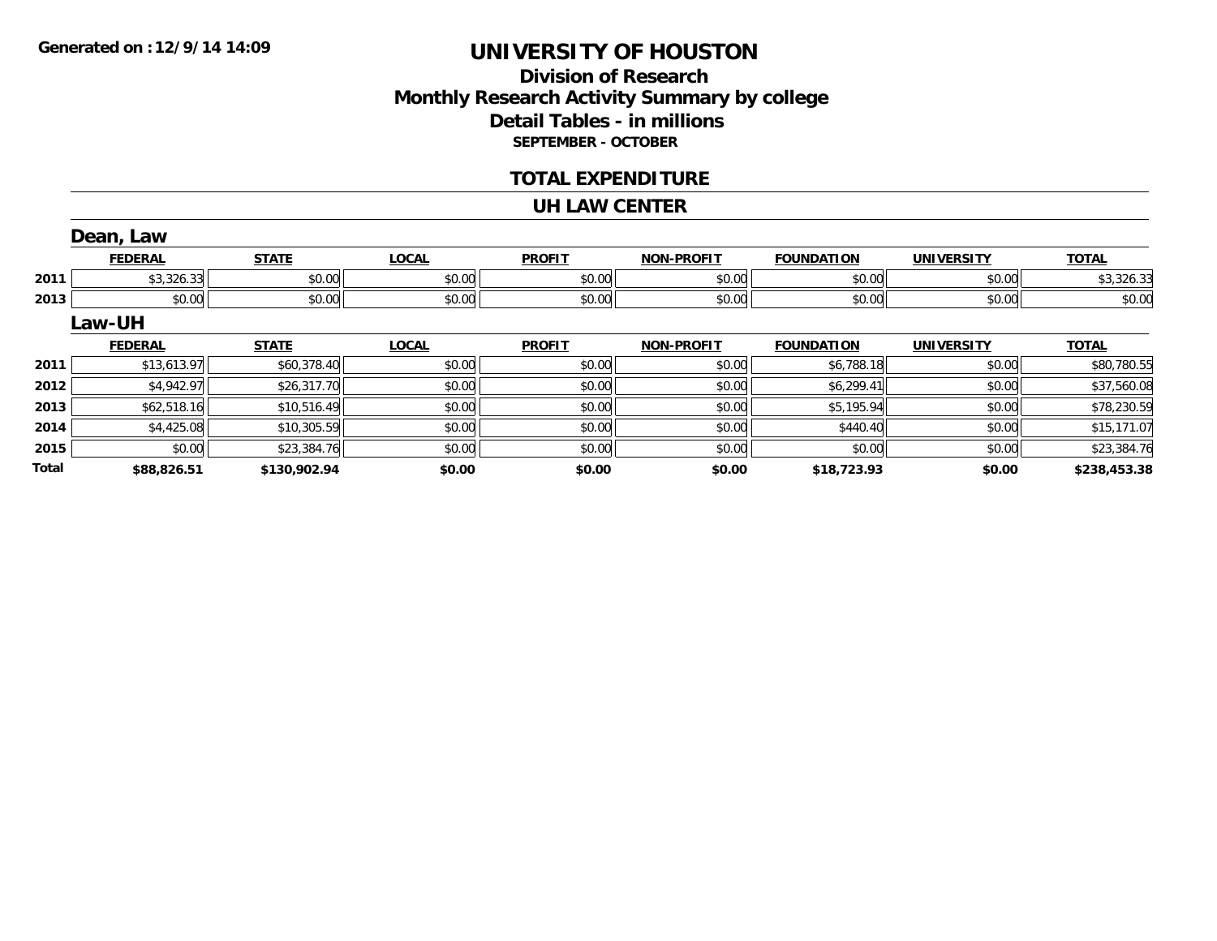**Generated on :12/9/14 14:09**

# UNIVERSITY OF HOUSTON

## Division of Research
## Monthly Research Activity Summary by college
## Detail Tables - in millions
### SEPTEMBER - OCTOBER

## TOTAL EXPENDITURE

## UH LAW CENTER

### Dean, Law

| | FEDERAL | STATE | LOCAL | PROFIT | NON-PROFIT | FOUNDATION | UNIVERSITY | TOTAL |
|---|---|---|---|---|---|---|---|---|
| 2011 | $3,326.33 | $0.00 | $0.00 | $0.00 | $0.00 | $0.00 | $0.00 | $3,326.33 |
| 2013 | $0.00 | $0.00 | $0.00 | $0.00 | $0.00 | $0.00 | $0.00 | $0.00 |

### Law-UH

| | FEDERAL | STATE | LOCAL | PROFIT | NON-PROFIT | FOUNDATION | UNIVERSITY | TOTAL |
|---|---|---|---|---|---|---|---|---|
| 2011 | $13,613.97 | $60,378.40 | $0.00 | $0.00 | $0.00 | $6,788.18 | $0.00 | $80,780.55 |
| 2012 | $4,942.97 | $26,317.70 | $0.00 | $0.00 | $0.00 | $6,299.41 | $0.00 | $37,560.08 |
| 2013 | $62,518.16 | $10,516.49 | $0.00 | $0.00 | $0.00 | $5,195.94 | $0.00 | $78,230.59 |
| 2014 | $4,425.08 | $10,305.59 | $0.00 | $0.00 | $0.00 | $440.40 | $0.00 | $15,171.07 |
| 2015 | $0.00 | $23,384.76 | $0.00 | $0.00 | $0.00 | $0.00 | $0.00 | $23,384.76 |
| **Total** | **$88,826.51** | **$130,902.94** | **$0.00** | **$0.00** | **$0.00** | **$18,723.93** | **$0.00** | **$238,453.38** |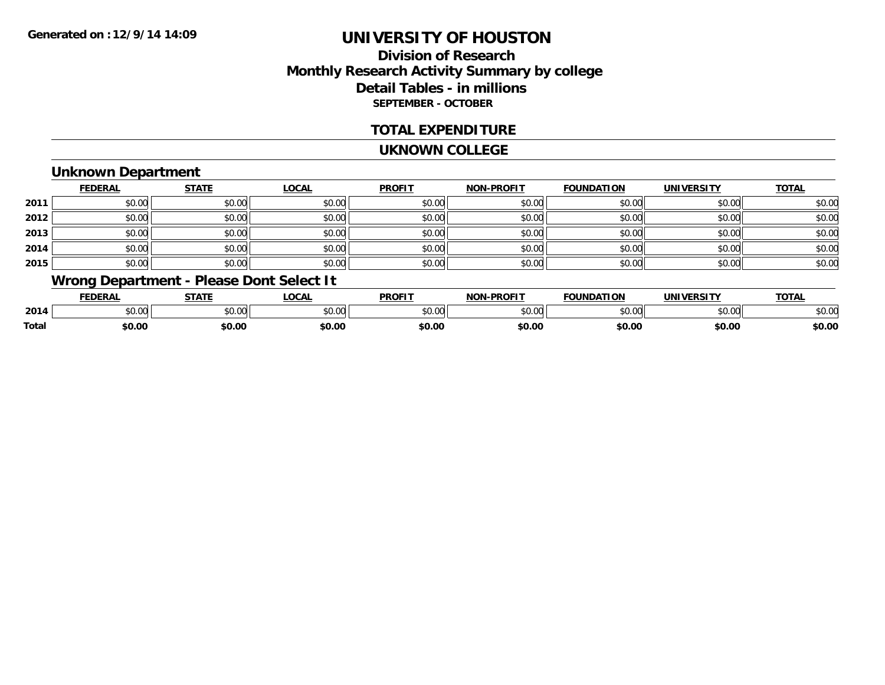**Generated on :12/9/14 14:09**

# UNIVERSITY OF HOUSTON

## Division of Research
## Monthly Research Activity Summary by college
## Detail Tables - in millions
### SEPTEMBER - OCTOBER

## TOTAL EXPENDITURE

## UKNOWN COLLEGE

### Unknown Department

| | FEDERAL | STATE | LOCAL | PROFIT | NON-PROFIT | FOUNDATION | UNIVERSITY | TOTAL |
|---|---|---|---|---|---|---|---|---|
| 2011 | $0.00 | $0.00 | $0.00 | $0.00 | $0.00 | $0.00 | $0.00 | $0.00 |
| 2012 | $0.00 | $0.00 | $0.00 | $0.00 | $0.00 | $0.00 | $0.00 | $0.00 |
| 2013 | $0.00 | $0.00 | $0.00 | $0.00 | $0.00 | $0.00 | $0.00 | $0.00 |
| 2014 | $0.00 | $0.00 | $0.00 | $0.00 | $0.00 | $0.00 | $0.00 | $0.00 |
| 2015 | $0.00 | $0.00 | $0.00 | $0.00 | $0.00 | $0.00 | $0.00 | $0.00 |

### Wrong Department - Please Dont Select It

| | FEDERAL | STATE | LOCAL | PROFIT | NON-PROFIT | FOUNDATION | UNIVERSITY | TOTAL |
|---|---|---|---|---|---|---|---|---|
| 2014 | $0.00 | $0.00 | $0.00 | $0.00 | $0.00 | $0.00 | $0.00 | $0.00 |
| **Total** | **$0.00** | **$0.00** | **$0.00** | **$0.00** | **$0.00** | **$0.00** | **$0.00** | **$0.00** |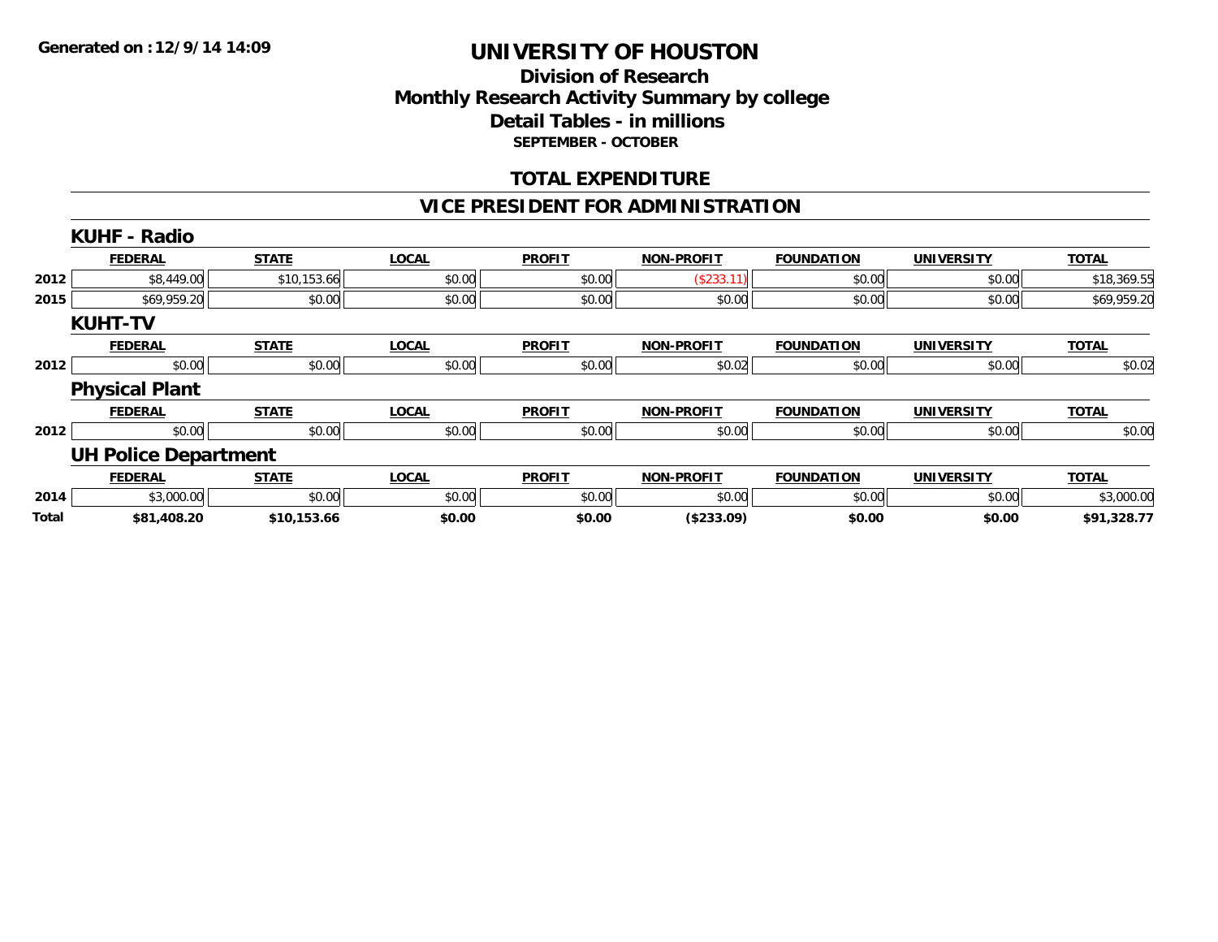**Generated on :12/9/14 14:09**

# UNIVERSITY OF HOUSTON

## Division of Research
## Monthly Research Activity Summary by college
## Detail Tables - in millions
### SEPTEMBER - OCTOBER

## TOTAL EXPENDITURE

## VICE PRESIDENT FOR ADMINISTRATION

### KUHF - Radio

| | FEDERAL | STATE | LOCAL | PROFIT | NON-PROFIT | FOUNDATION | UNIVERSITY | TOTAL |
|---|---|---|---|---|---|---|---|---|
| 2012 | $8,449.00 | $10,153.66 | $0.00 | $0.00 | ($233.11) | $0.00 | $0.00 | $18,369.55 |
| 2015 | $69,959.20 | $0.00 | $0.00 | $0.00 | $0.00 | $0.00 | $0.00 | $69,959.20 |

### KUHT-TV

| | FEDERAL | STATE | LOCAL | PROFIT | NON-PROFIT | FOUNDATION | UNIVERSITY | TOTAL |
|---|---|---|---|---|---|---|---|---|
| 2012 | $0.00 | $0.00 | $0.00 | $0.00 | $0.02 | $0.00 | $0.00 | $0.02 |

### Physical Plant

| | FEDERAL | STATE | LOCAL | PROFIT | NON-PROFIT | FOUNDATION | UNIVERSITY | TOTAL |
|---|---|---|---|---|---|---|---|---|
| 2012 | $0.00 | $0.00 | $0.00 | $0.00 | $0.00 | $0.00 | $0.00 | $0.00 |

### UH Police Department

| | FEDERAL | STATE | LOCAL | PROFIT | NON-PROFIT | FOUNDATION | UNIVERSITY | TOTAL |
|---|---|---|---|---|---|---|---|---|
| 2014 | $3,000.00 | $0.00 | $0.00 | $0.00 | $0.00 | $0.00 | $0.00 | $3,000.00 |
| **Total** | **$81,408.20** | **$10,153.66** | **$0.00** | **$0.00** | **($233.09)** | **$0.00** | **$0.00** | **$91,328.77** |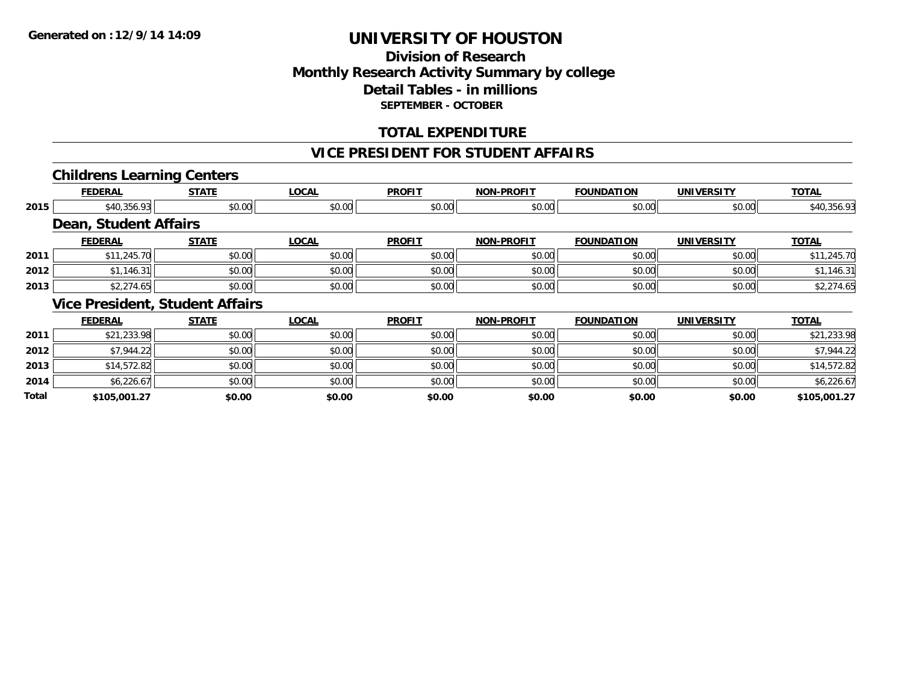Generated on :12/9/14 14:09

# UNIVERSITY OF HOUSTON

## Division of Research
## Monthly Research Activity Summary by college
## Detail Tables - in millions

**SEPTEMBER - OCTOBER**

## TOTAL EXPENDITURE

## VICE PRESIDENT FOR STUDENT AFFAIRS

### Childrens Learning Centers

| | FEDERAL | STATE | LOCAL | PROFIT | NON-PROFIT | FOUNDATION | UNIVERSITY | TOTAL |
|---|---|---|---|---|---|---|---|---|
| 2015 | $40,356.93 | $0.00 | $0.00 | $0.00 | $0.00 | $0.00 | $0.00 | $40,356.93 |

### Dean, Student Affairs

| | FEDERAL | STATE | LOCAL | PROFIT | NON-PROFIT | FOUNDATION | UNIVERSITY | TOTAL |
|---|---|---|---|---|---|---|---|---|
| 2011 | $11,245.70 | $0.00 | $0.00 | $0.00 | $0.00 | $0.00 | $0.00 | $11,245.70 |
| 2012 | $1,146.31 | $0.00 | $0.00 | $0.00 | $0.00 | $0.00 | $0.00 | $1,146.31 |
| 2013 | $2,274.65 | $0.00 | $0.00 | $0.00 | $0.00 | $0.00 | $0.00 | $2,274.65 |

### Vice President, Student Affairs

| | FEDERAL | STATE | LOCAL | PROFIT | NON-PROFIT | FOUNDATION | UNIVERSITY | TOTAL |
|---|---|---|---|---|---|---|---|---|
| 2011 | $21,233.98 | $0.00 | $0.00 | $0.00 | $0.00 | $0.00 | $0.00 | $21,233.98 |
| 2012 | $7,944.22 | $0.00 | $0.00 | $0.00 | $0.00 | $0.00 | $0.00 | $7,944.22 |
| 2013 | $14,572.82 | $0.00 | $0.00 | $0.00 | $0.00 | $0.00 | $0.00 | $14,572.82 |
| 2014 | $6,226.67 | $0.00 | $0.00 | $0.00 | $0.00 | $0.00 | $0.00 | $6,226.67 |
| **Total** | **$105,001.27** | **$0.00** | **$0.00** | **$0.00** | **$0.00** | **$0.00** | **$0.00** | **$105,001.27** |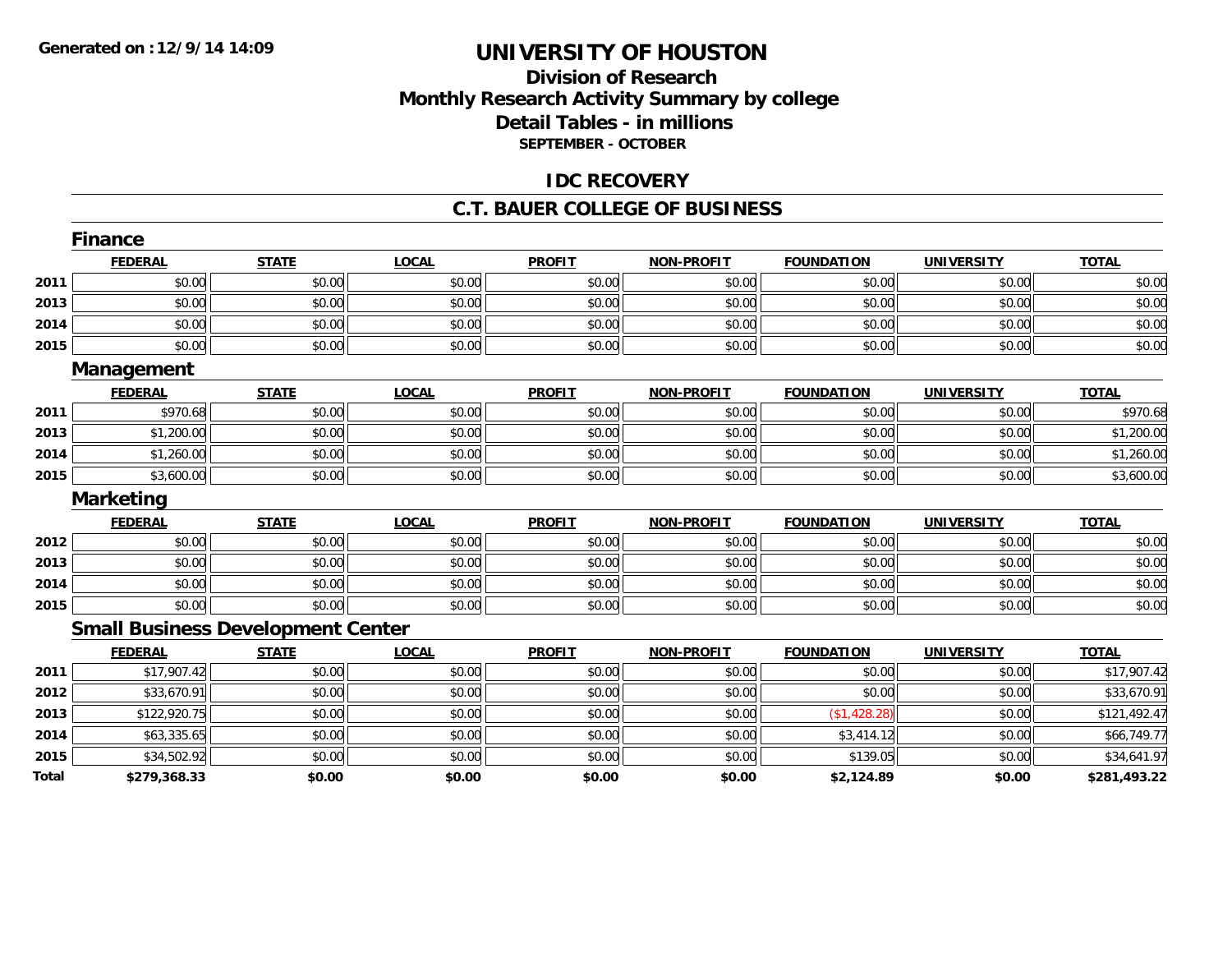**Generated on :12/9/14 14:09**

# UNIVERSITY OF HOUSTON

## Division of Research
## Monthly Research Activity Summary by college
## Detail Tables - in millions
### SEPTEMBER - OCTOBER

## IDC RECOVERY

## C.T. BAUER COLLEGE OF BUSINESS

### Finance

| | FEDERAL | STATE | LOCAL | PROFIT | NON-PROFIT | FOUNDATION | UNIVERSITY | TOTAL |
|---|---|---|---|---|---|---|---|---|
| 2011 | $0.00 | $0.00 | $0.00 | $0.00 | $0.00 | $0.00 | $0.00 | $0.00 |
| 2013 | $0.00 | $0.00 | $0.00 | $0.00 | $0.00 | $0.00 | $0.00 | $0.00 |
| 2014 | $0.00 | $0.00 | $0.00 | $0.00 | $0.00 | $0.00 | $0.00 | $0.00 |
| 2015 | $0.00 | $0.00 | $0.00 | $0.00 | $0.00 | $0.00 | $0.00 | $0.00 |

### Management

| | FEDERAL | STATE | LOCAL | PROFIT | NON-PROFIT | FOUNDATION | UNIVERSITY | TOTAL |
|---|---|---|---|---|---|---|---|---|
| 2011 | $970.68 | $0.00 | $0.00 | $0.00 | $0.00 | $0.00 | $0.00 | $970.68 |
| 2013 | $1,200.00 | $0.00 | $0.00 | $0.00 | $0.00 | $0.00 | $0.00 | $1,200.00 |
| 2014 | $1,260.00 | $0.00 | $0.00 | $0.00 | $0.00 | $0.00 | $0.00 | $1,260.00 |
| 2015 | $3,600.00 | $0.00 | $0.00 | $0.00 | $0.00 | $0.00 | $0.00 | $3,600.00 |

### Marketing

| | FEDERAL | STATE | LOCAL | PROFIT | NON-PROFIT | FOUNDATION | UNIVERSITY | TOTAL |
|---|---|---|---|---|---|---|---|---|
| 2012 | $0.00 | $0.00 | $0.00 | $0.00 | $0.00 | $0.00 | $0.00 | $0.00 |
| 2013 | $0.00 | $0.00 | $0.00 | $0.00 | $0.00 | $0.00 | $0.00 | $0.00 |
| 2014 | $0.00 | $0.00 | $0.00 | $0.00 | $0.00 | $0.00 | $0.00 | $0.00 |
| 2015 | $0.00 | $0.00 | $0.00 | $0.00 | $0.00 | $0.00 | $0.00 | $0.00 |

### Small Business Development Center

| | FEDERAL | STATE | LOCAL | PROFIT | NON-PROFIT | FOUNDATION | UNIVERSITY | TOTAL |
|---|---|---|---|---|---|---|---|---|
| 2011 | $17,907.42 | $0.00 | $0.00 | $0.00 | $0.00 | $0.00 | $0.00 | $17,907.42 |
| 2012 | $33,670.91 | $0.00 | $0.00 | $0.00 | $0.00 | $0.00 | $0.00 | $33,670.91 |
| 2013 | $122,920.75 | $0.00 | $0.00 | $0.00 | $0.00 | ($1,428.28) | $0.00 | $121,492.47 |
| 2014 | $63,335.65 | $0.00 | $0.00 | $0.00 | $0.00 | $3,414.12 | $0.00 | $66,749.77 |
| 2015 | $34,502.92 | $0.00 | $0.00 | $0.00 | $0.00 | $139.05 | $0.00 | $34,641.97 |
| **Total** | **$279,368.33** | **$0.00** | **$0.00** | **$0.00** | **$0.00** | **$2,124.89** | **$0.00** | **$281,493.22** |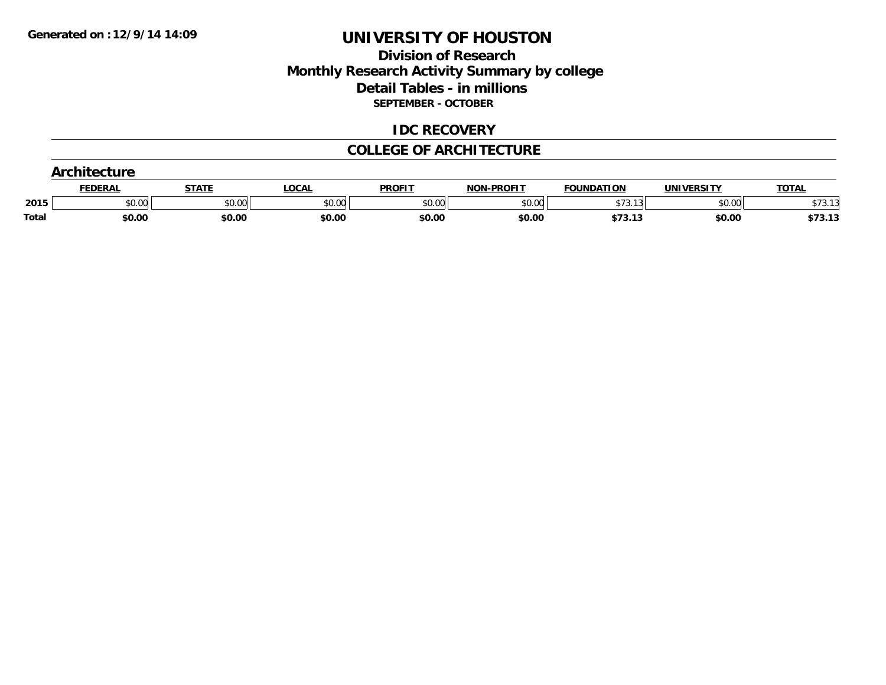**Generated on : 12/9/14 14:09**

# UNIVERSITY OF HOUSTON

## Division of Research
## Monthly Research Activity Summary by college
## Detail Tables - in millions
### SEPTEMBER - OCTOBER

## IDC RECOVERY

## COLLEGE OF ARCHITECTURE

### Architecture

| | FEDERAL | STATE | LOCAL | PROFIT | NON-PROFIT | FOUNDATION | UNIVERSITY | TOTAL |
|---|---|---|---|---|---|---|---|---|
| 2015 | $0.00 | $0.00 | $0.00 | $0.00 | $0.00 | $73.13 | $0.00 | $73.13 |
| **Total** | **$0.00** | **$0.00** | **$0.00** | **$0.00** | **$0.00** | **$73.13** | **$0.00** | **$73.13** |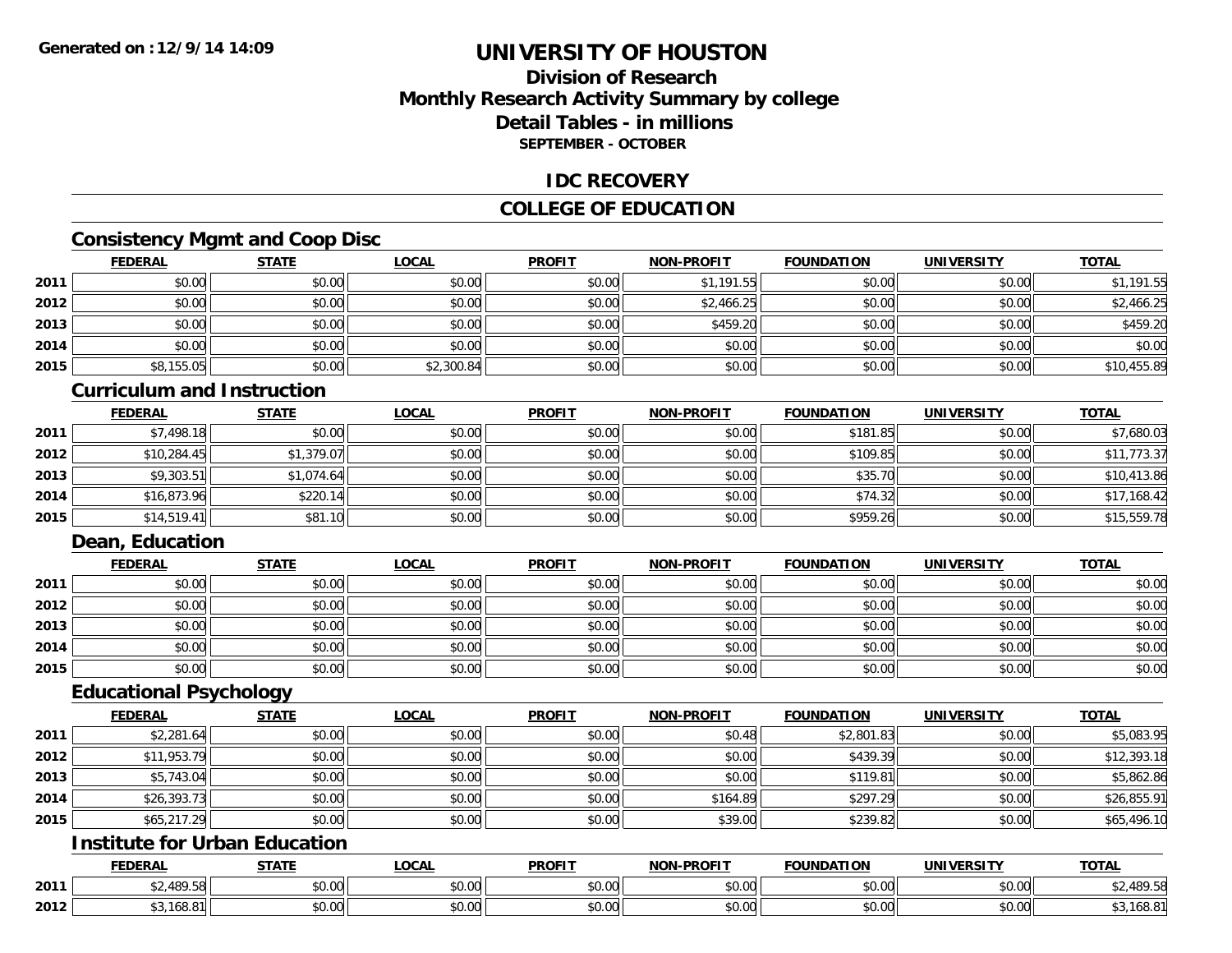**Generated on :12/9/14 14:09**

# UNIVERSITY OF HOUSTON

## Division of Research
## Monthly Research Activity Summary by college
## Detail Tables - in millions
### SEPTEMBER - OCTOBER

## IDC RECOVERY

## COLLEGE OF EDUCATION

### Consistency Mgmt and Coop Disc

| | FEDERAL | STATE | LOCAL | PROFIT | NON-PROFIT | FOUNDATION | UNIVERSITY | TOTAL |
|---|---|---|---|---|---|---|---|---|
| 2011 | $0.00 | $0.00 | $0.00 | $0.00 | $1,191.55 | $0.00 | $0.00 | $1,191.55 |
| 2012 | $0.00 | $0.00 | $0.00 | $0.00 | $2,466.25 | $0.00 | $0.00 | $2,466.25 |
| 2013 | $0.00 | $0.00 | $0.00 | $0.00 | $459.20 | $0.00 | $0.00 | $459.20 |
| 2014 | $0.00 | $0.00 | $0.00 | $0.00 | $0.00 | $0.00 | $0.00 | $0.00 |
| 2015 | $8,155.05 | $0.00 | $2,300.84 | $0.00 | $0.00 | $0.00 | $0.00 | $10,455.89 |

### Curriculum and Instruction

| | FEDERAL | STATE | LOCAL | PROFIT | NON-PROFIT | FOUNDATION | UNIVERSITY | TOTAL |
|---|---|---|---|---|---|---|---|---|
| 2011 | $7,498.18 | $0.00 | $0.00 | $0.00 | $0.00 | $181.85 | $0.00 | $7,680.03 |
| 2012 | $10,284.45 | $1,379.07 | $0.00 | $0.00 | $0.00 | $109.85 | $0.00 | $11,773.37 |
| 2013 | $9,303.51 | $1,074.64 | $0.00 | $0.00 | $0.00 | $35.70 | $0.00 | $10,413.86 |
| 2014 | $16,873.96 | $220.14 | $0.00 | $0.00 | $0.00 | $74.32 | $0.00 | $17,168.42 |
| 2015 | $14,519.41 | $81.10 | $0.00 | $0.00 | $0.00 | $959.26 | $0.00 | $15,559.78 |

### Dean, Education

| | FEDERAL | STATE | LOCAL | PROFIT | NON-PROFIT | FOUNDATION | UNIVERSITY | TOTAL |
|---|---|---|---|---|---|---|---|---|
| 2011 | $0.00 | $0.00 | $0.00 | $0.00 | $0.00 | $0.00 | $0.00 | $0.00 |
| 2012 | $0.00 | $0.00 | $0.00 | $0.00 | $0.00 | $0.00 | $0.00 | $0.00 |
| 2013 | $0.00 | $0.00 | $0.00 | $0.00 | $0.00 | $0.00 | $0.00 | $0.00 |
| 2014 | $0.00 | $0.00 | $0.00 | $0.00 | $0.00 | $0.00 | $0.00 | $0.00 |
| 2015 | $0.00 | $0.00 | $0.00 | $0.00 | $0.00 | $0.00 | $0.00 | $0.00 |

### Educational Psychology

| | FEDERAL | STATE | LOCAL | PROFIT | NON-PROFIT | FOUNDATION | UNIVERSITY | TOTAL |
|---|---|---|---|---|---|---|---|---|
| 2011 | $2,281.64 | $0.00 | $0.00 | $0.00 | $0.48 | $2,801.83 | $0.00 | $5,083.95 |
| 2012 | $11,953.79 | $0.00 | $0.00 | $0.00 | $0.00 | $439.39 | $0.00 | $12,393.18 |
| 2013 | $5,743.04 | $0.00 | $0.00 | $0.00 | $0.00 | $119.81 | $0.00 | $5,862.86 |
| 2014 | $26,393.73 | $0.00 | $0.00 | $0.00 | $164.89 | $297.29 | $0.00 | $26,855.91 |
| 2015 | $65,217.29 | $0.00 | $0.00 | $0.00 | $39.00 | $239.82 | $0.00 | $65,496.10 |

### Institute for Urban Education

| | FEDERAL | STATE | LOCAL | PROFIT | NON-PROFIT | FOUNDATION | UNIVERSITY | TOTAL |
|---|---|---|---|---|---|---|---|---|
| 2011 | $2,489.58 | $0.00 | $0.00 | $0.00 | $0.00 | $0.00 | $0.00 | $2,489.58 |
| 2012 | $3,168.81 | $0.00 | $0.00 | $0.00 | $0.00 | $0.00 | $0.00 | $3,168.81 |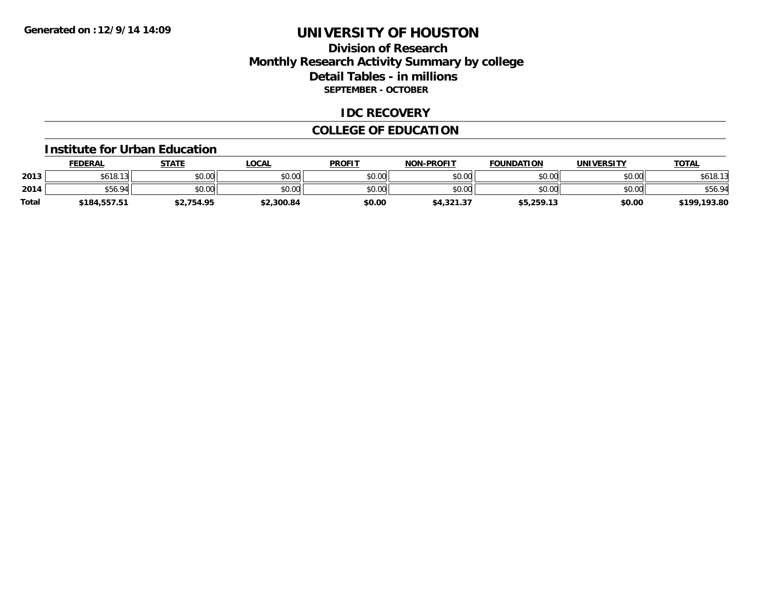# UNIVERSITY OF HOUSTON

## Division of Research
## Monthly Research Activity Summary by college
## Detail Tables - in millions

**SEPTEMBER - OCTOBER**

## IDC RECOVERY

## COLLEGE OF EDUCATION

### Institute for Urban Education

| | FEDERAL | STATE | LOCAL | PROFIT | NON-PROFIT | FOUNDATION | UNIVERSITY | TOTAL |
|---|---|---|---|---|---|---|---|---|
| 2013 | $618.13 | $0.00 | $0.00 | $0.00 | $0.00 | $0.00 | $0.00 | $618.13 |
| 2014 | $56.94 | $0.00 | $0.00 | $0.00 | $0.00 | $0.00 | $0.00 | $56.94 |
| Total | $184,557.51 | $2,754.95 | $2,300.84 | $0.00 | $4,321.37 | $5,259.13 | $0.00 | $199,193.80 |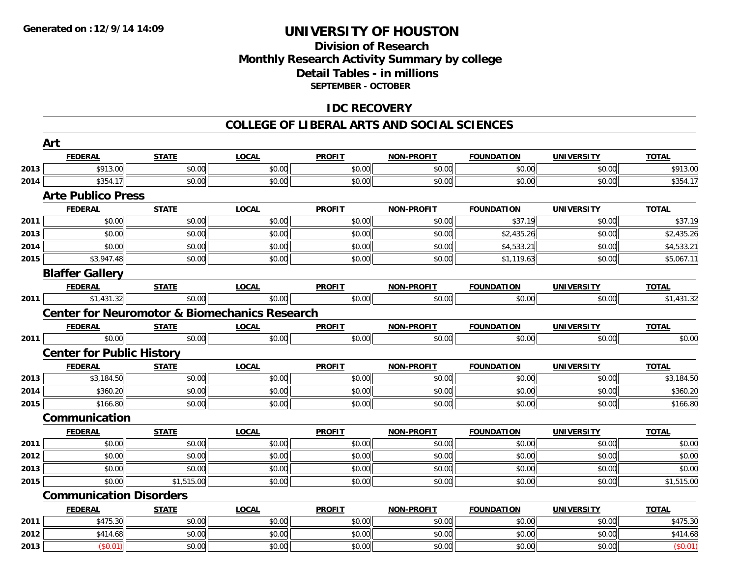**Generated on :12/9/14 14:09**

# UNIVERSITY OF HOUSTON

## Division of Research
## Monthly Research Activity Summary by college
## Detail Tables - in millions
### SEPTEMBER - OCTOBER

## IDC RECOVERY

## COLLEGE OF LIBERAL ARTS AND SOCIAL SCIENCES

### Art

| | FEDERAL | STATE | LOCAL | PROFIT | NON-PROFIT | FOUNDATION | UNIVERSITY | TOTAL |
|---|---|---|---|---|---|---|---|---|
| 2013 | $913.00 | $0.00 | $0.00 | $0.00 | $0.00 | $0.00 | $0.00 | $913.00 |
| 2014 | $354.17 | $0.00 | $0.00 | $0.00 | $0.00 | $0.00 | $0.00 | $354.17 |

### Arte Publico Press

| | FEDERAL | STATE | LOCAL | PROFIT | NON-PROFIT | FOUNDATION | UNIVERSITY | TOTAL |
|---|---|---|---|---|---|---|---|---|
| 2011 | $0.00 | $0.00 | $0.00 | $0.00 | $0.00 | $37.19 | $0.00 | $37.19 |
| 2013 | $0.00 | $0.00 | $0.00 | $0.00 | $0.00 | $2,435.26 | $0.00 | $2,435.26 |
| 2014 | $0.00 | $0.00 | $0.00 | $0.00 | $0.00 | $4,533.21 | $0.00 | $4,533.21 |
| 2015 | $3,947.48 | $0.00 | $0.00 | $0.00 | $0.00 | $1,119.63 | $0.00 | $5,067.11 |

### Blaffer Gallery

| | FEDERAL | STATE | LOCAL | PROFIT | NON-PROFIT | FOUNDATION | UNIVERSITY | TOTAL |
|---|---|---|---|---|---|---|---|---|
| 2011 | $1,431.32 | $0.00 | $0.00 | $0.00 | $0.00 | $0.00 | $0.00 | $1,431.32 |

### Center for Neuromotor & Biomechanics Research

| | FEDERAL | STATE | LOCAL | PROFIT | NON-PROFIT | FOUNDATION | UNIVERSITY | TOTAL |
|---|---|---|---|---|---|---|---|---|
| 2011 | $0.00 | $0.00 | $0.00 | $0.00 | $0.00 | $0.00 | $0.00 | $0.00 |

### Center for Public History

| | FEDERAL | STATE | LOCAL | PROFIT | NON-PROFIT | FOUNDATION | UNIVERSITY | TOTAL |
|---|---|---|---|---|---|---|---|---|
| 2013 | $3,184.50 | $0.00 | $0.00 | $0.00 | $0.00 | $0.00 | $0.00 | $3,184.50 |
| 2014 | $360.20 | $0.00 | $0.00 | $0.00 | $0.00 | $0.00 | $0.00 | $360.20 |
| 2015 | $166.80 | $0.00 | $0.00 | $0.00 | $0.00 | $0.00 | $0.00 | $166.80 |

### Communication

| | FEDERAL | STATE | LOCAL | PROFIT | NON-PROFIT | FOUNDATION | UNIVERSITY | TOTAL |
|---|---|---|---|---|---|---|---|---|
| 2011 | $0.00 | $0.00 | $0.00 | $0.00 | $0.00 | $0.00 | $0.00 | $0.00 |
| 2012 | $0.00 | $0.00 | $0.00 | $0.00 | $0.00 | $0.00 | $0.00 | $0.00 |
| 2013 | $0.00 | $0.00 | $0.00 | $0.00 | $0.00 | $0.00 | $0.00 | $0.00 |
| 2015 | $0.00 | $1,515.00 | $0.00 | $0.00 | $0.00 | $0.00 | $0.00 | $1,515.00 |

### Communication Disorders

| | FEDERAL | STATE | LOCAL | PROFIT | NON-PROFIT | FOUNDATION | UNIVERSITY | TOTAL |
|---|---|---|---|---|---|---|---|---|
| 2011 | $475.30 | $0.00 | $0.00 | $0.00 | $0.00 | $0.00 | $0.00 | $475.30 |
| 2012 | $414.68 | $0.00 | $0.00 | $0.00 | $0.00 | $0.00 | $0.00 | $414.68 |
| 2013 | ($0.01) | $0.00 | $0.00 | $0.00 | $0.00 | $0.00 | $0.00 | ($0.01) |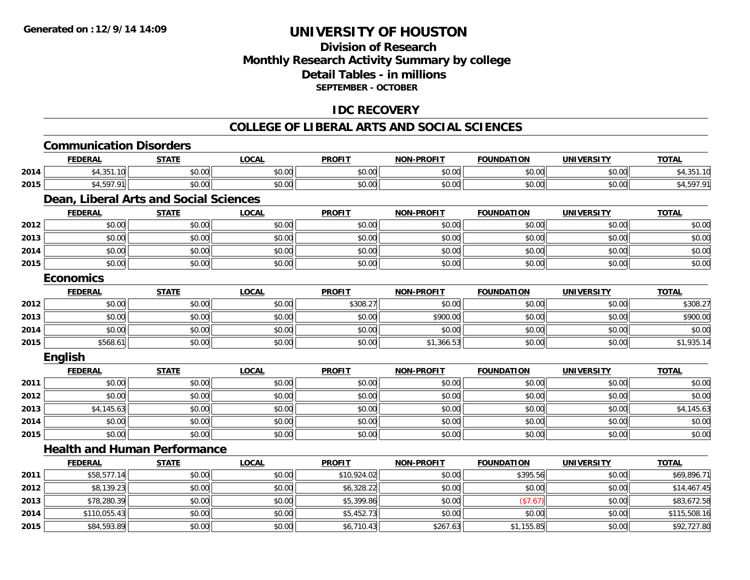# UNIVERSITY OF HOUSTON

## Division of Research
## Monthly Research Activity Summary by college
## Detail Tables - in millions
### SEPTEMBER - OCTOBER

## IDC RECOVERY

## COLLEGE OF LIBERAL ARTS AND SOCIAL SCIENCES

### Communication Disorders

| | FEDERAL | STATE | LOCAL | PROFIT | NON-PROFIT | FOUNDATION | UNIVERSITY | TOTAL |
|---|---|---|---|---|---|---|---|---|
| 2014 | $4,351.10 | $0.00 | $0.00 | $0.00 | $0.00 | $0.00 | $0.00 | $4,351.10 |
| 2015 | $4,597.91 | $0.00 | $0.00 | $0.00 | $0.00 | $0.00 | $0.00 | $4,597.91 |

### Dean, Liberal Arts and Social Sciences

| | FEDERAL | STATE | LOCAL | PROFIT | NON-PROFIT | FOUNDATION | UNIVERSITY | TOTAL |
|---|---|---|---|---|---|---|---|---|
| 2012 | $0.00 | $0.00 | $0.00 | $0.00 | $0.00 | $0.00 | $0.00 | $0.00 |
| 2013 | $0.00 | $0.00 | $0.00 | $0.00 | $0.00 | $0.00 | $0.00 | $0.00 |
| 2014 | $0.00 | $0.00 | $0.00 | $0.00 | $0.00 | $0.00 | $0.00 | $0.00 |
| 2015 | $0.00 | $0.00 | $0.00 | $0.00 | $0.00 | $0.00 | $0.00 | $0.00 |

### Economics

| | FEDERAL | STATE | LOCAL | PROFIT | NON-PROFIT | FOUNDATION | UNIVERSITY | TOTAL |
|---|---|---|---|---|---|---|---|---|
| 2012 | $0.00 | $0.00 | $0.00 | $308.27 | $0.00 | $0.00 | $0.00 | $308.27 |
| 2013 | $0.00 | $0.00 | $0.00 | $0.00 | $900.00 | $0.00 | $0.00 | $900.00 |
| 2014 | $0.00 | $0.00 | $0.00 | $0.00 | $0.00 | $0.00 | $0.00 | $0.00 |
| 2015 | $568.61 | $0.00 | $0.00 | $0.00 | $1,366.53 | $0.00 | $0.00 | $1,935.14 |

### English

| | FEDERAL | STATE | LOCAL | PROFIT | NON-PROFIT | FOUNDATION | UNIVERSITY | TOTAL |
|---|---|---|---|---|---|---|---|---|
| 2011 | $0.00 | $0.00 | $0.00 | $0.00 | $0.00 | $0.00 | $0.00 | $0.00 |
| 2012 | $0.00 | $0.00 | $0.00 | $0.00 | $0.00 | $0.00 | $0.00 | $0.00 |
| 2013 | $4,145.63 | $0.00 | $0.00 | $0.00 | $0.00 | $0.00 | $0.00 | $4,145.63 |
| 2014 | $0.00 | $0.00 | $0.00 | $0.00 | $0.00 | $0.00 | $0.00 | $0.00 |
| 2015 | $0.00 | $0.00 | $0.00 | $0.00 | $0.00 | $0.00 | $0.00 | $0.00 |

### Health and Human Performance

| | FEDERAL | STATE | LOCAL | PROFIT | NON-PROFIT | FOUNDATION | UNIVERSITY | TOTAL |
|---|---|---|---|---|---|---|---|---|
| 2011 | $58,577.14 | $0.00 | $0.00 | $10,924.02 | $0.00 | $395.56 | $0.00 | $69,896.71 |
| 2012 | $8,139.23 | $0.00 | $0.00 | $6,328.22 | $0.00 | $0.00 | $0.00 | $14,467.45 |
| 2013 | $78,280.39 | $0.00 | $0.00 | $5,399.86 | $0.00 | ($7.67) | $0.00 | $83,672.58 |
| 2014 | $110,055.43 | $0.00 | $0.00 | $5,452.73 | $0.00 | $0.00 | $0.00 | $115,508.16 |
| 2015 | $84,593.89 | $0.00 | $0.00 | $6,710.43 | $267.63 | $1,155.85 | $0.00 | $92,727.80 |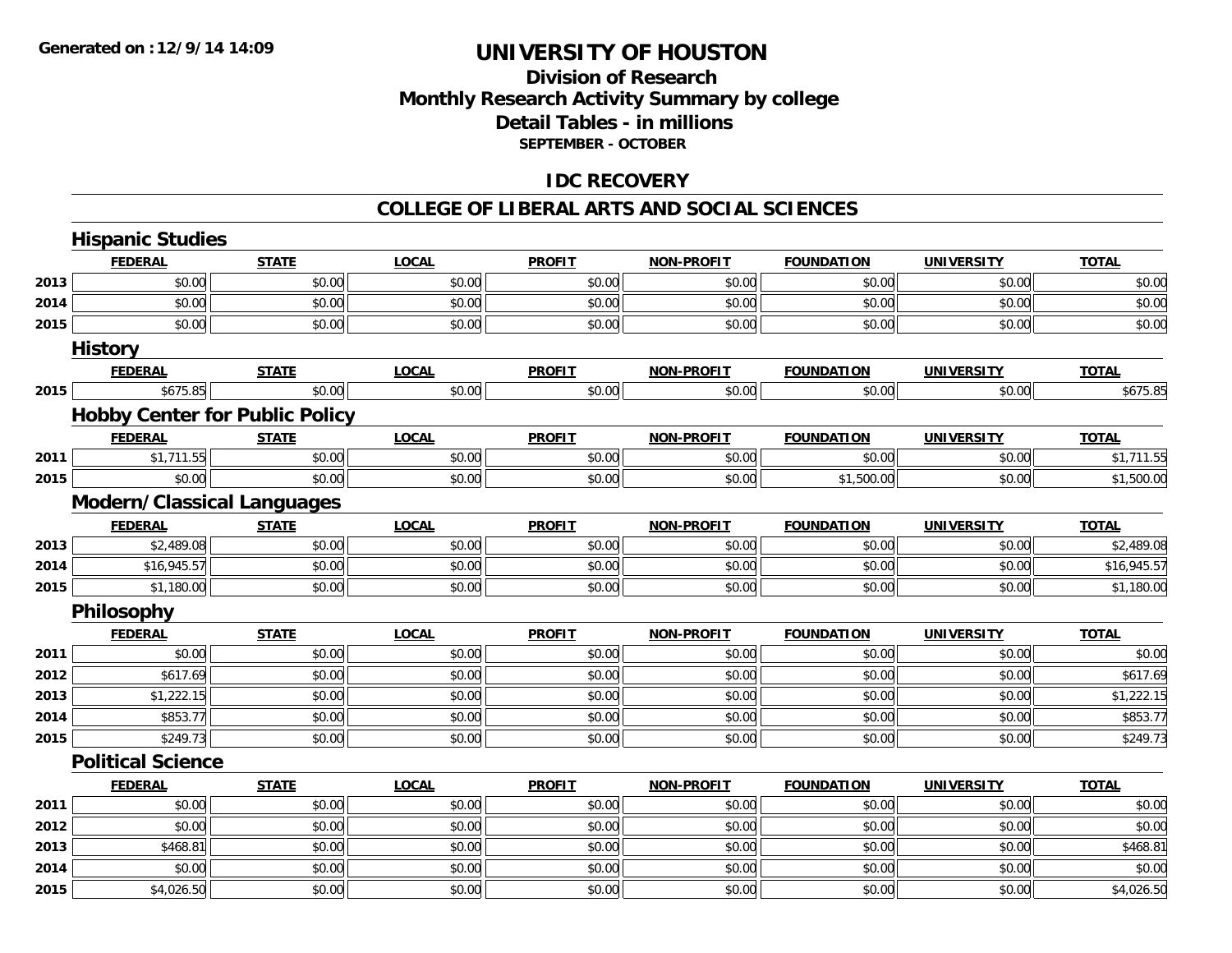**Generated on :12/9/14 14:09**

# UNIVERSITY OF HOUSTON

## Division of Research
## Monthly Research Activity Summary by college
## Detail Tables - in millions
### SEPTEMBER - OCTOBER

## IDC RECOVERY

## COLLEGE OF LIBERAL ARTS AND SOCIAL SCIENCES

### Hispanic Studies

| | FEDERAL | STATE | LOCAL | PROFIT | NON-PROFIT | FOUNDATION | UNIVERSITY | TOTAL |
|---|---|---|---|---|---|---|---|---|
| 2013 | $0.00 | $0.00 | $0.00 | $0.00 | $0.00 | $0.00 | $0.00 | $0.00 |
| 2014 | $0.00 | $0.00 | $0.00 | $0.00 | $0.00 | $0.00 | $0.00 | $0.00 |
| 2015 | $0.00 | $0.00 | $0.00 | $0.00 | $0.00 | $0.00 | $0.00 | $0.00 |

### History

| | FEDERAL | STATE | LOCAL | PROFIT | NON-PROFIT | FOUNDATION | UNIVERSITY | TOTAL |
|---|---|---|---|---|---|---|---|---|
| 2015 | $675.85 | $0.00 | $0.00 | $0.00 | $0.00 | $0.00 | $0.00 | $675.85 |

### Hobby Center for Public Policy

| | FEDERAL | STATE | LOCAL | PROFIT | NON-PROFIT | FOUNDATION | UNIVERSITY | TOTAL |
|---|---|---|---|---|---|---|---|---|
| 2011 | $1,711.55 | $0.00 | $0.00 | $0.00 | $0.00 | $0.00 | $0.00 | $1,711.55 |
| 2015 | $0.00 | $0.00 | $0.00 | $0.00 | $0.00 | $1,500.00 | $0.00 | $1,500.00 |

### Modern/Classical Languages

| | FEDERAL | STATE | LOCAL | PROFIT | NON-PROFIT | FOUNDATION | UNIVERSITY | TOTAL |
|---|---|---|---|---|---|---|---|---|
| 2013 | $2,489.08 | $0.00 | $0.00 | $0.00 | $0.00 | $0.00 | $0.00 | $2,489.08 |
| 2014 | $16,945.57 | $0.00 | $0.00 | $0.00 | $0.00 | $0.00 | $0.00 | $16,945.57 |
| 2015 | $1,180.00 | $0.00 | $0.00 | $0.00 | $0.00 | $0.00 | $0.00 | $1,180.00 |

### Philosophy

| | FEDERAL | STATE | LOCAL | PROFIT | NON-PROFIT | FOUNDATION | UNIVERSITY | TOTAL |
|---|---|---|---|---|---|---|---|---|
| 2011 | $0.00 | $0.00 | $0.00 | $0.00 | $0.00 | $0.00 | $0.00 | $0.00 |
| 2012 | $617.69 | $0.00 | $0.00 | $0.00 | $0.00 | $0.00 | $0.00 | $617.69 |
| 2013 | $1,222.15 | $0.00 | $0.00 | $0.00 | $0.00 | $0.00 | $0.00 | $1,222.15 |
| 2014 | $853.77 | $0.00 | $0.00 | $0.00 | $0.00 | $0.00 | $0.00 | $853.77 |
| 2015 | $249.73 | $0.00 | $0.00 | $0.00 | $0.00 | $0.00 | $0.00 | $249.73 |

### Political Science

| | FEDERAL | STATE | LOCAL | PROFIT | NON-PROFIT | FOUNDATION | UNIVERSITY | TOTAL |
|---|---|---|---|---|---|---|---|---|
| 2011 | $0.00 | $0.00 | $0.00 | $0.00 | $0.00 | $0.00 | $0.00 | $0.00 |
| 2012 | $0.00 | $0.00 | $0.00 | $0.00 | $0.00 | $0.00 | $0.00 | $0.00 |
| 2013 | $468.81 | $0.00 | $0.00 | $0.00 | $0.00 | $0.00 | $0.00 | $468.81 |
| 2014 | $0.00 | $0.00 | $0.00 | $0.00 | $0.00 | $0.00 | $0.00 | $0.00 |
| 2015 | $4,026.50 | $0.00 | $0.00 | $0.00 | $0.00 | $0.00 | $0.00 | $4,026.50 |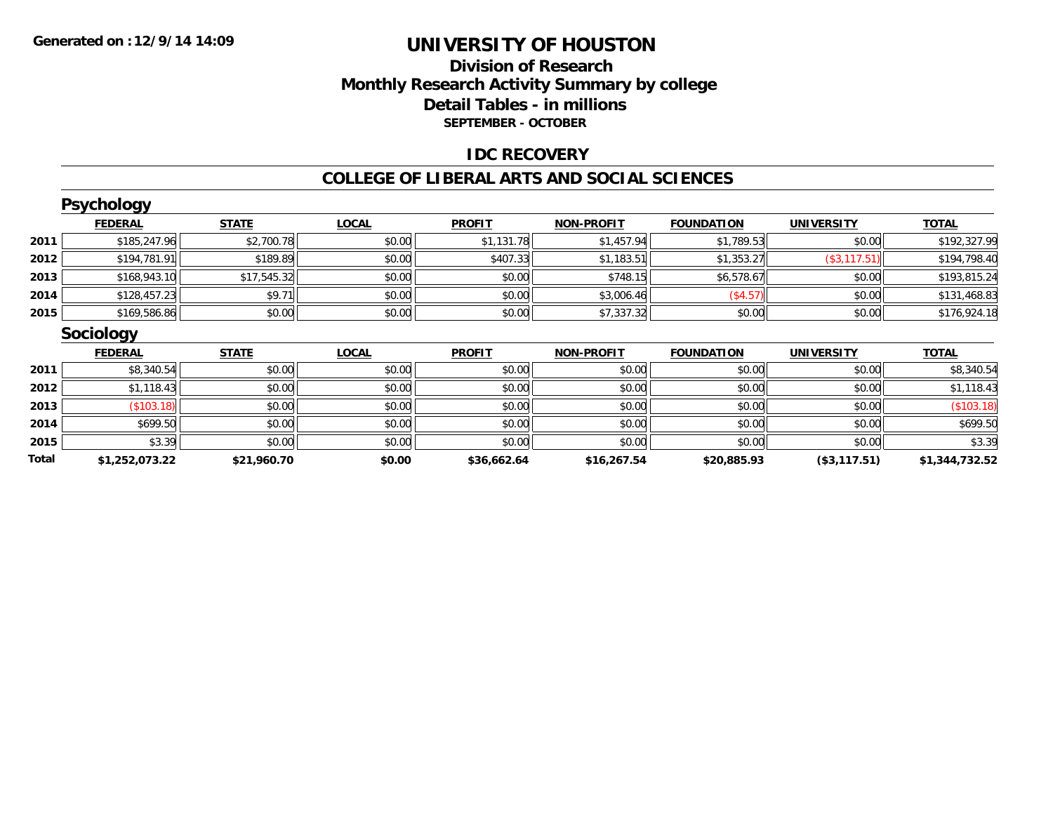Generated on :12/9/14 14:09

# UNIVERSITY OF HOUSTON

## Division of Research
## Monthly Research Activity Summary by college
## Detail Tables - in millions
### SEPTEMBER - OCTOBER

## IDC RECOVERY

## COLLEGE OF LIBERAL ARTS AND SOCIAL SCIENCES

### Psychology

| | FEDERAL | STATE | LOCAL | PROFIT | NON-PROFIT | FOUNDATION | UNIVERSITY | TOTAL |
|---|---|---|---|---|---|---|---|---|
| 2011 | $185,247.96 | $2,700.78 | $0.00 | $1,131.78 | $1,457.94 | $1,789.53 | $0.00 | $192,327.99 |
| 2012 | $194,781.91 | $189.89 | $0.00 | $407.33 | $1,183.51 | $1,353.27 | ($3,117.51) | $194,798.40 |
| 2013 | $168,943.10 | $17,545.32 | $0.00 | $0.00 | $748.15 | $6,578.67 | $0.00 | $193,815.24 |
| 2014 | $128,457.23 | $9.71 | $0.00 | $0.00 | $3,006.46 | ($4.57) | $0.00 | $131,468.83 |
| 2015 | $169,586.86 | $0.00 | $0.00 | $0.00 | $7,337.32 | $0.00 | $0.00 | $176,924.18 |

### Sociology

| | FEDERAL | STATE | LOCAL | PROFIT | NON-PROFIT | FOUNDATION | UNIVERSITY | TOTAL |
|---|---|---|---|---|---|---|---|---|
| 2011 | $8,340.54 | $0.00 | $0.00 | $0.00 | $0.00 | $0.00 | $0.00 | $8,340.54 |
| 2012 | $1,118.43 | $0.00 | $0.00 | $0.00 | $0.00 | $0.00 | $0.00 | $1,118.43 |
| 2013 | ($103.18) | $0.00 | $0.00 | $0.00 | $0.00 | $0.00 | $0.00 | ($103.18) |
| 2014 | $699.50 | $0.00 | $0.00 | $0.00 | $0.00 | $0.00 | $0.00 | $699.50 |
| 2015 | $3.39 | $0.00 | $0.00 | $0.00 | $0.00 | $0.00 | $0.00 | $3.39 |
| **Total** | **$1,252,073.22** | **$21,960.70** | **$0.00** | **$36,662.64** | **$16,267.54** | **$20,885.93** | **($3,117.51)** | **$1,344,732.52** |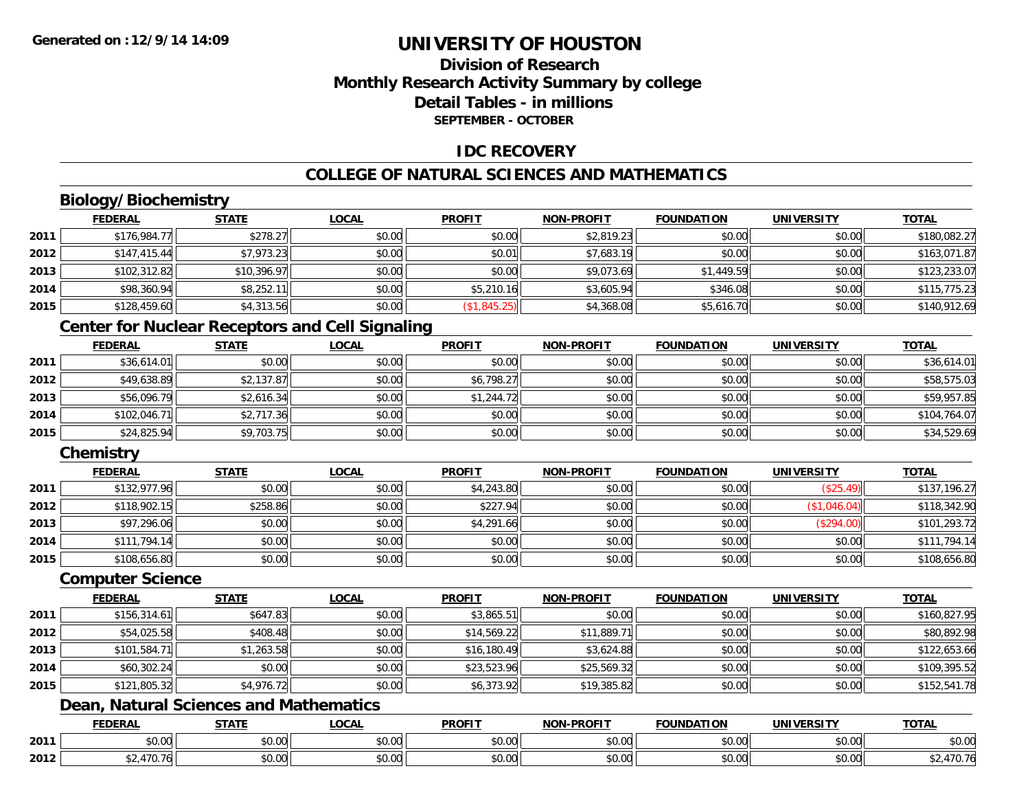**Generated on : 12/9/14 14:09**

# UNIVERSITY OF HOUSTON

## Division of Research
## Monthly Research Activity Summary by college
## Detail Tables - in millions
### SEPTEMBER - OCTOBER

## IDC RECOVERY

## COLLEGE OF NATURAL SCIENCES AND MATHEMATICS

### Biology/Biochemistry

| | FEDERAL | STATE | LOCAL | PROFIT | NON-PROFIT | FOUNDATION | UNIVERSITY | TOTAL |
|---|---|---|---|---|---|---|---|---|
| 2011 | $176,984.77 | $278.27 | $0.00 | $0.00 | $2,819.23 | $0.00 | $0.00 | $180,082.27 |
| 2012 | $147,415.44 | $7,973.23 | $0.00 | $0.01 | $7,683.19 | $0.00 | $0.00 | $163,071.87 |
| 2013 | $102,312.82 | $10,396.97 | $0.00 | $0.00 | $9,073.69 | $1,449.59 | $0.00 | $123,233.07 |
| 2014 | $98,360.94 | $8,252.11 | $0.00 | $5,210.16 | $3,605.94 | $346.08 | $0.00 | $115,775.23 |
| 2015 | $128,459.60 | $4,313.56 | $0.00 | ($1,845.25) | $4,368.08 | $5,616.70 | $0.00 | $140,912.69 |

### Center for Nuclear Receptors and Cell Signaling

| | FEDERAL | STATE | LOCAL | PROFIT | NON-PROFIT | FOUNDATION | UNIVERSITY | TOTAL |
|---|---|---|---|---|---|---|---|---|
| 2011 | $36,614.01 | $0.00 | $0.00 | $0.00 | $0.00 | $0.00 | $0.00 | $36,614.01 |
| 2012 | $49,638.89 | $2,137.87 | $0.00 | $6,798.27 | $0.00 | $0.00 | $0.00 | $58,575.03 |
| 2013 | $56,096.79 | $2,616.34 | $0.00 | $1,244.72 | $0.00 | $0.00 | $0.00 | $59,957.85 |
| 2014 | $102,046.71 | $2,717.36 | $0.00 | $0.00 | $0.00 | $0.00 | $0.00 | $104,764.07 |
| 2015 | $24,825.94 | $9,703.75 | $0.00 | $0.00 | $0.00 | $0.00 | $0.00 | $34,529.69 |

### Chemistry

| | FEDERAL | STATE | LOCAL | PROFIT | NON-PROFIT | FOUNDATION | UNIVERSITY | TOTAL |
|---|---|---|---|---|---|---|---|---|
| 2011 | $132,977.96 | $0.00 | $0.00 | $4,243.80 | $0.00 | $0.00 | ($25.49) | $137,196.27 |
| 2012 | $118,902.15 | $258.86 | $0.00 | $227.94 | $0.00 | $0.00 | ($1,046.04) | $118,342.90 |
| 2013 | $97,296.06 | $0.00 | $0.00 | $4,291.66 | $0.00 | $0.00 | ($294.00) | $101,293.72 |
| 2014 | $111,794.14 | $0.00 | $0.00 | $0.00 | $0.00 | $0.00 | $0.00 | $111,794.14 |
| 2015 | $108,656.80 | $0.00 | $0.00 | $0.00 | $0.00 | $0.00 | $0.00 | $108,656.80 |

### Computer Science

| | FEDERAL | STATE | LOCAL | PROFIT | NON-PROFIT | FOUNDATION | UNIVERSITY | TOTAL |
|---|---|---|---|---|---|---|---|---|
| 2011 | $156,314.61 | $647.83 | $0.00 | $3,865.51 | $0.00 | $0.00 | $0.00 | $160,827.95 |
| 2012 | $54,025.58 | $408.48 | $0.00 | $14,569.22 | $11,889.71 | $0.00 | $0.00 | $80,892.98 |
| 2013 | $101,584.71 | $1,263.58 | $0.00 | $16,180.49 | $3,624.88 | $0.00 | $0.00 | $122,653.66 |
| 2014 | $60,302.24 | $0.00 | $0.00 | $23,523.96 | $25,569.32 | $0.00 | $0.00 | $109,395.52 |
| 2015 | $121,805.32 | $4,976.72 | $0.00 | $6,373.92 | $19,385.82 | $0.00 | $0.00 | $152,541.78 |

### Dean, Natural Sciences and Mathematics

| | FEDERAL | STATE | LOCAL | PROFIT | NON-PROFIT | FOUNDATION | UNIVERSITY | TOTAL |
|---|---|---|---|---|---|---|---|---|
| 2011 | $0.00 | $0.00 | $0.00 | $0.00 | $0.00 | $0.00 | $0.00 | $0.00 |
| 2012 | $2,470.76 | $0.00 | $0.00 | $0.00 | $0.00 | $0.00 | $0.00 | $2,470.76 |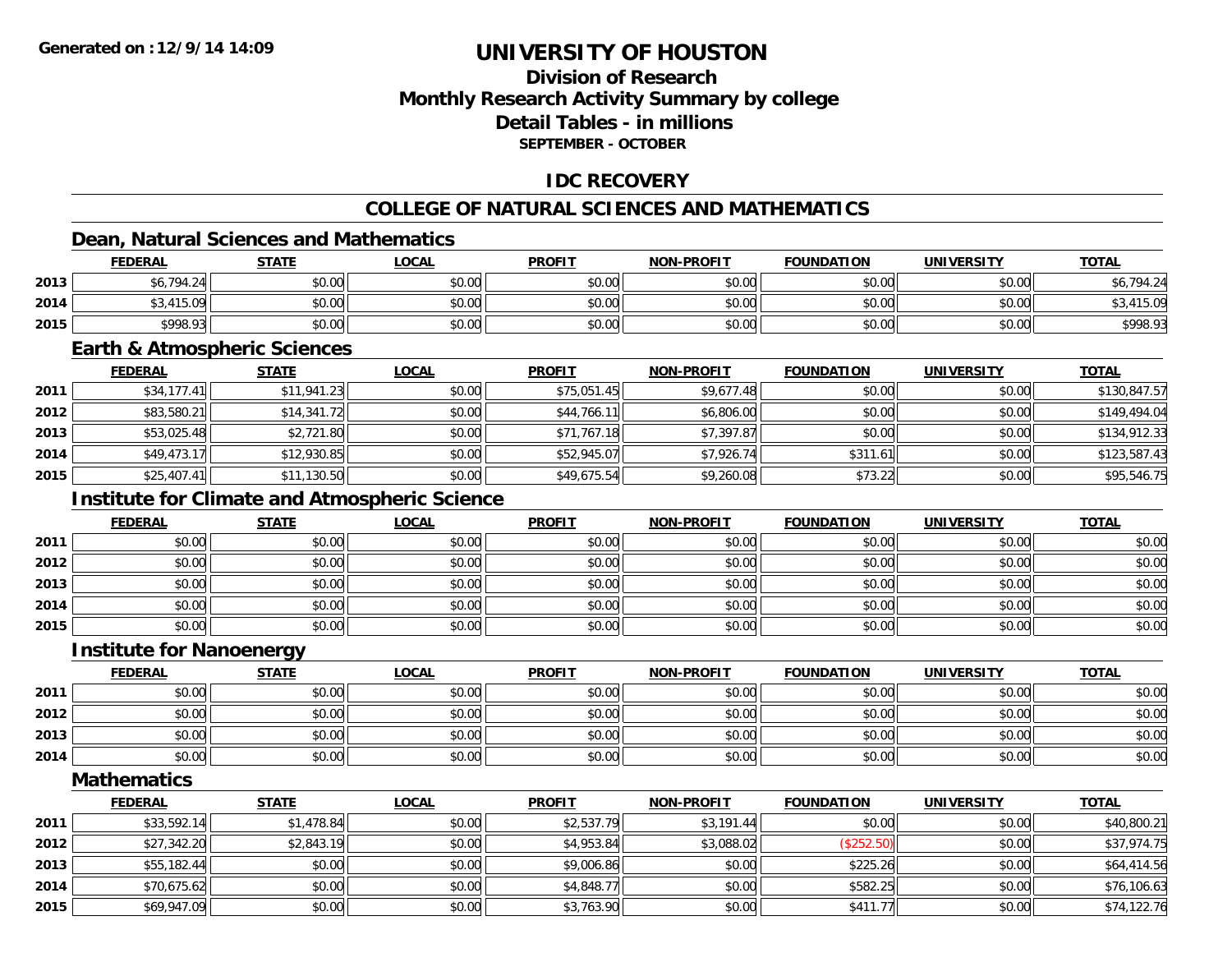# UNIVERSITY OF HOUSTON

## Division of Research
## Monthly Research Activity Summary by college
## Detail Tables - in millions
### SEPTEMBER - OCTOBER

## IDC RECOVERY

## COLLEGE OF NATURAL SCIENCES AND MATHEMATICS

### Dean, Natural Sciences and Mathematics

| | FEDERAL | STATE | LOCAL | PROFIT | NON-PROFIT | FOUNDATION | UNIVERSITY | TOTAL |
|---|---|---|---|---|---|---|---|---|
| 2013 | $6,794.24 | $0.00 | $0.00 | $0.00 | $0.00 | $0.00 | $0.00 | $6,794.24 |
| 2014 | $3,415.09 | $0.00 | $0.00 | $0.00 | $0.00 | $0.00 | $0.00 | $3,415.09 |
| 2015 | $998.93 | $0.00 | $0.00 | $0.00 | $0.00 | $0.00 | $0.00 | $998.93 |

### Earth & Atmospheric Sciences

| | FEDERAL | STATE | LOCAL | PROFIT | NON-PROFIT | FOUNDATION | UNIVERSITY | TOTAL |
|---|---|---|---|---|---|---|---|---|
| 2011 | $34,177.41 | $11,941.23 | $0.00 | $75,051.45 | $9,677.48 | $0.00 | $0.00 | $130,847.57 |
| 2012 | $83,580.21 | $14,341.72 | $0.00 | $44,766.11 | $6,806.00 | $0.00 | $0.00 | $149,494.04 |
| 2013 | $53,025.48 | $2,721.80 | $0.00 | $71,767.18 | $7,397.87 | $0.00 | $0.00 | $134,912.33 |
| 2014 | $49,473.17 | $12,930.85 | $0.00 | $52,945.07 | $7,926.74 | $311.61 | $0.00 | $123,587.43 |
| 2015 | $25,407.41 | $11,130.50 | $0.00 | $49,675.54 | $9,260.08 | $73.22 | $0.00 | $95,546.75 |

### Institute for Climate and Atmospheric Science

| | FEDERAL | STATE | LOCAL | PROFIT | NON-PROFIT | FOUNDATION | UNIVERSITY | TOTAL |
|---|---|---|---|---|---|---|---|---|
| 2011 | $0.00 | $0.00 | $0.00 | $0.00 | $0.00 | $0.00 | $0.00 | $0.00 |
| 2012 | $0.00 | $0.00 | $0.00 | $0.00 | $0.00 | $0.00 | $0.00 | $0.00 |
| 2013 | $0.00 | $0.00 | $0.00 | $0.00 | $0.00 | $0.00 | $0.00 | $0.00 |
| 2014 | $0.00 | $0.00 | $0.00 | $0.00 | $0.00 | $0.00 | $0.00 | $0.00 |
| 2015 | $0.00 | $0.00 | $0.00 | $0.00 | $0.00 | $0.00 | $0.00 | $0.00 |

### Institute for Nanoenergy

| | FEDERAL | STATE | LOCAL | PROFIT | NON-PROFIT | FOUNDATION | UNIVERSITY | TOTAL |
|---|---|---|---|---|---|---|---|---|
| 2011 | $0.00 | $0.00 | $0.00 | $0.00 | $0.00 | $0.00 | $0.00 | $0.00 |
| 2012 | $0.00 | $0.00 | $0.00 | $0.00 | $0.00 | $0.00 | $0.00 | $0.00 |
| 2013 | $0.00 | $0.00 | $0.00 | $0.00 | $0.00 | $0.00 | $0.00 | $0.00 |
| 2014 | $0.00 | $0.00 | $0.00 | $0.00 | $0.00 | $0.00 | $0.00 | $0.00 |

### Mathematics

| | FEDERAL | STATE | LOCAL | PROFIT | NON-PROFIT | FOUNDATION | UNIVERSITY | TOTAL |
|---|---|---|---|---|---|---|---|---|
| 2011 | $33,592.14 | $1,478.84 | $0.00 | $2,537.79 | $3,191.44 | $0.00 | $0.00 | $40,800.21 |
| 2012 | $27,342.20 | $2,843.19 | $0.00 | $4,953.84 | $3,088.02 | ($252.50) | $0.00 | $37,974.75 |
| 2013 | $55,182.44 | $0.00 | $0.00 | $9,006.86 | $0.00 | $225.26 | $0.00 | $64,414.56 |
| 2014 | $70,675.62 | $0.00 | $0.00 | $4,848.77 | $0.00 | $582.25 | $0.00 | $76,106.63 |
| 2015 | $69,947.09 | $0.00 | $0.00 | $3,763.90 | $0.00 | $411.77 | $0.00 | $74,122.76 |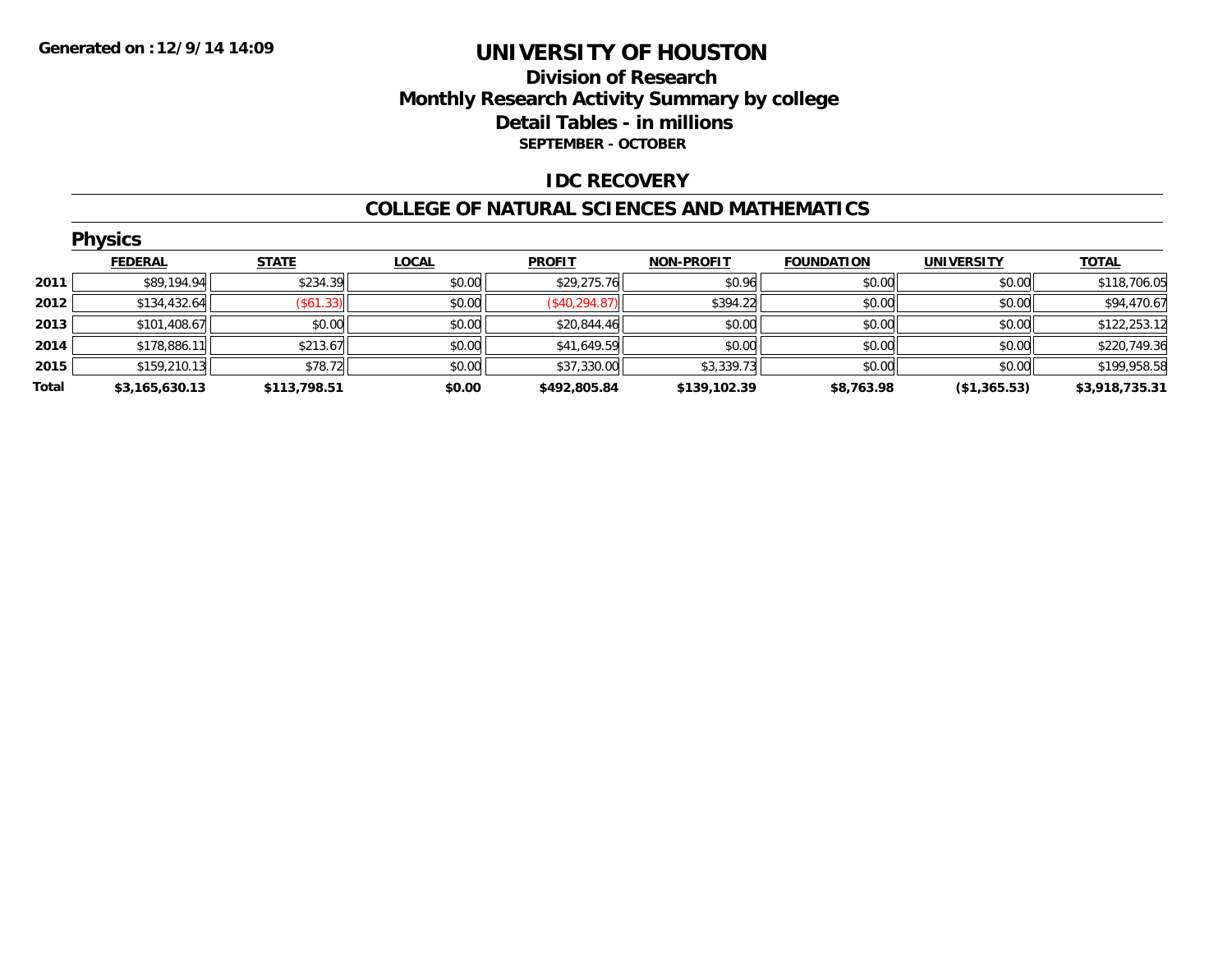Generated on :12/9/14 14:09

# UNIVERSITY OF HOUSTON

## Division of Research
## Monthly Research Activity Summary by college
## Detail Tables - in millions
### SEPTEMBER - OCTOBER

## IDC RECOVERY

## COLLEGE OF NATURAL SCIENCES AND MATHEMATICS

### Physics

| | FEDERAL | STATE | LOCAL | PROFIT | NON-PROFIT | FOUNDATION | UNIVERSITY | TOTAL |
|---|---|---|---|---|---|---|---|---|
| 2011 | $89,194.94 | $234.39 | $0.00 | $29,275.76 | $0.96 | $0.00 | $0.00 | $118,706.05 |
| 2012 | $134,432.64 | ($61.33) | $0.00 | ($40,294.87) | $394.22 | $0.00 | $0.00 | $94,470.67 |
| 2013 | $101,408.67 | $0.00 | $0.00 | $20,844.46 | $0.00 | $0.00 | $0.00 | $122,253.12 |
| 2014 | $178,886.11 | $213.67 | $0.00 | $41,649.59 | $0.00 | $0.00 | $0.00 | $220,749.36 |
| 2015 | $159,210.13 | $78.72 | $0.00 | $37,330.00 | $3,339.73 | $0.00 | $0.00 | $199,958.58 |
| **Total** | **$3,165,630.13** | **$113,798.51** | **$0.00** | **$492,805.84** | **$139,102.39** | **$8,763.98** | **($1,365.53)** | **$3,918,735.31** |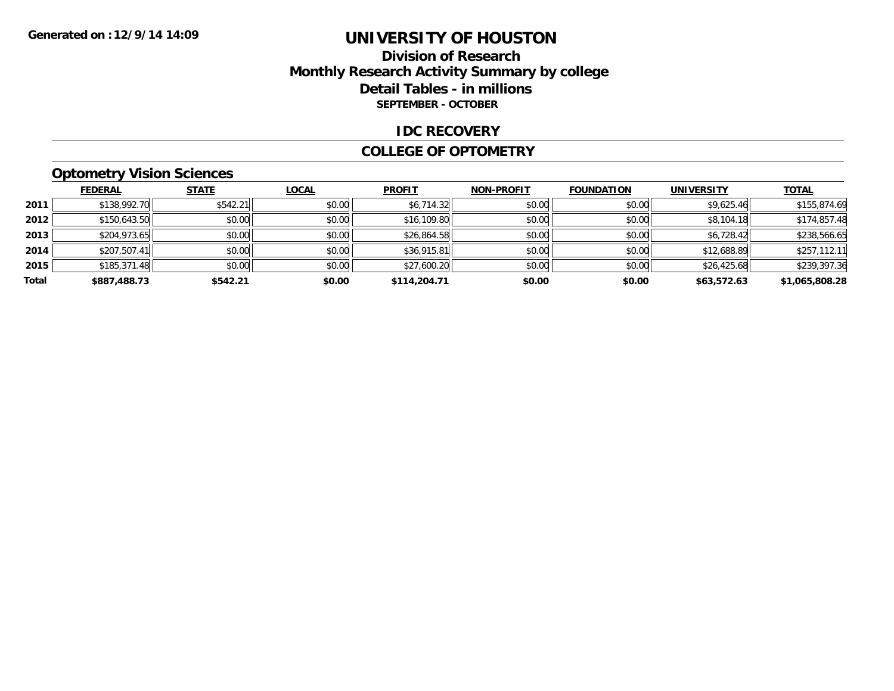# UNIVERSITY OF HOUSTON

## Division of Research
## Monthly Research Activity Summary by college
## Detail Tables - in millions
### SEPTEMBER - OCTOBER

## IDC RECOVERY

## COLLEGE OF OPTOMETRY

### Optometry Vision Sciences

| | FEDERAL | STATE | LOCAL | PROFIT | NON-PROFIT | FOUNDATION | UNIVERSITY | TOTAL |
|---|---|---|---|---|---|---|---|---|
| 2011 | $138,992.70 | $542.21 | $0.00 | $6,714.32 | $0.00 | $0.00 | $9,625.46 | $155,874.69 |
| 2012 | $150,643.50 | $0.00 | $0.00 | $16,109.80 | $0.00 | $0.00 | $8,104.18 | $174,857.48 |
| 2013 | $204,973.65 | $0.00 | $0.00 | $26,864.58 | $0.00 | $0.00 | $6,728.42 | $238,566.65 |
| 2014 | $207,507.41 | $0.00 | $0.00 | $36,915.81 | $0.00 | $0.00 | $12,688.89 | $257,112.11 |
| 2015 | $185,371.48 | $0.00 | $0.00 | $27,600.20 | $0.00 | $0.00 | $26,425.68 | $239,397.36 |
| **Total** | **$887,488.73** | **$542.21** | **$0.00** | **$114,204.71** | **$0.00** | **$0.00** | **$63,572.63** | **$1,065,808.28** |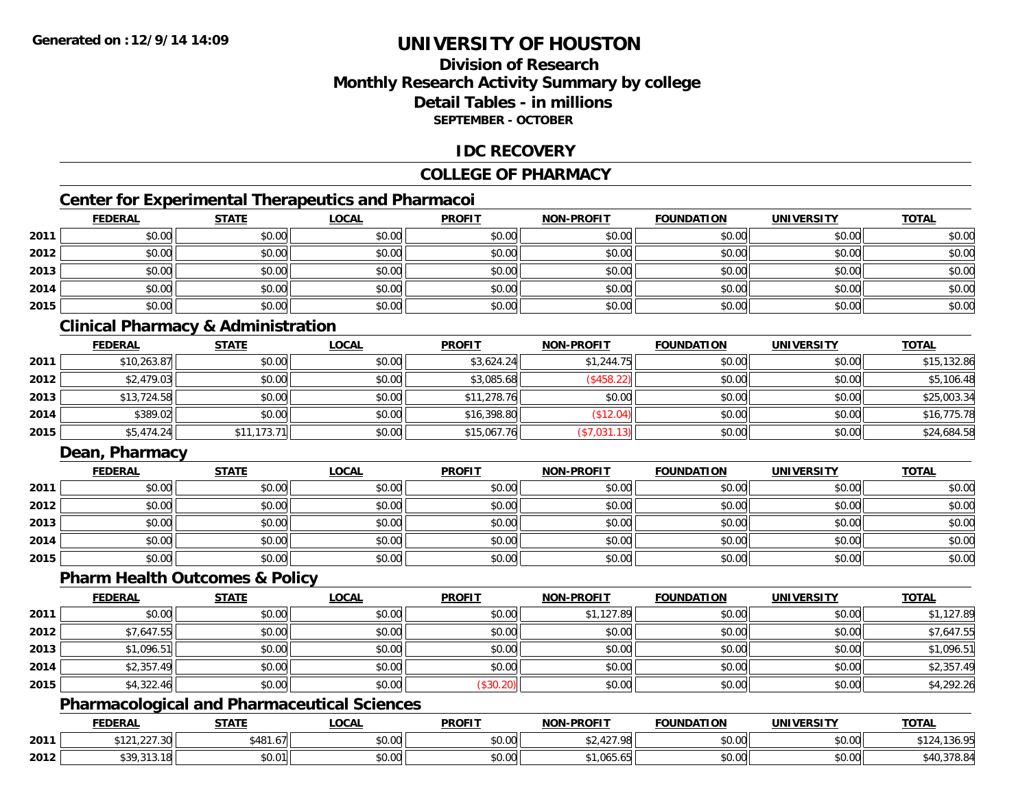**Generated on : 12/9/14 14:09**

# UNIVERSITY OF HOUSTON

## Division of Research
## Monthly Research Activity Summary by college
## Detail Tables - in millions
### SEPTEMBER - OCTOBER

## IDC RECOVERY

## COLLEGE OF PHARMACY

### Center for Experimental Therapeutics and Pharmacoi

| | FEDERAL | STATE | LOCAL | PROFIT | NON-PROFIT | FOUNDATION | UNIVERSITY | TOTAL |
|---|---|---|---|---|---|---|---|---|
| 2011 | $0.00 | $0.00 | $0.00 | $0.00 | $0.00 | $0.00 | $0.00 | $0.00 |
| 2012 | $0.00 | $0.00 | $0.00 | $0.00 | $0.00 | $0.00 | $0.00 | $0.00 |
| 2013 | $0.00 | $0.00 | $0.00 | $0.00 | $0.00 | $0.00 | $0.00 | $0.00 |
| 2014 | $0.00 | $0.00 | $0.00 | $0.00 | $0.00 | $0.00 | $0.00 | $0.00 |
| 2015 | $0.00 | $0.00 | $0.00 | $0.00 | $0.00 | $0.00 | $0.00 | $0.00 |

### Clinical Pharmacy & Administration

| | FEDERAL | STATE | LOCAL | PROFIT | NON-PROFIT | FOUNDATION | UNIVERSITY | TOTAL |
|---|---|---|---|---|---|---|---|---|
| 2011 | $10,263.87 | $0.00 | $0.00 | $3,624.24 | $1,244.75 | $0.00 | $0.00 | $15,132.86 |
| 2012 | $2,479.03 | $0.00 | $0.00 | $3,085.68 | ($458.22) | $0.00 | $0.00 | $5,106.48 |
| 2013 | $13,724.58 | $0.00 | $0.00 | $11,278.76 | $0.00 | $0.00 | $0.00 | $25,003.34 |
| 2014 | $389.02 | $0.00 | $0.00 | $16,398.80 | ($12.04) | $0.00 | $0.00 | $16,775.78 |
| 2015 | $5,474.24 | $11,173.71 | $0.00 | $15,067.76 | ($7,031.13) | $0.00 | $0.00 | $24,684.58 |

### Dean, Pharmacy

| | FEDERAL | STATE | LOCAL | PROFIT | NON-PROFIT | FOUNDATION | UNIVERSITY | TOTAL |
|---|---|---|---|---|---|---|---|---|
| 2011 | $0.00 | $0.00 | $0.00 | $0.00 | $0.00 | $0.00 | $0.00 | $0.00 |
| 2012 | $0.00 | $0.00 | $0.00 | $0.00 | $0.00 | $0.00 | $0.00 | $0.00 |
| 2013 | $0.00 | $0.00 | $0.00 | $0.00 | $0.00 | $0.00 | $0.00 | $0.00 |
| 2014 | $0.00 | $0.00 | $0.00 | $0.00 | $0.00 | $0.00 | $0.00 | $0.00 |
| 2015 | $0.00 | $0.00 | $0.00 | $0.00 | $0.00 | $0.00 | $0.00 | $0.00 |

### Pharm Health Outcomes & Policy

| | FEDERAL | STATE | LOCAL | PROFIT | NON-PROFIT | FOUNDATION | UNIVERSITY | TOTAL |
|---|---|---|---|---|---|---|---|---|
| 2011 | $0.00 | $0.00 | $0.00 | $0.00 | $1,127.89 | $0.00 | $0.00 | $1,127.89 |
| 2012 | $7,647.55 | $0.00 | $0.00 | $0.00 | $0.00 | $0.00 | $0.00 | $7,647.55 |
| 2013 | $1,096.51 | $0.00 | $0.00 | $0.00 | $0.00 | $0.00 | $0.00 | $1,096.51 |
| 2014 | $2,357.49 | $0.00 | $0.00 | $0.00 | $0.00 | $0.00 | $0.00 | $2,357.49 |
| 2015 | $4,322.46 | $0.00 | $0.00 | ($30.20) | $0.00 | $0.00 | $0.00 | $4,292.26 |

### Pharmacological and Pharmaceutical Sciences

| | FEDERAL | STATE | LOCAL | PROFIT | NON-PROFIT | FOUNDATION | UNIVERSITY | TOTAL |
|---|---|---|---|---|---|---|---|---|
| 2011 | $121,227.30 | $481.67 | $0.00 | $0.00 | $2,427.98 | $0.00 | $0.00 | $124,136.95 |
| 2012 | $39,313.18 | $0.01 | $0.00 | $0.00 | $1,065.65 | $0.00 | $0.00 | $40,378.84 |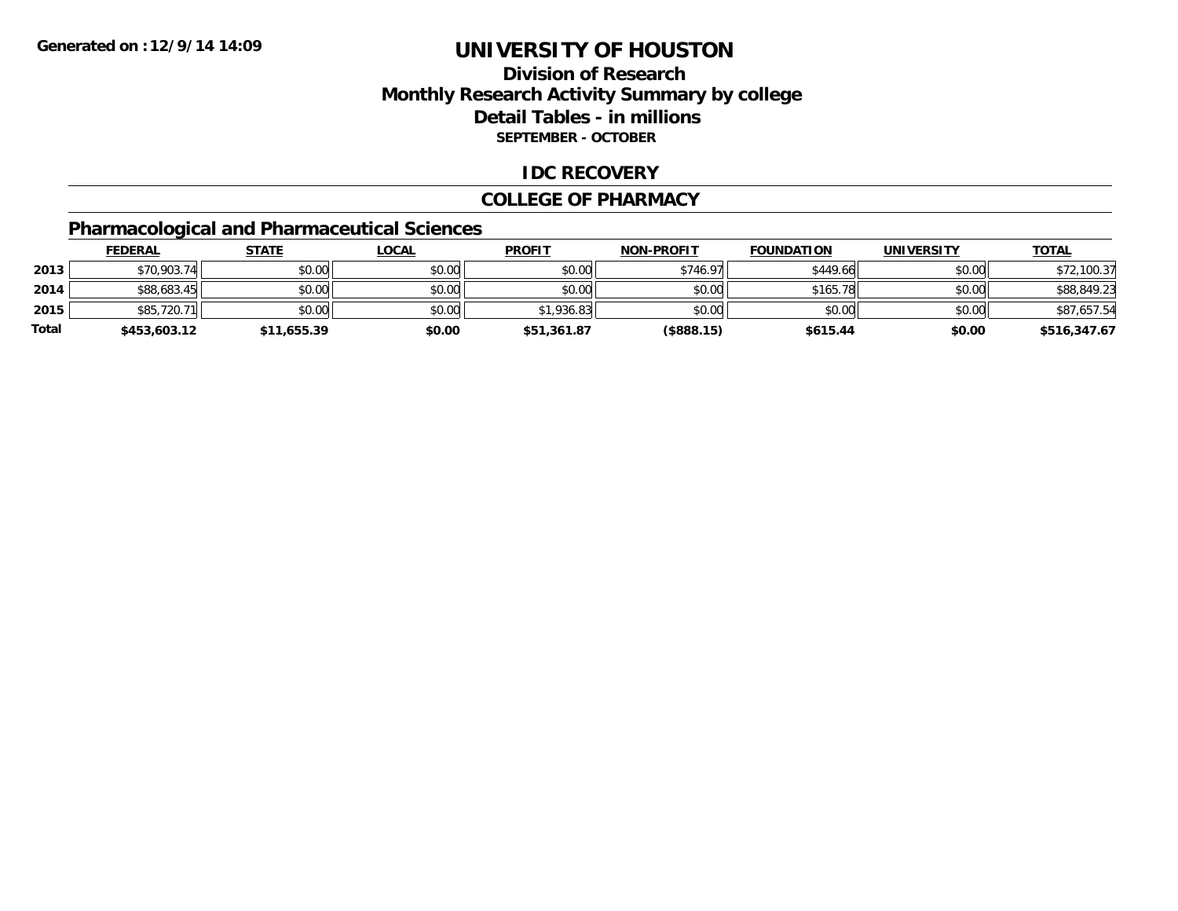**Generated on :12/9/14 14:09**

# UNIVERSITY OF HOUSTON

## Division of Research
## Monthly Research Activity Summary by college
## Detail Tables - in millions
**SEPTEMBER - OCTOBER**

### IDC RECOVERY

### COLLEGE OF PHARMACY

### Pharmacological and Pharmaceutical Sciences

| | FEDERAL | STATE | LOCAL | PROFIT | NON-PROFIT | FOUNDATION | UNIVERSITY | TOTAL |
|---|---|---|---|---|---|---|---|---|
| 2013 | $70,903.74 | $0.00 | $0.00 | $0.00 | $746.97 | $449.66 | $0.00 | $72,100.37 |
| 2014 | $88,683.45 | $0.00 | $0.00 | $0.00 | $0.00 | $165.78 | $0.00 | $88,849.23 |
| 2015 | $85,720.71 | $0.00 | $0.00 | $1,936.83 | $0.00 | $0.00 | $0.00 | $87,657.54 |
| **Total** | **$453,603.12** | **$11,655.39** | **$0.00** | **$51,361.87** | **($888.15)** | **$615.44** | **$0.00** | **$516,347.67** |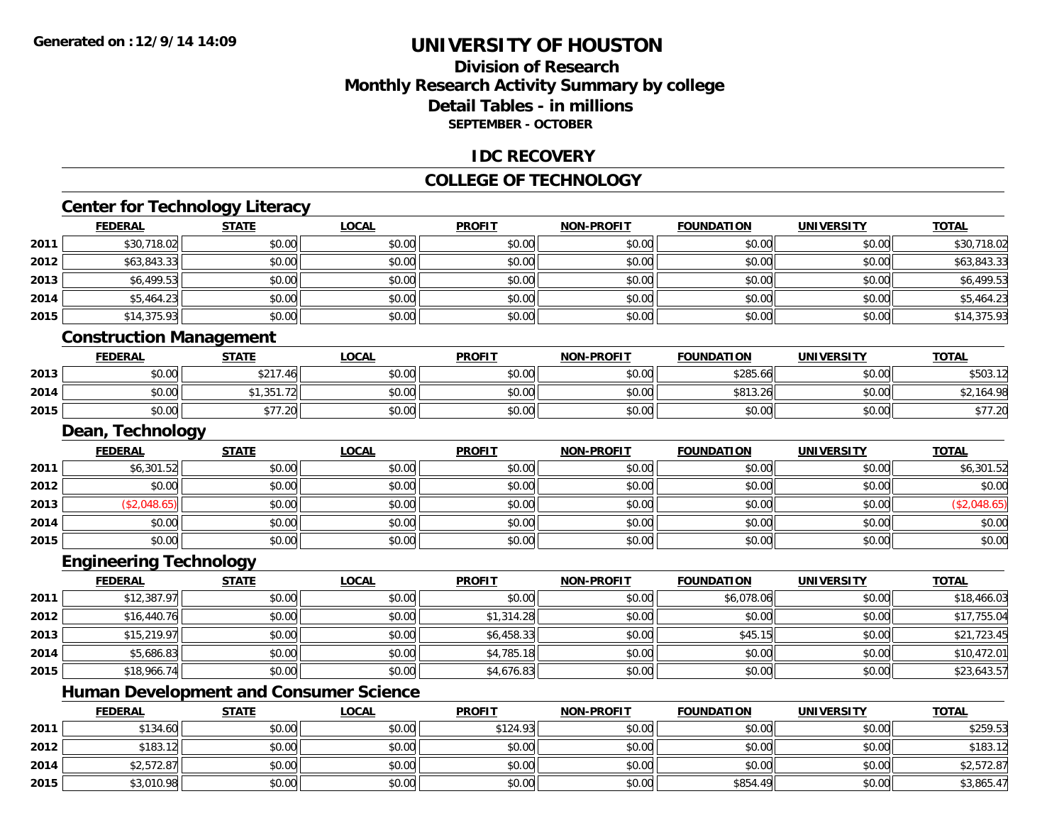**Generated on :12/9/14 14:09**

# UNIVERSITY OF HOUSTON

## Division of Research
## Monthly Research Activity Summary by college
## Detail Tables - in millions
### SEPTEMBER - OCTOBER

## IDC RECOVERY

## COLLEGE OF TECHNOLOGY

### Center for Technology Literacy

| | FEDERAL | STATE | LOCAL | PROFIT | NON-PROFIT | FOUNDATION | UNIVERSITY | TOTAL |
|---|---|---|---|---|---|---|---|---|
| 2011 | $30,718.02 | $0.00 | $0.00 | $0.00 | $0.00 | $0.00 | $0.00 | $30,718.02 |
| 2012 | $63,843.33 | $0.00 | $0.00 | $0.00 | $0.00 | $0.00 | $0.00 | $63,843.33 |
| 2013 | $6,499.53 | $0.00 | $0.00 | $0.00 | $0.00 | $0.00 | $0.00 | $6,499.53 |
| 2014 | $5,464.23 | $0.00 | $0.00 | $0.00 | $0.00 | $0.00 | $0.00 | $5,464.23 |
| 2015 | $14,375.93 | $0.00 | $0.00 | $0.00 | $0.00 | $0.00 | $0.00 | $14,375.93 |

### Construction Management

| | FEDERAL | STATE | LOCAL | PROFIT | NON-PROFIT | FOUNDATION | UNIVERSITY | TOTAL |
|---|---|---|---|---|---|---|---|---|
| 2013 | $0.00 | $217.46 | $0.00 | $0.00 | $0.00 | $285.66 | $0.00 | $503.12 |
| 2014 | $0.00 | $1,351.72 | $0.00 | $0.00 | $0.00 | $813.26 | $0.00 | $2,164.98 |
| 2015 | $0.00 | $77.20 | $0.00 | $0.00 | $0.00 | $0.00 | $0.00 | $77.20 |

### Dean, Technology

| | FEDERAL | STATE | LOCAL | PROFIT | NON-PROFIT | FOUNDATION | UNIVERSITY | TOTAL |
|---|---|---|---|---|---|---|---|---|
| 2011 | $6,301.52 | $0.00 | $0.00 | $0.00 | $0.00 | $0.00 | $0.00 | $6,301.52 |
| 2012 | $0.00 | $0.00 | $0.00 | $0.00 | $0.00 | $0.00 | $0.00 | $0.00 |
| 2013 | ($2,048.65) | $0.00 | $0.00 | $0.00 | $0.00 | $0.00 | $0.00 | ($2,048.65) |
| 2014 | $0.00 | $0.00 | $0.00 | $0.00 | $0.00 | $0.00 | $0.00 | $0.00 |
| 2015 | $0.00 | $0.00 | $0.00 | $0.00 | $0.00 | $0.00 | $0.00 | $0.00 |

### Engineering Technology

| | FEDERAL | STATE | LOCAL | PROFIT | NON-PROFIT | FOUNDATION | UNIVERSITY | TOTAL |
|---|---|---|---|---|---|---|---|---|
| 2011 | $12,387.97 | $0.00 | $0.00 | $0.00 | $0.00 | $6,078.06 | $0.00 | $18,466.03 |
| 2012 | $16,440.76 | $0.00 | $0.00 | $1,314.28 | $0.00 | $0.00 | $0.00 | $17,755.04 |
| 2013 | $15,219.97 | $0.00 | $0.00 | $6,458.33 | $0.00 | $45.15 | $0.00 | $21,723.45 |
| 2014 | $5,686.83 | $0.00 | $0.00 | $4,785.18 | $0.00 | $0.00 | $0.00 | $10,472.01 |
| 2015 | $18,966.74 | $0.00 | $0.00 | $4,676.83 | $0.00 | $0.00 | $0.00 | $23,643.57 |

### Human Development and Consumer Science

| | FEDERAL | STATE | LOCAL | PROFIT | NON-PROFIT | FOUNDATION | UNIVERSITY | TOTAL |
|---|---|---|---|---|---|---|---|---|
| 2011 | $134.60 | $0.00 | $0.00 | $124.93 | $0.00 | $0.00 | $0.00 | $259.53 |
| 2012 | $183.12 | $0.00 | $0.00 | $0.00 | $0.00 | $0.00 | $0.00 | $183.12 |
| 2014 | $2,572.87 | $0.00 | $0.00 | $0.00 | $0.00 | $0.00 | $0.00 | $2,572.87 |
| 2015 | $3,010.98 | $0.00 | $0.00 | $0.00 | $0.00 | $854.49 | $0.00 | $3,865.47 |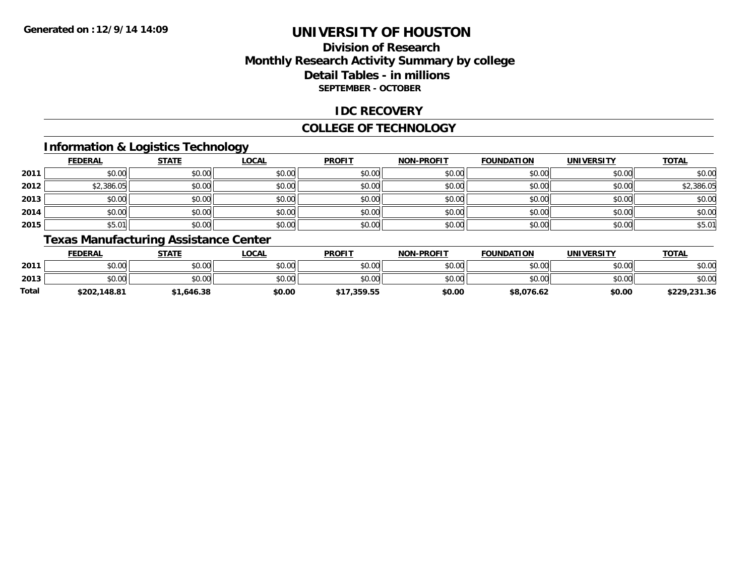# UNIVERSITY OF HOUSTON

## Division of Research
## Monthly Research Activity Summary by college
## Detail Tables - in millions
### SEPTEMBER - OCTOBER

## IDC RECOVERY

## COLLEGE OF TECHNOLOGY

### Information & Logistics Technology

| | FEDERAL | STATE | LOCAL | PROFIT | NON-PROFIT | FOUNDATION | UNIVERSITY | TOTAL |
|---|---|---|---|---|---|---|---|---|
| 2011 | $0.00 | $0.00 | $0.00 | $0.00 | $0.00 | $0.00 | $0.00 | $0.00 |
| 2012 | $2,386.05 | $0.00 | $0.00 | $0.00 | $0.00 | $0.00 | $0.00 | $2,386.05 |
| 2013 | $0.00 | $0.00 | $0.00 | $0.00 | $0.00 | $0.00 | $0.00 | $0.00 |
| 2014 | $0.00 | $0.00 | $0.00 | $0.00 | $0.00 | $0.00 | $0.00 | $0.00 |
| 2015 | $5.01 | $0.00 | $0.00 | $0.00 | $0.00 | $0.00 | $0.00 | $5.01 |

### Texas Manufacturing Assistance Center

| | FEDERAL | STATE | LOCAL | PROFIT | NON-PROFIT | FOUNDATION | UNIVERSITY | TOTAL |
|---|---|---|---|---|---|---|---|---|
| 2011 | $0.00 | $0.00 | $0.00 | $0.00 | $0.00 | $0.00 | $0.00 | $0.00 |
| 2013 | $0.00 | $0.00 | $0.00 | $0.00 | $0.00 | $0.00 | $0.00 | $0.00 |
| **Total** | **$202,148.81** | **$1,646.38** | **$0.00** | **$17,359.55** | **$0.00** | **$8,076.62** | **$0.00** | **$229,231.36** |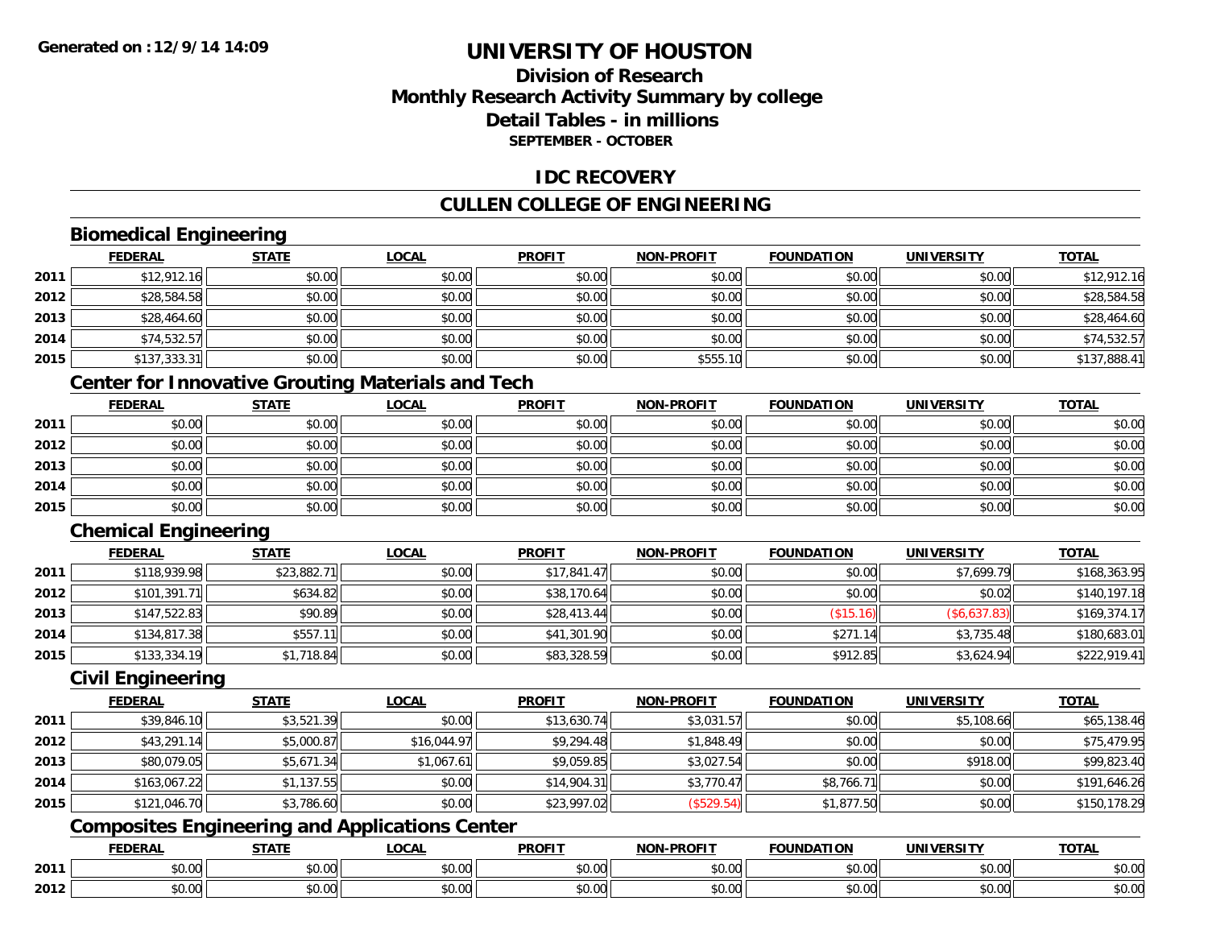**Generated on :12/9/14 14:09**

# UNIVERSITY OF HOUSTON

## Division of Research
## Monthly Research Activity Summary by college
## Detail Tables - in millions
### SEPTEMBER - OCTOBER

## IDC RECOVERY

## CULLEN COLLEGE OF ENGINEERING

### Biomedical Engineering

| | FEDERAL | STATE | LOCAL | PROFIT | NON-PROFIT | FOUNDATION | UNIVERSITY | TOTAL |
|---|---|---|---|---|---|---|---|---|
| 2011 | $12,912.16 | $0.00 | $0.00 | $0.00 | $0.00 | $0.00 | $0.00 | $12,912.16 |
| 2012 | $28,584.58 | $0.00 | $0.00 | $0.00 | $0.00 | $0.00 | $0.00 | $28,584.58 |
| 2013 | $28,464.60 | $0.00 | $0.00 | $0.00 | $0.00 | $0.00 | $0.00 | $28,464.60 |
| 2014 | $74,532.57 | $0.00 | $0.00 | $0.00 | $0.00 | $0.00 | $0.00 | $74,532.57 |
| 2015 | $137,333.31 | $0.00 | $0.00 | $0.00 | $555.10 | $0.00 | $0.00 | $137,888.41 |

### Center for Innovative Grouting Materials and Tech

| | FEDERAL | STATE | LOCAL | PROFIT | NON-PROFIT | FOUNDATION | UNIVERSITY | TOTAL |
|---|---|---|---|---|---|---|---|---|
| 2011 | $0.00 | $0.00 | $0.00 | $0.00 | $0.00 | $0.00 | $0.00 | $0.00 |
| 2012 | $0.00 | $0.00 | $0.00 | $0.00 | $0.00 | $0.00 | $0.00 | $0.00 |
| 2013 | $0.00 | $0.00 | $0.00 | $0.00 | $0.00 | $0.00 | $0.00 | $0.00 |
| 2014 | $0.00 | $0.00 | $0.00 | $0.00 | $0.00 | $0.00 | $0.00 | $0.00 |
| 2015 | $0.00 | $0.00 | $0.00 | $0.00 | $0.00 | $0.00 | $0.00 | $0.00 |

### Chemical Engineering

| | FEDERAL | STATE | LOCAL | PROFIT | NON-PROFIT | FOUNDATION | UNIVERSITY | TOTAL |
|---|---|---|---|---|---|---|---|---|
| 2011 | $118,939.98 | $23,882.71 | $0.00 | $17,841.47 | $0.00 | $0.00 | $7,699.79 | $168,363.95 |
| 2012 | $101,391.71 | $634.82 | $0.00 | $38,170.64 | $0.00 | $0.00 | $0.02 | $140,197.18 |
| 2013 | $147,522.83 | $90.89 | $0.00 | $28,413.44 | $0.00 | ($15.16) | ($6,637.83) | $169,374.17 |
| 2014 | $134,817.38 | $557.11 | $0.00 | $41,301.90 | $0.00 | $271.14 | $3,735.48 | $180,683.01 |
| 2015 | $133,334.19 | $1,718.84 | $0.00 | $83,328.59 | $0.00 | $912.85 | $3,624.94 | $222,919.41 |

### Civil Engineering

| | FEDERAL | STATE | LOCAL | PROFIT | NON-PROFIT | FOUNDATION | UNIVERSITY | TOTAL |
|---|---|---|---|---|---|---|---|---|
| 2011 | $39,846.10 | $3,521.39 | $0.00 | $13,630.74 | $3,031.57 | $0.00 | $5,108.66 | $65,138.46 |
| 2012 | $43,291.14 | $5,000.87 | $16,044.97 | $9,294.48 | $1,848.49 | $0.00 | $0.00 | $75,479.95 |
| 2013 | $80,079.05 | $5,671.34 | $1,067.61 | $9,059.85 | $3,027.54 | $0.00 | $918.00 | $99,823.40 |
| 2014 | $163,067.22 | $1,137.55 | $0.00 | $14,904.31 | $3,770.47 | $8,766.71 | $0.00 | $191,646.26 |
| 2015 | $121,046.70 | $3,786.60 | $0.00 | $23,997.02 | ($529.54) | $1,877.50 | $0.00 | $150,178.29 |

### Composites Engineering and Applications Center

| | FEDERAL | STATE | LOCAL | PROFIT | NON-PROFIT | FOUNDATION | UNIVERSITY | TOTAL |
|---|---|---|---|---|---|---|---|---|
| 2011 | $0.00 | $0.00 | $0.00 | $0.00 | $0.00 | $0.00 | $0.00 | $0.00 |
| 2012 | $0.00 | $0.00 | $0.00 | $0.00 | $0.00 | $0.00 | $0.00 | $0.00 |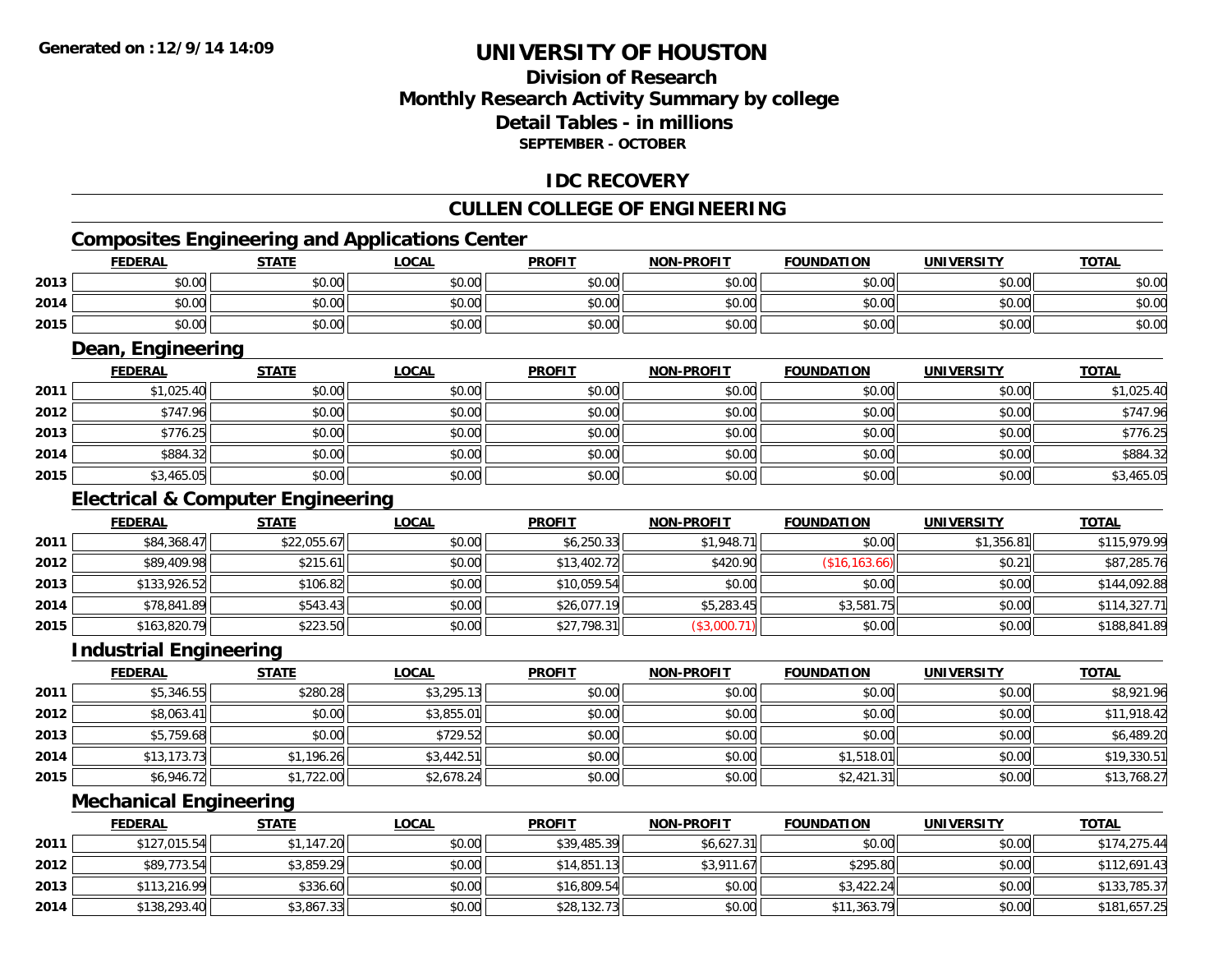# UNIVERSITY OF HOUSTON

## Division of Research
## Monthly Research Activity Summary by college
## Detail Tables - in millions
### SEPTEMBER - OCTOBER

## IDC RECOVERY

## CULLEN COLLEGE OF ENGINEERING

### Composites Engineering and Applications Center

| | FEDERAL | STATE | LOCAL | PROFIT | NON-PROFIT | FOUNDATION | UNIVERSITY | TOTAL |
|---|---|---|---|---|---|---|---|---|
| 2013 | $0.00 | $0.00 | $0.00 | $0.00 | $0.00 | $0.00 | $0.00 | $0.00 |
| 2014 | $0.00 | $0.00 | $0.00 | $0.00 | $0.00 | $0.00 | $0.00 | $0.00 |
| 2015 | $0.00 | $0.00 | $0.00 | $0.00 | $0.00 | $0.00 | $0.00 | $0.00 |

### Dean, Engineering

| | FEDERAL | STATE | LOCAL | PROFIT | NON-PROFIT | FOUNDATION | UNIVERSITY | TOTAL |
|---|---|---|---|---|---|---|---|---|
| 2011 | $1,025.40 | $0.00 | $0.00 | $0.00 | $0.00 | $0.00 | $0.00 | $1,025.40 |
| 2012 | $747.96 | $0.00 | $0.00 | $0.00 | $0.00 | $0.00 | $0.00 | $747.96 |
| 2013 | $776.25 | $0.00 | $0.00 | $0.00 | $0.00 | $0.00 | $0.00 | $776.25 |
| 2014 | $884.32 | $0.00 | $0.00 | $0.00 | $0.00 | $0.00 | $0.00 | $884.32 |
| 2015 | $3,465.05 | $0.00 | $0.00 | $0.00 | $0.00 | $0.00 | $0.00 | $3,465.05 |

### Electrical & Computer Engineering

| | FEDERAL | STATE | LOCAL | PROFIT | NON-PROFIT | FOUNDATION | UNIVERSITY | TOTAL |
|---|---|---|---|---|---|---|---|---|
| 2011 | $84,368.47 | $22,055.67 | $0.00 | $6,250.33 | $1,948.71 | $0.00 | $1,356.81 | $115,979.99 |
| 2012 | $89,409.98 | $215.61 | $0.00 | $13,402.72 | $420.90 | ($16,163.66) | $0.21 | $87,285.76 |
| 2013 | $133,926.52 | $106.82 | $0.00 | $10,059.54 | $0.00 | $0.00 | $0.00 | $144,092.88 |
| 2014 | $78,841.89 | $543.43 | $0.00 | $26,077.19 | $5,283.45 | $3,581.75 | $0.00 | $114,327.71 |
| 2015 | $163,820.79 | $223.50 | $0.00 | $27,798.31 | ($3,000.71) | $0.00 | $0.00 | $188,841.89 |

### Industrial Engineering

| | FEDERAL | STATE | LOCAL | PROFIT | NON-PROFIT | FOUNDATION | UNIVERSITY | TOTAL |
|---|---|---|---|---|---|---|---|---|
| 2011 | $5,346.55 | $280.28 | $3,295.13 | $0.00 | $0.00 | $0.00 | $0.00 | $8,921.96 |
| 2012 | $8,063.41 | $0.00 | $3,855.01 | $0.00 | $0.00 | $0.00 | $0.00 | $11,918.42 |
| 2013 | $5,759.68 | $0.00 | $729.52 | $0.00 | $0.00 | $0.00 | $0.00 | $6,489.20 |
| 2014 | $13,173.73 | $1,196.26 | $3,442.51 | $0.00 | $0.00 | $1,518.01 | $0.00 | $19,330.51 |
| 2015 | $6,946.72 | $1,722.00 | $2,678.24 | $0.00 | $0.00 | $2,421.31 | $0.00 | $13,768.27 |

### Mechanical Engineering

| | FEDERAL | STATE | LOCAL | PROFIT | NON-PROFIT | FOUNDATION | UNIVERSITY | TOTAL |
|---|---|---|---|---|---|---|---|---|
| 2011 | $127,015.54 | $1,147.20 | $0.00 | $39,485.39 | $6,627.31 | $0.00 | $0.00 | $174,275.44 |
| 2012 | $89,773.54 | $3,859.29 | $0.00 | $14,851.13 | $3,911.67 | $295.80 | $0.00 | $112,691.43 |
| 2013 | $113,216.99 | $336.60 | $0.00 | $16,809.54 | $0.00 | $3,422.24 | $0.00 | $133,785.37 |
| 2014 | $138,293.40 | $3,867.33 | $0.00 | $28,132.73 | $0.00 | $11,363.79 | $0.00 | $181,657.25 |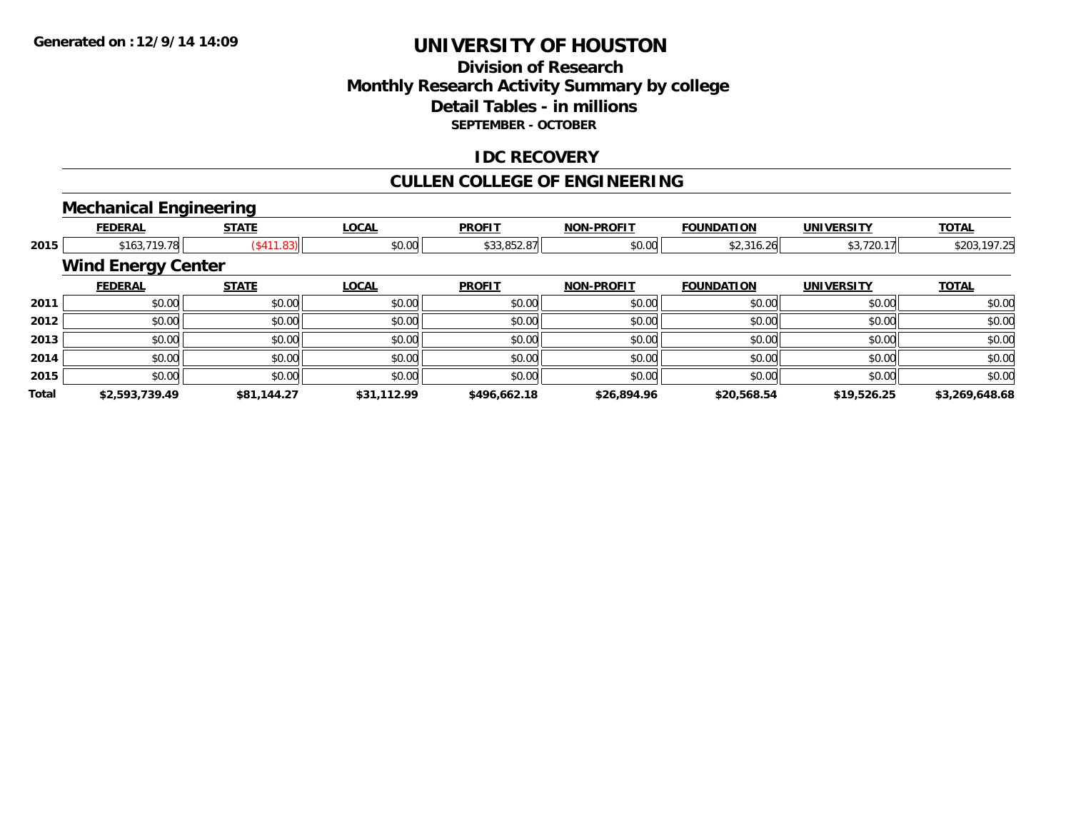**Generated on :12/9/14 14:09**

# UNIVERSITY OF HOUSTON

## Division of Research
## Monthly Research Activity Summary by college
## Detail Tables - in millions
### SEPTEMBER - OCTOBER

## IDC RECOVERY

## CULLEN COLLEGE OF ENGINEERING

### Mechanical Engineering

| | FEDERAL | STATE | LOCAL | PROFIT | NON-PROFIT | FOUNDATION | UNIVERSITY | TOTAL |
|---|---|---|---|---|---|---|---|---|
| 2015 | $163,719.78 | ($411.83) | $0.00 | $33,852.87 | $0.00 | $2,316.26 | $3,720.17 | $203,197.25 |

### Wind Energy Center

| | FEDERAL | STATE | LOCAL | PROFIT | NON-PROFIT | FOUNDATION | UNIVERSITY | TOTAL |
|---|---|---|---|---|---|---|---|---|
| 2011 | $0.00 | $0.00 | $0.00 | $0.00 | $0.00 | $0.00 | $0.00 | $0.00 |
| 2012 | $0.00 | $0.00 | $0.00 | $0.00 | $0.00 | $0.00 | $0.00 | $0.00 |
| 2013 | $0.00 | $0.00 | $0.00 | $0.00 | $0.00 | $0.00 | $0.00 | $0.00 |
| 2014 | $0.00 | $0.00 | $0.00 | $0.00 | $0.00 | $0.00 | $0.00 | $0.00 |
| 2015 | $0.00 | $0.00 | $0.00 | $0.00 | $0.00 | $0.00 | $0.00 | $0.00 |
| **Total** | **$2,593,739.49** | **$81,144.27** | **$31,112.99** | **$496,662.18** | **$26,894.96** | **$20,568.54** | **$19,526.25** | **$3,269,648.68** |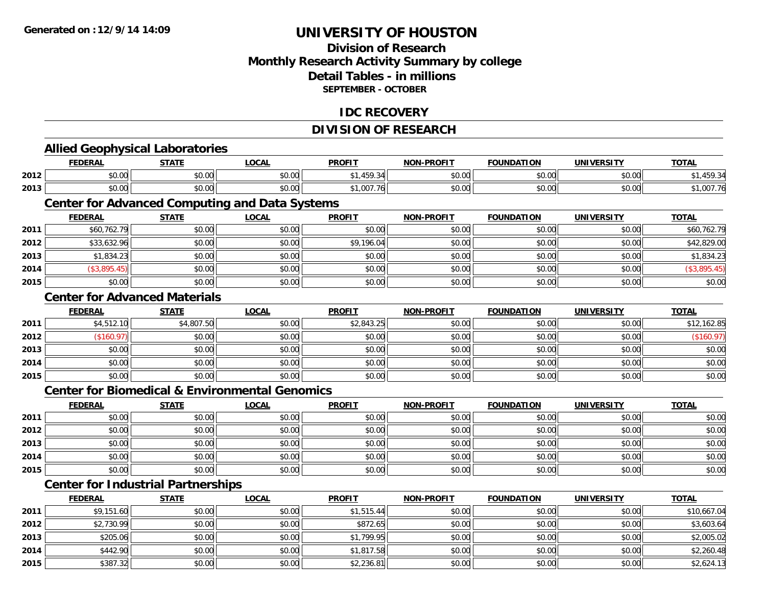**Generated on : 12/9/14 14:09**

# UNIVERSITY OF HOUSTON

## Division of Research
## Monthly Research Activity Summary by college
## Detail Tables - in millions
### SEPTEMBER - OCTOBER

## IDC RECOVERY

## DIVISION OF RESEARCH

### Allied Geophysical Laboratories

| | FEDERAL | STATE | LOCAL | PROFIT | NON-PROFIT | FOUNDATION | UNIVERSITY | TOTAL |
|---|---|---|---|---|---|---|---|---|
| 2012 | $0.00 | $0.00 | $0.00 | $1,459.34 | $0.00 | $0.00 | $0.00 | $1,459.34 |
| 2013 | $0.00 | $0.00 | $0.00 | $1,007.76 | $0.00 | $0.00 | $0.00 | $1,007.76 |

### Center for Advanced Computing and Data Systems

| | FEDERAL | STATE | LOCAL | PROFIT | NON-PROFIT | FOUNDATION | UNIVERSITY | TOTAL |
|---|---|---|---|---|---|---|---|---|
| 2011 | $60,762.79 | $0.00 | $0.00 | $0.00 | $0.00 | $0.00 | $0.00 | $60,762.79 |
| 2012 | $33,632.96 | $0.00 | $0.00 | $9,196.04 | $0.00 | $0.00 | $0.00 | $42,829.00 |
| 2013 | $1,834.23 | $0.00 | $0.00 | $0.00 | $0.00 | $0.00 | $0.00 | $1,834.23 |
| 2014 | ($3,895.45) | $0.00 | $0.00 | $0.00 | $0.00 | $0.00 | $0.00 | ($3,895.45) |
| 2015 | $0.00 | $0.00 | $0.00 | $0.00 | $0.00 | $0.00 | $0.00 | $0.00 |

### Center for Advanced Materials

| | FEDERAL | STATE | LOCAL | PROFIT | NON-PROFIT | FOUNDATION | UNIVERSITY | TOTAL |
|---|---|---|---|---|---|---|---|---|
| 2011 | $4,512.10 | $4,807.50 | $0.00 | $2,843.25 | $0.00 | $0.00 | $0.00 | $12,162.85 |
| 2012 | ($160.97) | $0.00 | $0.00 | $0.00 | $0.00 | $0.00 | $0.00 | ($160.97) |
| 2013 | $0.00 | $0.00 | $0.00 | $0.00 | $0.00 | $0.00 | $0.00 | $0.00 |
| 2014 | $0.00 | $0.00 | $0.00 | $0.00 | $0.00 | $0.00 | $0.00 | $0.00 |
| 2015 | $0.00 | $0.00 | $0.00 | $0.00 | $0.00 | $0.00 | $0.00 | $0.00 |

### Center for Biomedical & Environmental Genomics

| | FEDERAL | STATE | LOCAL | PROFIT | NON-PROFIT | FOUNDATION | UNIVERSITY | TOTAL |
|---|---|---|---|---|---|---|---|---|
| 2011 | $0.00 | $0.00 | $0.00 | $0.00 | $0.00 | $0.00 | $0.00 | $0.00 |
| 2012 | $0.00 | $0.00 | $0.00 | $0.00 | $0.00 | $0.00 | $0.00 | $0.00 |
| 2013 | $0.00 | $0.00 | $0.00 | $0.00 | $0.00 | $0.00 | $0.00 | $0.00 |
| 2014 | $0.00 | $0.00 | $0.00 | $0.00 | $0.00 | $0.00 | $0.00 | $0.00 |
| 2015 | $0.00 | $0.00 | $0.00 | $0.00 | $0.00 | $0.00 | $0.00 | $0.00 |

### Center for Industrial Partnerships

| | FEDERAL | STATE | LOCAL | PROFIT | NON-PROFIT | FOUNDATION | UNIVERSITY | TOTAL |
|---|---|---|---|---|---|---|---|---|
| 2011 | $9,151.60 | $0.00 | $0.00 | $1,515.44 | $0.00 | $0.00 | $0.00 | $10,667.04 |
| 2012 | $2,730.99 | $0.00 | $0.00 | $872.65 | $0.00 | $0.00 | $0.00 | $3,603.64 |
| 2013 | $205.06 | $0.00 | $0.00 | $1,799.95 | $0.00 | $0.00 | $0.00 | $2,005.02 |
| 2014 | $442.90 | $0.00 | $0.00 | $1,817.58 | $0.00 | $0.00 | $0.00 | $2,260.48 |
| 2015 | $387.32 | $0.00 | $0.00 | $2,236.81 | $0.00 | $0.00 | $0.00 | $2,624.13 |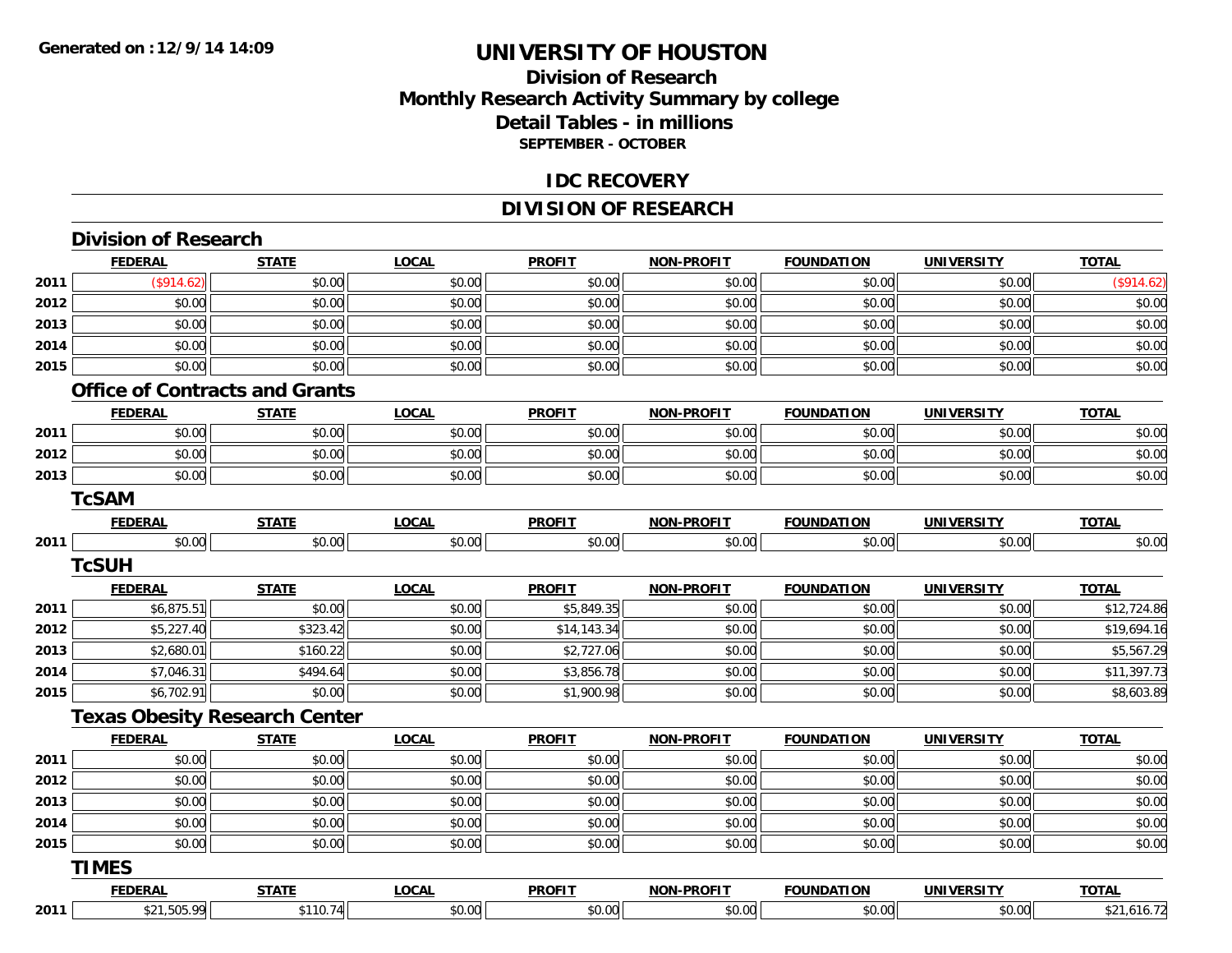# UNIVERSITY OF HOUSTON

## Division of Research
## Monthly Research Activity Summary by college
## Detail Tables - in millions
### SEPTEMBER - OCTOBER

## IDC RECOVERY

## DIVISION OF RESEARCH

### Division of Research

| | FEDERAL | STATE | LOCAL | PROFIT | NON-PROFIT | FOUNDATION | UNIVERSITY | TOTAL |
|---|---|---|---|---|---|---|---|---|
| 2011 | ($914.62) | $0.00 | $0.00 | $0.00 | $0.00 | $0.00 | $0.00 | ($914.62) |
| 2012 | $0.00 | $0.00 | $0.00 | $0.00 | $0.00 | $0.00 | $0.00 | $0.00 |
| 2013 | $0.00 | $0.00 | $0.00 | $0.00 | $0.00 | $0.00 | $0.00 | $0.00 |
| 2014 | $0.00 | $0.00 | $0.00 | $0.00 | $0.00 | $0.00 | $0.00 | $0.00 |
| 2015 | $0.00 | $0.00 | $0.00 | $0.00 | $0.00 | $0.00 | $0.00 | $0.00 |

### Office of Contracts and Grants

| | FEDERAL | STATE | LOCAL | PROFIT | NON-PROFIT | FOUNDATION | UNIVERSITY | TOTAL |
|---|---|---|---|---|---|---|---|---|
| 2011 | $0.00 | $0.00 | $0.00 | $0.00 | $0.00 | $0.00 | $0.00 | $0.00 |
| 2012 | $0.00 | $0.00 | $0.00 | $0.00 | $0.00 | $0.00 | $0.00 | $0.00 |
| 2013 | $0.00 | $0.00 | $0.00 | $0.00 | $0.00 | $0.00 | $0.00 | $0.00 |

### TcSAM

| | FEDERAL | STATE | LOCAL | PROFIT | NON-PROFIT | FOUNDATION | UNIVERSITY | TOTAL |
|---|---|---|---|---|---|---|---|---|
| 2011 | $0.00 | $0.00 | $0.00 | $0.00 | $0.00 | $0.00 | $0.00 | $0.00 |

### TcSUH

| | FEDERAL | STATE | LOCAL | PROFIT | NON-PROFIT | FOUNDATION | UNIVERSITY | TOTAL |
|---|---|---|---|---|---|---|---|---|
| 2011 | $6,875.51 | $0.00 | $0.00 | $5,849.35 | $0.00 | $0.00 | $0.00 | $12,724.86 |
| 2012 | $5,227.40 | $323.42 | $0.00 | $14,143.34 | $0.00 | $0.00 | $0.00 | $19,694.16 |
| 2013 | $2,680.01 | $160.22 | $0.00 | $2,727.06 | $0.00 | $0.00 | $0.00 | $5,567.29 |
| 2014 | $7,046.31 | $494.64 | $0.00 | $3,856.78 | $0.00 | $0.00 | $0.00 | $11,397.73 |
| 2015 | $6,702.91 | $0.00 | $0.00 | $1,900.98 | $0.00 | $0.00 | $0.00 | $8,603.89 |

### Texas Obesity Research Center

| | FEDERAL | STATE | LOCAL | PROFIT | NON-PROFIT | FOUNDATION | UNIVERSITY | TOTAL |
|---|---|---|---|---|---|---|---|---|
| 2011 | $0.00 | $0.00 | $0.00 | $0.00 | $0.00 | $0.00 | $0.00 | $0.00 |
| 2012 | $0.00 | $0.00 | $0.00 | $0.00 | $0.00 | $0.00 | $0.00 | $0.00 |
| 2013 | $0.00 | $0.00 | $0.00 | $0.00 | $0.00 | $0.00 | $0.00 | $0.00 |
| 2014 | $0.00 | $0.00 | $0.00 | $0.00 | $0.00 | $0.00 | $0.00 | $0.00 |
| 2015 | $0.00 | $0.00 | $0.00 | $0.00 | $0.00 | $0.00 | $0.00 | $0.00 |

### TIMES

| | FEDERAL | STATE | LOCAL | PROFIT | NON-PROFIT | FOUNDATION | UNIVERSITY | TOTAL |
|---|---|---|---|---|---|---|---|---|
| 2011 | $21,505.99 | $110.74 | $0.00 | $0.00 | $0.00 | $0.00 | $0.00 | $21,616.72 |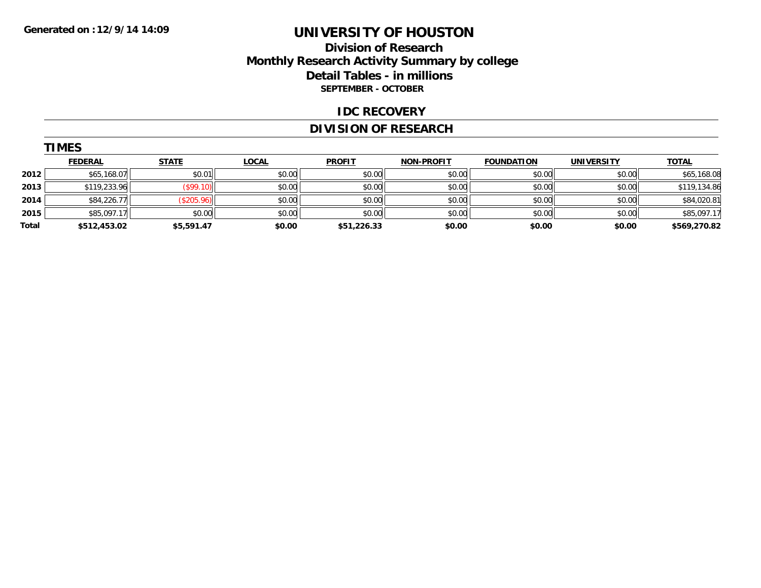**Generated on :12/9/14 14:09**

# UNIVERSITY OF HOUSTON

## Division of Research
## Monthly Research Activity Summary by college
## Detail Tables - in millions
### SEPTEMBER - OCTOBER

## IDC RECOVERY

## DIVISION OF RESEARCH

### TIMES

| | FEDERAL | STATE | LOCAL | PROFIT | NON-PROFIT | FOUNDATION | UNIVERSITY | TOTAL |
|---|---|---|---|---|---|---|---|---|
| 2012 | $65,168.07 | $0.01 | $0.00 | $0.00 | $0.00 | $0.00 | $0.00 | $65,168.08 |
| 2013 | $119,233.96 | ($99.10) | $0.00 | $0.00 | $0.00 | $0.00 | $0.00 | $119,134.86 |
| 2014 | $84,226.77 | ($205.96) | $0.00 | $0.00 | $0.00 | $0.00 | $0.00 | $84,020.81 |
| 2015 | $85,097.17 | $0.00 | $0.00 | $0.00 | $0.00 | $0.00 | $0.00 | $85,097.17 |
| **Total** | **$512,453.02** | **$5,591.47** | **$0.00** | **$51,226.33** | **$0.00** | **$0.00** | **$0.00** | **$569,270.82** |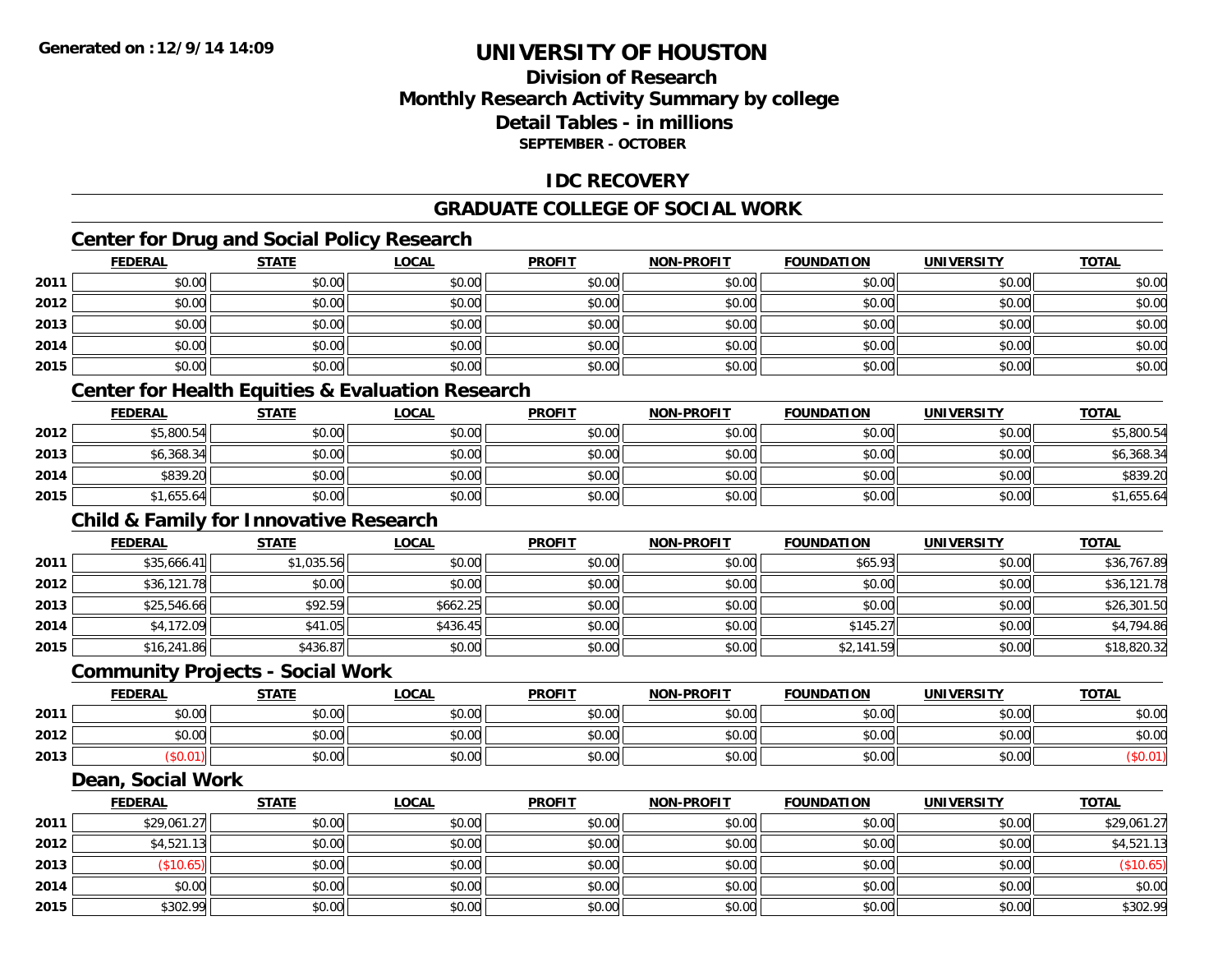**Generated on : 12/9/14 14:09**

# UNIVERSITY OF HOUSTON

## Division of Research
## Monthly Research Activity Summary by college
## Detail Tables - in millions
### SEPTEMBER - OCTOBER

## IDC RECOVERY

## GRADUATE COLLEGE OF SOCIAL WORK

### Center for Drug and Social Policy Research

| | FEDERAL | STATE | LOCAL | PROFIT | NON-PROFIT | FOUNDATION | UNIVERSITY | TOTAL |
|---|---|---|---|---|---|---|---|---|
| 2011 | $0.00 | $0.00 | $0.00 | $0.00 | $0.00 | $0.00 | $0.00 | $0.00 |
| 2012 | $0.00 | $0.00 | $0.00 | $0.00 | $0.00 | $0.00 | $0.00 | $0.00 |
| 2013 | $0.00 | $0.00 | $0.00 | $0.00 | $0.00 | $0.00 | $0.00 | $0.00 |
| 2014 | $0.00 | $0.00 | $0.00 | $0.00 | $0.00 | $0.00 | $0.00 | $0.00 |
| 2015 | $0.00 | $0.00 | $0.00 | $0.00 | $0.00 | $0.00 | $0.00 | $0.00 |

### Center for Health Equities & Evaluation Research

| | FEDERAL | STATE | LOCAL | PROFIT | NON-PROFIT | FOUNDATION | UNIVERSITY | TOTAL |
|---|---|---|---|---|---|---|---|---|
| 2012 | $5,800.54 | $0.00 | $0.00 | $0.00 | $0.00 | $0.00 | $0.00 | $5,800.54 |
| 2013 | $6,368.34 | $0.00 | $0.00 | $0.00 | $0.00 | $0.00 | $0.00 | $6,368.34 |
| 2014 | $839.20 | $0.00 | $0.00 | $0.00 | $0.00 | $0.00 | $0.00 | $839.20 |
| 2015 | $1,655.64 | $0.00 | $0.00 | $0.00 | $0.00 | $0.00 | $0.00 | $1,655.64 |

### Child & Family for Innovative Research

| | FEDERAL | STATE | LOCAL | PROFIT | NON-PROFIT | FOUNDATION | UNIVERSITY | TOTAL |
|---|---|---|---|---|---|---|---|---|
| 2011 | $35,666.41 | $1,035.56 | $0.00 | $0.00 | $0.00 | $65.93 | $0.00 | $36,767.89 |
| 2012 | $36,121.78 | $0.00 | $0.00 | $0.00 | $0.00 | $0.00 | $0.00 | $36,121.78 |
| 2013 | $25,546.66 | $92.59 | $662.25 | $0.00 | $0.00 | $0.00 | $0.00 | $26,301.50 |
| 2014 | $4,172.09 | $41.05 | $436.45 | $0.00 | $0.00 | $145.27 | $0.00 | $4,794.86 |
| 2015 | $16,241.86 | $436.87 | $0.00 | $0.00 | $0.00 | $2,141.59 | $0.00 | $18,820.32 |

### Community Projects - Social Work

| | FEDERAL | STATE | LOCAL | PROFIT | NON-PROFIT | FOUNDATION | UNIVERSITY | TOTAL |
|---|---|---|---|---|---|---|---|---|
| 2011 | $0.00 | $0.00 | $0.00 | $0.00 | $0.00 | $0.00 | $0.00 | $0.00 |
| 2012 | $0.00 | $0.00 | $0.00 | $0.00 | $0.00 | $0.00 | $0.00 | $0.00 |
| 2013 | ($0.01) | $0.00 | $0.00 | $0.00 | $0.00 | $0.00 | $0.00 | ($0.01) |

### Dean, Social Work

| | FEDERAL | STATE | LOCAL | PROFIT | NON-PROFIT | FOUNDATION | UNIVERSITY | TOTAL |
|---|---|---|---|---|---|---|---|---|
| 2011 | $29,061.27 | $0.00 | $0.00 | $0.00 | $0.00 | $0.00 | $0.00 | $29,061.27 |
| 2012 | $4,521.13 | $0.00 | $0.00 | $0.00 | $0.00 | $0.00 | $0.00 | $4,521.13 |
| 2013 | ($10.65) | $0.00 | $0.00 | $0.00 | $0.00 | $0.00 | $0.00 | ($10.65) |
| 2014 | $0.00 | $0.00 | $0.00 | $0.00 | $0.00 | $0.00 | $0.00 | $0.00 |
| 2015 | $302.99 | $0.00 | $0.00 | $0.00 | $0.00 | $0.00 | $0.00 | $302.99 |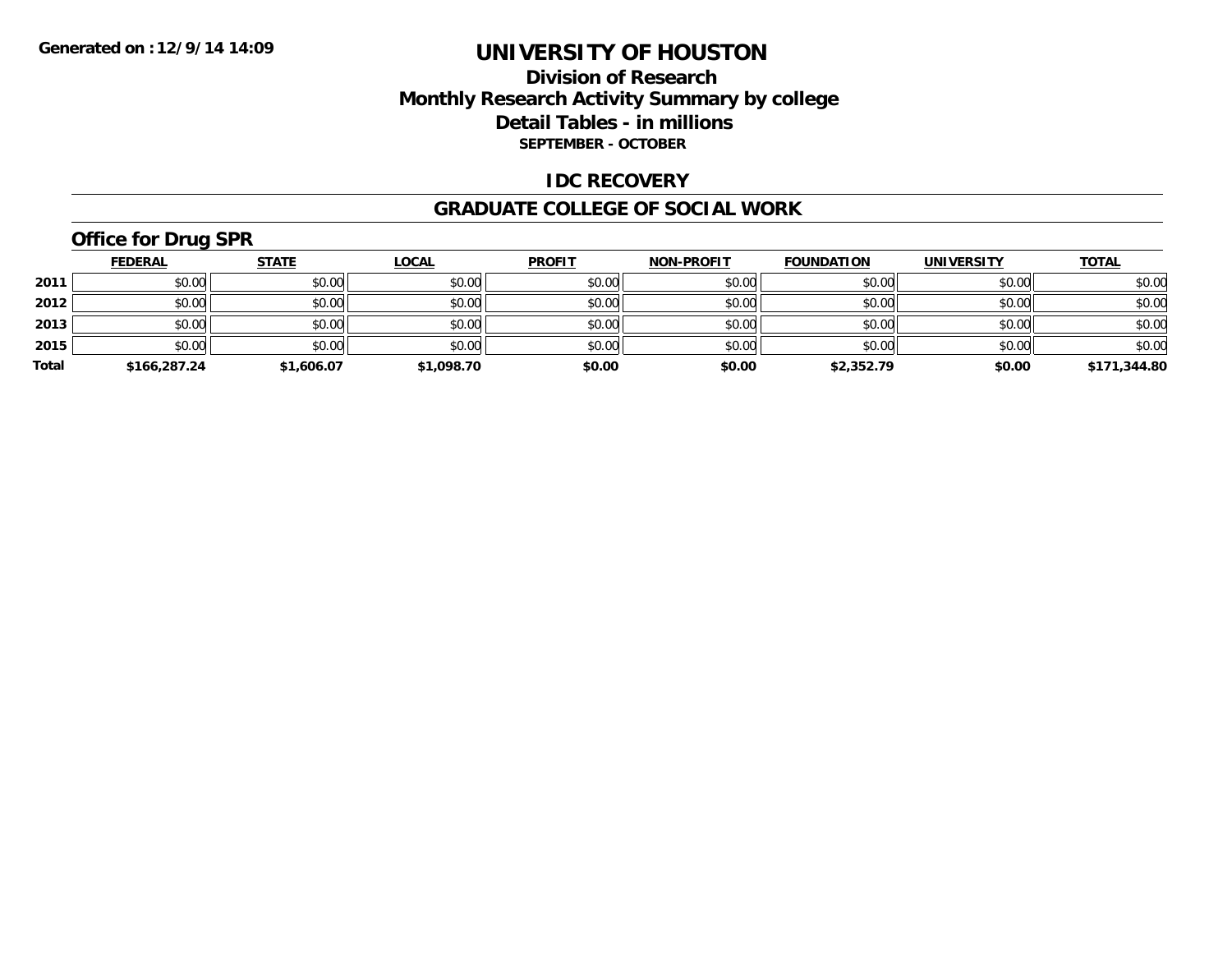**Generated on :12/9/14 14:09**

# UNIVERSITY OF HOUSTON

## Division of Research
## Monthly Research Activity Summary by college
## Detail Tables - in millions
### SEPTEMBER - OCTOBER

## IDC RECOVERY

## GRADUATE COLLEGE OF SOCIAL WORK

### Office for Drug SPR

| | FEDERAL | STATE | LOCAL | PROFIT | NON-PROFIT | FOUNDATION | UNIVERSITY | TOTAL |
|---|---|---|---|---|---|---|---|---|
| **2011** | $0.00 | $0.00 | $0.00 | $0.00 | $0.00 | $0.00 | $0.00 | $0.00 |
| **2012** | $0.00 | $0.00 | $0.00 | $0.00 | $0.00 | $0.00 | $0.00 | $0.00 |
| **2013** | $0.00 | $0.00 | $0.00 | $0.00 | $0.00 | $0.00 | $0.00 | $0.00 |
| **2015** | $0.00 | $0.00 | $0.00 | $0.00 | $0.00 | $0.00 | $0.00 | $0.00 |
| **Total** | **$166,287.24** | **$1,606.07** | **$1,098.70** | **$0.00** | **$0.00** | **$2,352.79** | **$0.00** | **$171,344.80** |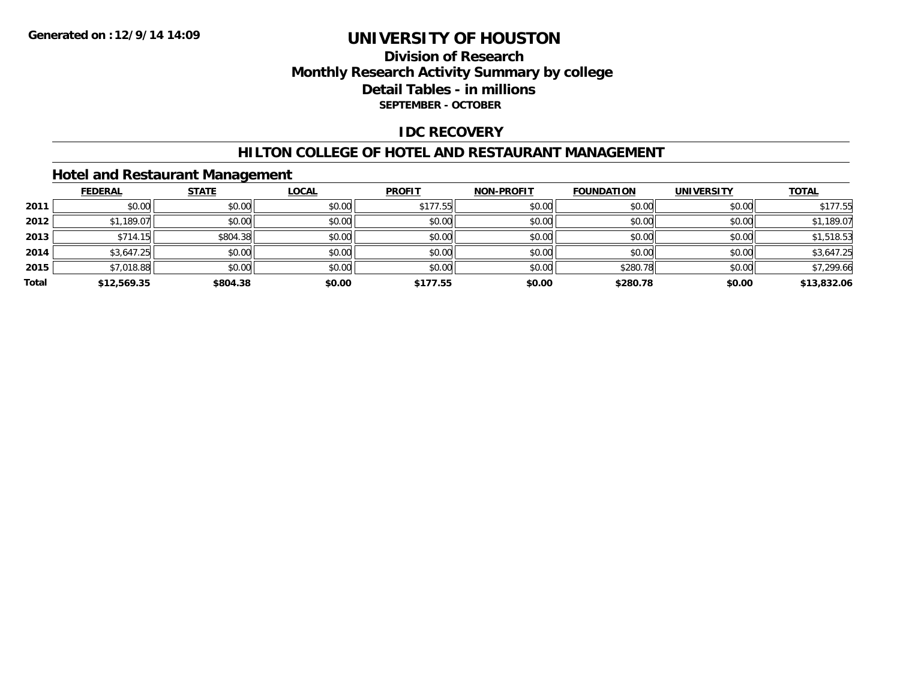**Generated on :12/9/14 14:09**

# UNIVERSITY OF HOUSTON

## Division of Research
## Monthly Research Activity Summary by college
## Detail Tables - in millions
### SEPTEMBER - OCTOBER

## IDC RECOVERY

## HILTON COLLEGE OF HOTEL AND RESTAURANT MANAGEMENT

### Hotel and Restaurant Management

| | FEDERAL | STATE | LOCAL | PROFIT | NON-PROFIT | FOUNDATION | UNIVERSITY | TOTAL |
|---|---|---|---|---|---|---|---|---|
| 2011 | $0.00 | $0.00 | $0.00 | $177.55 | $0.00 | $0.00 | $0.00 | $177.55 |
| 2012 | $1,189.07 | $0.00 | $0.00 | $0.00 | $0.00 | $0.00 | $0.00 | $1,189.07 |
| 2013 | $714.15 | $804.38 | $0.00 | $0.00 | $0.00 | $0.00 | $0.00 | $1,518.53 |
| 2014 | $3,647.25 | $0.00 | $0.00 | $0.00 | $0.00 | $0.00 | $0.00 | $3,647.25 |
| 2015 | $7,018.88 | $0.00 | $0.00 | $0.00 | $0.00 | $280.78 | $0.00 | $7,299.66 |
| **Total** | **$12,569.35** | **$804.38** | **$0.00** | **$177.55** | **$0.00** | **$280.78** | **$0.00** | **$13,832.06** |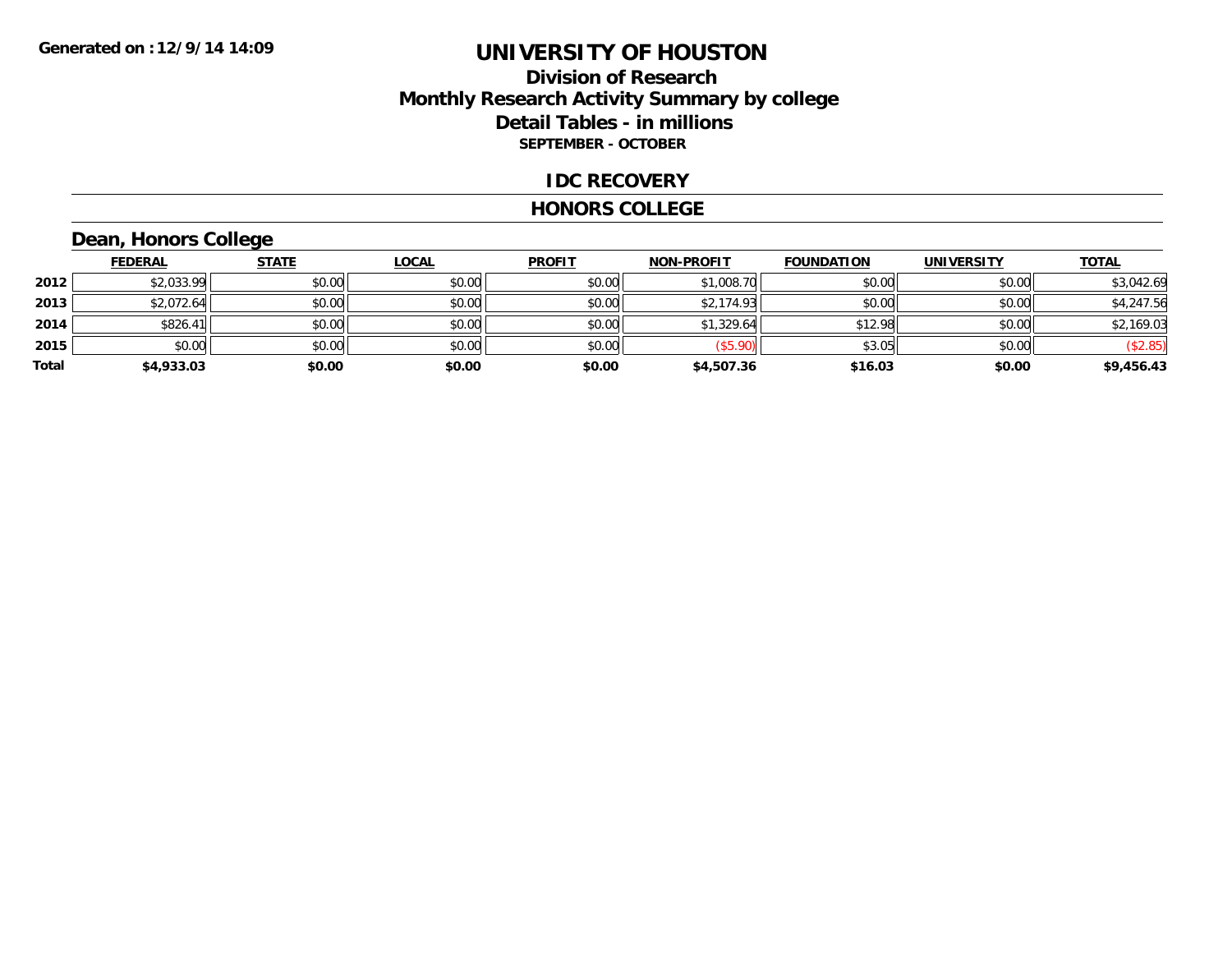**Generated on :12/9/14 14:09**

# UNIVERSITY OF HOUSTON

## Division of Research
## Monthly Research Activity Summary by college
## Detail Tables - in millions
### SEPTEMBER - OCTOBER

## IDC RECOVERY

## HONORS COLLEGE

### Dean, Honors College

| | FEDERAL | STATE | LOCAL | PROFIT | NON-PROFIT | FOUNDATION | UNIVERSITY | TOTAL |
|---|---|---|---|---|---|---|---|---|
| 2012 | $2,033.99 | $0.00 | $0.00 | $0.00 | $1,008.70 | $0.00 | $0.00 | $3,042.69 |
| 2013 | $2,072.64 | $0.00 | $0.00 | $0.00 | $2,174.93 | $0.00 | $0.00 | $4,247.56 |
| 2014 | $826.41 | $0.00 | $0.00 | $0.00 | $1,329.64 | $12.98 | $0.00 | $2,169.03 |
| 2015 | $0.00 | $0.00 | $0.00 | $0.00 | ($5.90) | $3.05 | $0.00 | ($2.85) |
| **Total** | **$4,933.03** | **$0.00** | **$0.00** | **$0.00** | **$4,507.36** | **$16.03** | **$0.00** | **$9,456.43** |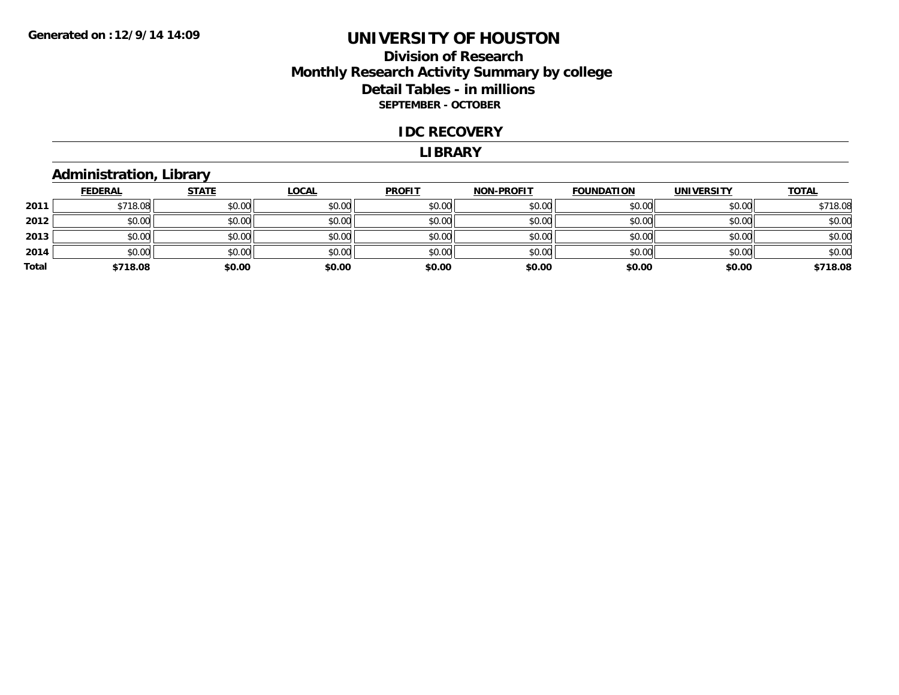Generated on :12/9/14 14:09

# UNIVERSITY OF HOUSTON

## Division of Research
## Monthly Research Activity Summary by college
## Detail Tables - in millions
### SEPTEMBER - OCTOBER

## IDC RECOVERY

## LIBRARY

### Administration, Library

| | FEDERAL | STATE | LOCAL | PROFIT | NON-PROFIT | FOUNDATION | UNIVERSITY | TOTAL |
|---|---|---|---|---|---|---|---|---|
| 2011 | $718.08 | $0.00 | $0.00 | $0.00 | $0.00 | $0.00 | $0.00 | $718.08 |
| 2012 | $0.00 | $0.00 | $0.00 | $0.00 | $0.00 | $0.00 | $0.00 | $0.00 |
| 2013 | $0.00 | $0.00 | $0.00 | $0.00 | $0.00 | $0.00 | $0.00 | $0.00 |
| 2014 | $0.00 | $0.00 | $0.00 | $0.00 | $0.00 | $0.00 | $0.00 | $0.00 |
| **Total** | **$718.08** | **$0.00** | **$0.00** | **$0.00** | **$0.00** | **$0.00** | **$0.00** | **$718.08** |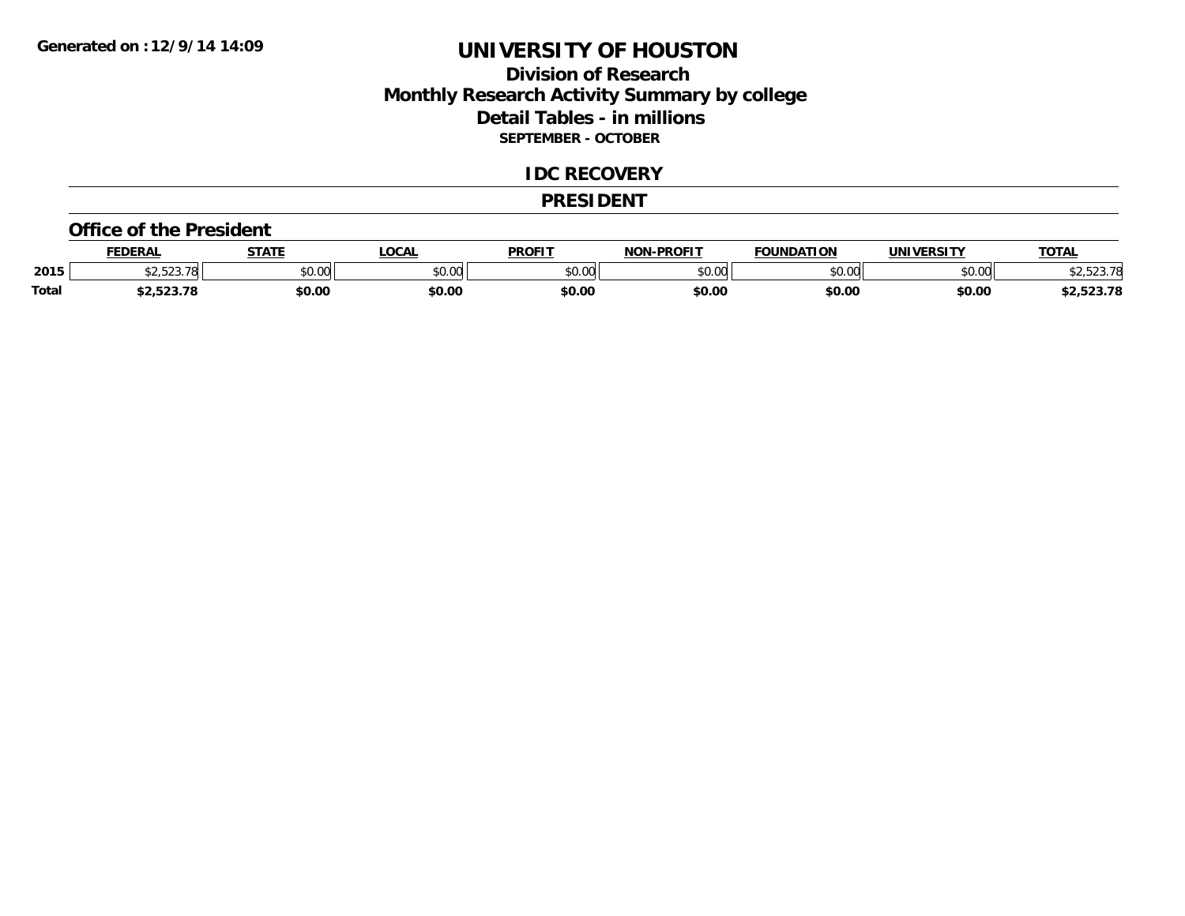# UNIVERSITY OF HOUSTON

## Division of Research
## Monthly Research Activity Summary by college
## Detail Tables - in millions
**SEPTEMBER - OCTOBER**

## IDC RECOVERY

## PRESIDENT

### Office of the President

| | FEDERAL | STATE | LOCAL | PROFIT | NON-PROFIT | FOUNDATION | UNIVERSITY | TOTAL |
|---|---|---|---|---|---|---|---|---|
| 2015 | $2,523.78 | $0.00 | $0.00 | $0.00 | $0.00 | $0.00 | $0.00 | $2,523.78 |
| **Total** | **$2,523.78** | **$0.00** | **$0.00** | **$0.00** | **$0.00** | **$0.00** | **$0.00** | **$2,523.78** |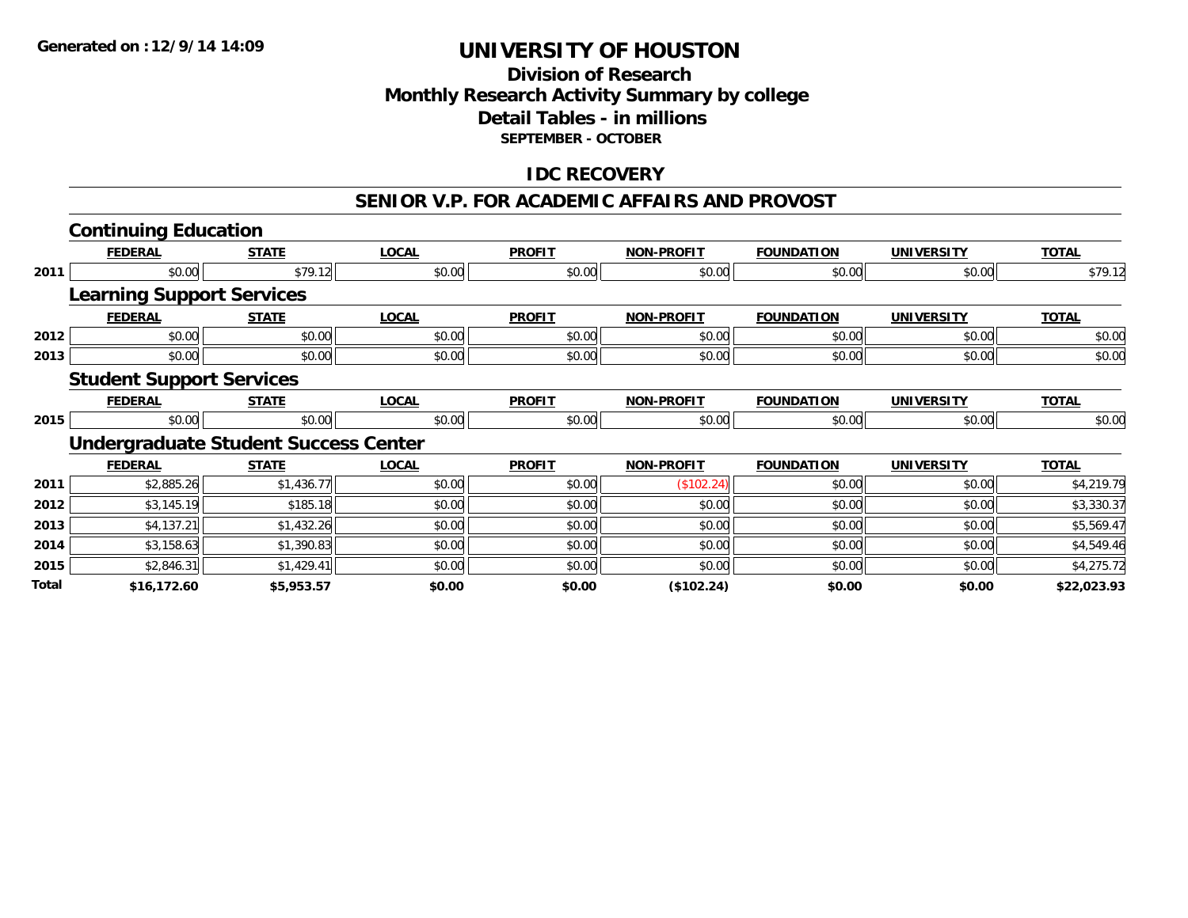**Generated on :12/9/14 14:09**

# UNIVERSITY OF HOUSTON

## Division of Research
## Monthly Research Activity Summary by college
## Detail Tables - in millions
### SEPTEMBER - OCTOBER

## IDC RECOVERY

## SENIOR V.P. FOR ACADEMIC AFFAIRS AND PROVOST

### Continuing Education

| | FEDERAL | STATE | LOCAL | PROFIT | NON-PROFIT | FOUNDATION | UNIVERSITY | TOTAL |
|---|---|---|---|---|---|---|---|---|
| 2011 | $0.00 | $79.12 | $0.00 | $0.00 | $0.00 | $0.00 | $0.00 | $79.12 |

### Learning Support Services

| | FEDERAL | STATE | LOCAL | PROFIT | NON-PROFIT | FOUNDATION | UNIVERSITY | TOTAL |
|---|---|---|---|---|---|---|---|---|
| 2012 | $0.00 | $0.00 | $0.00 | $0.00 | $0.00 | $0.00 | $0.00 | $0.00 |
| 2013 | $0.00 | $0.00 | $0.00 | $0.00 | $0.00 | $0.00 | $0.00 | $0.00 |

### Student Support Services

| | FEDERAL | STATE | LOCAL | PROFIT | NON-PROFIT | FOUNDATION | UNIVERSITY | TOTAL |
|---|---|---|---|---|---|---|---|---|
| 2015 | $0.00 | $0.00 | $0.00 | $0.00 | $0.00 | $0.00 | $0.00 | $0.00 |

### Undergraduate Student Success Center

| | FEDERAL | STATE | LOCAL | PROFIT | NON-PROFIT | FOUNDATION | UNIVERSITY | TOTAL |
|---|---|---|---|---|---|---|---|---|
| 2011 | $2,885.26 | $1,436.77 | $0.00 | $0.00 | ($102.24) | $0.00 | $0.00 | $4,219.79 |
| 2012 | $3,145.19 | $185.18 | $0.00 | $0.00 | $0.00 | $0.00 | $0.00 | $3,330.37 |
| 2013 | $4,137.21 | $1,432.26 | $0.00 | $0.00 | $0.00 | $0.00 | $0.00 | $5,569.47 |
| 2014 | $3,158.63 | $1,390.83 | $0.00 | $0.00 | $0.00 | $0.00 | $0.00 | $4,549.46 |
| 2015 | $2,846.31 | $1,429.41 | $0.00 | $0.00 | $0.00 | $0.00 | $0.00 | $4,275.72 |
| **Total** | **$16,172.60** | **$5,953.57** | **$0.00** | **$0.00** | **($102.24)** | **$0.00** | **$0.00** | **$22,023.93** |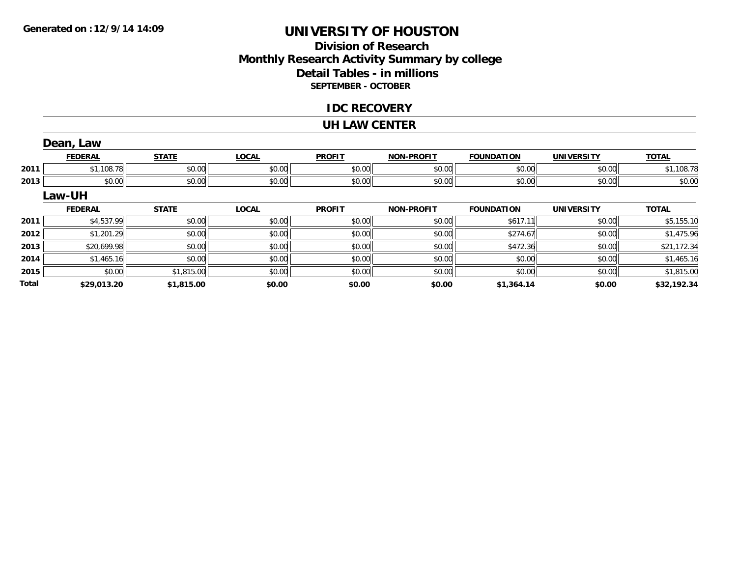**Generated on :12/9/14 14:09**

# UNIVERSITY OF HOUSTON

## Division of Research
## Monthly Research Activity Summary by college
## Detail Tables - in millions
### SEPTEMBER - OCTOBER

### IDC RECOVERY

### UH LAW CENTER

#### Dean, Law

| | FEDERAL | STATE | LOCAL | PROFIT | NON-PROFIT | FOUNDATION | UNIVERSITY | TOTAL |
|---|---|---|---|---|---|---|---|---|
| 2011 | $1,108.78 | $0.00 | $0.00 | $0.00 | $0.00 | $0.00 | $0.00 | $1,108.78 |
| 2013 | $0.00 | $0.00 | $0.00 | $0.00 | $0.00 | $0.00 | $0.00 | $0.00 |

#### Law-UH

| | FEDERAL | STATE | LOCAL | PROFIT | NON-PROFIT | FOUNDATION | UNIVERSITY | TOTAL |
|---|---|---|---|---|---|---|---|---|
| 2011 | $4,537.99 | $0.00 | $0.00 | $0.00 | $0.00 | $617.11 | $0.00 | $5,155.10 |
| 2012 | $1,201.29 | $0.00 | $0.00 | $0.00 | $0.00 | $274.67 | $0.00 | $1,475.96 |
| 2013 | $20,699.98 | $0.00 | $0.00 | $0.00 | $0.00 | $472.36 | $0.00 | $21,172.34 |
| 2014 | $1,465.16 | $0.00 | $0.00 | $0.00 | $0.00 | $0.00 | $0.00 | $1,465.16 |
| 2015 | $0.00 | $1,815.00 | $0.00 | $0.00 | $0.00 | $0.00 | $0.00 | $1,815.00 |
| **Total** | **$29,013.20** | **$1,815.00** | **$0.00** | **$0.00** | **$0.00** | **$1,364.14** | **$0.00** | **$32,192.34** |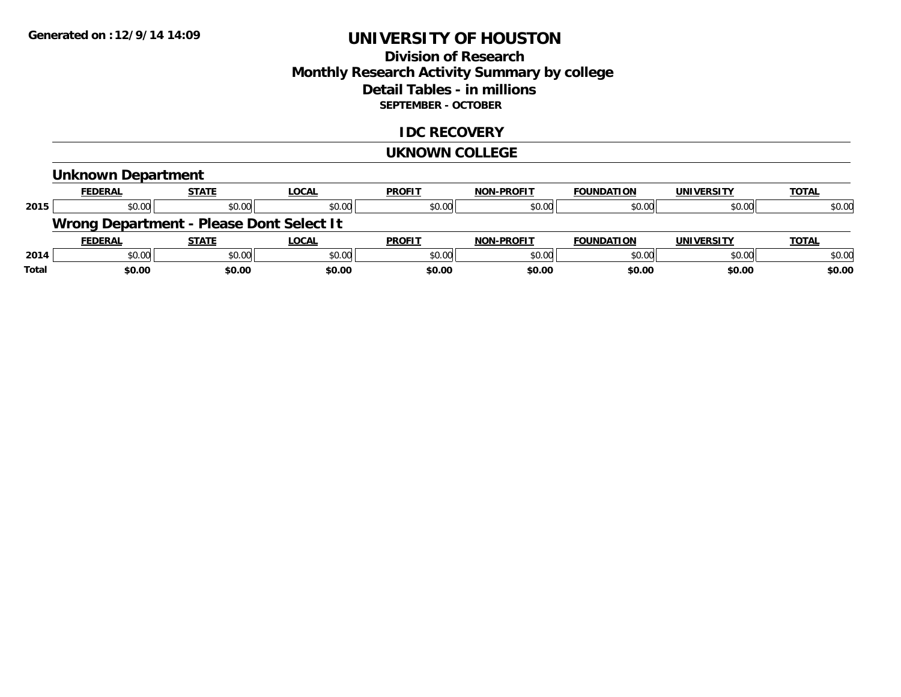Generated on :12/9/14 14:09

# UNIVERSITY OF HOUSTON

## Division of Research
## Monthly Research Activity Summary by college
## Detail Tables - in millions
### SEPTEMBER - OCTOBER

## IDC RECOVERY

## UKNOWN COLLEGE

### Unknown Department

| | FEDERAL | STATE | LOCAL | PROFIT | NON-PROFIT | FOUNDATION | UNIVERSITY | TOTAL |
|---|---|---|---|---|---|---|---|---|
| 2015 | $0.00 | $0.00 | $0.00 | $0.00 | $0.00 | $0.00 | $0.00 | $0.00 |

### Wrong Department - Please Dont Select It

| | FEDERAL | STATE | LOCAL | PROFIT | NON-PROFIT | FOUNDATION | UNIVERSITY | TOTAL |
|---|---|---|---|---|---|---|---|---|
| 2014 | $0.00 | $0.00 | $0.00 | $0.00 | $0.00 | $0.00 | $0.00 | $0.00 |
| **Total** | **$0.00** | **$0.00** | **$0.00** | **$0.00** | **$0.00** | **$0.00** | **$0.00** | **$0.00** |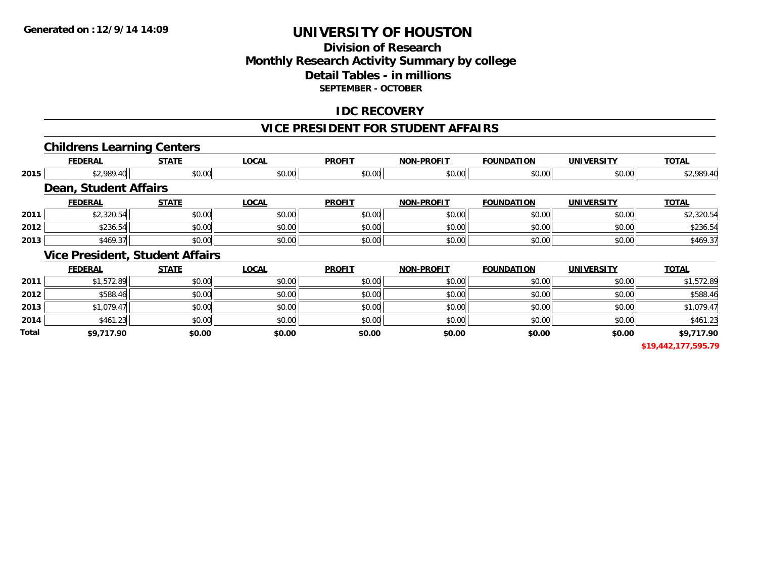**Generated on :12/9/14 14:09**

# UNIVERSITY OF HOUSTON

## Division of Research
## Monthly Research Activity Summary by college
## Detail Tables - in millions
### SEPTEMBER - OCTOBER

## IDC RECOVERY

## VICE PRESIDENT FOR STUDENT AFFAIRS

### Childrens Learning Centers

| | FEDERAL | STATE | LOCAL | PROFIT | NON-PROFIT | FOUNDATION | UNIVERSITY | TOTAL |
|---|---|---|---|---|---|---|---|---|
| 2015 | $2,989.40 | $0.00 | $0.00 | $0.00 | $0.00 | $0.00 | $0.00 | $2,989.40 |

### Dean, Student Affairs

| | FEDERAL | STATE | LOCAL | PROFIT | NON-PROFIT | FOUNDATION | UNIVERSITY | TOTAL |
|---|---|---|---|---|---|---|---|---|
| 2011 | $2,320.54 | $0.00 | $0.00 | $0.00 | $0.00 | $0.00 | $0.00 | $2,320.54 |
| 2012 | $236.54 | $0.00 | $0.00 | $0.00 | $0.00 | $0.00 | $0.00 | $236.54 |
| 2013 | $469.37 | $0.00 | $0.00 | $0.00 | $0.00 | $0.00 | $0.00 | $469.37 |

### Vice President, Student Affairs

| | FEDERAL | STATE | LOCAL | PROFIT | NON-PROFIT | FOUNDATION | UNIVERSITY | TOTAL |
|---|---|---|---|---|---|---|---|---|
| 2011 | $1,572.89 | $0.00 | $0.00 | $0.00 | $0.00 | $0.00 | $0.00 | $1,572.89 |
| 2012 | $588.46 | $0.00 | $0.00 | $0.00 | $0.00 | $0.00 | $0.00 | $588.46 |
| 2013 | $1,079.47 | $0.00 | $0.00 | $0.00 | $0.00 | $0.00 | $0.00 | $1,079.47 |
| 2014 | $461.23 | $0.00 | $0.00 | $0.00 | $0.00 | $0.00 | $0.00 | $461.23 |
| **Total** | **$9,717.90** | **$0.00** | **$0.00** | **$0.00** | **$0.00** | **$0.00** | **$0.00** | **$9,717.90** |

**$19,442,177,595.79**